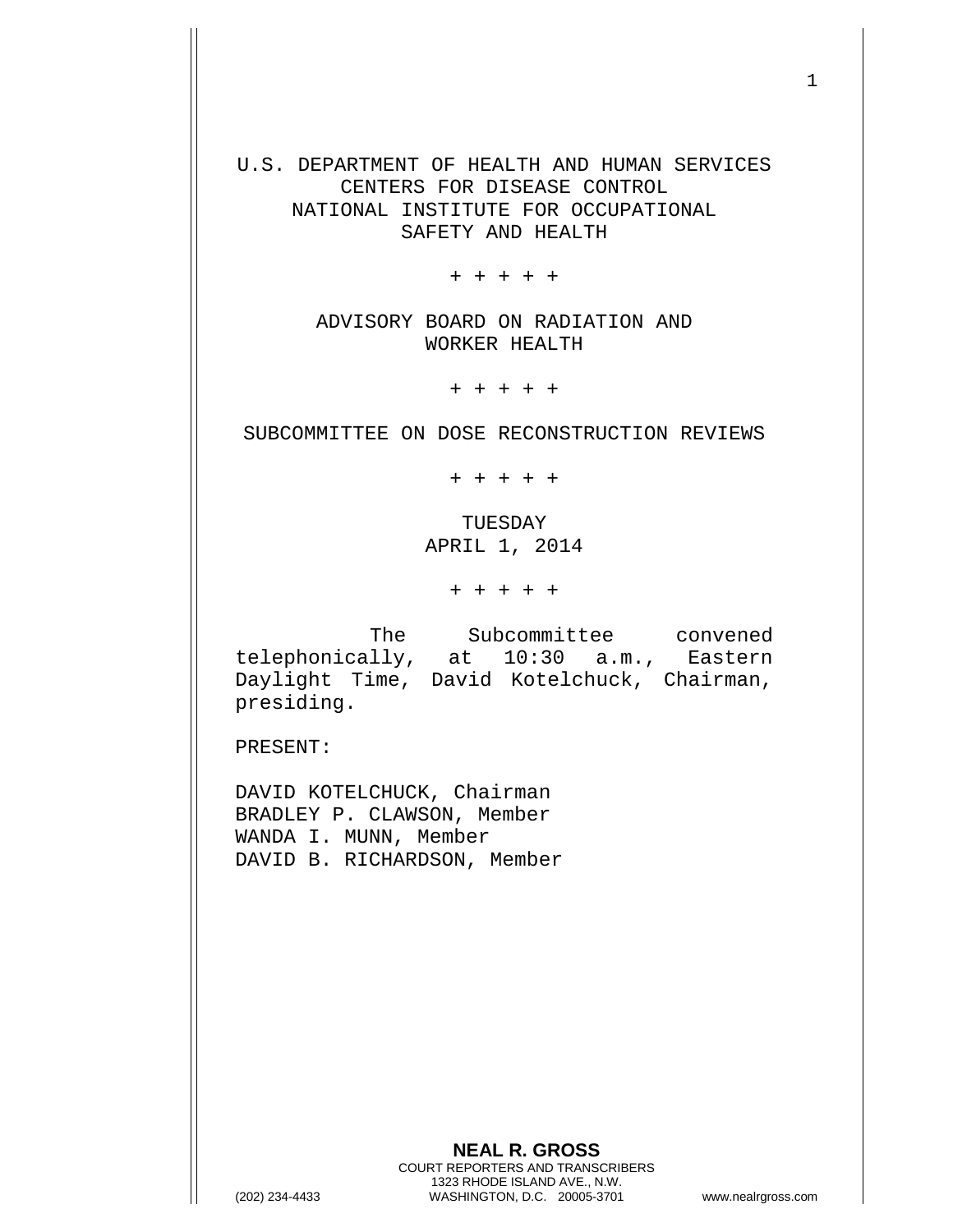U.S. DEPARTMENT OF HEALTH AND HUMAN SERVICES
CENTERS FOR DISEASE CONTROL
NATIONAL INSTITUTE FOR OCCUPATIONAL
SAFETY AND HEALTH

+ + + + +

ADVISORY BOARD ON RADIATION AND
WORKER HEALTH

+ + + + +

SUBCOMMITTEE ON DOSE RECONSTRUCTION REVIEWS

+ + + + +

TUESDAY
APRIL 1, 2014

+ + + + +

The Subcommittee convened telephonically, at 10:30 a.m., Eastern Daylight Time, David Kotelchuck, Chairman, presiding.

PRESENT:

DAVID KOTELCHUCK, Chairman
BRADLEY P. CLAWSON, Member
WANDA I. MUNN, Member
DAVID B. RICHARDSON, Member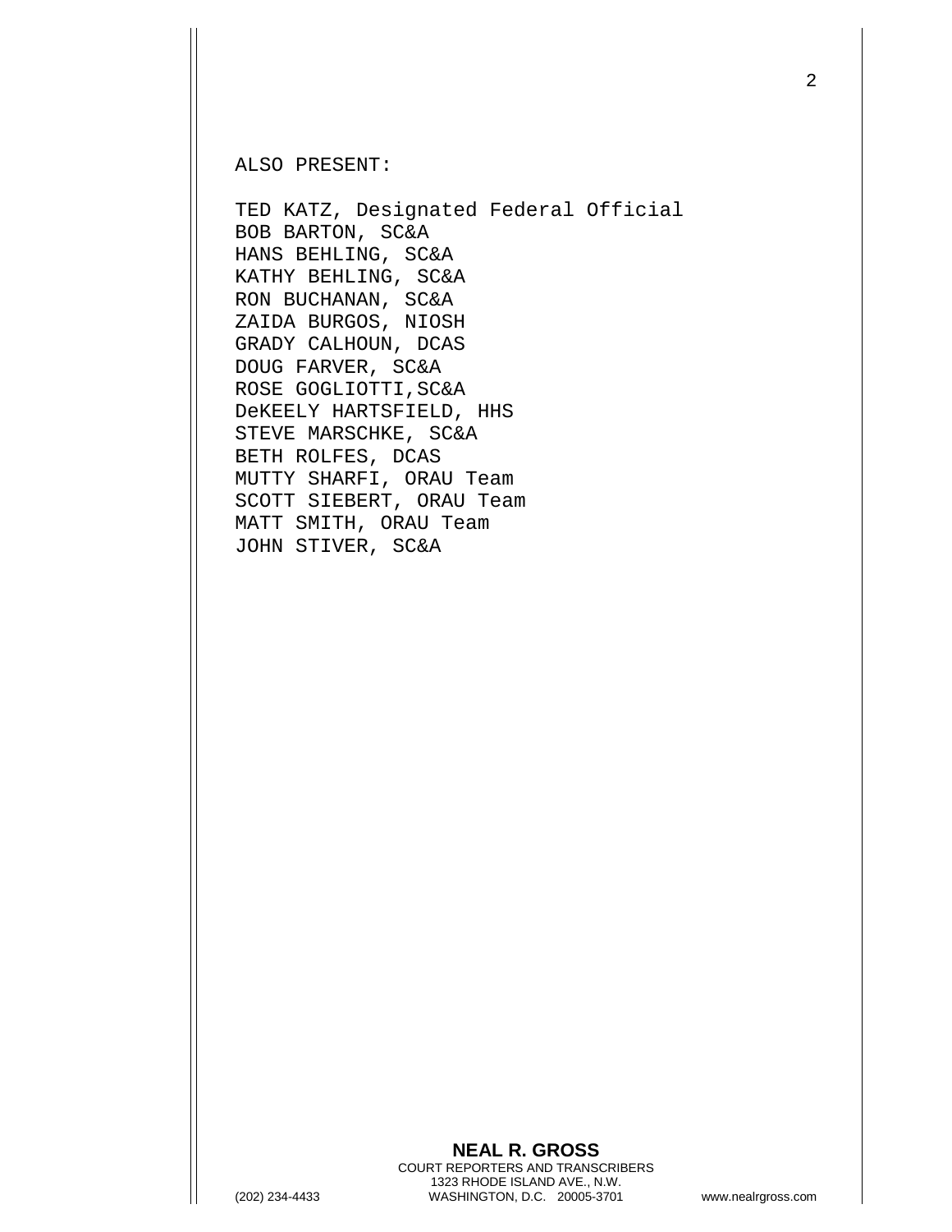ALSO PRESENT:

TED KATZ, Designated Federal Official
BOB BARTON, SC&A
HANS BEHLING, SC&A
KATHY BEHLING, SC&A
RON BUCHANAN, SC&A
ZAIDA BURGOS, NIOSH
GRADY CALHOUN, DCAS
DOUG FARVER, SC&A
ROSE GOGLIOTTI,SC&A
DeKEELY HARTSFIELD, HHS
STEVE MARSCHKE, SC&A
BETH ROLFES, DCAS
MUTTY SHARFI, ORAU Team
SCOTT SIEBERT, ORAU Team
MATT SMITH, ORAU Team
JOHN STIVER, SC&A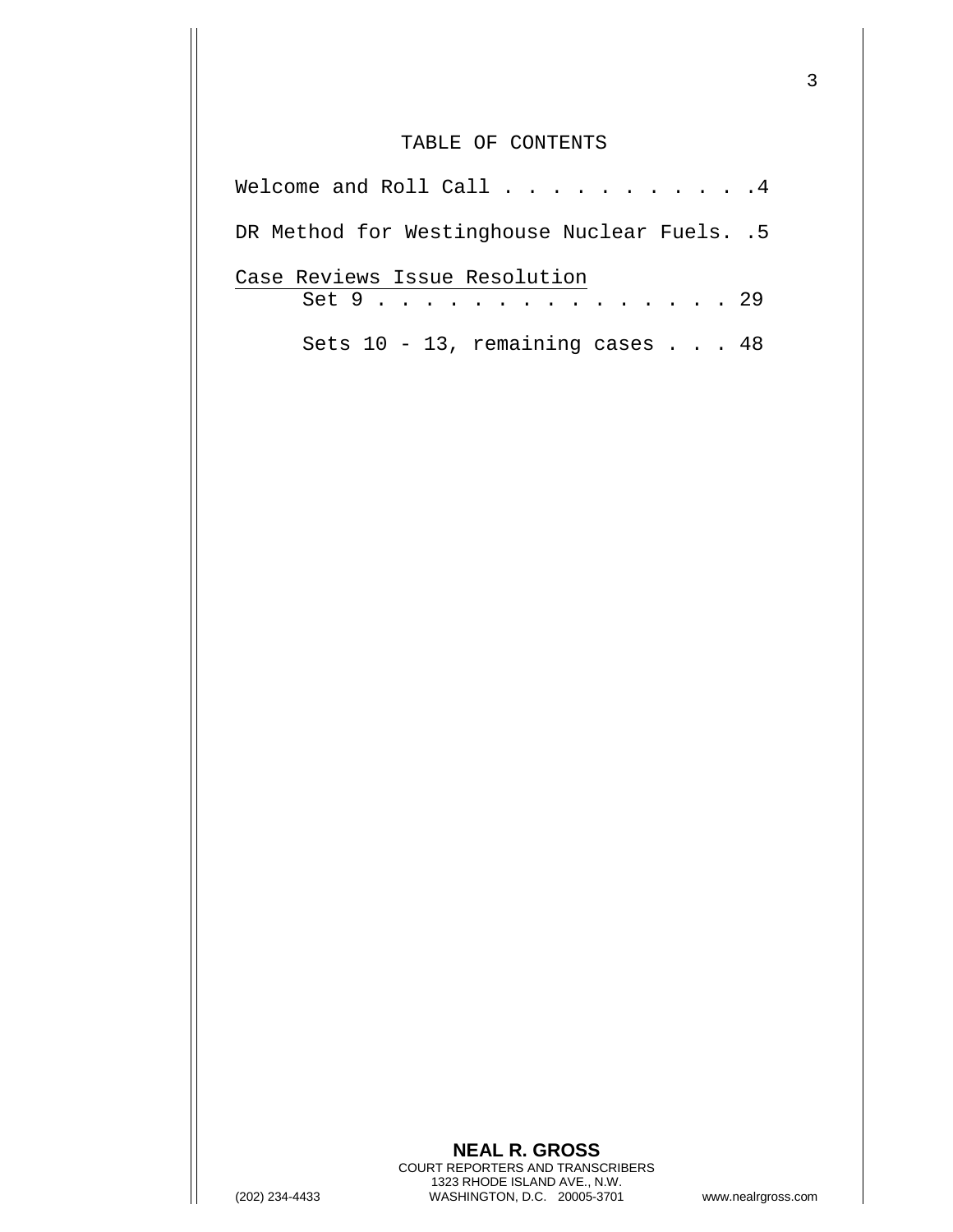# TABLE OF CONTENTS

Welcome and Roll Call . . . . . . . . . . . .4

DR Method for Westinghouse Nuclear Fuels. .5

Case Reviews Issue Resolution

Set 9 . . . . . . . . . . . . . . . . 29

Sets 10 - 13, remaining cases . . . 48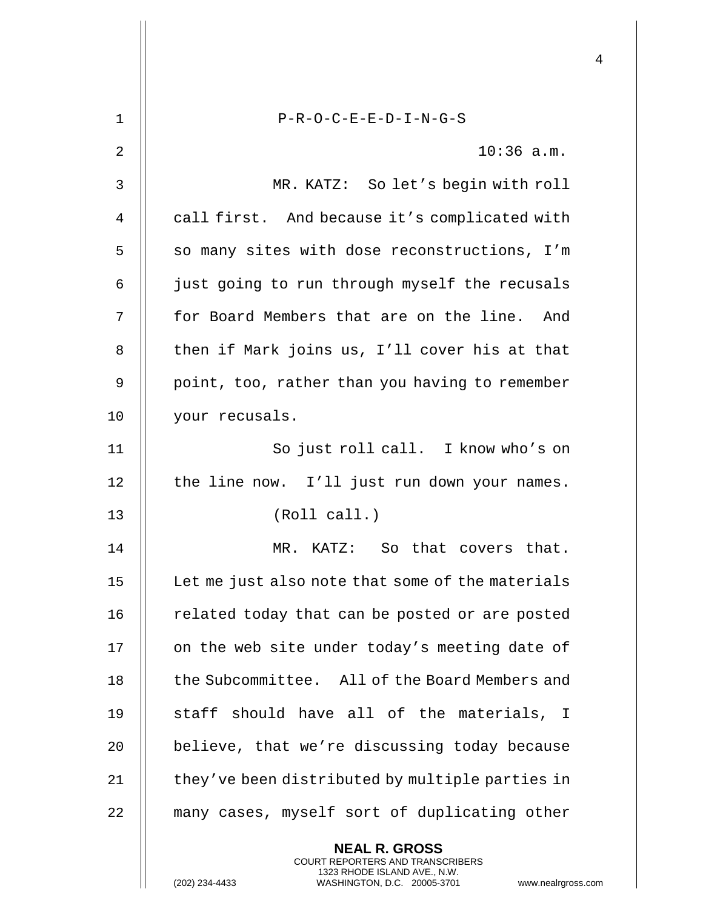P-R-O-C-E-E-D-I-N-G-S

10:36 a.m.

MR. KATZ: So let's begin with roll call first. And because it's complicated with so many sites with dose reconstructions, I'm just going to run through myself the recusals for Board Members that are on the line. And then if Mark joins us, I'll cover his at that point, too, rather than you having to remember your recusals.

So just roll call. I know who's on the line now. I'll just run down your names.

(Roll call.)

MR. KATZ: So that covers that. Let me just also note that some of the materials related today that can be posted or are posted on the web site under today's meeting date of the Subcommittee. All of the Board Members and staff should have all of the materials, I believe, that we're discussing today because they've been distributed by multiple parties in many cases, myself sort of duplicating other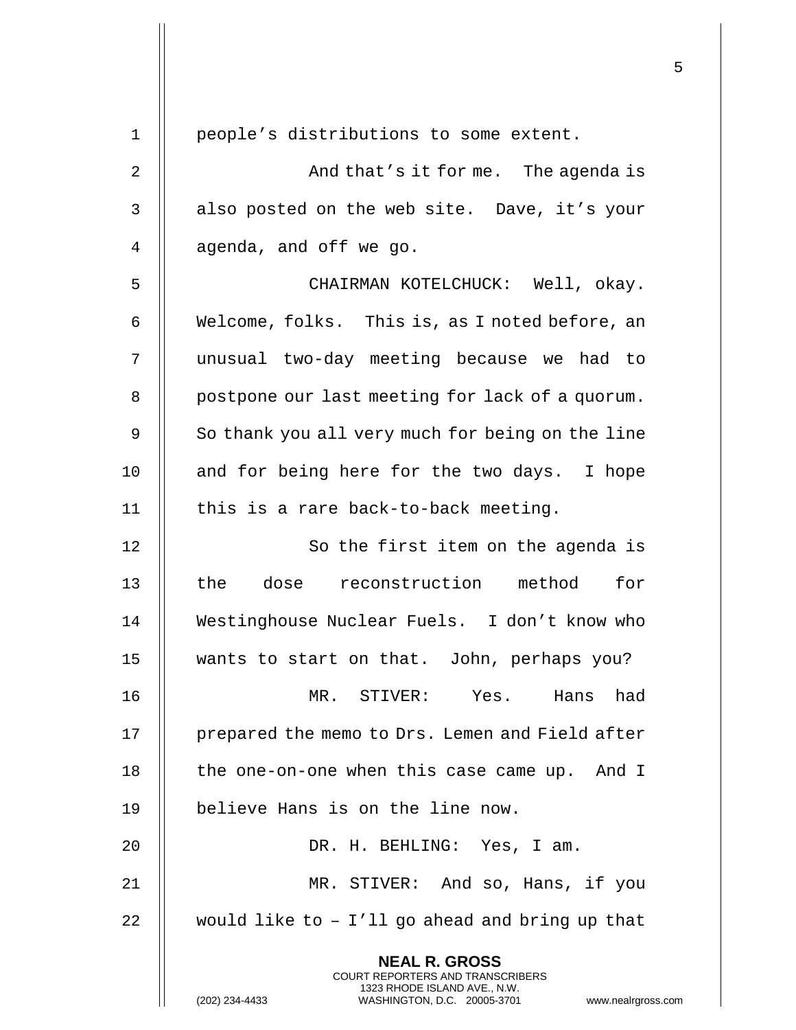people's distributions to some extent.

And that's it for me. The agenda is also posted on the web site. Dave, it's your agenda, and off we go.

CHAIRMAN KOTELCHUCK: Well, okay. Welcome, folks. This is, as I noted before, an unusual two-day meeting because we had to postpone our last meeting for lack of a quorum. So thank you all very much for being on the line and for being here for the two days. I hope this is a rare back-to-back meeting.

So the first item on the agenda is the dose reconstruction method for Westinghouse Nuclear Fuels. I don't know who wants to start on that. John, perhaps you?

MR. STIVER: Yes. Hans had prepared the memo to Drs. Lemen and Field after the one-on-one when this case came up. And I believe Hans is on the line now.

DR. H. BEHLING: Yes, I am.

MR. STIVER: And so, Hans, if you would like to – I'll go ahead and bring up that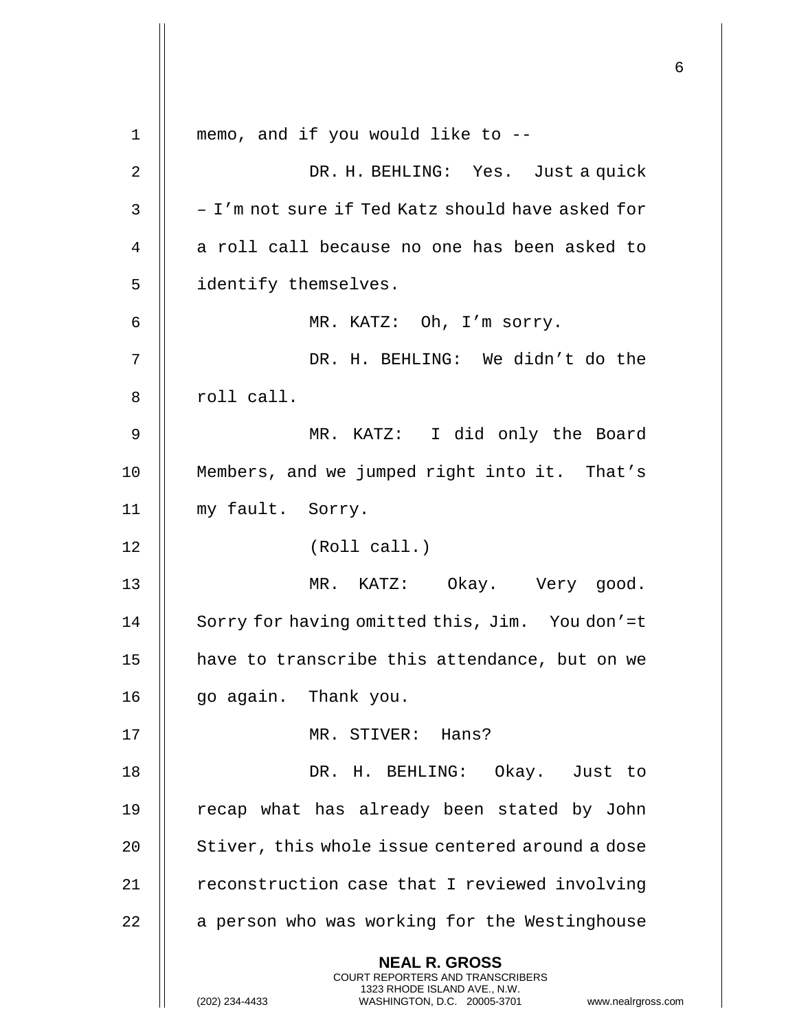memo, and if you would like to --

DR. H. BEHLING: Yes. Just a quick – I'm not sure if Ted Katz should have asked for a roll call because no one has been asked to identify themselves.

MR. KATZ: Oh, I'm sorry.

DR. H. BEHLING: We didn't do the roll call.

MR. KATZ: I did only the Board Members, and we jumped right into it. That's my fault. Sorry.

(Roll call.)

MR. KATZ: Okay. Very good. Sorry for having omitted this, Jim. You don'=t have to transcribe this attendance, but on we go again. Thank you.

MR. STIVER: Hans?

DR. H. BEHLING: Okay. Just to recap what has already been stated by John Stiver, this whole issue centered around a dose reconstruction case that I reviewed involving a person who was working for the Westinghouse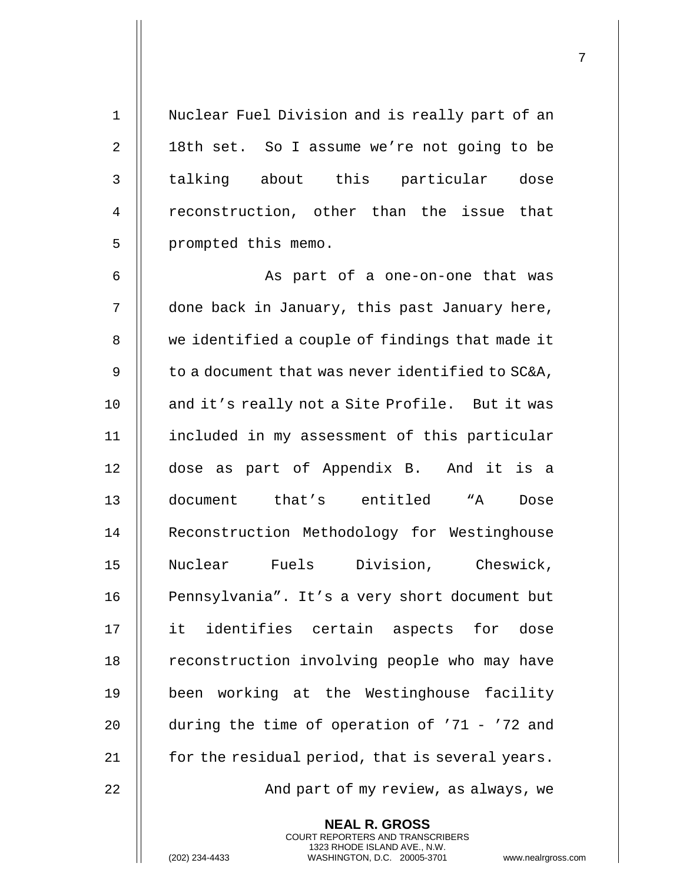Nuclear Fuel Division and is really part of an 18th set. So I assume we're not going to be talking about this particular dose reconstruction, other than the issue that prompted this memo.

As part of a one-on-one that was done back in January, this past January here, we identified a couple of findings that made it to a document that was never identified to SC&A, and it's really not a Site Profile. But it was included in my assessment of this particular dose as part of Appendix B. And it is a document that's entitled "A Dose Reconstruction Methodology for Westinghouse Nuclear Fuels Division, Cheswick, Pennsylvania". It's a very short document but it identifies certain aspects for dose reconstruction involving people who may have been working at the Westinghouse facility during the time of operation of '71 - '72 and for the residual period, that is several years.

And part of my review, as always, we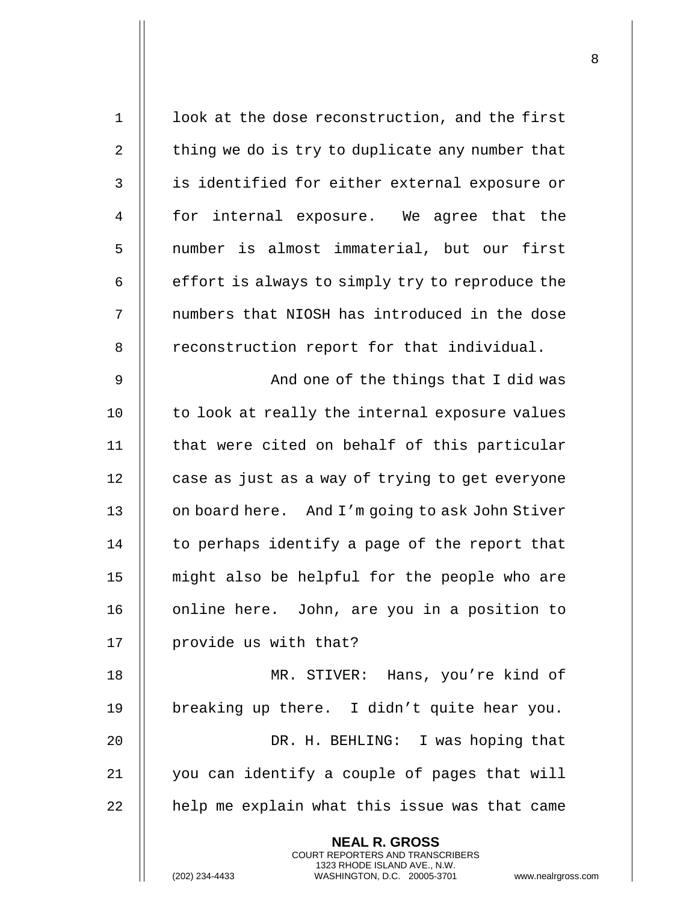look at the dose reconstruction, and the first thing we do is try to duplicate any number that is identified for either external exposure or for internal exposure. We agree that the number is almost immaterial, but our first effort is always to simply try to reproduce the numbers that NIOSH has introduced in the dose reconstruction report for that individual.

And one of the things that I did was to look at really the internal exposure values that were cited on behalf of this particular case as just as a way of trying to get everyone on board here. And I'm going to ask John Stiver to perhaps identify a page of the report that might also be helpful for the people who are online here. John, are you in a position to provide us with that?

MR. STIVER: Hans, you're kind of breaking up there. I didn't quite hear you.

DR. H. BEHLING: I was hoping that you can identify a couple of pages that will help me explain what this issue was that came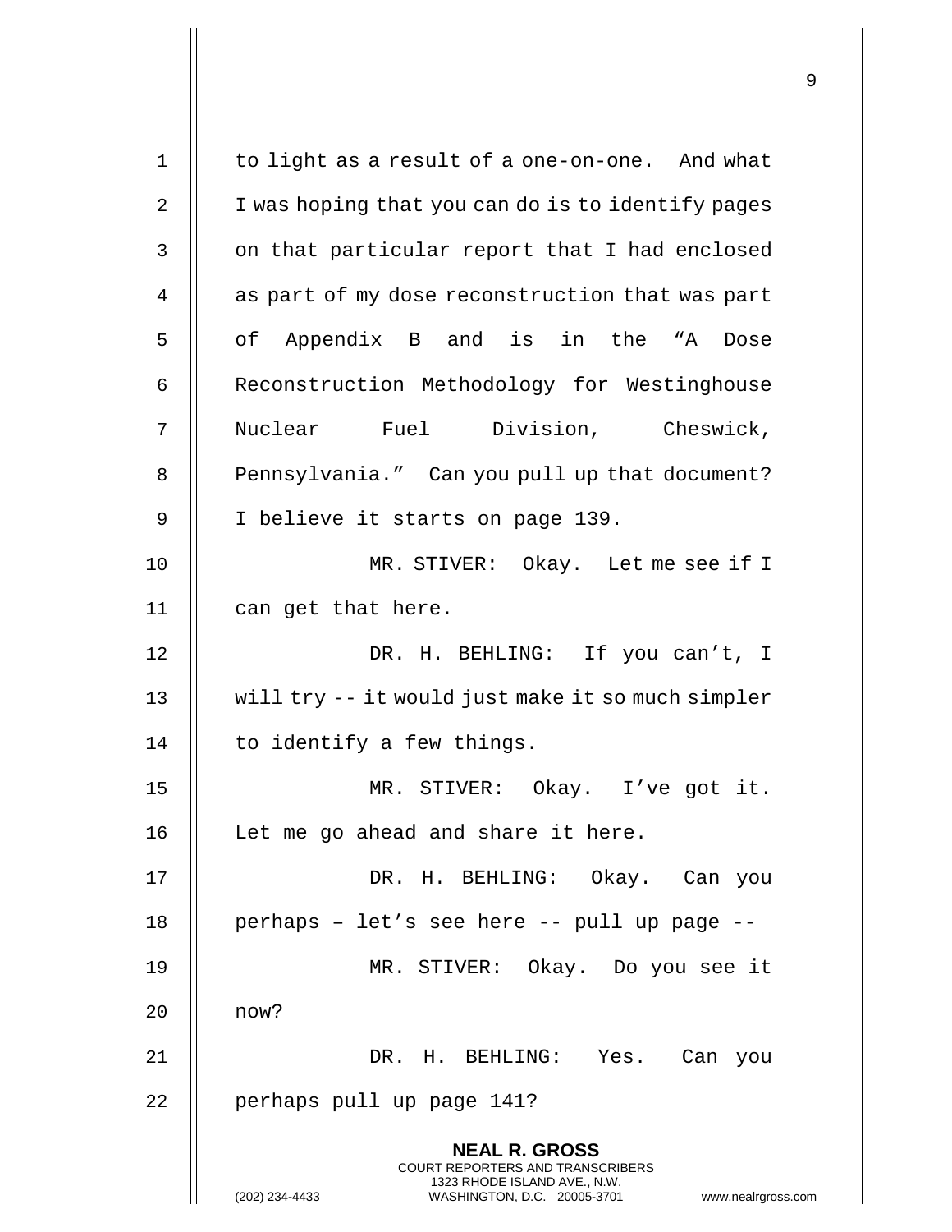to light as a result of a one-on-one. And what I was hoping that you can do is to identify pages on that particular report that I had enclosed as part of my dose reconstruction that was part of Appendix B and is in the "A Dose Reconstruction Methodology for Westinghouse Nuclear Fuel Division, Cheswick, Pennsylvania." Can you pull up that document? I believe it starts on page 139.

MR. STIVER: Okay. Let me see if I can get that here.

DR. H. BEHLING: If you can't, I will try -- it would just make it so much simpler to identify a few things.

MR. STIVER: Okay. I've got it. Let me go ahead and share it here.

DR. H. BEHLING: Okay. Can you perhaps – let's see here -- pull up page --

MR. STIVER: Okay. Do you see it now?

DR. H. BEHLING: Yes. Can you perhaps pull up page 141?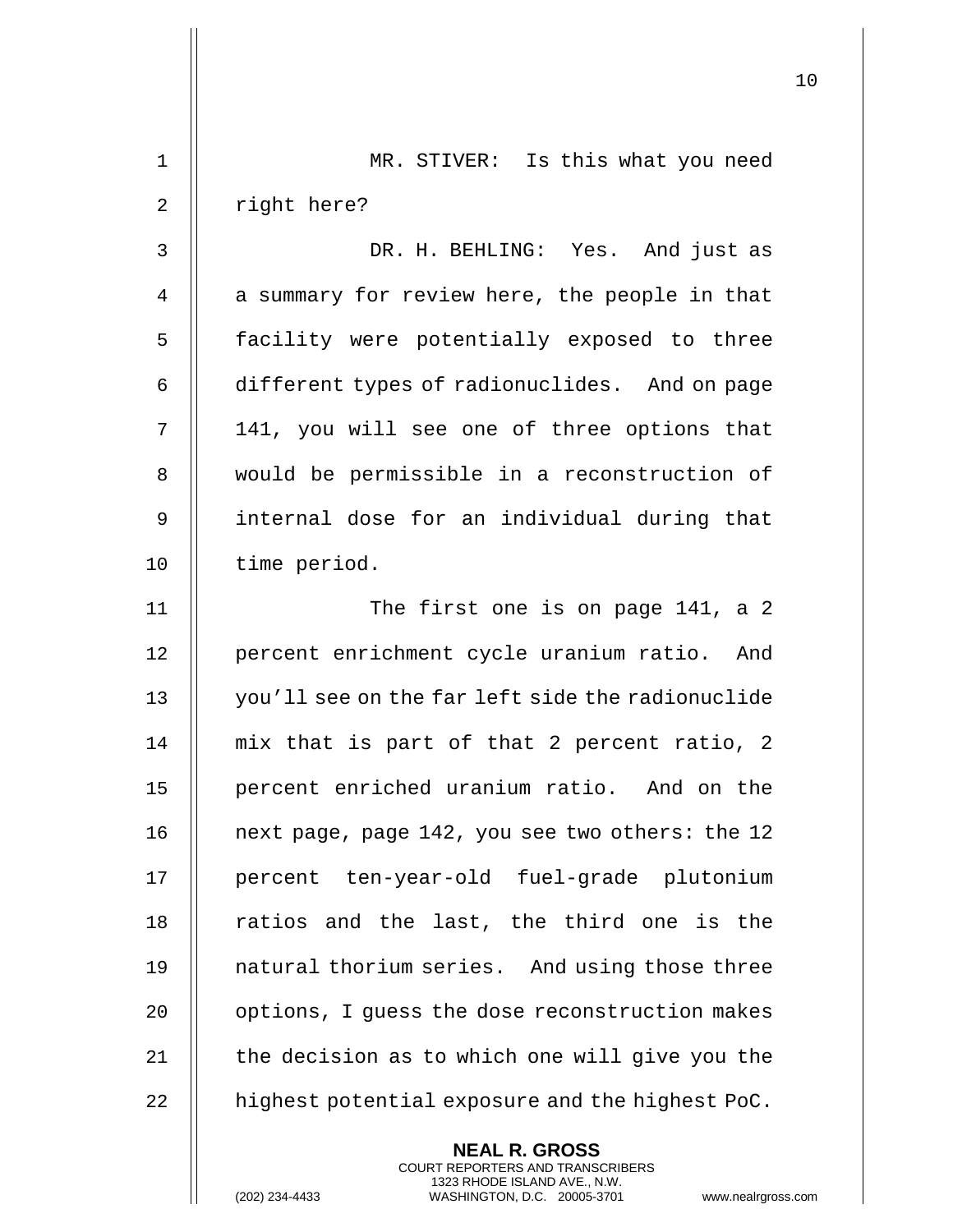MR. STIVER: Is this what you need right here?

DR. H. BEHLING: Yes. And just as a summary for review here, the people in that facility were potentially exposed to three different types of radionuclides. And on page 141, you will see one of three options that would be permissible in a reconstruction of internal dose for an individual during that time period.

The first one is on page 141, a 2 percent enrichment cycle uranium ratio. And you'll see on the far left side the radionuclide mix that is part of that 2 percent ratio, 2 percent enriched uranium ratio. And on the next page, page 142, you see two others: the 12 percent ten-year-old fuel-grade plutonium ratios and the last, the third one is the natural thorium series. And using those three options, I guess the dose reconstruction makes the decision as to which one will give you the highest potential exposure and the highest PoC.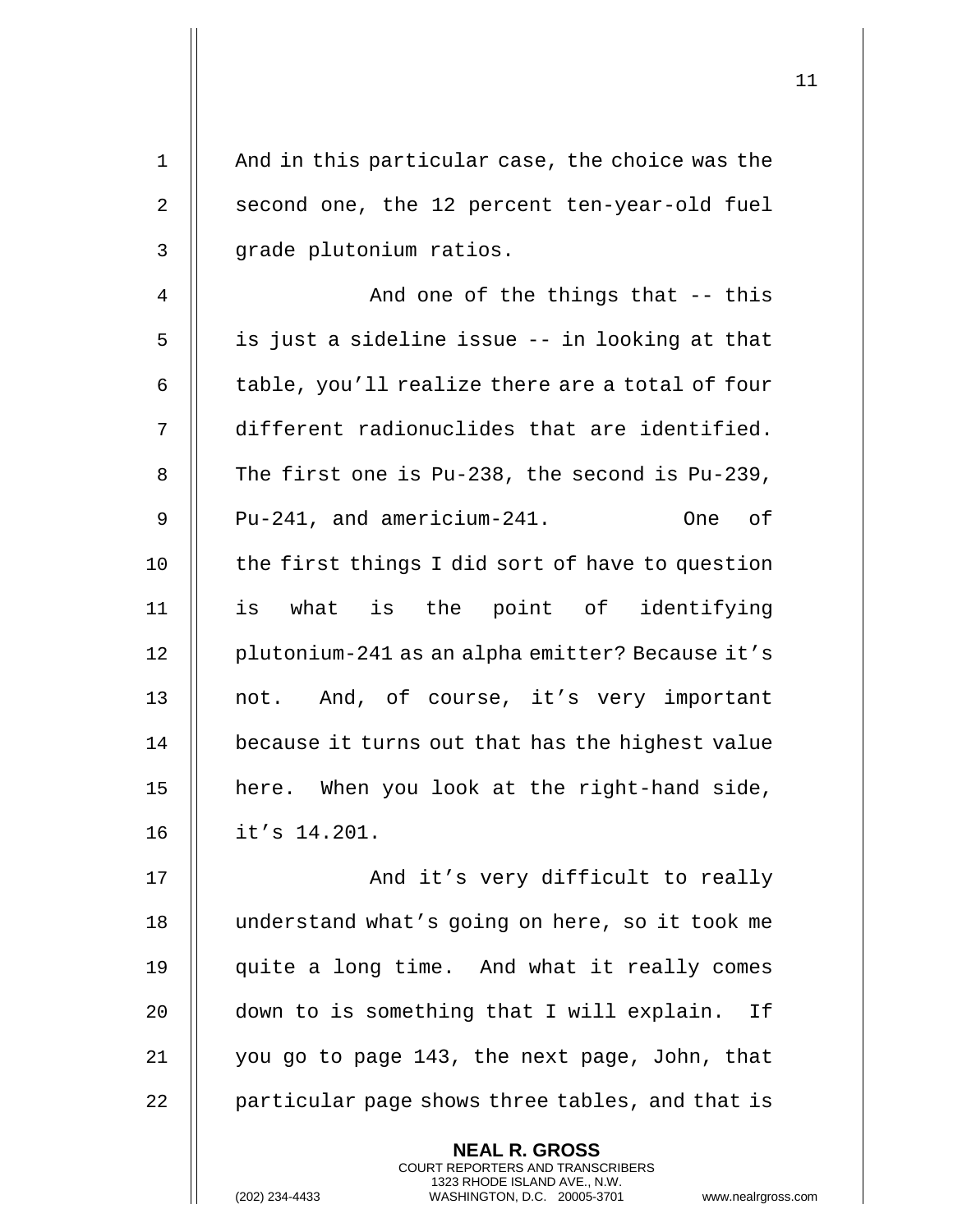And in this particular case, the choice was the second one, the 12 percent ten-year-old fuel grade plutonium ratios.

And one of the things that -- this is just a sideline issue -- in looking at that table, you'll realize there are a total of four different radionuclides that are identified. The first one is Pu-238, the second is Pu-239, Pu-241, and americium-241. One of the first things I did sort of have to question is what is the point of identifying plutonium-241 as an alpha emitter? Because it's not. And, of course, it's very important because it turns out that has the highest value here. When you look at the right-hand side, it's 14.201.

And it's very difficult to really understand what's going on here, so it took me quite a long time. And what it really comes down to is something that I will explain. If you go to page 143, the next page, John, that particular page shows three tables, and that is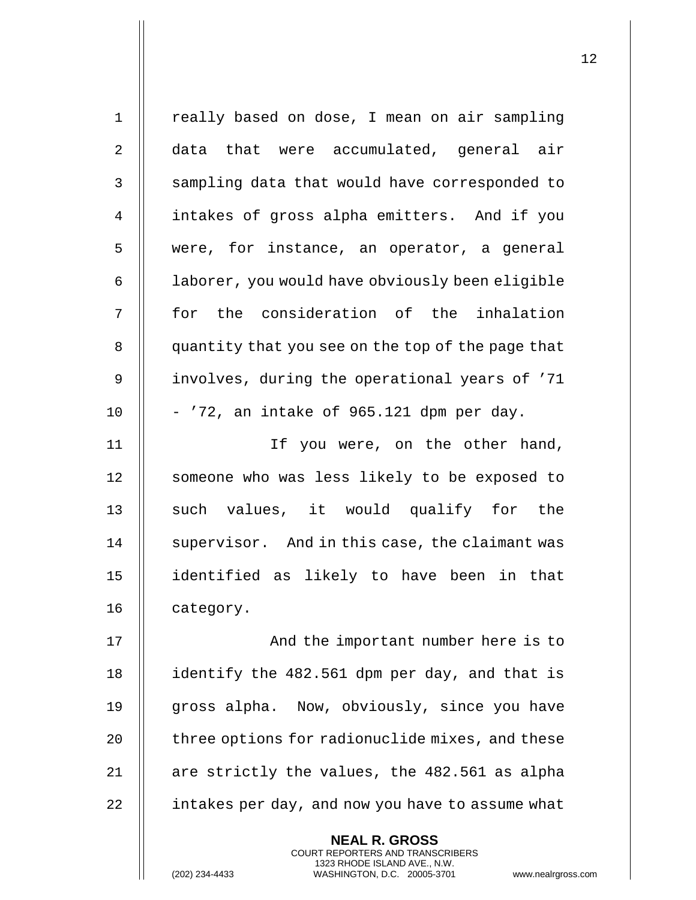really based on dose, I mean on air sampling data that were accumulated, general air sampling data that would have corresponded to intakes of gross alpha emitters. And if you were, for instance, an operator, a general laborer, you would have obviously been eligible for the consideration of the inhalation quantity that you see on the top of the page that involves, during the operational years of '71 - '72, an intake of 965.121 dpm per day.

If you were, on the other hand, someone who was less likely to be exposed to such values, it would qualify for the supervisor. And in this case, the claimant was identified as likely to have been in that category.

And the important number here is to identify the 482.561 dpm per day, and that is gross alpha. Now, obviously, since you have three options for radionuclide mixes, and these are strictly the values, the 482.561 as alpha intakes per day, and now you have to assume what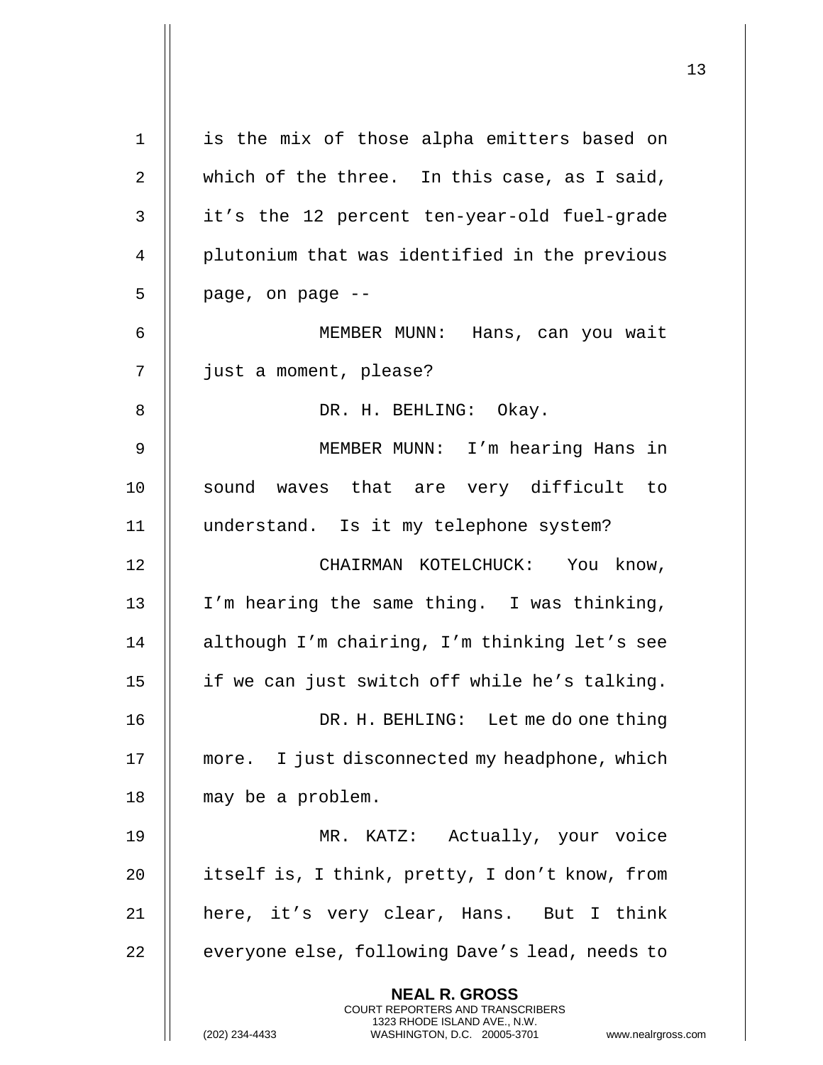is the mix of those alpha emitters based on which of the three. In this case, as I said, it's the 12 percent ten-year-old fuel-grade plutonium that was identified in the previous page, on page --

MEMBER MUNN: Hans, can you wait just a moment, please?

DR. H. BEHLING: Okay.

MEMBER MUNN: I'm hearing Hans in sound waves that are very difficult to understand. Is it my telephone system?

CHAIRMAN KOTELCHUCK: You know, I'm hearing the same thing. I was thinking, although I'm chairing, I'm thinking let's see if we can just switch off while he's talking.

DR. H. BEHLING: Let me do one thing more. I just disconnected my headphone, which may be a problem.

MR. KATZ: Actually, your voice itself is, I think, pretty, I don't know, from here, it's very clear, Hans. But I think everyone else, following Dave's lead, needs to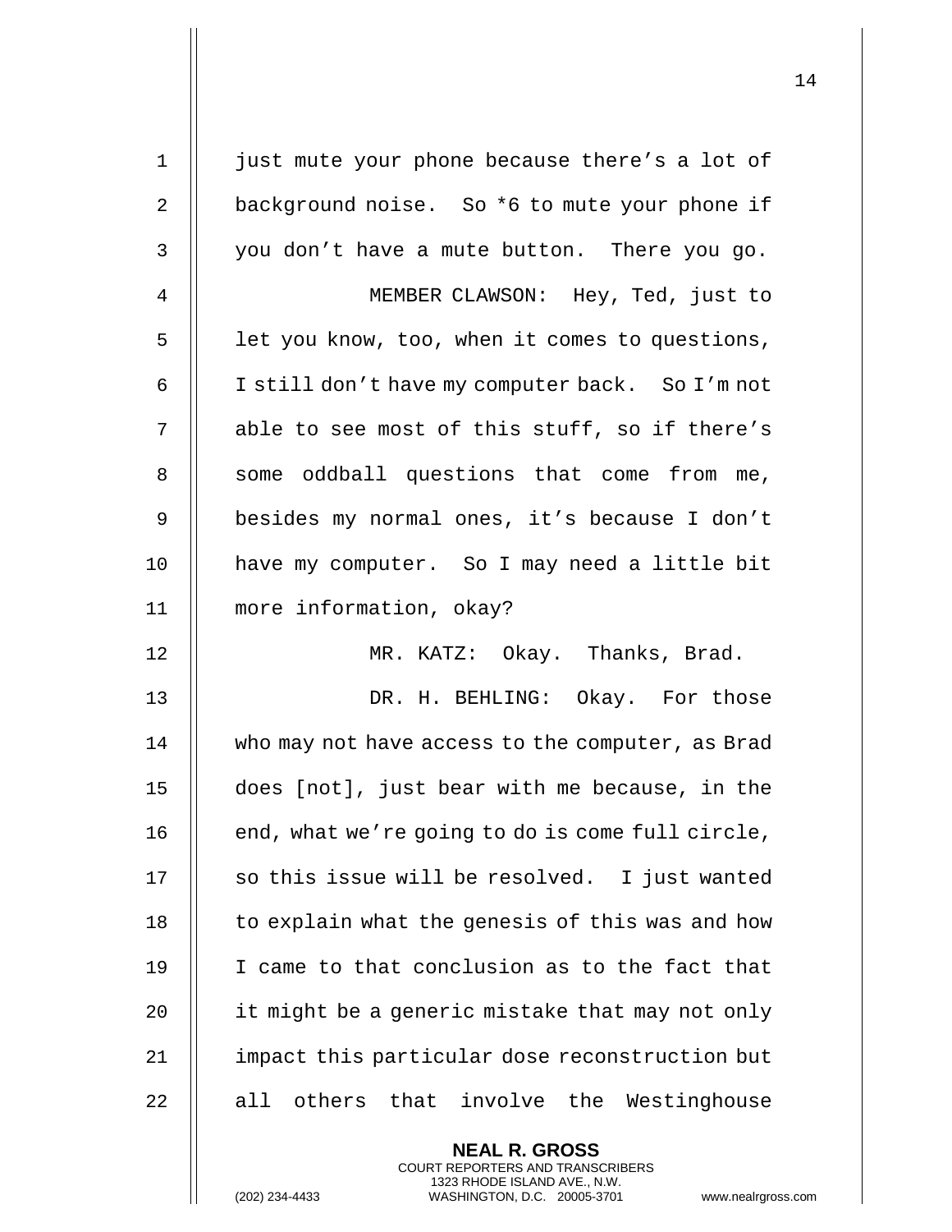just mute your phone because there's a lot of background noise. So *6 to mute your phone if you don't have a mute button. There you go.

MEMBER CLAWSON: Hey, Ted, just to let you know, too, when it comes to questions, I still don't have my computer back. So I'm not able to see most of this stuff, so if there's some oddball questions that come from me, besides my normal ones, it's because I don't have my computer. So I may need a little bit more information, okay?

MR. KATZ: Okay. Thanks, Brad.

DR. H. BEHLING: Okay. For those who may not have access to the computer, as Brad does [not], just bear with me because, in the end, what we're going to do is come full circle, so this issue will be resolved. I just wanted to explain what the genesis of this was and how I came to that conclusion as to the fact that it might be a generic mistake that may not only impact this particular dose reconstruction but all others that involve the Westinghouse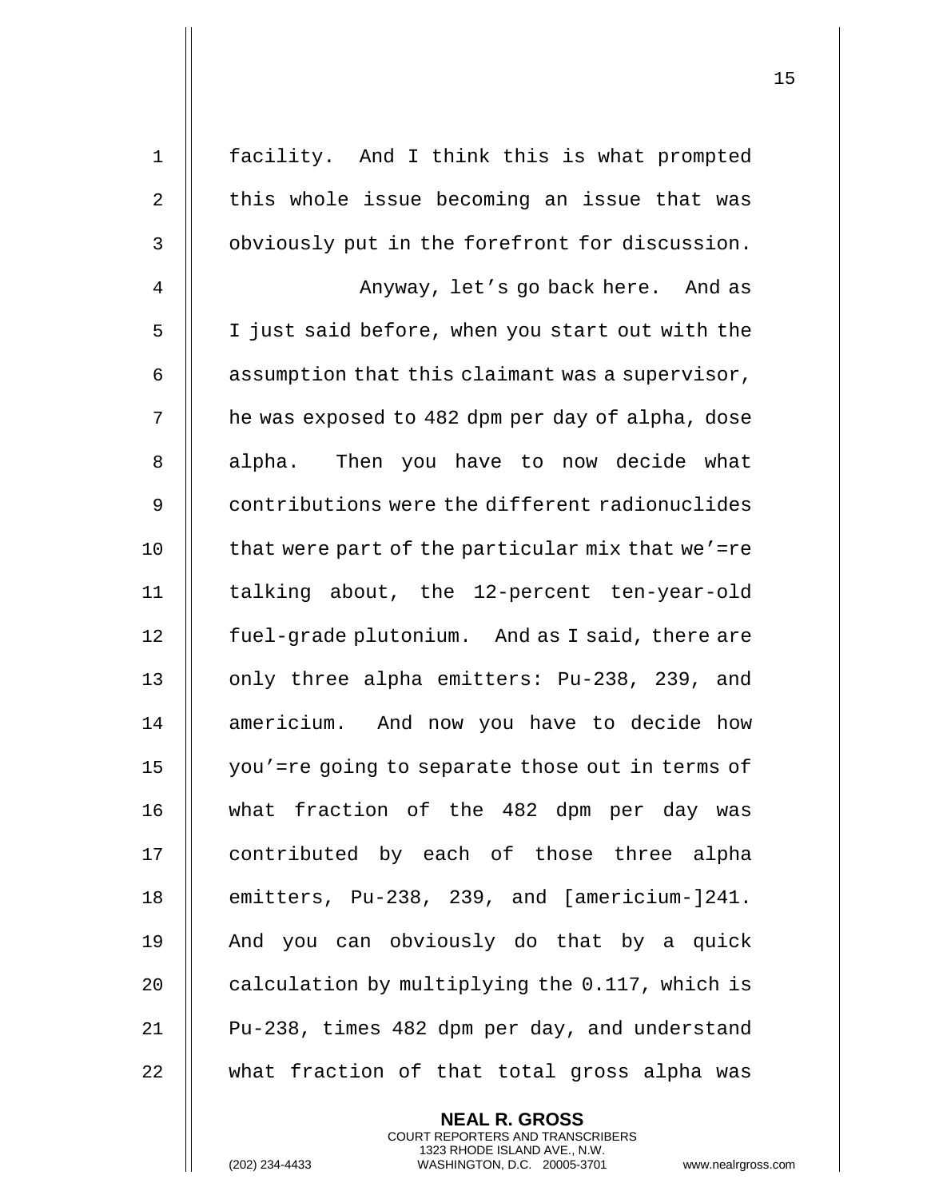facility. And I think this is what prompted this whole issue becoming an issue that was obviously put in the forefront for discussion.

Anyway, let's go back here. And as I just said before, when you start out with the assumption that this claimant was a supervisor, he was exposed to 482 dpm per day of alpha, dose alpha. Then you have to now decide what contributions were the different radionuclides that were part of the particular mix that we'=re talking about, the 12-percent ten-year-old fuel-grade plutonium. And as I said, there are only three alpha emitters: Pu-238, 239, and americium. And now you have to decide how you'=re going to separate those out in terms of what fraction of the 482 dpm per day was contributed by each of those three alpha emitters, Pu-238, 239, and [americium-]241. And you can obviously do that by a quick calculation by multiplying the 0.117, which is Pu-238, times 482 dpm per day, and understand what fraction of that total gross alpha was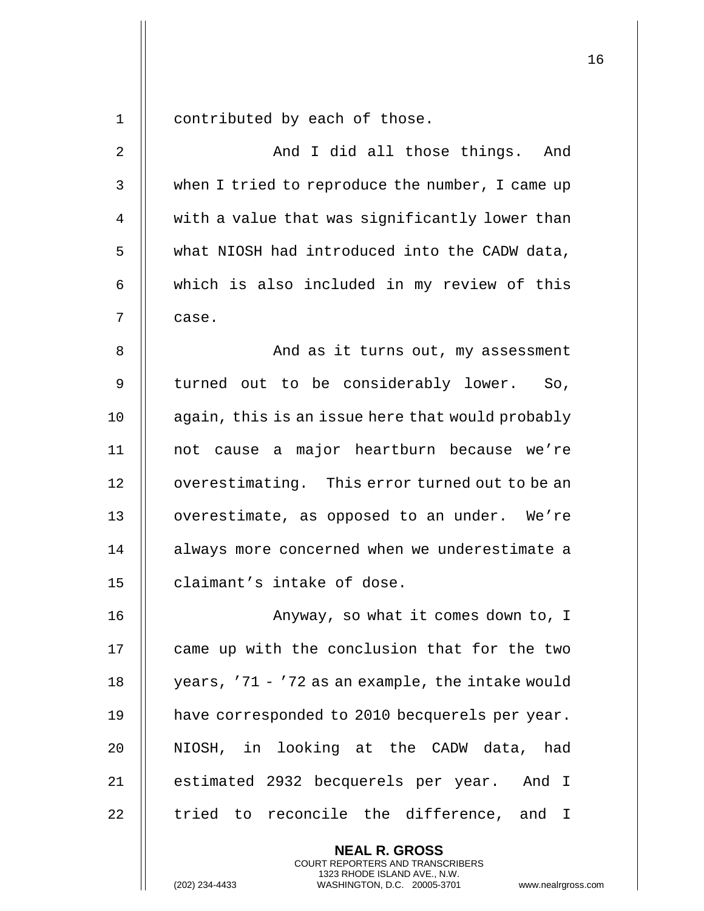contributed by each of those.

And I did all those things. And when I tried to reproduce the number, I came up with a value that was significantly lower than what NIOSH had introduced into the CADW data, which is also included in my review of this case.

And as it turns out, my assessment turned out to be considerably lower. So, again, this is an issue here that would probably not cause a major heartburn because we're overestimating. This error turned out to be an overestimate, as opposed to an under. We're always more concerned when we underestimate a claimant's intake of dose.

Anyway, so what it comes down to, I came up with the conclusion that for the two years, '71 - '72 as an example, the intake would have corresponded to 2010 becquerels per year. NIOSH, in looking at the CADW data, had estimated 2932 becquerels per year. And I tried to reconcile the difference, and I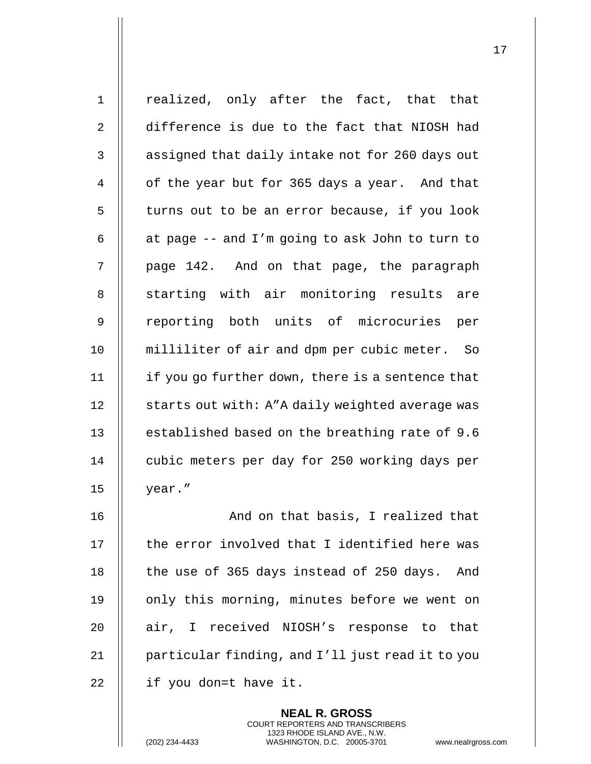realized, only after the fact, that that difference is due to the fact that NIOSH had assigned that daily intake not for 260 days out of the year but for 365 days a year. And that turns out to be an error because, if you look at page -- and I'm going to ask John to turn to page 142. And on that page, the paragraph starting with air monitoring results are reporting both units of microcuries per milliliter of air and dpm per cubic meter. So if you go further down, there is a sentence that starts out with: A"A daily weighted average was established based on the breathing rate of 9.6 cubic meters per day for 250 working days per year."

And on that basis, I realized that the error involved that I identified here was the use of 365 days instead of 250 days. And only this morning, minutes before we went on air, I received NIOSH's response to that particular finding, and I'll just read it to you if you don=t have it.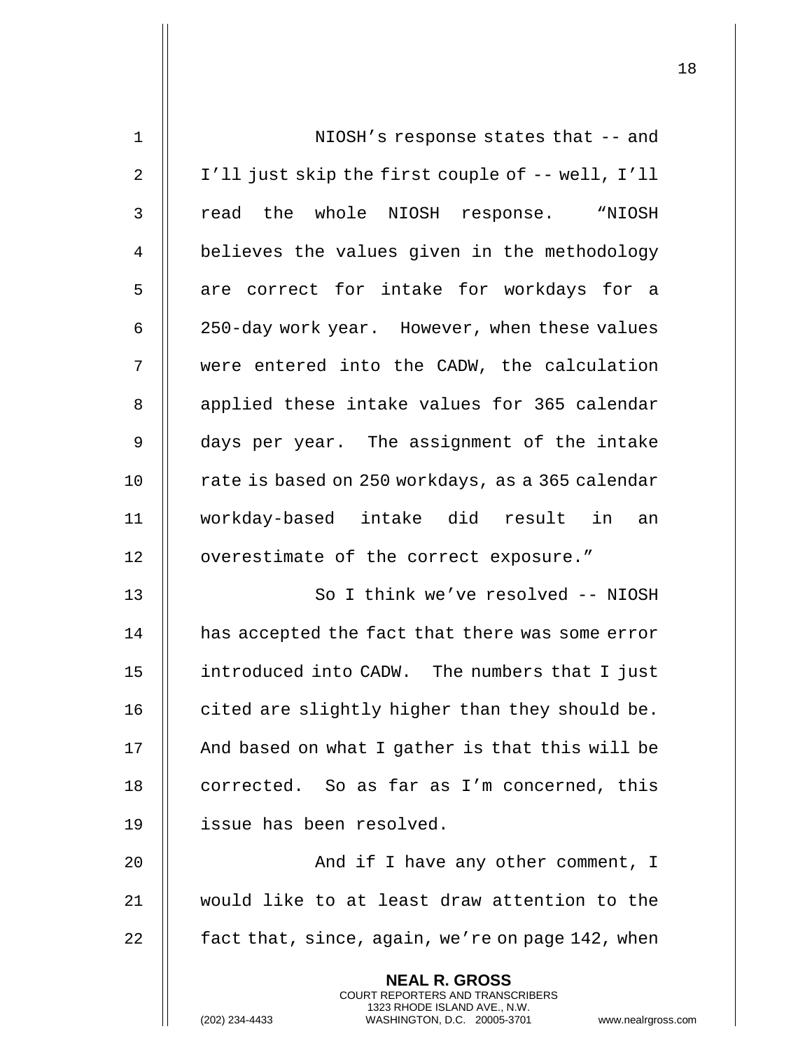NIOSH's response states that -- and I'll just skip the first couple of -- well, I'll read the whole NIOSH response. "NIOSH believes the values given in the methodology are correct for intake for workdays for a 250-day work year. However, when these values were entered into the CADW, the calculation applied these intake values for 365 calendar days per year. The assignment of the intake rate is based on 250 workdays, as a 365 calendar workday-based intake did result in an overestimate of the correct exposure."

So I think we've resolved -- NIOSH has accepted the fact that there was some error introduced into CADW. The numbers that I just cited are slightly higher than they should be. And based on what I gather is that this will be corrected. So as far as I'm concerned, this issue has been resolved.

And if I have any other comment, I would like to at least draw attention to the fact that, since, again, we're on page 142, when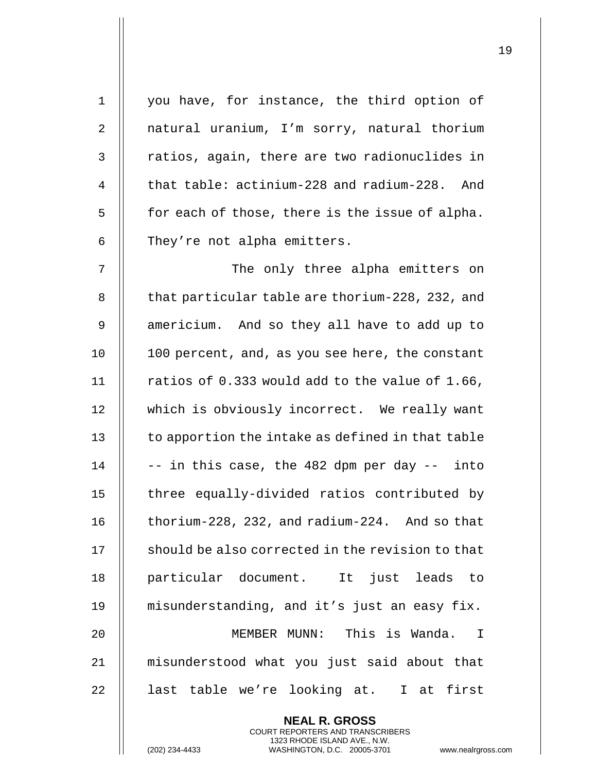you have, for instance, the third option of natural uranium, I'm sorry, natural thorium ratios, again, there are two radionuclides in that table: actinium-228 and radium-228. And for each of those, there is the issue of alpha. They're not alpha emitters.

The only three alpha emitters on that particular table are thorium-228, 232, and americium. And so they all have to add up to 100 percent, and, as you see here, the constant ratios of 0.333 would add to the value of 1.66, which is obviously incorrect. We really want to apportion the intake as defined in that table -- in this case, the 482 dpm per day -- into three equally-divided ratios contributed by thorium-228, 232, and radium-224. And so that should be also corrected in the revision to that particular document. It just leads to misunderstanding, and it's just an easy fix.

MEMBER MUNN: This is Wanda. I misunderstood what you just said about that last table we're looking at. I at first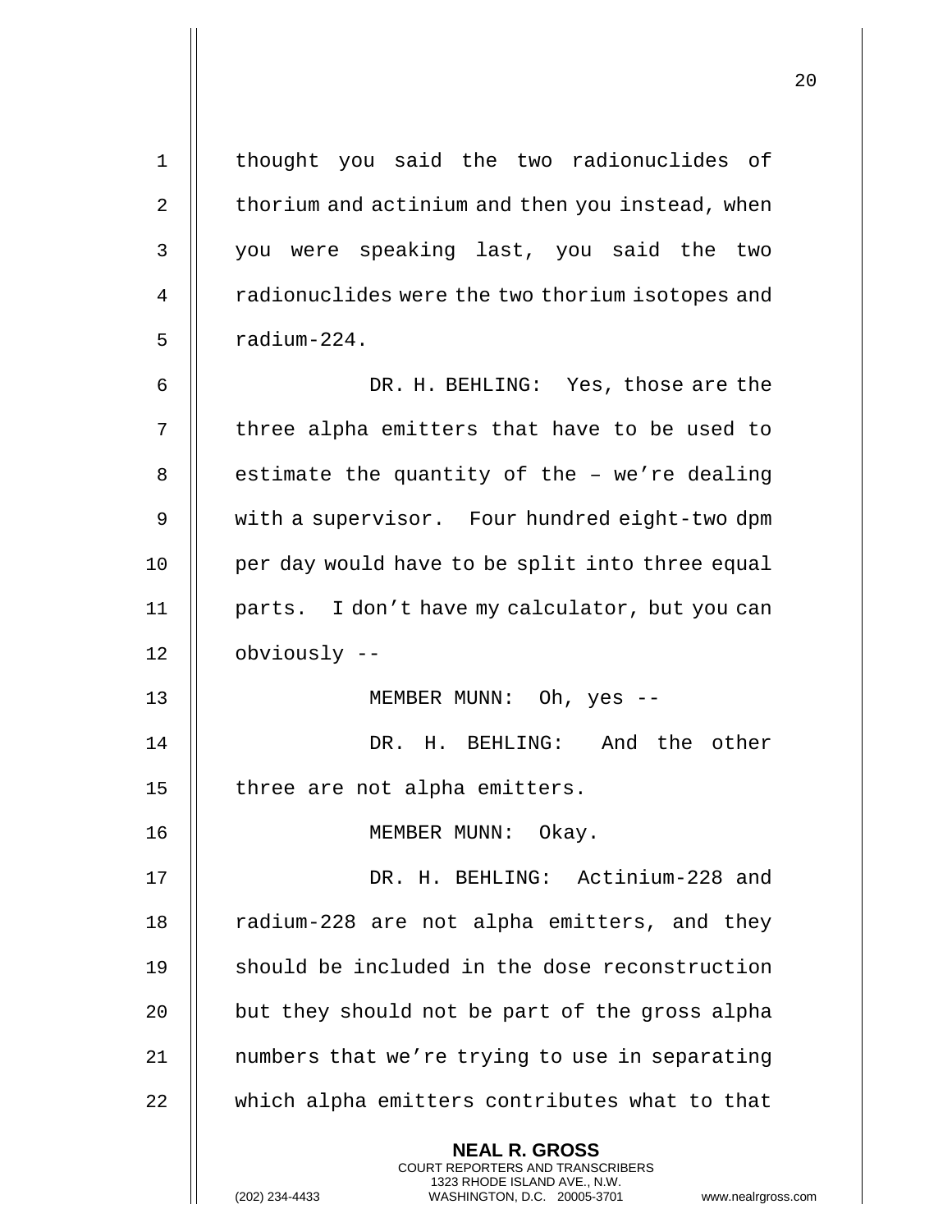thought you said the two radionuclides of thorium and actinium and then you instead, when you were speaking last, you said the two radionuclides were the two thorium isotopes and radium-224.

DR. H. BEHLING: Yes, those are the three alpha emitters that have to be used to estimate the quantity of the – we're dealing with a supervisor. Four hundred eight-two dpm per day would have to be split into three equal parts. I don't have my calculator, but you can obviously --

MEMBER MUNN: Oh, yes --

DR. H. BEHLING: And the other three are not alpha emitters.

MEMBER MUNN: Okay.

DR. H. BEHLING: Actinium-228 and radium-228 are not alpha emitters, and they should be included in the dose reconstruction but they should not be part of the gross alpha numbers that we're trying to use in separating which alpha emitters contributes what to that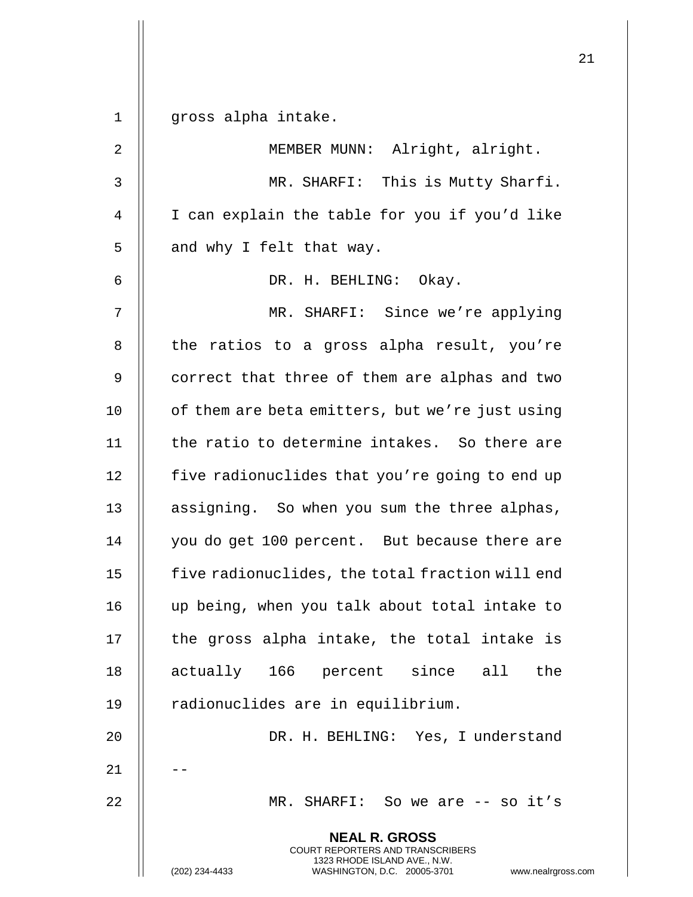gross alpha intake.

MEMBER MUNN: Alright, alright.

MR. SHARFI: This is Mutty Sharfi. I can explain the table for you if you'd like and why I felt that way.

DR. H. BEHLING: Okay.

MR. SHARFI: Since we're applying the ratios to a gross alpha result, you're correct that three of them are alphas and two of them are beta emitters, but we're just using the ratio to determine intakes. So there are five radionuclides that you're going to end up assigning. So when you sum the three alphas, you do get 100 percent. But because there are five radionuclides, the total fraction will end up being, when you talk about total intake to the gross alpha intake, the total intake is actually 166 percent since all the radionuclides are in equilibrium.

DR. H. BEHLING: Yes, I understand --

MR. SHARFI: So we are -- so it's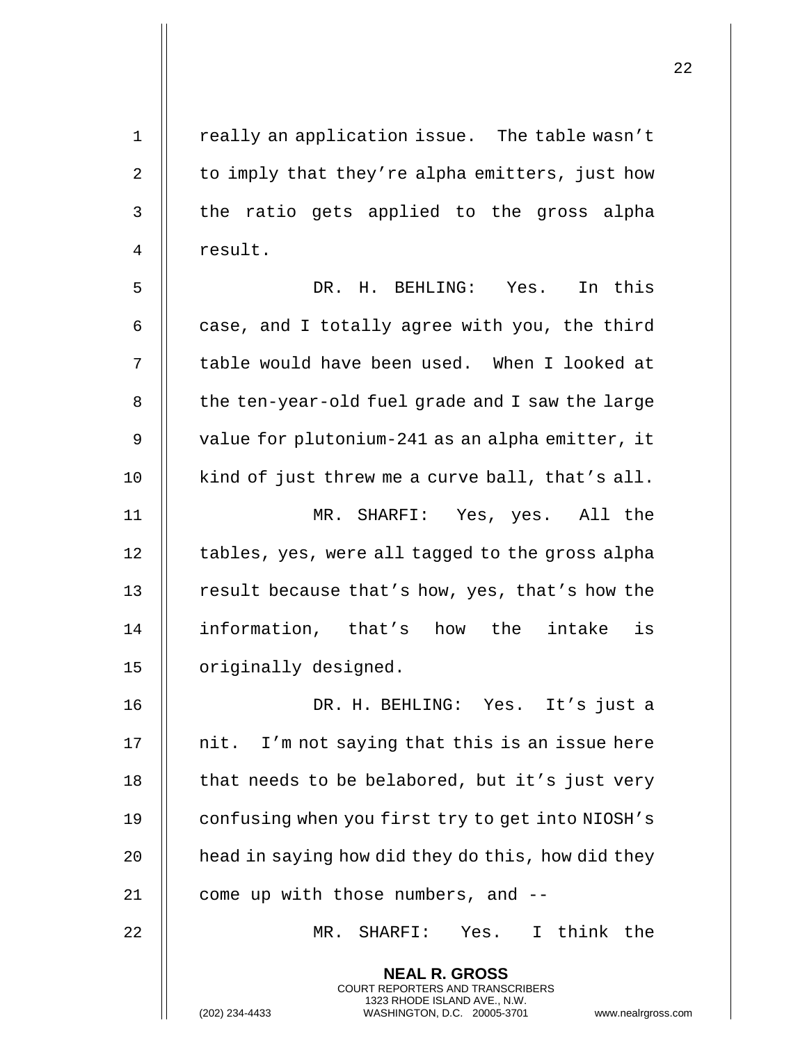really an application issue. The table wasn't to imply that they're alpha emitters, just how the ratio gets applied to the gross alpha result.

DR. H. BEHLING: Yes. In this case, and I totally agree with you, the third table would have been used. When I looked at the ten-year-old fuel grade and I saw the large value for plutonium-241 as an alpha emitter, it kind of just threw me a curve ball, that's all.

MR. SHARFI: Yes, yes. All the tables, yes, were all tagged to the gross alpha result because that's how, yes, that's how the information, that's how the intake is originally designed.

DR. H. BEHLING: Yes. It's just a nit. I'm not saying that this is an issue here that needs to be belabored, but it's just very confusing when you first try to get into NIOSH's head in saying how did they do this, how did they come up with those numbers, and --

MR. SHARFI: Yes. I think the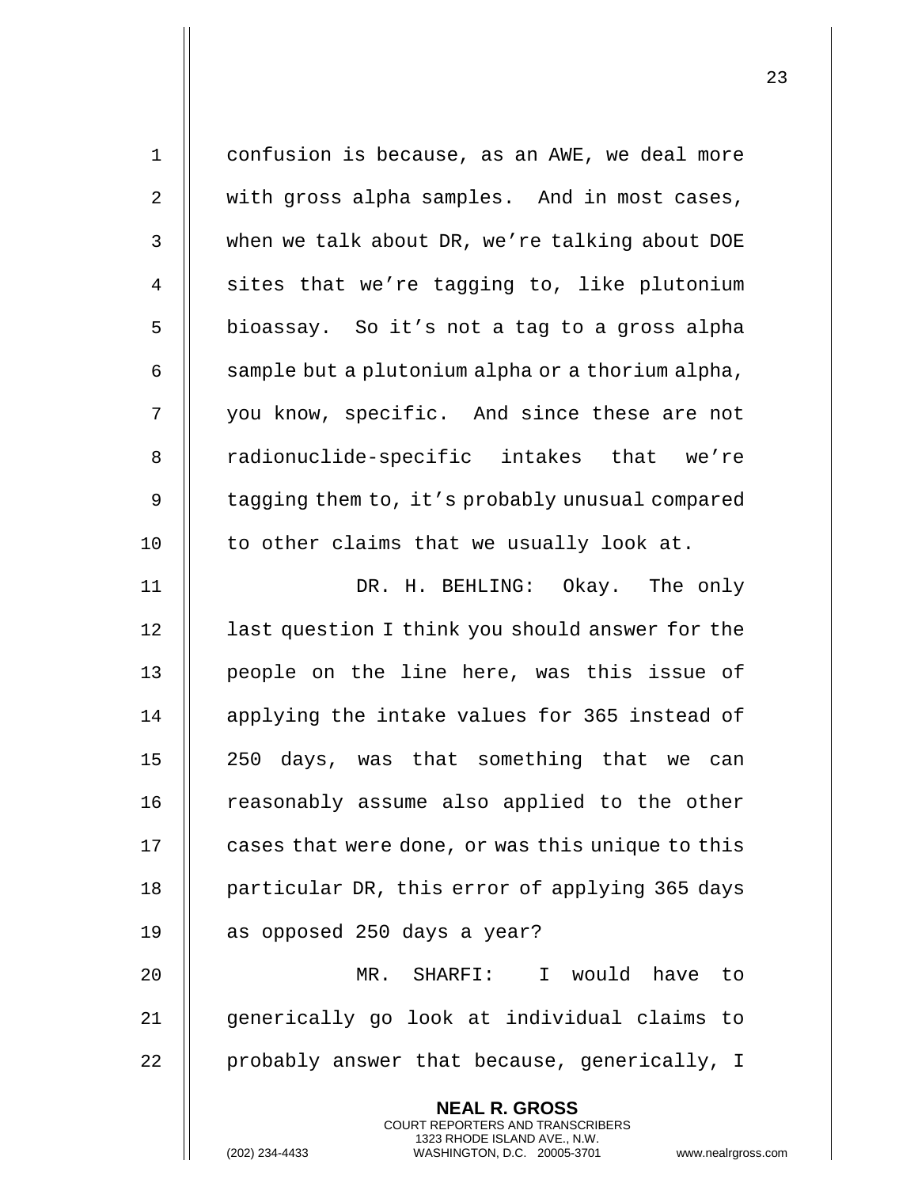confusion is because, as an AWE, we deal more with gross alpha samples. And in most cases, when we talk about DR, we're talking about DOE sites that we're tagging to, like plutonium bioassay. So it's not a tag to a gross alpha sample but a plutonium alpha or a thorium alpha, you know, specific. And since these are not radionuclide-specific intakes that we're tagging them to, it's probably unusual compared to other claims that we usually look at.

DR. H. BEHLING: Okay. The only last question I think you should answer for the people on the line here, was this issue of applying the intake values for 365 instead of 250 days, was that something that we can reasonably assume also applied to the other cases that were done, or was this unique to this particular DR, this error of applying 365 days as opposed 250 days a year?

MR. SHARFI: I would have to generically go look at individual claims to probably answer that because, generically, I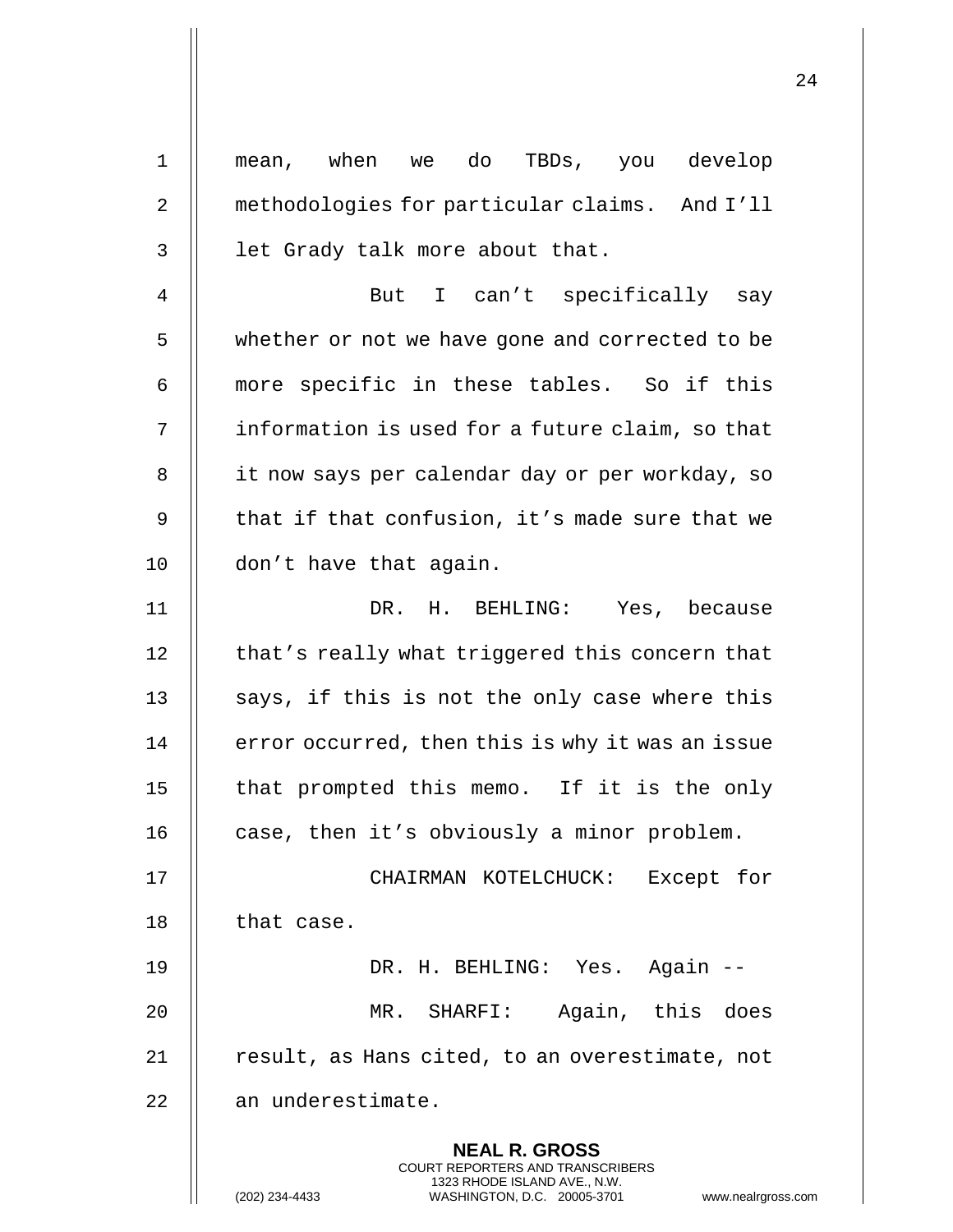mean, when we do TBDs, you develop methodologies for particular claims. And I'll let Grady talk more about that.

But I can't specifically say whether or not we have gone and corrected to be more specific in these tables. So if this information is used for a future claim, so that it now says per calendar day or per workday, so that if that confusion, it's made sure that we don't have that again.

DR. H. BEHLING: Yes, because that's really what triggered this concern that says, if this is not the only case where this error occurred, then this is why it was an issue that prompted this memo. If it is the only case, then it's obviously a minor problem.

CHAIRMAN KOTELCHUCK: Except for that case.

DR. H. BEHLING: Yes. Again --

MR. SHARFI: Again, this does result, as Hans cited, to an overestimate, not an underestimate.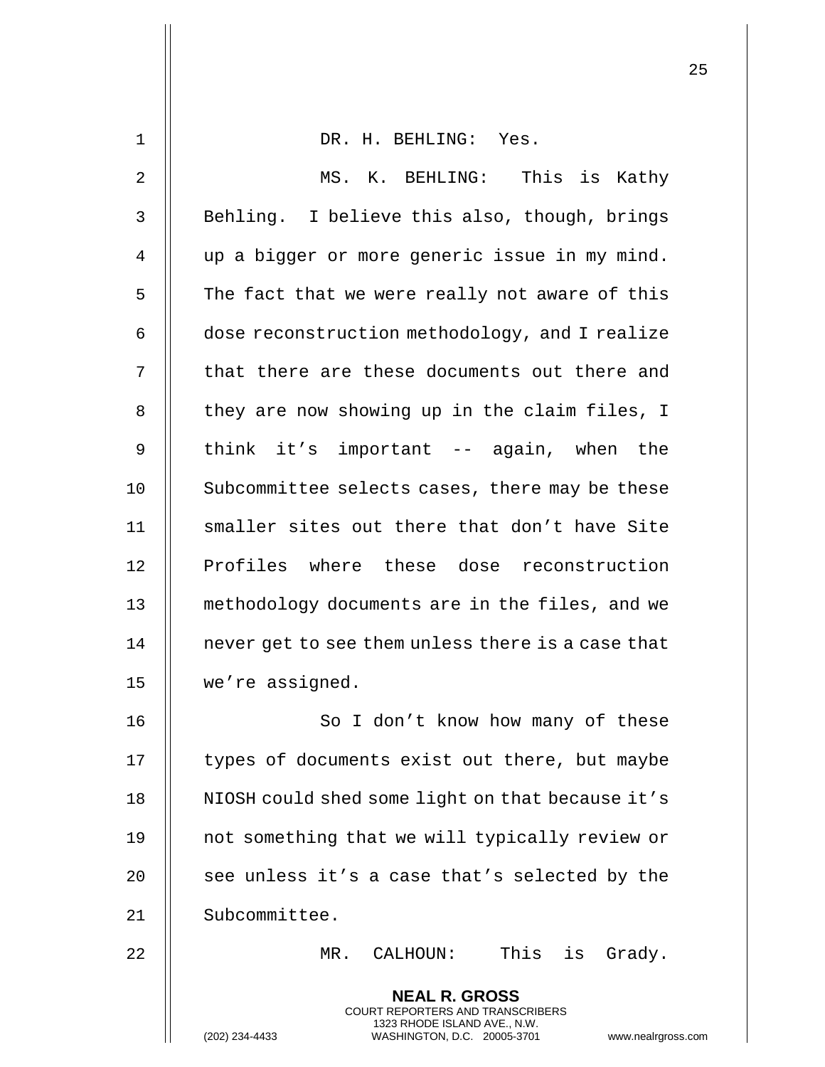DR. H. BEHLING: Yes.

MS. K. BEHLING: This is Kathy Behling. I believe this also, though, brings up a bigger or more generic issue in my mind. The fact that we were really not aware of this dose reconstruction methodology, and I realize that there are these documents out there and they are now showing up in the claim files, I think it's important -- again, when the Subcommittee selects cases, there may be these smaller sites out there that don't have Site Profiles where these dose reconstruction methodology documents are in the files, and we never get to see them unless there is a case that we're assigned.

So I don't know how many of these types of documents exist out there, but maybe NIOSH could shed some light on that because it's not something that we will typically review or see unless it's a case that's selected by the Subcommittee.

MR. CALHOUN: This is Grady.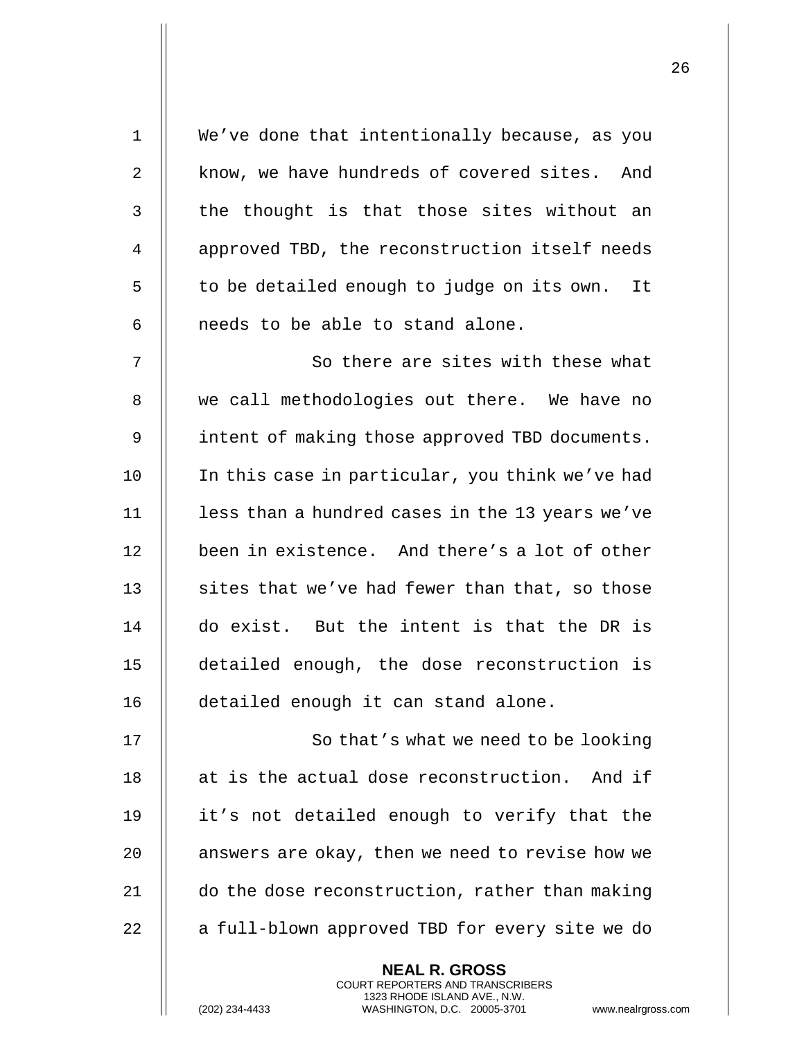We've done that intentionally because, as you know, we have hundreds of covered sites. And the thought is that those sites without an approved TBD, the reconstruction itself needs to be detailed enough to judge on its own. It needs to be able to stand alone.

So there are sites with these what we call methodologies out there. We have no intent of making those approved TBD documents. In this case in particular, you think we've had less than a hundred cases in the 13 years we've been in existence. And there's a lot of other sites that we've had fewer than that, so those do exist. But the intent is that the DR is detailed enough, the dose reconstruction is detailed enough it can stand alone.

So that's what we need to be looking at is the actual dose reconstruction. And if it's not detailed enough to verify that the answers are okay, then we need to revise how we do the dose reconstruction, rather than making a full-blown approved TBD for every site we do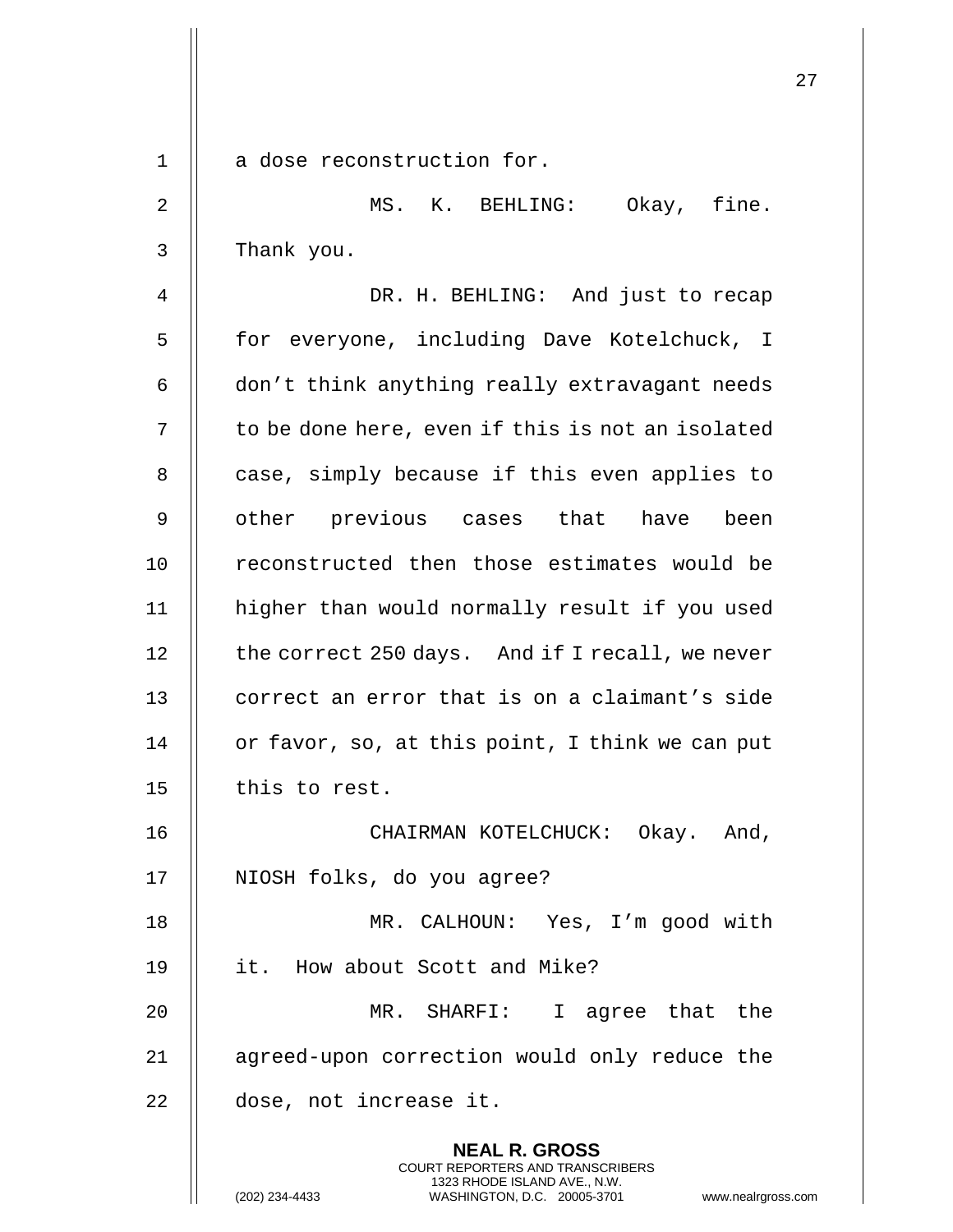a dose reconstruction for.

MS. K. BEHLING: Okay, fine. Thank you.

DR. H. BEHLING: And just to recap for everyone, including Dave Kotelchuck, I don't think anything really extravagant needs to be done here, even if this is not an isolated case, simply because if this even applies to other previous cases that have been reconstructed then those estimates would be higher than would normally result if you used the correct 250 days. And if I recall, we never correct an error that is on a claimant's side or favor, so, at this point, I think we can put this to rest.

CHAIRMAN KOTELCHUCK: Okay. And, NIOSH folks, do you agree?

MR. CALHOUN: Yes, I'm good with it. How about Scott and Mike?

MR. SHARFI: I agree that the agreed-upon correction would only reduce the dose, not increase it.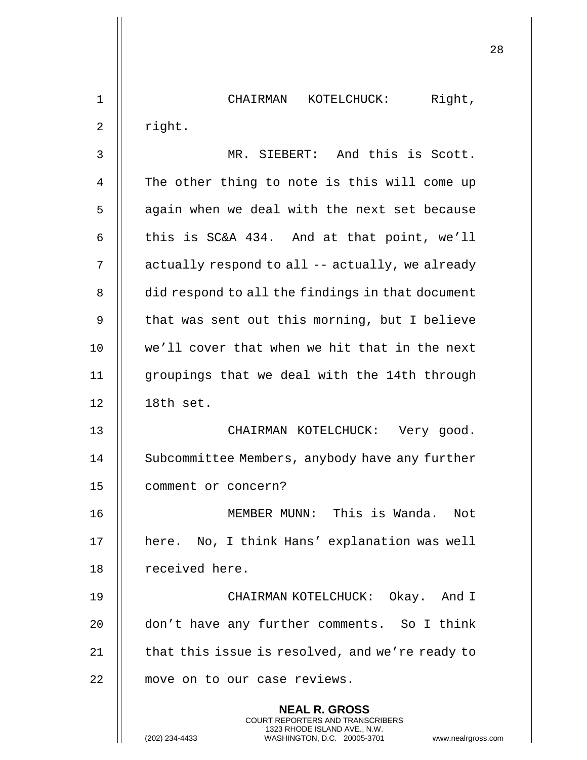CHAIRMAN KOTELCHUCK: Right, right.

MR. SIEBERT: And this is Scott. The other thing to note is this will come up again when we deal with the next set because this is SC&A 434. And at that point, we'll actually respond to all -- actually, we already did respond to all the findings in that document that was sent out this morning, but I believe we'll cover that when we hit that in the next groupings that we deal with the 14th through 18th set.

CHAIRMAN KOTELCHUCK: Very good. Subcommittee Members, anybody have any further comment or concern?

MEMBER MUNN: This is Wanda. Not here. No, I think Hans' explanation was well received here.

CHAIRMAN KOTELCHUCK: Okay. And I don't have any further comments. So I think that this issue is resolved, and we're ready to move on to our case reviews.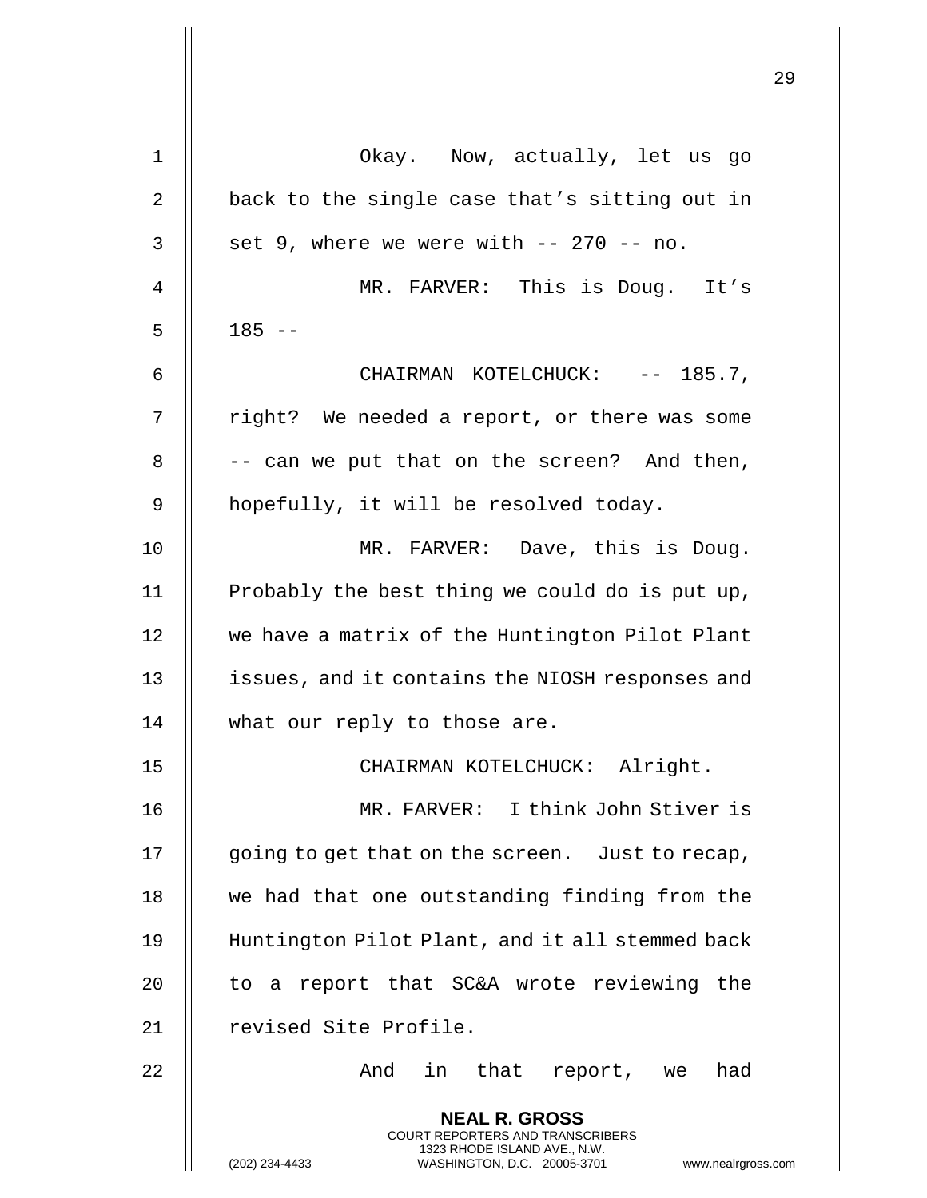Okay. Now, actually, let us go back to the single case that's sitting out in set 9, where we were with -- 270 -- no.

MR. FARVER: This is Doug. It's 185 --

CHAIRMAN KOTELCHUCK: -- 185.7, right? We needed a report, or there was some -- can we put that on the screen? And then, hopefully, it will be resolved today.

MR. FARVER: Dave, this is Doug. Probably the best thing we could do is put up, we have a matrix of the Huntington Pilot Plant issues, and it contains the NIOSH responses and what our reply to those are.

CHAIRMAN KOTELCHUCK: Alright.

MR. FARVER: I think John Stiver is going to get that on the screen. Just to recap, we had that one outstanding finding from the Huntington Pilot Plant, and it all stemmed back to a report that SC&A wrote reviewing the revised Site Profile.

And in that report, we had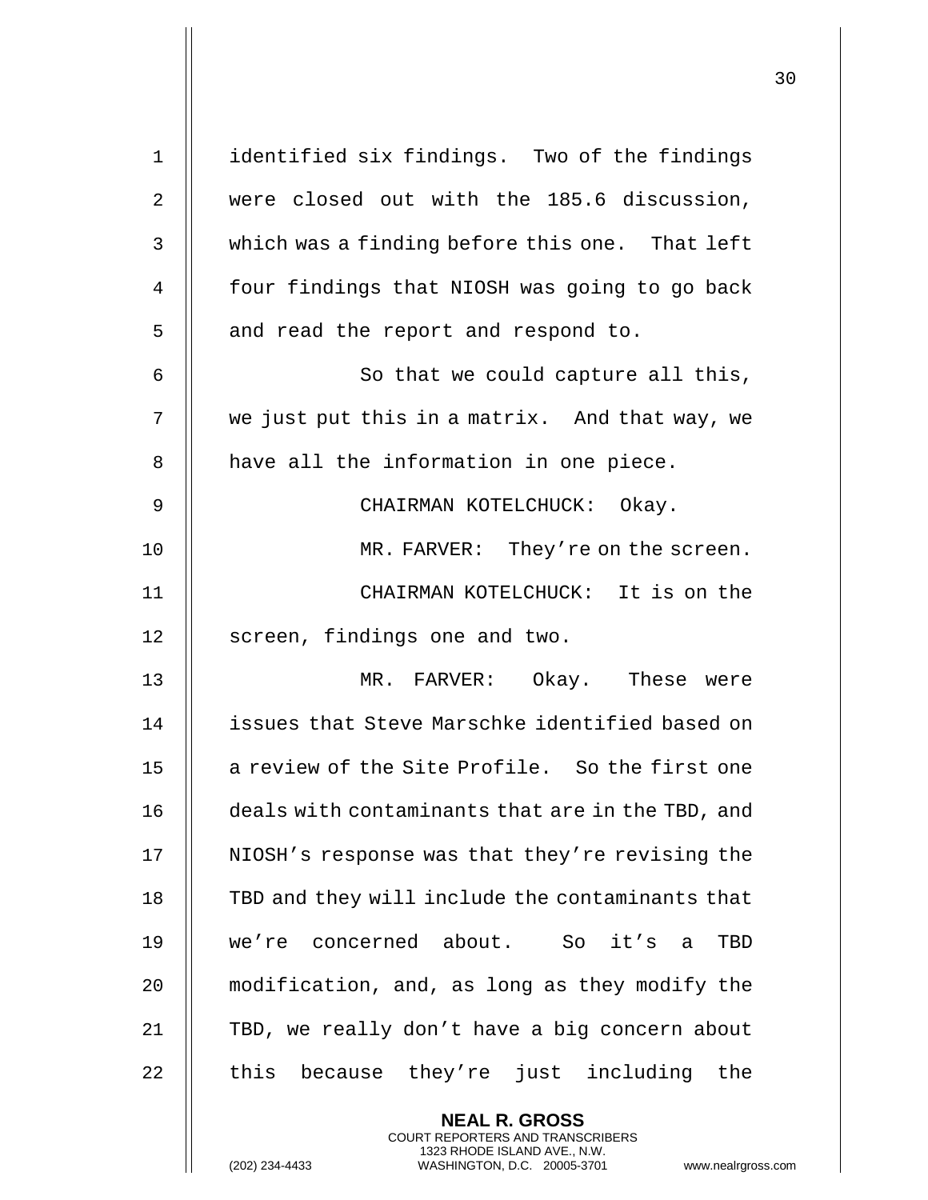identified six findings. Two of the findings were closed out with the 185.6 discussion, which was a finding before this one. That left four findings that NIOSH was going to go back and read the report and respond to.

So that we could capture all this, we just put this in a matrix. And that way, we have all the information in one piece.

CHAIRMAN KOTELCHUCK: Okay.

MR. FARVER: They're on the screen.

CHAIRMAN KOTELCHUCK: It is on the screen, findings one and two.

MR. FARVER: Okay. These were issues that Steve Marschke identified based on a review of the Site Profile. So the first one deals with contaminants that are in the TBD, and NIOSH's response was that they're revising the TBD and they will include the contaminants that we're concerned about. So it's a TBD modification, and, as long as they modify the TBD, we really don't have a big concern about this because they're just including the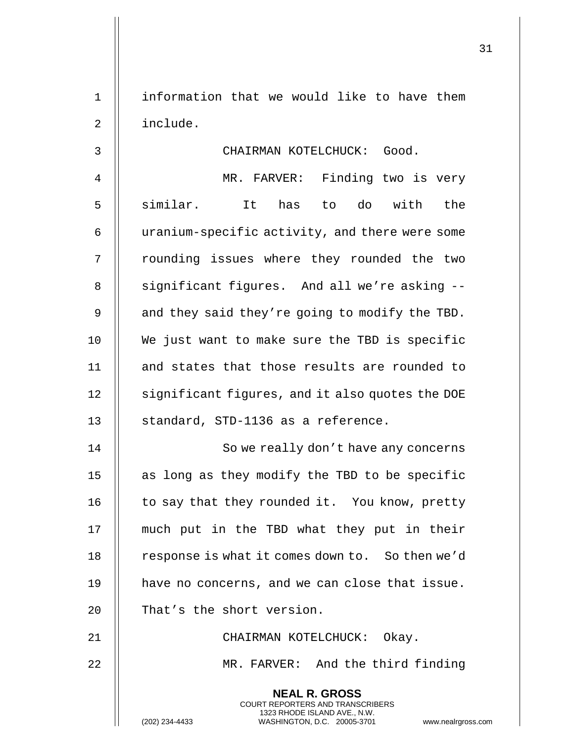information that we would like to have them include.

CHAIRMAN KOTELCHUCK: Good.

MR. FARVER: Finding two is very similar. It has to do with the uranium-specific activity, and there were some rounding issues where they rounded the two significant figures. And all we're asking -- and they said they're going to modify the TBD. We just want to make sure the TBD is specific and states that those results are rounded to significant figures, and it also quotes the DOE standard, STD-1136 as a reference.

So we really don't have any concerns as long as they modify the TBD to be specific to say that they rounded it. You know, pretty much put in the TBD what they put in their response is what it comes down to. So then we'd have no concerns, and we can close that issue. That's the short version.

CHAIRMAN KOTELCHUCK: Okay.

MR. FARVER: And the third finding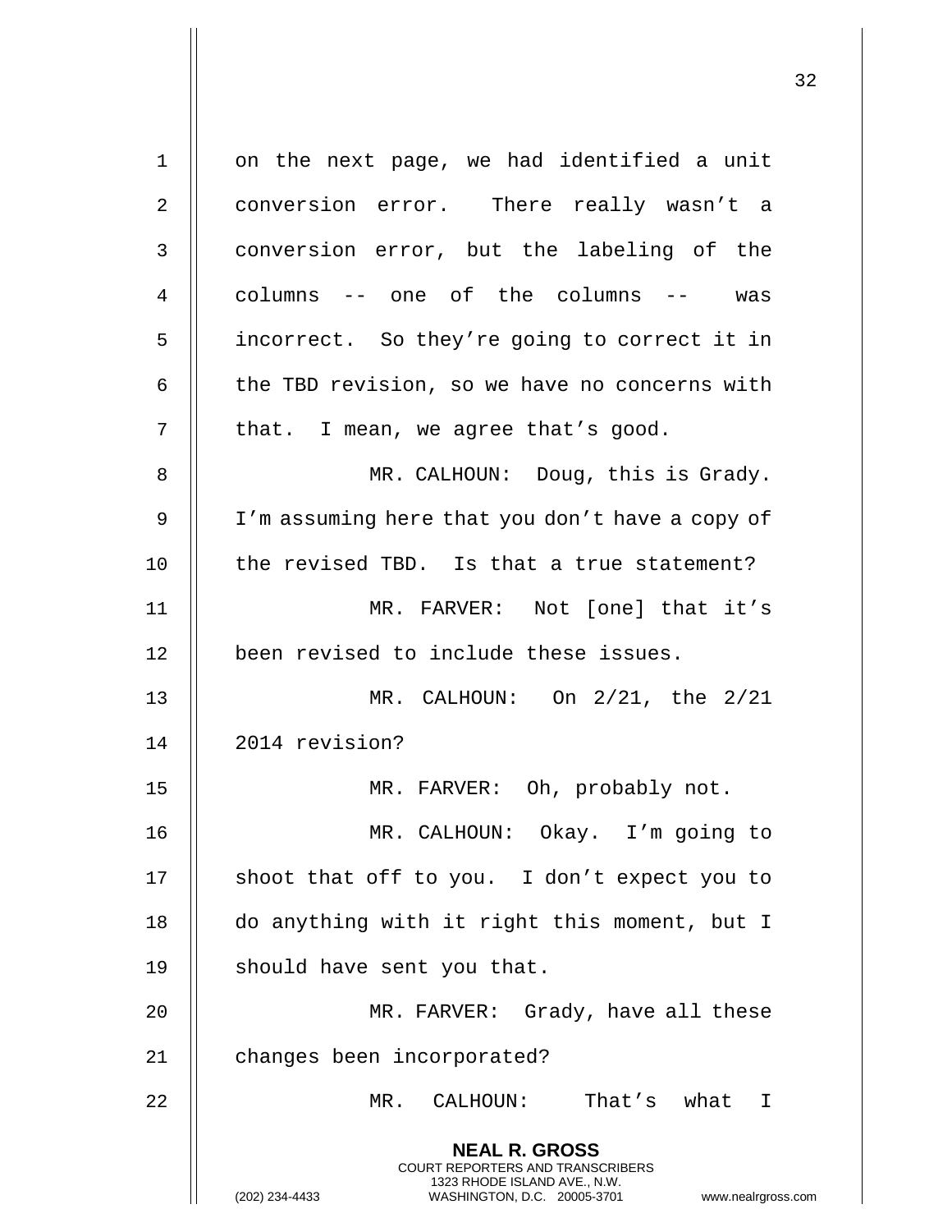on the next page, we had identified a unit conversion error. There really wasn't a conversion error, but the labeling of the columns -- one of the columns -- was incorrect. So they're going to correct it in the TBD revision, so we have no concerns with that. I mean, we agree that's good.

MR. CALHOUN: Doug, this is Grady. I'm assuming here that you don't have a copy of the revised TBD. Is that a true statement?

MR. FARVER: Not [one] that it's been revised to include these issues.

MR. CALHOUN: On 2/21, the 2/21 2014 revision?

MR. FARVER: Oh, probably not.

MR. CALHOUN: Okay. I'm going to shoot that off to you. I don't expect you to do anything with it right this moment, but I should have sent you that.

MR. FARVER: Grady, have all these changes been incorporated?

MR. CALHOUN: That's what I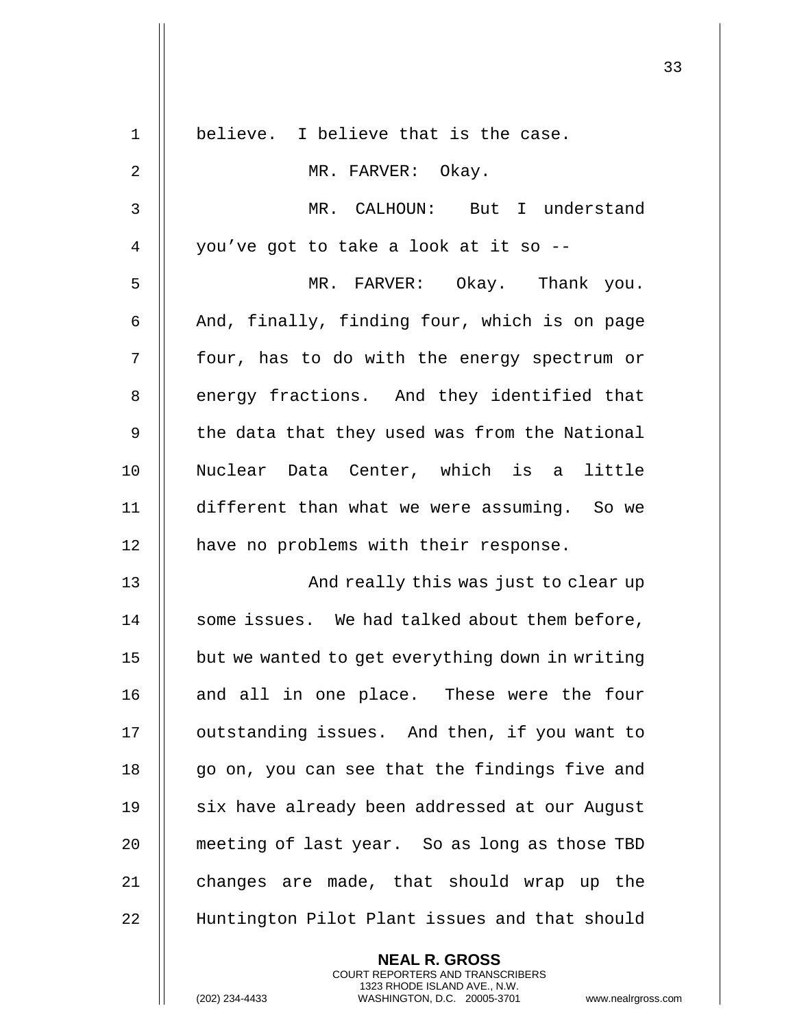believe. I believe that is the case.

MR. FARVER: Okay.

MR. CALHOUN: But I understand you've got to take a look at it so --

MR. FARVER: Okay. Thank you. And, finally, finding four, which is on page four, has to do with the energy spectrum or energy fractions. And they identified that the data that they used was from the National Nuclear Data Center, which is a little different than what we were assuming. So we have no problems with their response.

And really this was just to clear up some issues. We had talked about them before, but we wanted to get everything down in writing and all in one place. These were the four outstanding issues. And then, if you want to go on, you can see that the findings five and six have already been addressed at our August meeting of last year. So as long as those TBD changes are made, that should wrap up the Huntington Pilot Plant issues and that should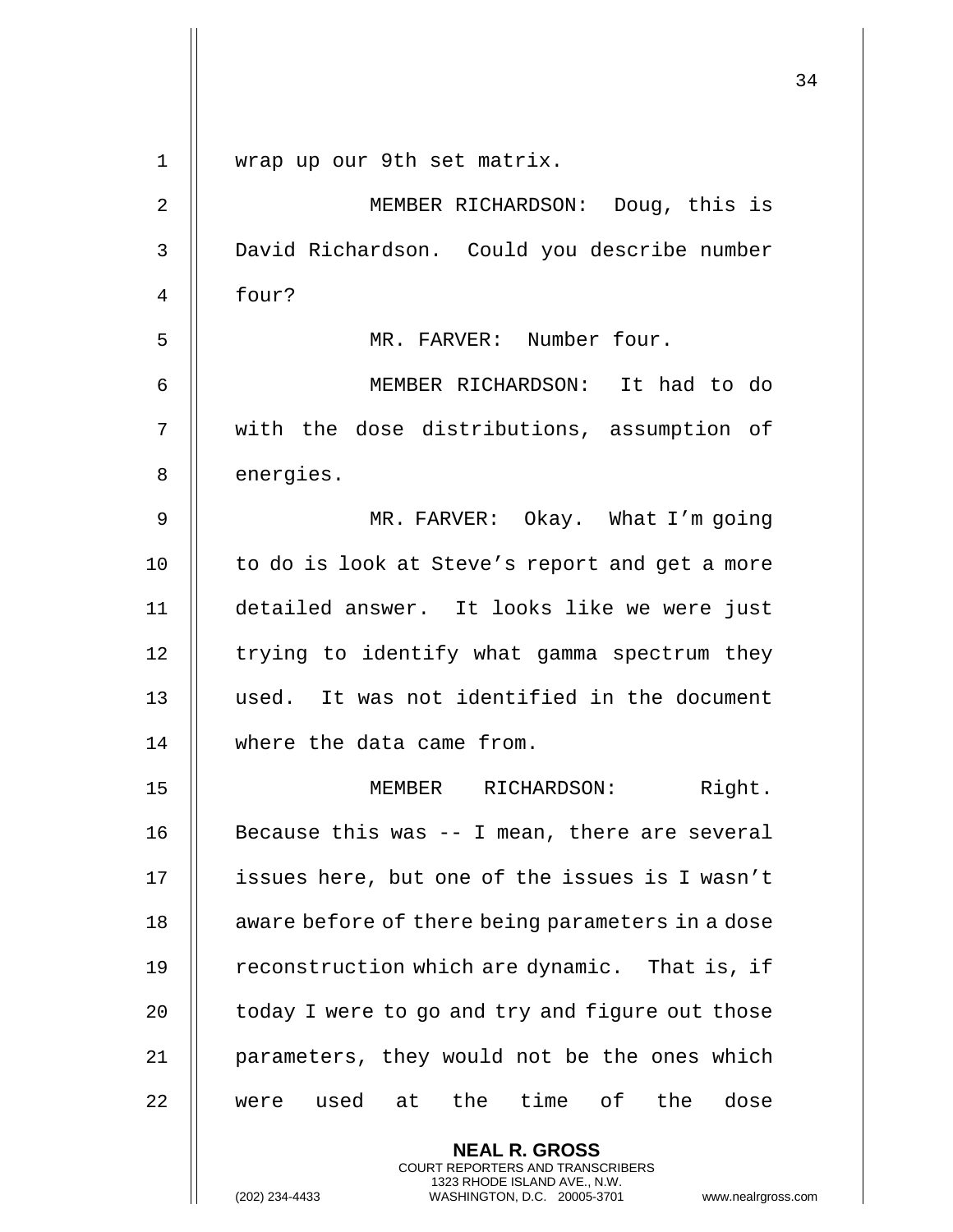wrap up our 9th set matrix.

MEMBER RICHARDSON: Doug, this is David Richardson. Could you describe number four?

MR. FARVER: Number four.

MEMBER RICHARDSON: It had to do with the dose distributions, assumption of energies.

MR. FARVER: Okay. What I'm going to do is look at Steve's report and get a more detailed answer. It looks like we were just trying to identify what gamma spectrum they used. It was not identified in the document where the data came from.

MEMBER RICHARDSON: Right. Because this was -- I mean, there are several issues here, but one of the issues is I wasn't aware before of there being parameters in a dose reconstruction which are dynamic. That is, if today I were to go and try and figure out those parameters, they would not be the ones which were used at the time of the dose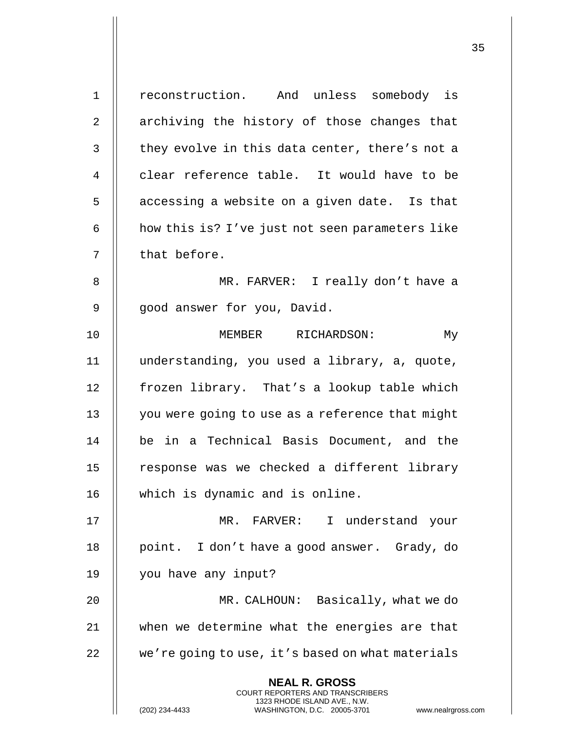reconstruction. And unless somebody is archiving the history of those changes that they evolve in this data center, there's not a clear reference table. It would have to be accessing a website on a given date. Is that how this is? I've just not seen parameters like that before.

MR. FARVER: I really don't have a good answer for you, David.

MEMBER RICHARDSON: My understanding, you used a library, a, quote, frozen library. That's a lookup table which you were going to use as a reference that might be in a Technical Basis Document, and the response was we checked a different library which is dynamic and is online.

MR. FARVER: I understand your point. I don't have a good answer. Grady, do you have any input?

MR. CALHOUN: Basically, what we do when we determine what the energies are that we're going to use, it's based on what materials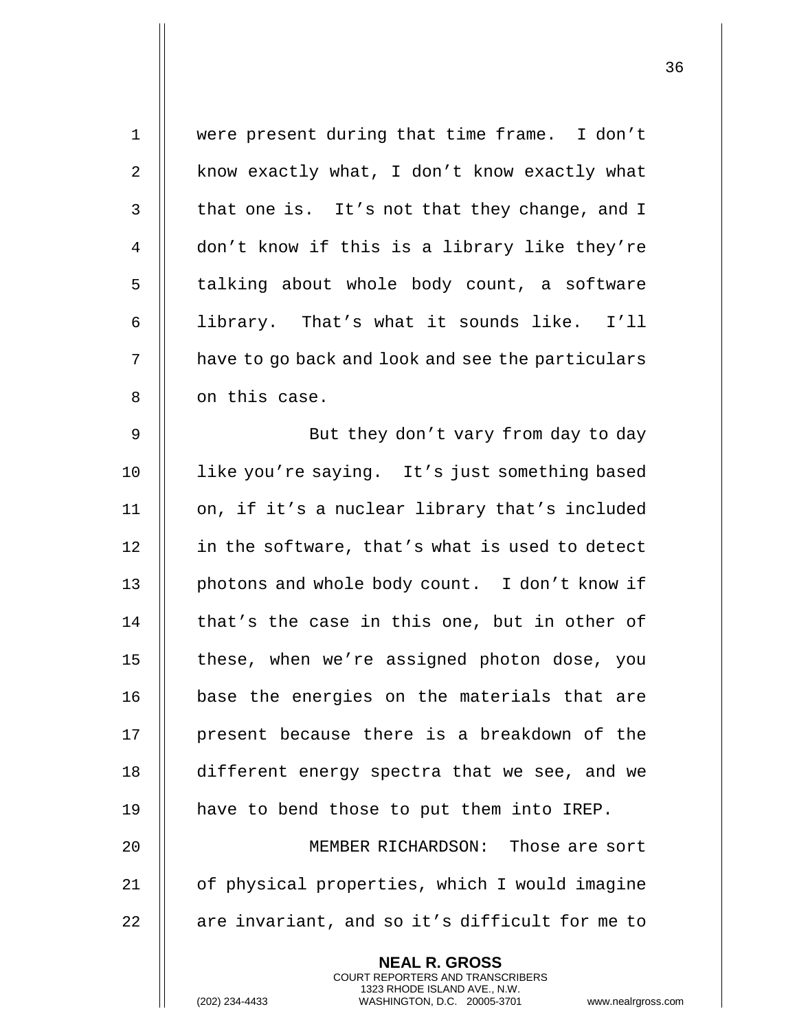were present during that time frame. I don't know exactly what, I don't know exactly what that one is. It's not that they change, and I don't know if this is a library like they're talking about whole body count, a software library. That's what it sounds like. I'll have to go back and look and see the particulars on this case.

But they don't vary from day to day like you're saying. It's just something based on, if it's a nuclear library that's included in the software, that's what is used to detect photons and whole body count. I don't know if that's the case in this one, but in other of these, when we're assigned photon dose, you base the energies on the materials that are present because there is a breakdown of the different energy spectra that we see, and we have to bend those to put them into IREP.

MEMBER RICHARDSON: Those are sort of physical properties, which I would imagine are invariant, and so it's difficult for me to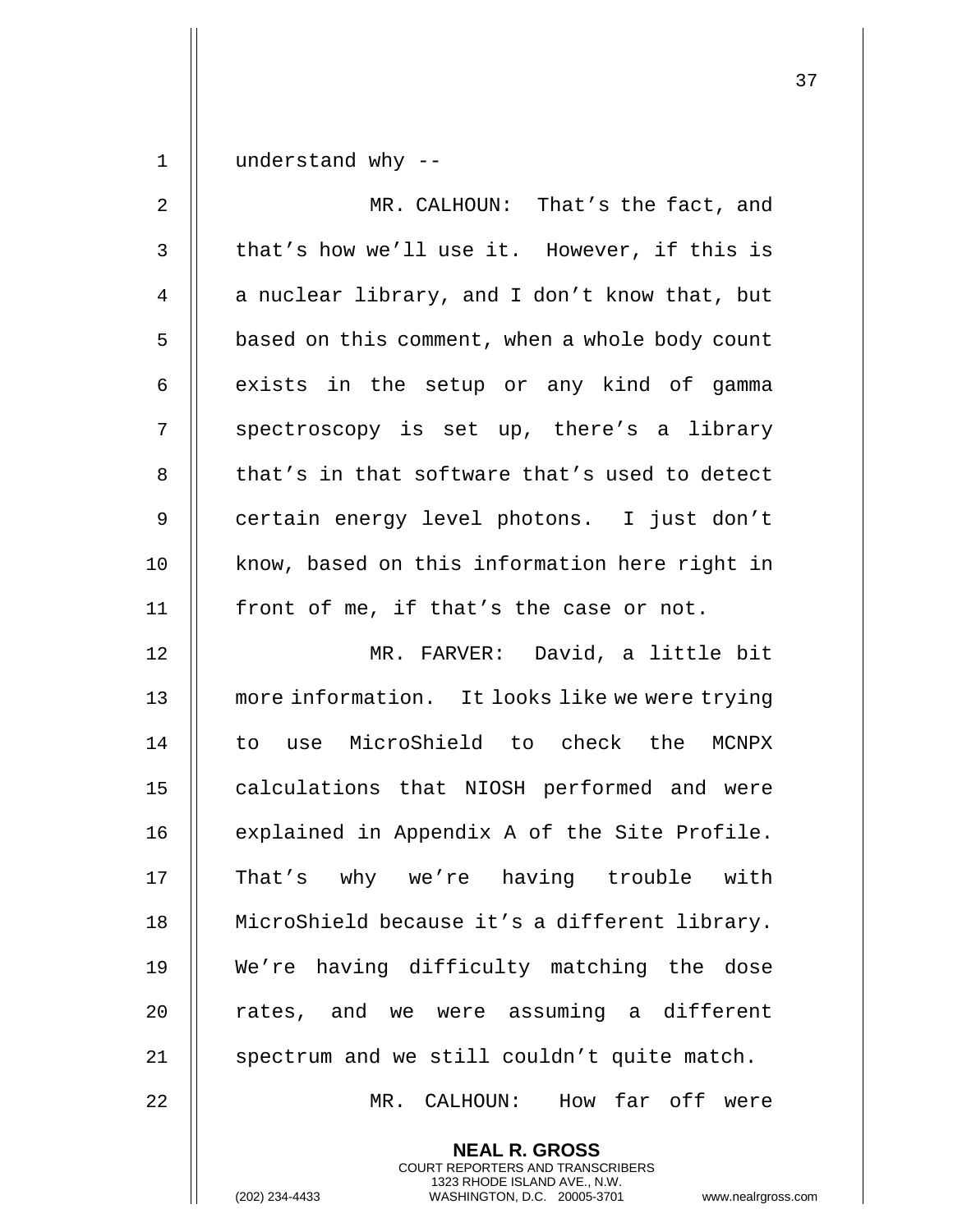understand why --

MR. CALHOUN: That's the fact, and that's how we'll use it. However, if this is a nuclear library, and I don't know that, but based on this comment, when a whole body count exists in the setup or any kind of gamma spectroscopy is set up, there's a library that's in that software that's used to detect certain energy level photons. I just don't know, based on this information here right in front of me, if that's the case or not.

MR. FARVER: David, a little bit more information. It looks like we were trying to use MicroShield to check the MCNPX calculations that NIOSH performed and were explained in Appendix A of the Site Profile. That's why we're having trouble with MicroShield because it's a different library. We're having difficulty matching the dose rates, and we were assuming a different spectrum and we still couldn't quite match.

MR. CALHOUN: How far off were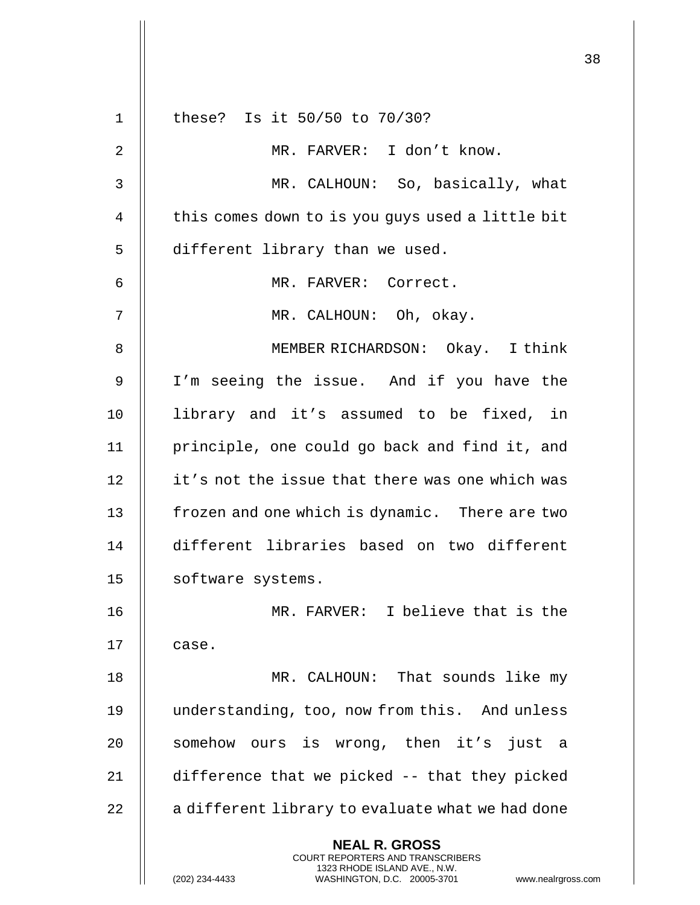these? Is it 50/50 to 70/30?

MR. FARVER: I don't know.

MR. CALHOUN: So, basically, what this comes down to is you guys used a little bit different library than we used.

MR. FARVER: Correct.

MR. CALHOUN: Oh, okay.

MEMBER RICHARDSON: Okay. I think I'm seeing the issue. And if you have the library and it's assumed to be fixed, in principle, one could go back and find it, and it's not the issue that there was one which was frozen and one which is dynamic. There are two different libraries based on two different software systems.

MR. FARVER: I believe that is the case.

MR. CALHOUN: That sounds like my understanding, too, now from this. And unless somehow ours is wrong, then it's just a difference that we picked -- that they picked a different library to evaluate what we had done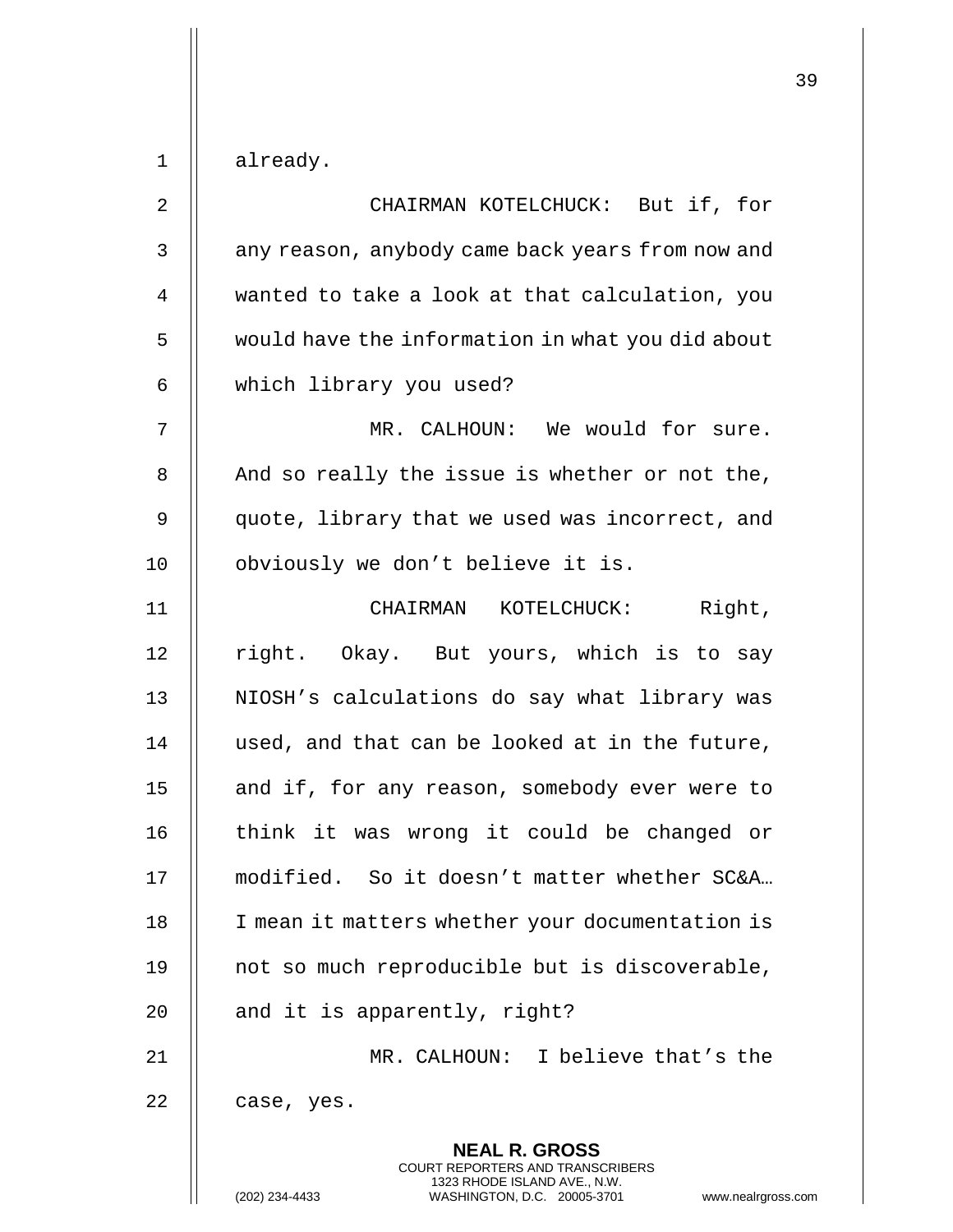already.

CHAIRMAN KOTELCHUCK: But if, for any reason, anybody came back years from now and wanted to take a look at that calculation, you would have the information in what you did about which library you used?

MR. CALHOUN: We would for sure. And so really the issue is whether or not the, quote, library that we used was incorrect, and obviously we don't believe it is.

CHAIRMAN KOTELCHUCK: Right, right. Okay. But yours, which is to say NIOSH's calculations do say what library was used, and that can be looked at in the future, and if, for any reason, somebody ever were to think it was wrong it could be changed or modified. So it doesn't matter whether SC&A… I mean it matters whether your documentation is not so much reproducible but is discoverable, and it is apparently, right?

MR. CALHOUN: I believe that's the case, yes.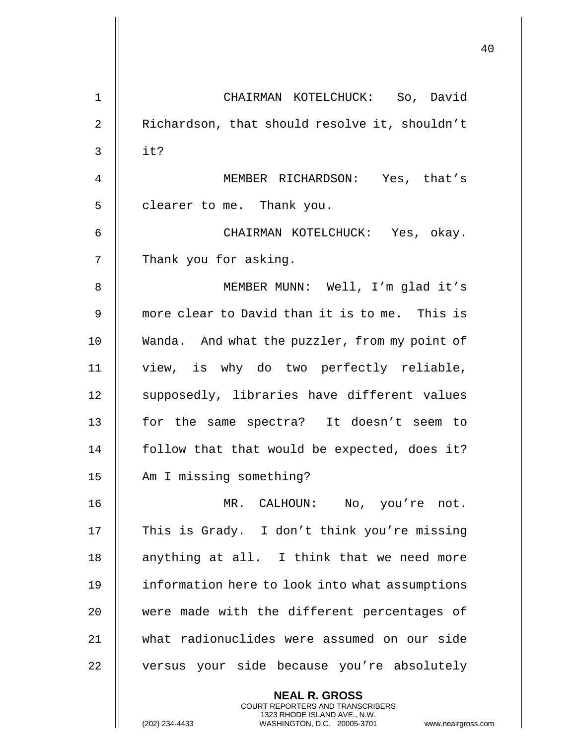CHAIRMAN KOTELCHUCK: So, David Richardson, that should resolve it, shouldn't it?

MEMBER RICHARDSON: Yes, that's clearer to me. Thank you.

CHAIRMAN KOTELCHUCK: Yes, okay. Thank you for asking.

MEMBER MUNN: Well, I'm glad it's more clear to David than it is to me. This is Wanda. And what the puzzler, from my point of view, is why do two perfectly reliable, supposedly, libraries have different values for the same spectra? It doesn't seem to follow that that would be expected, does it? Am I missing something?

MR. CALHOUN: No, you're not. This is Grady. I don't think you're missing anything at all. I think that we need more information here to look into what assumptions were made with the different percentages of what radionuclides were assumed on our side versus your side because you're absolutely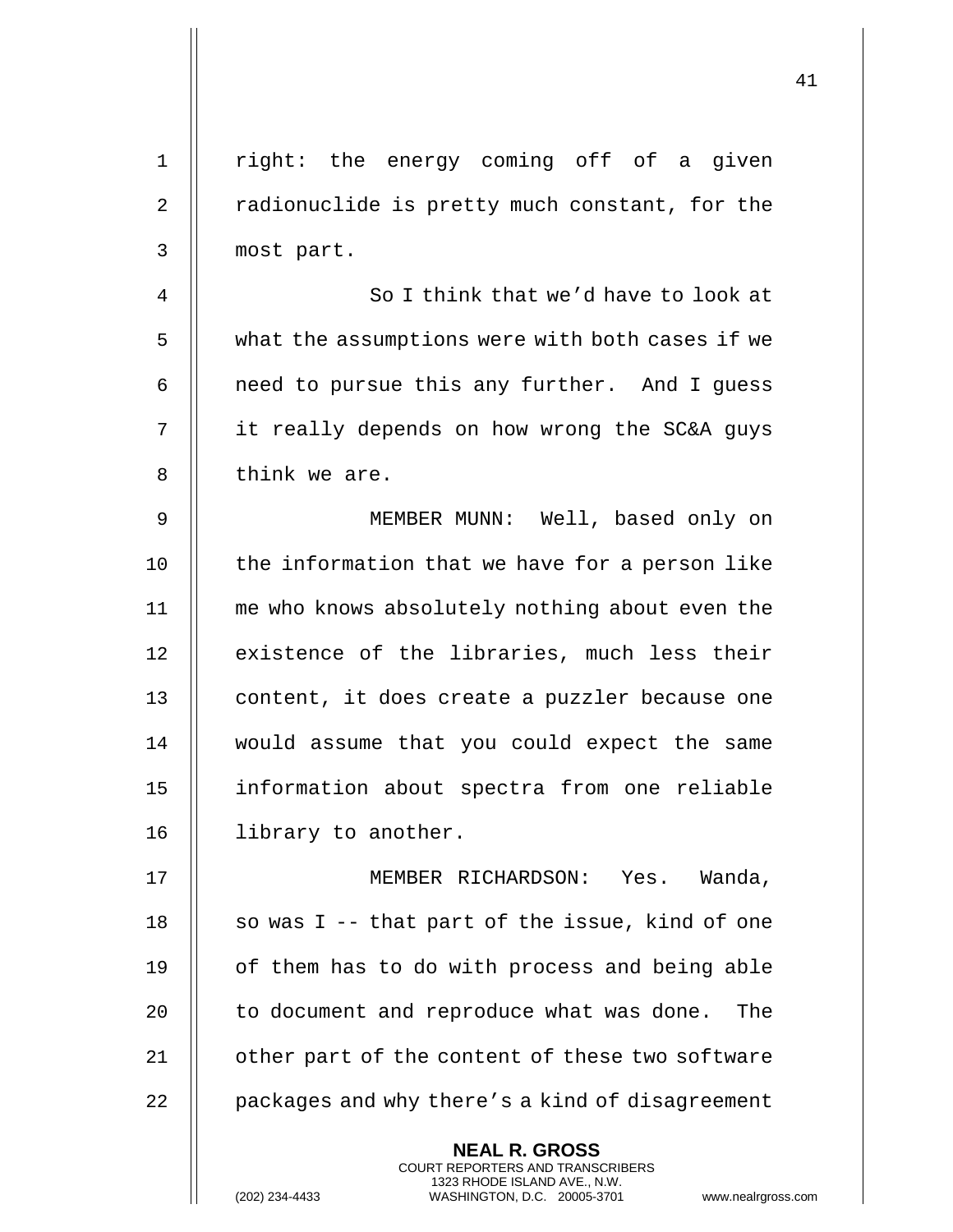right: the energy coming off of a given radionuclide is pretty much constant, for the most part.

So I think that we'd have to look at what the assumptions were with both cases if we need to pursue this any further. And I guess it really depends on how wrong the SC&A guys think we are.

MEMBER MUNN: Well, based only on the information that we have for a person like me who knows absolutely nothing about even the existence of the libraries, much less their content, it does create a puzzler because one would assume that you could expect the same information about spectra from one reliable library to another.

MEMBER RICHARDSON: Yes. Wanda, so was I -- that part of the issue, kind of one of them has to do with process and being able to document and reproduce what was done. The other part of the content of these two software packages and why there's a kind of disagreement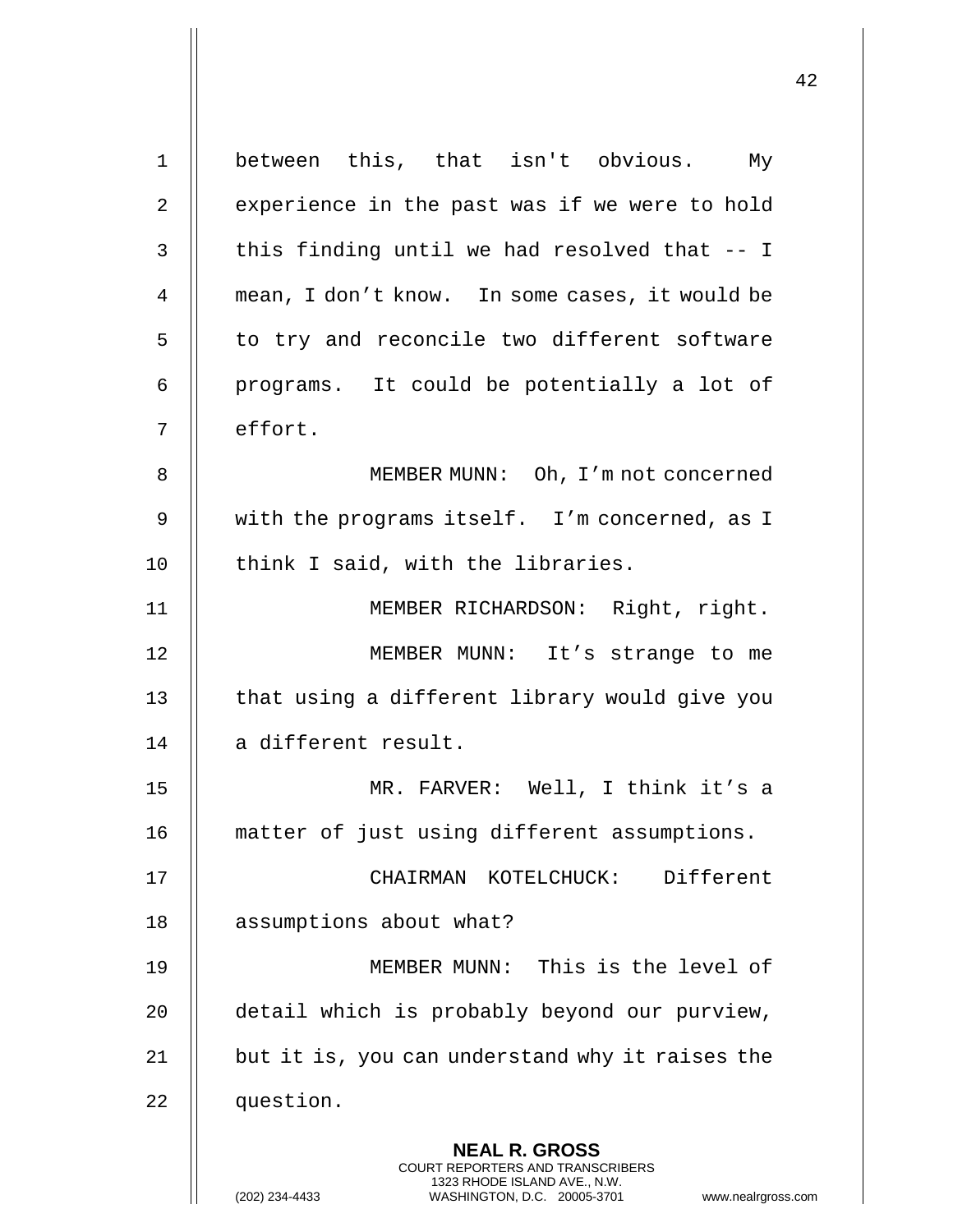between this, that isn't obvious. My experience in the past was if we were to hold this finding until we had resolved that -- I mean, I don't know. In some cases, it would be to try and reconcile two different software programs. It could be potentially a lot of effort.

MEMBER MUNN: Oh, I'm not concerned with the programs itself. I'm concerned, as I think I said, with the libraries.

MEMBER RICHARDSON: Right, right.

MEMBER MUNN: It's strange to me that using a different library would give you a different result.

MR. FARVER: Well, I think it's a matter of just using different assumptions.

CHAIRMAN KOTELCHUCK: Different assumptions about what?

MEMBER MUNN: This is the level of detail which is probably beyond our purview, but it is, you can understand why it raises the question.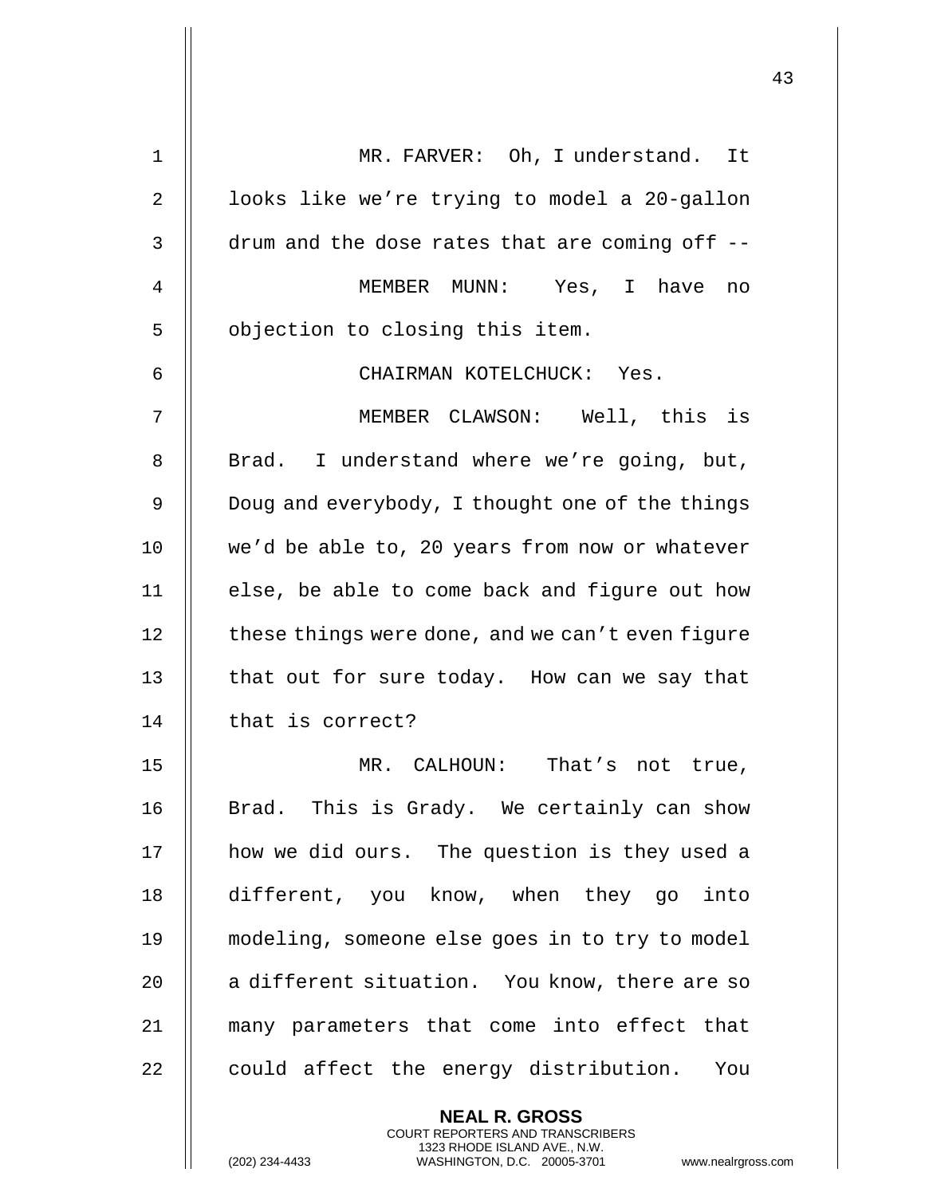MR. FARVER: Oh, I understand. It looks like we're trying to model a 20-gallon drum and the dose rates that are coming off --

MEMBER MUNN: Yes, I have no objection to closing this item.

CHAIRMAN KOTELCHUCK: Yes.

MEMBER CLAWSON: Well, this is Brad. I understand where we're going, but, Doug and everybody, I thought one of the things we'd be able to, 20 years from now or whatever else, be able to come back and figure out how these things were done, and we can't even figure that out for sure today. How can we say that that is correct?

MR. CALHOUN: That's not true, Brad. This is Grady. We certainly can show how we did ours. The question is they used a different, you know, when they go into modeling, someone else goes in to try to model a different situation. You know, there are so many parameters that come into effect that could affect the energy distribution. You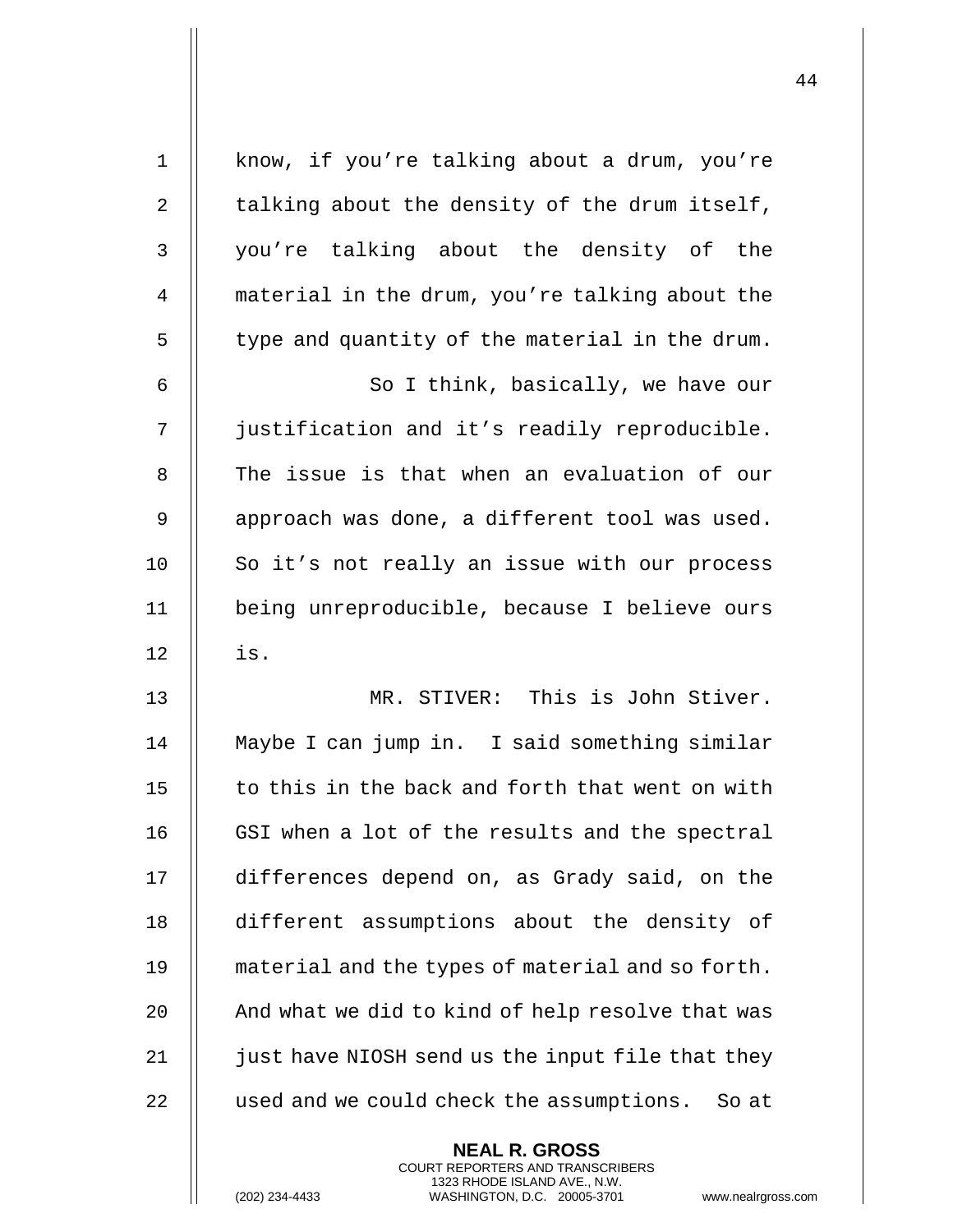know, if you're talking about a drum, you're talking about the density of the drum itself, you're talking about the density of the material in the drum, you're talking about the type and quantity of the material in the drum.

So I think, basically, we have our justification and it's readily reproducible. The issue is that when an evaluation of our approach was done, a different tool was used. So it's not really an issue with our process being unreproducible, because I believe ours is.

MR. STIVER: This is John Stiver. Maybe I can jump in. I said something similar to this in the back and forth that went on with GSI when a lot of the results and the spectral differences depend on, as Grady said, on the different assumptions about the density of material and the types of material and so forth. And what we did to kind of help resolve that was just have NIOSH send us the input file that they used and we could check the assumptions. So at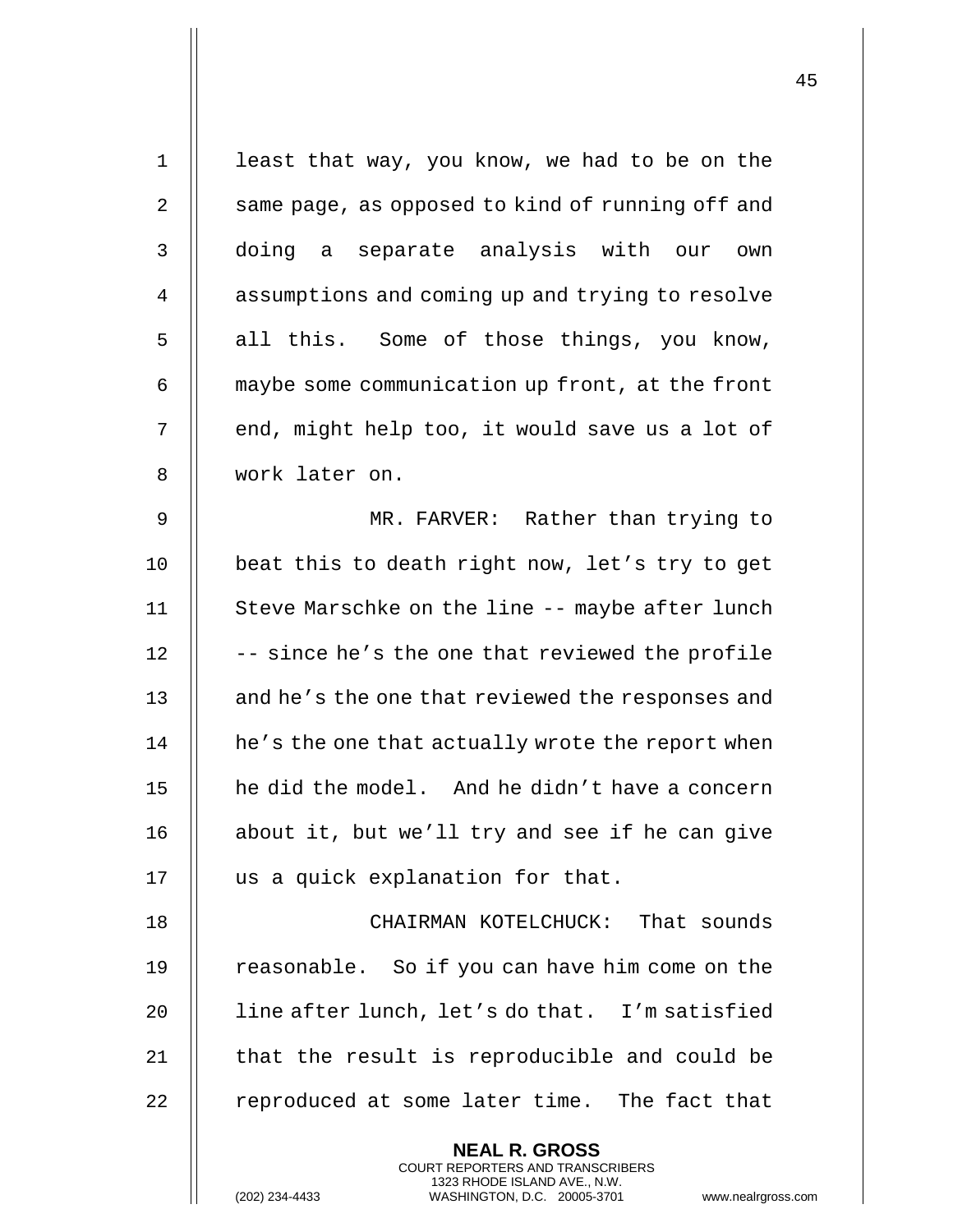least that way, you know, we had to be on the same page, as opposed to kind of running off and doing a separate analysis with our own assumptions and coming up and trying to resolve all this. Some of those things, you know, maybe some communication up front, at the front end, might help too, it would save us a lot of work later on.

MR. FARVER: Rather than trying to beat this to death right now, let's try to get Steve Marschke on the line -- maybe after lunch -- since he's the one that reviewed the profile and he's the one that reviewed the responses and he's the one that actually wrote the report when he did the model. And he didn't have a concern about it, but we'll try and see if he can give us a quick explanation for that.

CHAIRMAN KOTELCHUCK: That sounds reasonable. So if you can have him come on the line after lunch, let's do that. I'm satisfied that the result is reproducible and could be reproduced at some later time. The fact that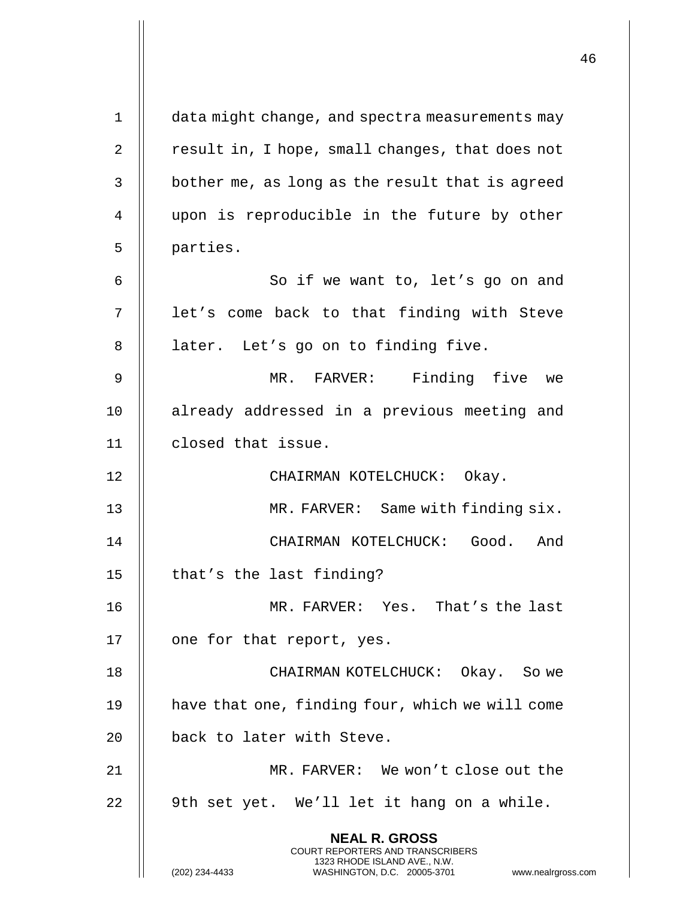data might change, and spectra measurements may result in, I hope, small changes, that does not bother me, as long as the result that is agreed upon is reproducible in the future by other parties.

So if we want to, let's go on and let's come back to that finding with Steve later. Let's go on to finding five.

MR. FARVER: Finding five we already addressed in a previous meeting and closed that issue.

CHAIRMAN KOTELCHUCK: Okay.

MR. FARVER: Same with finding six.

CHAIRMAN KOTELCHUCK: Good. And that's the last finding?

MR. FARVER: Yes. That's the last one for that report, yes.

CHAIRMAN KOTELCHUCK: Okay. So we have that one, finding four, which we will come back to later with Steve.

MR. FARVER: We won't close out the 9th set yet. We'll let it hang on a while.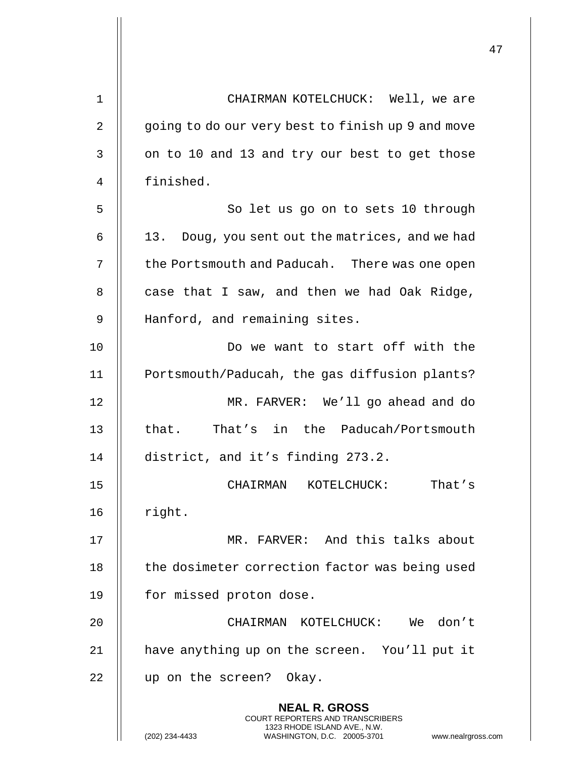CHAIRMAN KOTELCHUCK: Well, we are going to do our very best to finish up 9 and move on to 10 and 13 and try our best to get those finished.

So let us go on to sets 10 through 13. Doug, you sent out the matrices, and we had the Portsmouth and Paducah. There was one open case that I saw, and then we had Oak Ridge, Hanford, and remaining sites.

Do we want to start off with the Portsmouth/Paducah, the gas diffusion plants?

MR. FARVER: We'll go ahead and do that. That's in the Paducah/Portsmouth district, and it's finding 273.2.

CHAIRMAN KOTELCHUCK: That's right.

MR. FARVER: And this talks about the dosimeter correction factor was being used for missed proton dose.

CHAIRMAN KOTELCHUCK: We don't have anything up on the screen. You'll put it up on the screen? Okay.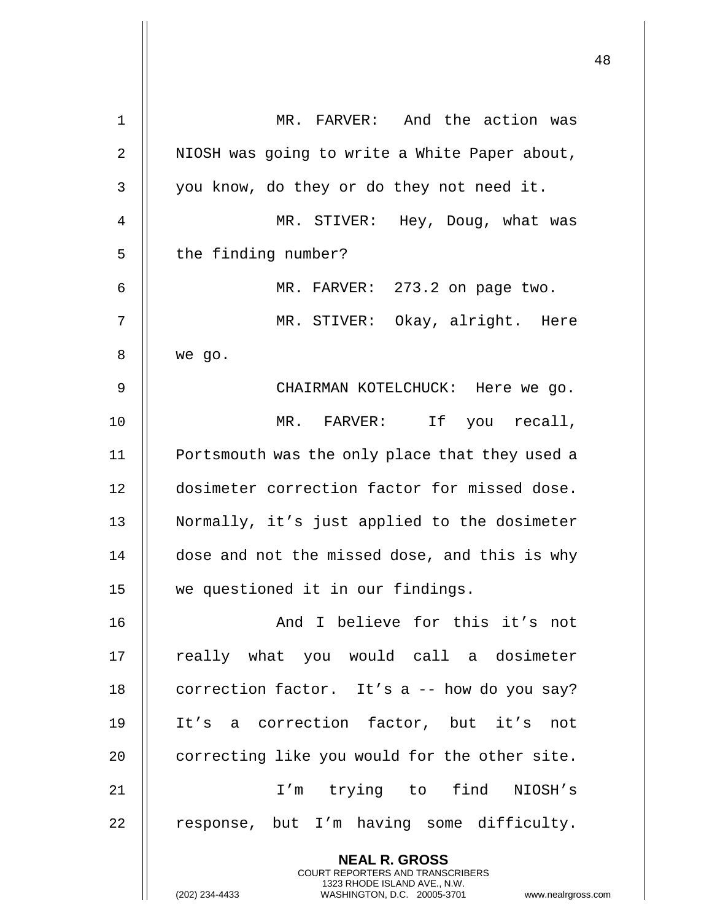MR. FARVER: And the action was NIOSH was going to write a White Paper about, you know, do they or do they not need it.

MR. STIVER: Hey, Doug, what was the finding number?

MR. FARVER: 273.2 on page two.

MR. STIVER: Okay, alright. Here we go.

CHAIRMAN KOTELCHUCK: Here we go.

MR. FARVER: If you recall, Portsmouth was the only place that they used a dosimeter correction factor for missed dose. Normally, it's just applied to the dosimeter dose and not the missed dose, and this is why we questioned it in our findings.

And I believe for this it's not really what you would call a dosimeter correction factor. It's a -- how do you say? It's a correction factor, but it's not correcting like you would for the other site.

I'm trying to find NIOSH's response, but I'm having some difficulty.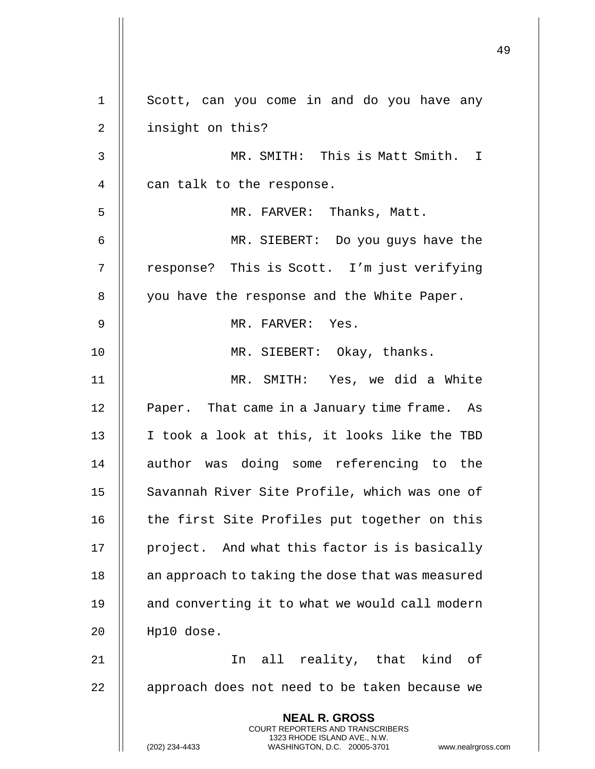Scott, can you come in and do you have any insight on this?

MR. SMITH: This is Matt Smith. I can talk to the response.

MR. FARVER: Thanks, Matt.

MR. SIEBERT: Do you guys have the response? This is Scott. I'm just verifying you have the response and the White Paper.

MR. FARVER: Yes.

MR. SIEBERT: Okay, thanks.

MR. SMITH: Yes, we did a White Paper. That came in a January time frame. As I took a look at this, it looks like the TBD author was doing some referencing to the Savannah River Site Profile, which was one of the first Site Profiles put together on this project. And what this factor is is basically an approach to taking the dose that was measured and converting it to what we would call modern Hp10 dose.

In all reality, that kind of approach does not need to be taken because we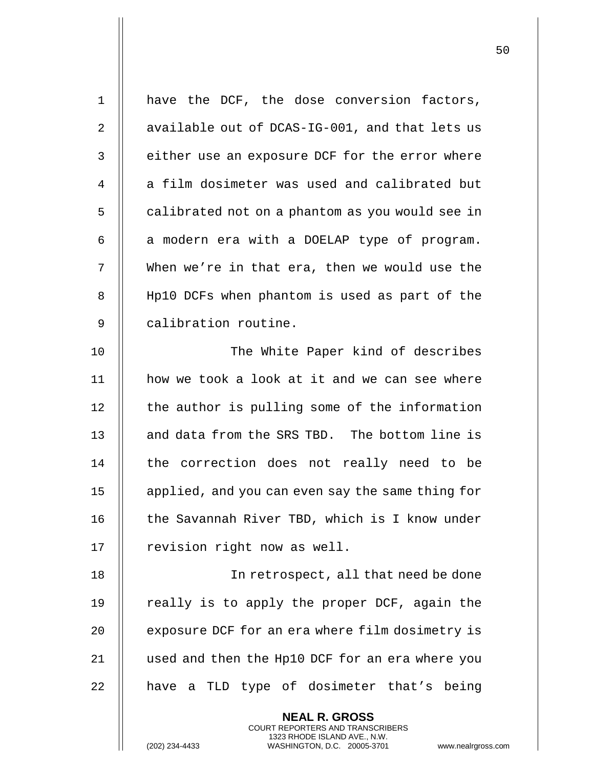have the DCF, the dose conversion factors, available out of DCAS-IG-001, and that lets us either use an exposure DCF for the error where a film dosimeter was used and calibrated but calibrated not on a phantom as you would see in a modern era with a DOELAP type of program. When we're in that era, then we would use the Hp10 DCFs when phantom is used as part of the calibration routine.

The White Paper kind of describes how we took a look at it and we can see where the author is pulling some of the information and data from the SRS TBD. The bottom line is the correction does not really need to be applied, and you can even say the same thing for the Savannah River TBD, which is I know under revision right now as well.

In retrospect, all that need be done really is to apply the proper DCF, again the exposure DCF for an era where film dosimetry is used and then the Hp10 DCF for an era where you have a TLD type of dosimeter that's being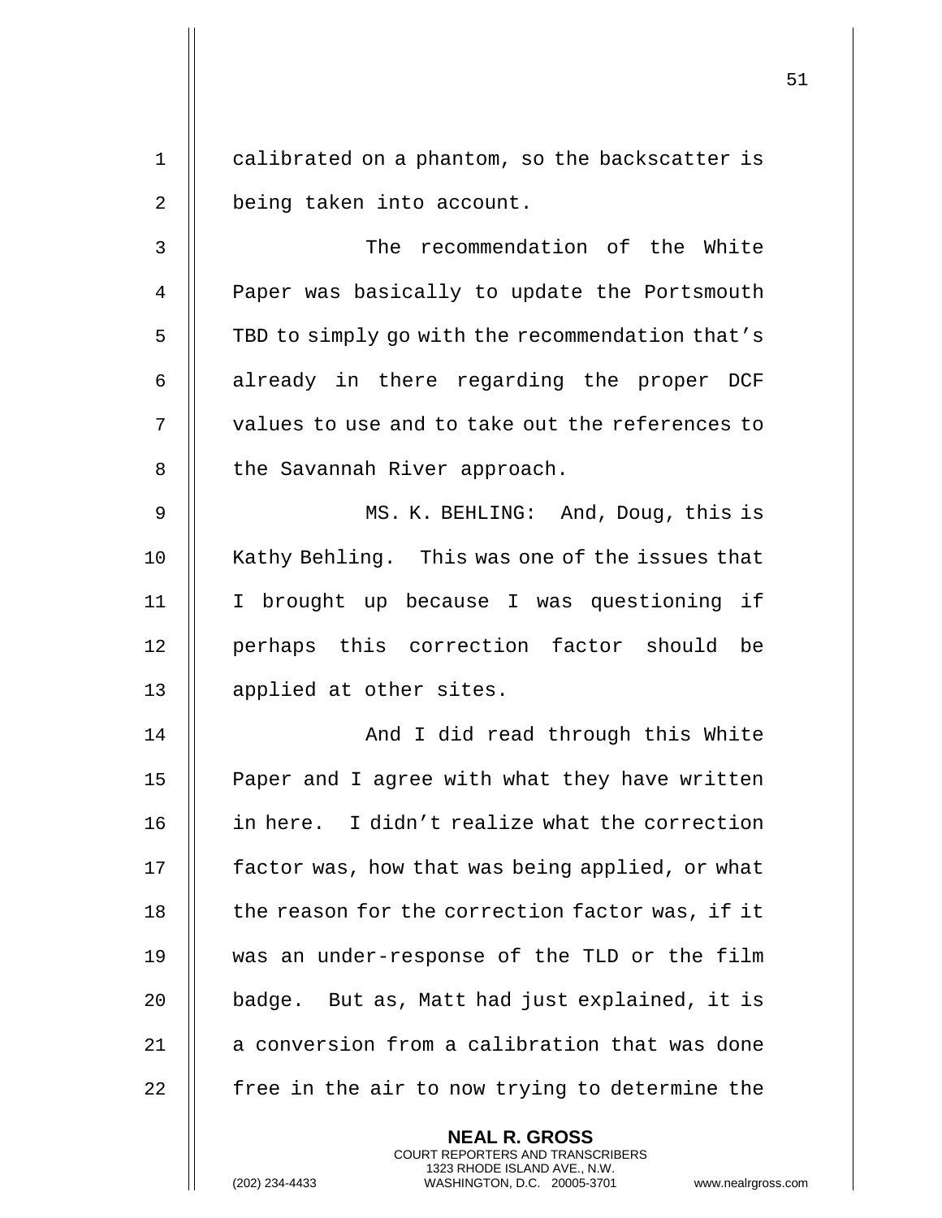calibrated on a phantom, so the backscatter is being taken into account.

The recommendation of the White Paper was basically to update the Portsmouth TBD to simply go with the recommendation that's already in there regarding the proper DCF values to use and to take out the references to the Savannah River approach.

MS. K. BEHLING: And, Doug, this is Kathy Behling. This was one of the issues that I brought up because I was questioning if perhaps this correction factor should be applied at other sites.

And I did read through this White Paper and I agree with what they have written in here. I didn't realize what the correction factor was, how that was being applied, or what the reason for the correction factor was, if it was an under-response of the TLD or the film badge. But as, Matt had just explained, it is a conversion from a calibration that was done free in the air to now trying to determine the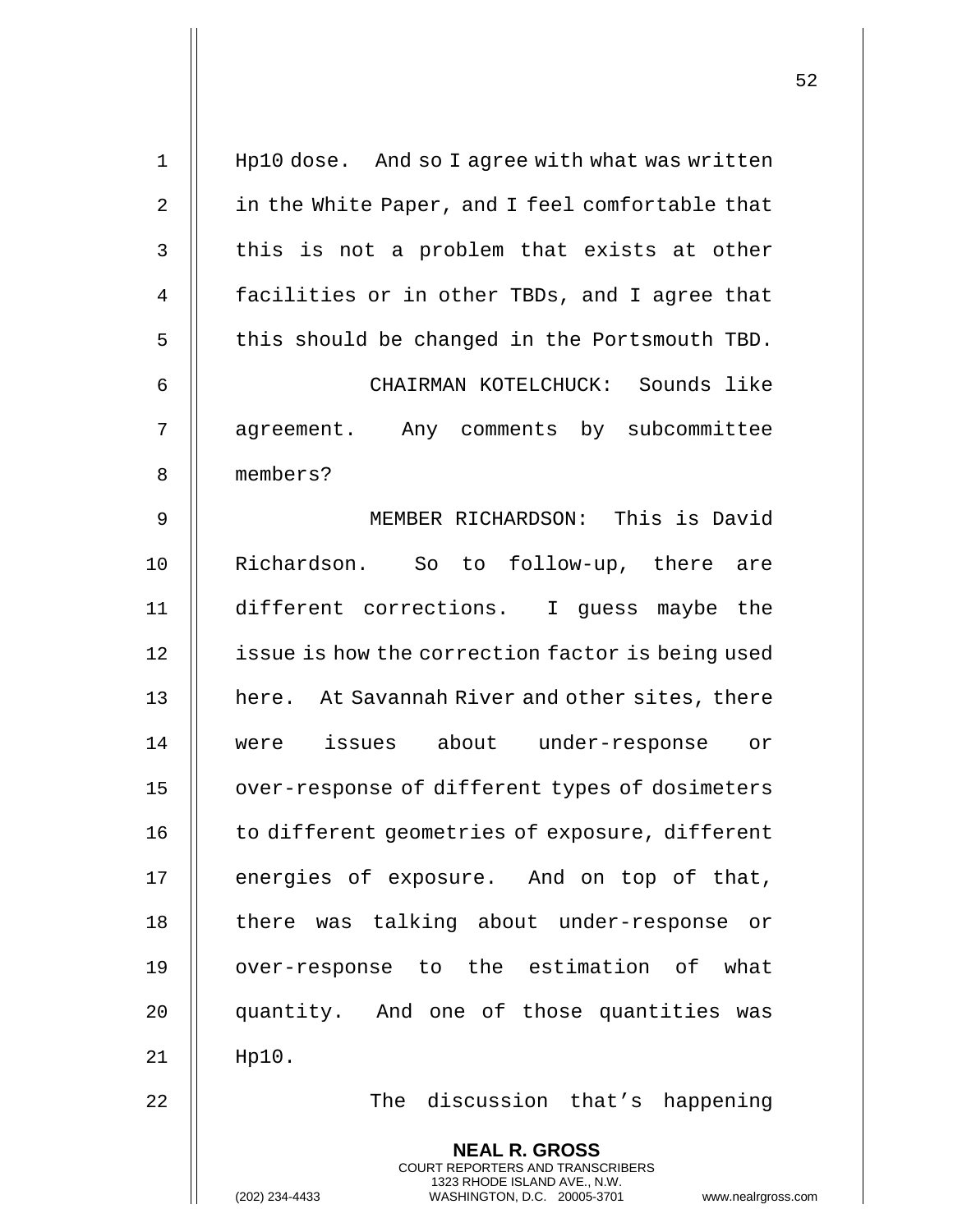Hp10 dose. And so I agree with what was written in the White Paper, and I feel comfortable that this is not a problem that exists at other facilities or in other TBDs, and I agree that this should be changed in the Portsmouth TBD.

CHAIRMAN KOTELCHUCK: Sounds like agreement. Any comments by subcommittee members?

MEMBER RICHARDSON: This is David Richardson. So to follow-up, there are different corrections. I guess maybe the issue is how the correction factor is being used here. At Savannah River and other sites, there were issues about under-response or over-response of different types of dosimeters to different geometries of exposure, different energies of exposure. And on top of that, there was talking about under-response or over-response to the estimation of what quantity. And one of those quantities was Hp10.

The discussion that's happening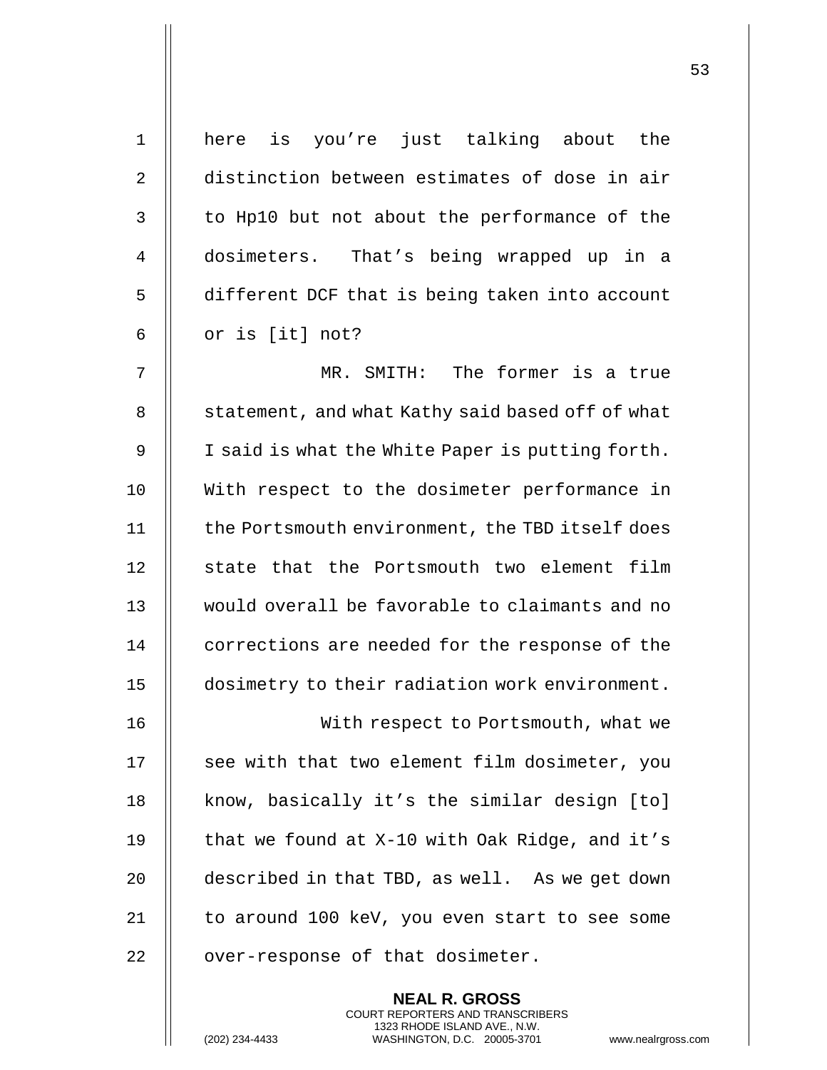here is you're just talking about the distinction between estimates of dose in air to Hp10 but not about the performance of the dosimeters. That's being wrapped up in a different DCF that is being taken into account or is [it] not?

MR. SMITH: The former is a true statement, and what Kathy said based off of what I said is what the White Paper is putting forth. With respect to the dosimeter performance in the Portsmouth environment, the TBD itself does state that the Portsmouth two element film would overall be favorable to claimants and no corrections are needed for the response of the dosimetry to their radiation work environment.

With respect to Portsmouth, what we see with that two element film dosimeter, you know, basically it's the similar design [to] that we found at X-10 with Oak Ridge, and it's described in that TBD, as well. As we get down to around 100 keV, you even start to see some over-response of that dosimeter.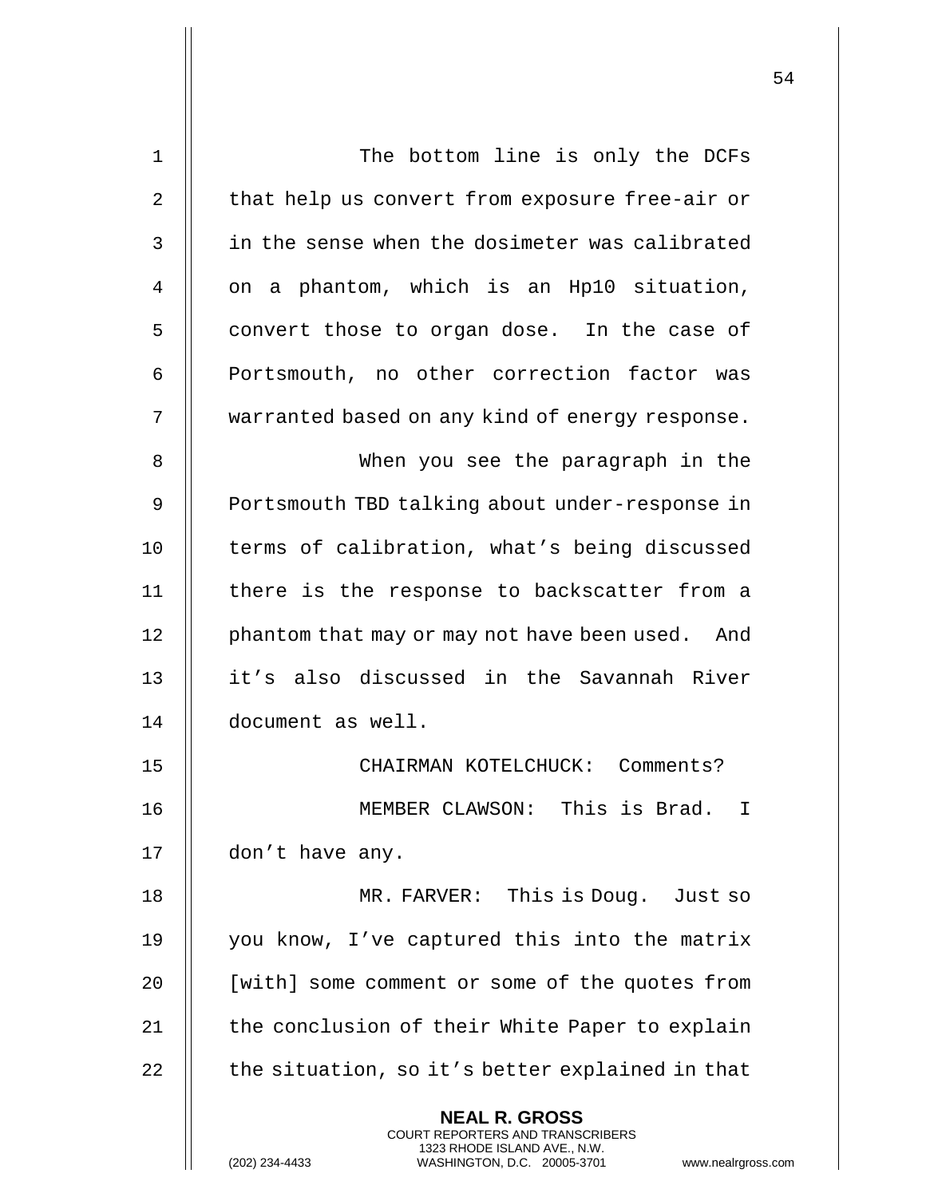The bottom line is only the DCFs that help us convert from exposure free-air or in the sense when the dosimeter was calibrated on a phantom, which is an Hp10 situation, convert those to organ dose. In the case of Portsmouth, no other correction factor was warranted based on any kind of energy response.

When you see the paragraph in the Portsmouth TBD talking about under-response in terms of calibration, what's being discussed there is the response to backscatter from a phantom that may or may not have been used. And it's also discussed in the Savannah River document as well.

CHAIRMAN KOTELCHUCK: Comments?

MEMBER CLAWSON: This is Brad. I don't have any.

MR. FARVER: This is Doug. Just so you know, I've captured this into the matrix [with] some comment or some of the quotes from the conclusion of their White Paper to explain the situation, so it's better explained in that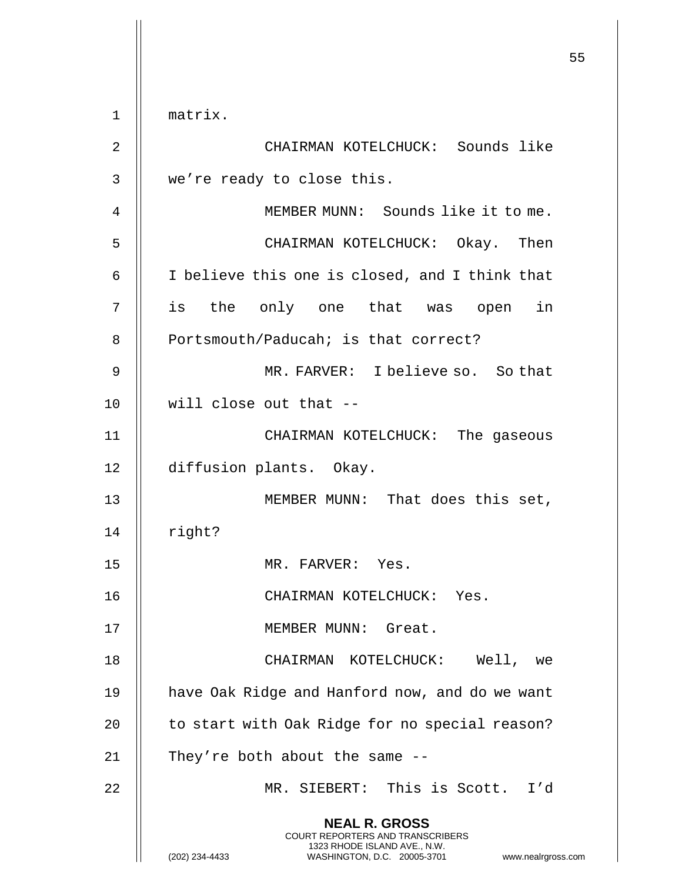matrix.

CHAIRMAN KOTELCHUCK: Sounds like we're ready to close this.

MEMBER MUNN: Sounds like it to me.

CHAIRMAN KOTELCHUCK: Okay. Then I believe this one is closed, and I think that is the only one that was open in Portsmouth/Paducah; is that correct?

MR. FARVER: I believe so. So that will close out that --

CHAIRMAN KOTELCHUCK: The gaseous diffusion plants. Okay.

MEMBER MUNN: That does this set, right?

MR. FARVER: Yes.

CHAIRMAN KOTELCHUCK: Yes.

MEMBER MUNN: Great.

CHAIRMAN KOTELCHUCK: Well, we have Oak Ridge and Hanford now, and do we want to start with Oak Ridge for no special reason? They're both about the same --

MR. SIEBERT: This is Scott. I'd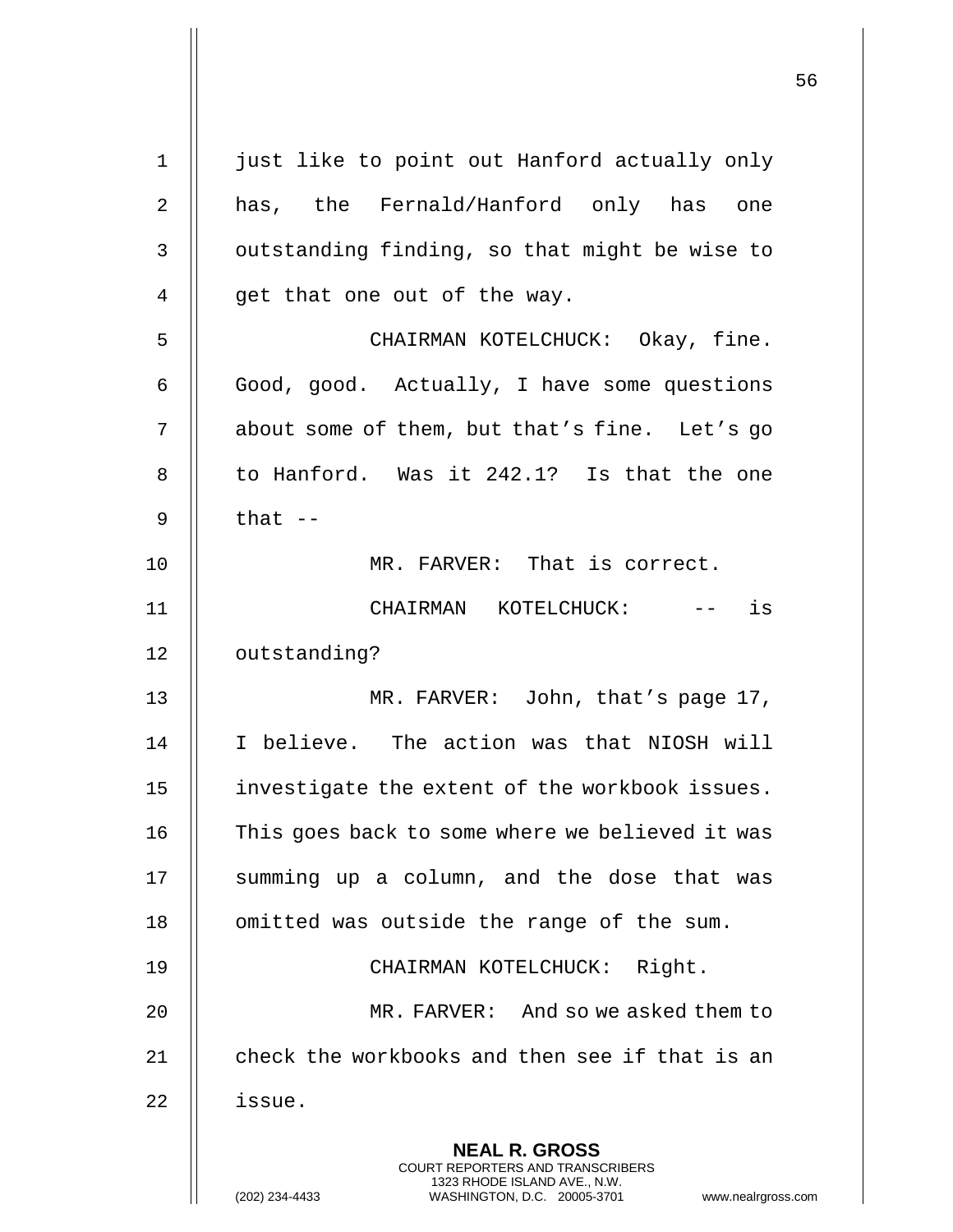just like to point out Hanford actually only has, the Fernald/Hanford only has one outstanding finding, so that might be wise to get that one out of the way.

CHAIRMAN KOTELCHUCK: Okay, fine. Good, good. Actually, I have some questions about some of them, but that's fine. Let's go to Hanford. Was it 242.1? Is that the one that --

MR. FARVER: That is correct.

CHAIRMAN KOTELCHUCK: -- is outstanding?

MR. FARVER: John, that's page 17, I believe. The action was that NIOSH will investigate the extent of the workbook issues. This goes back to some where we believed it was summing up a column, and the dose that was omitted was outside the range of the sum.

CHAIRMAN KOTELCHUCK: Right.

MR. FARVER: And so we asked them to check the workbooks and then see if that is an issue.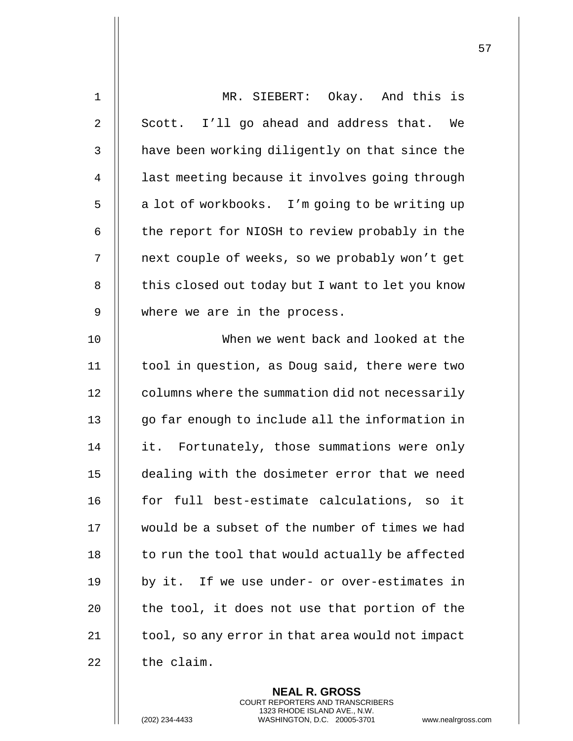MR. SIEBERT: Okay. And this is Scott. I'll go ahead and address that. We have been working diligently on that since the last meeting because it involves going through a lot of workbooks. I'm going to be writing up the report for NIOSH to review probably in the next couple of weeks, so we probably won't get this closed out today but I want to let you know where we are in the process.

When we went back and looked at the tool in question, as Doug said, there were two columns where the summation did not necessarily go far enough to include all the information in it. Fortunately, those summations were only dealing with the dosimeter error that we need for full best-estimate calculations, so it would be a subset of the number of times we had to run the tool that would actually be affected by it. If we use under- or over-estimates in the tool, it does not use that portion of the tool, so any error in that area would not impact the claim.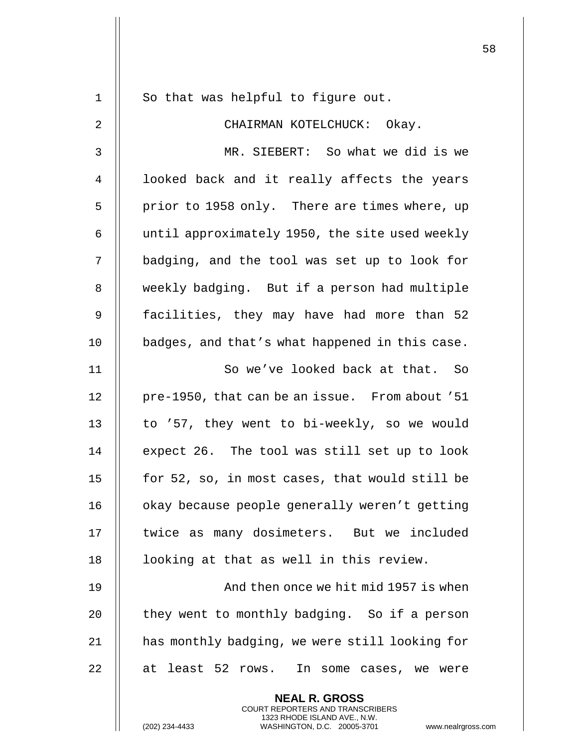So that was helpful to figure out.

CHAIRMAN KOTELCHUCK: Okay.

MR. SIEBERT: So what we did is we looked back and it really affects the years prior to 1958 only. There are times where, up until approximately 1950, the site used weekly badging, and the tool was set up to look for weekly badging. But if a person had multiple facilities, they may have had more than 52 badges, and that's what happened in this case.

So we've looked back at that. So pre-1950, that can be an issue. From about '51 to '57, they went to bi-weekly, so we would expect 26. The tool was still set up to look for 52, so, in most cases, that would still be okay because people generally weren't getting twice as many dosimeters. But we included looking at that as well in this review.

And then once we hit mid 1957 is when they went to monthly badging. So if a person has monthly badging, we were still looking for at least 52 rows. In some cases, we were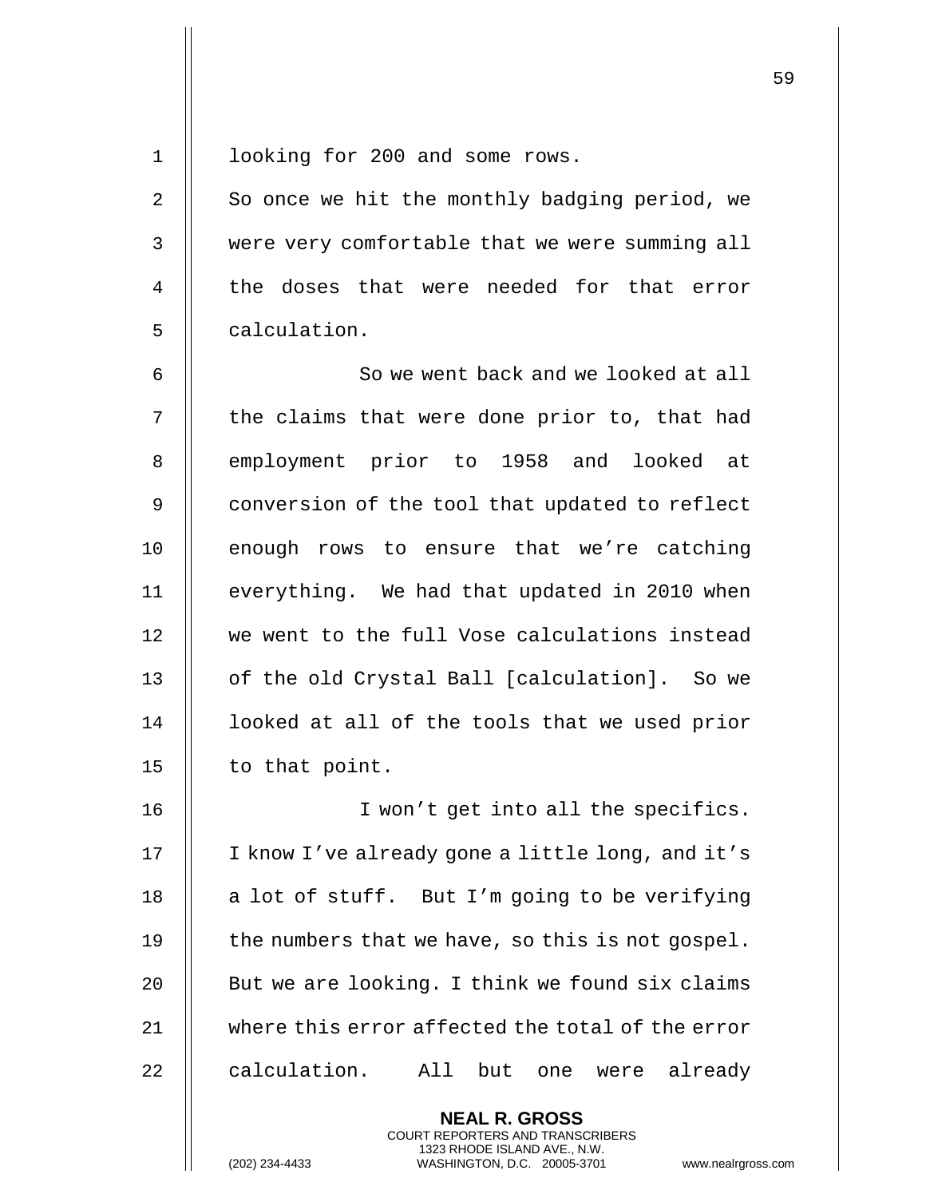looking for 200 and some rows.

So once we hit the monthly badging period, we were very comfortable that we were summing all the doses that were needed for that error calculation.

So we went back and we looked at all the claims that were done prior to, that had employment prior to 1958 and looked at conversion of the tool that updated to reflect enough rows to ensure that we're catching everything. We had that updated in 2010 when we went to the full Vose calculations instead of the old Crystal Ball [calculation]. So we looked at all of the tools that we used prior to that point.

I won't get into all the specifics. I know I've already gone a little long, and it's a lot of stuff. But I'm going to be verifying the numbers that we have, so this is not gospel. But we are looking. I think we found six claims where this error affected the total of the error calculation. All but one were already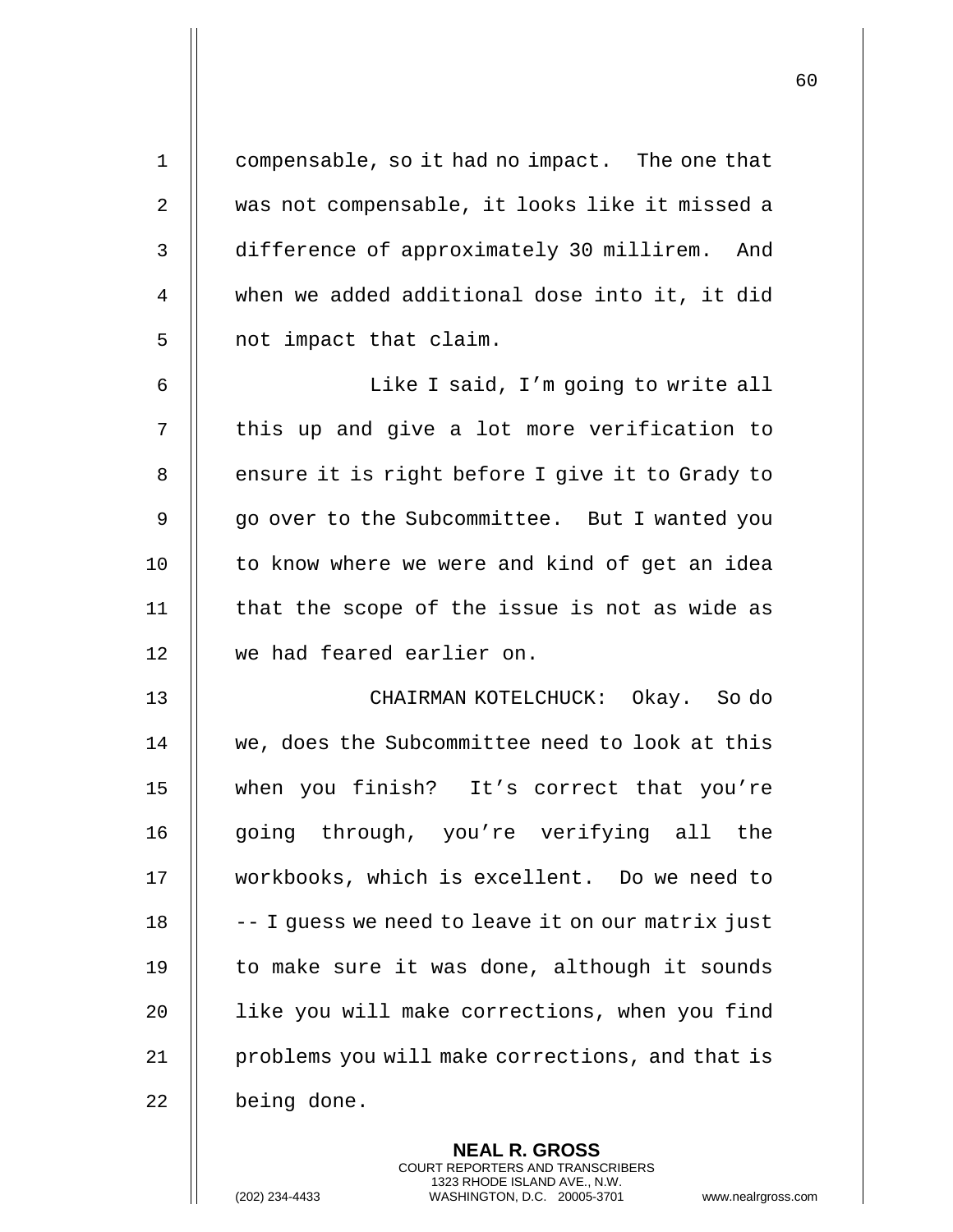compensable, so it had no impact. The one that was not compensable, it looks like it missed a difference of approximately 30 millirem. And when we added additional dose into it, it did not impact that claim.

Like I said, I'm going to write all this up and give a lot more verification to ensure it is right before I give it to Grady to go over to the Subcommittee. But I wanted you to know where we were and kind of get an idea that the scope of the issue is not as wide as we had feared earlier on.

CHAIRMAN KOTELCHUCK: Okay. So do we, does the Subcommittee need to look at this when you finish? It's correct that you're going through, you're verifying all the workbooks, which is excellent. Do we need to -- I guess we need to leave it on our matrix just to make sure it was done, although it sounds like you will make corrections, when you find problems you will make corrections, and that is being done.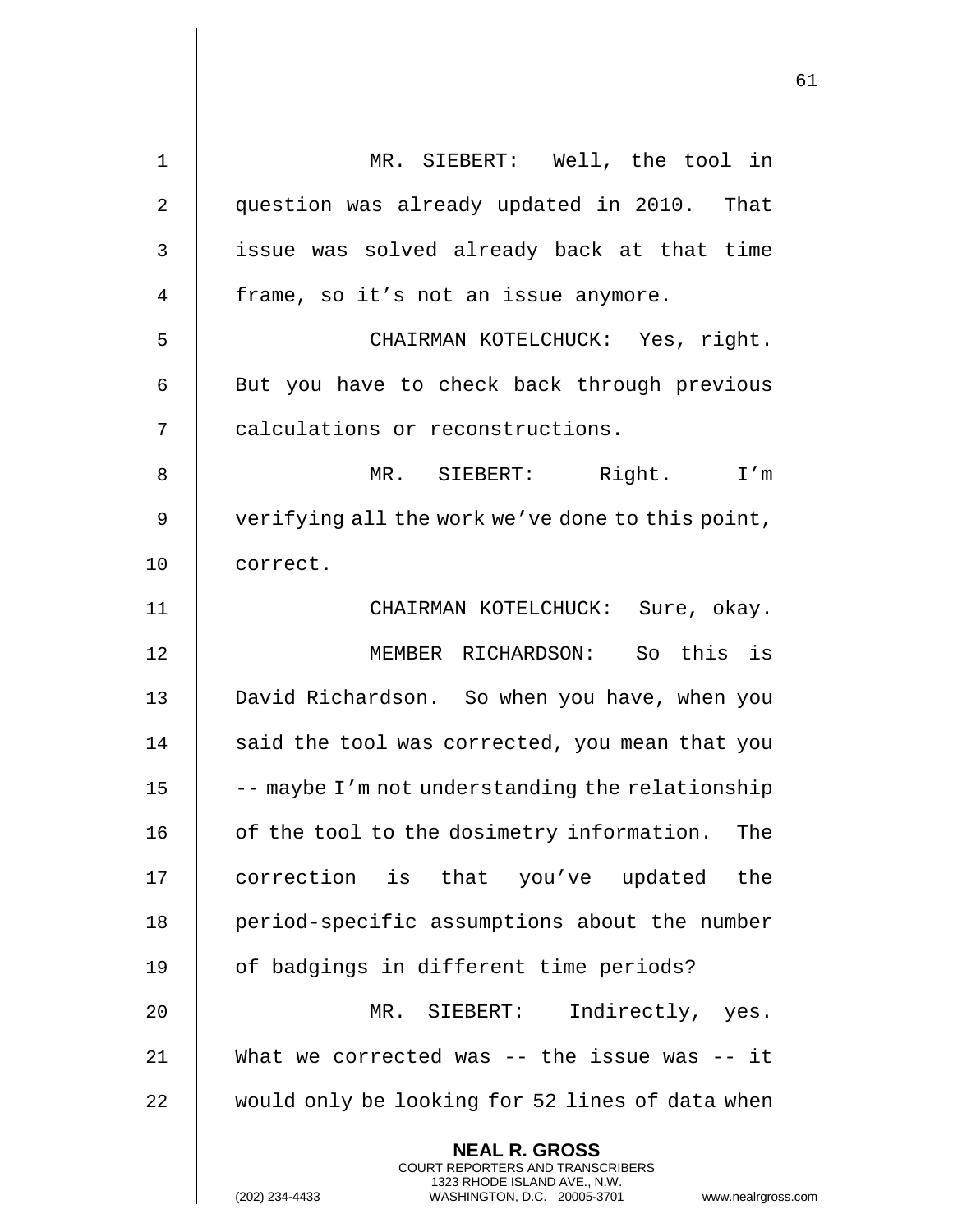MR. SIEBERT: Well, the tool in question was already updated in 2010. That issue was solved already back at that time frame, so it's not an issue anymore.

CHAIRMAN KOTELCHUCK: Yes, right. But you have to check back through previous calculations or reconstructions.

MR. SIEBERT: Right. I'm verifying all the work we've done to this point, correct.

CHAIRMAN KOTELCHUCK: Sure, okay.

MEMBER RICHARDSON: So this is David Richardson. So when you have, when you said the tool was corrected, you mean that you -- maybe I'm not understanding the relationship of the tool to the dosimetry information. The correction is that you've updated the period-specific assumptions about the number of badgings in different time periods?

MR. SIEBERT: Indirectly, yes. What we corrected was -- the issue was -- it would only be looking for 52 lines of data when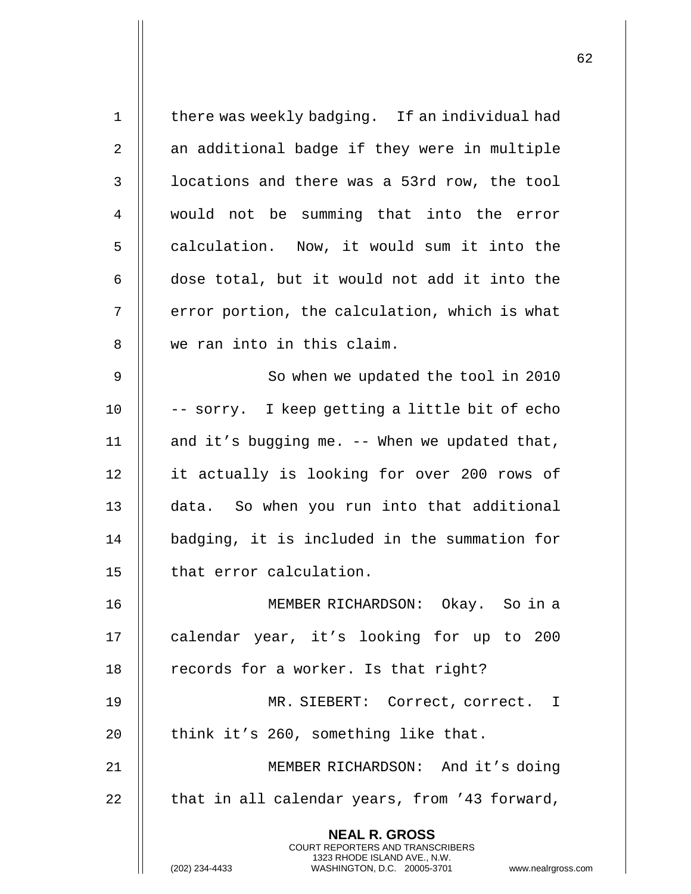there was weekly badging. If an individual had an additional badge if they were in multiple locations and there was a 53rd row, the tool would not be summing that into the error calculation. Now, it would sum it into the dose total, but it would not add it into the error portion, the calculation, which is what we ran into in this claim.

So when we updated the tool in 2010 -- sorry. I keep getting a little bit of echo and it's bugging me. -- When we updated that, it actually is looking for over 200 rows of data. So when you run into that additional badging, it is included in the summation for that error calculation.

MEMBER RICHARDSON: Okay. So in a calendar year, it's looking for up to 200 records for a worker. Is that right?

MR. SIEBERT: Correct, correct. I think it's 260, something like that.

MEMBER RICHARDSON: And it's doing that in all calendar years, from '43 forward,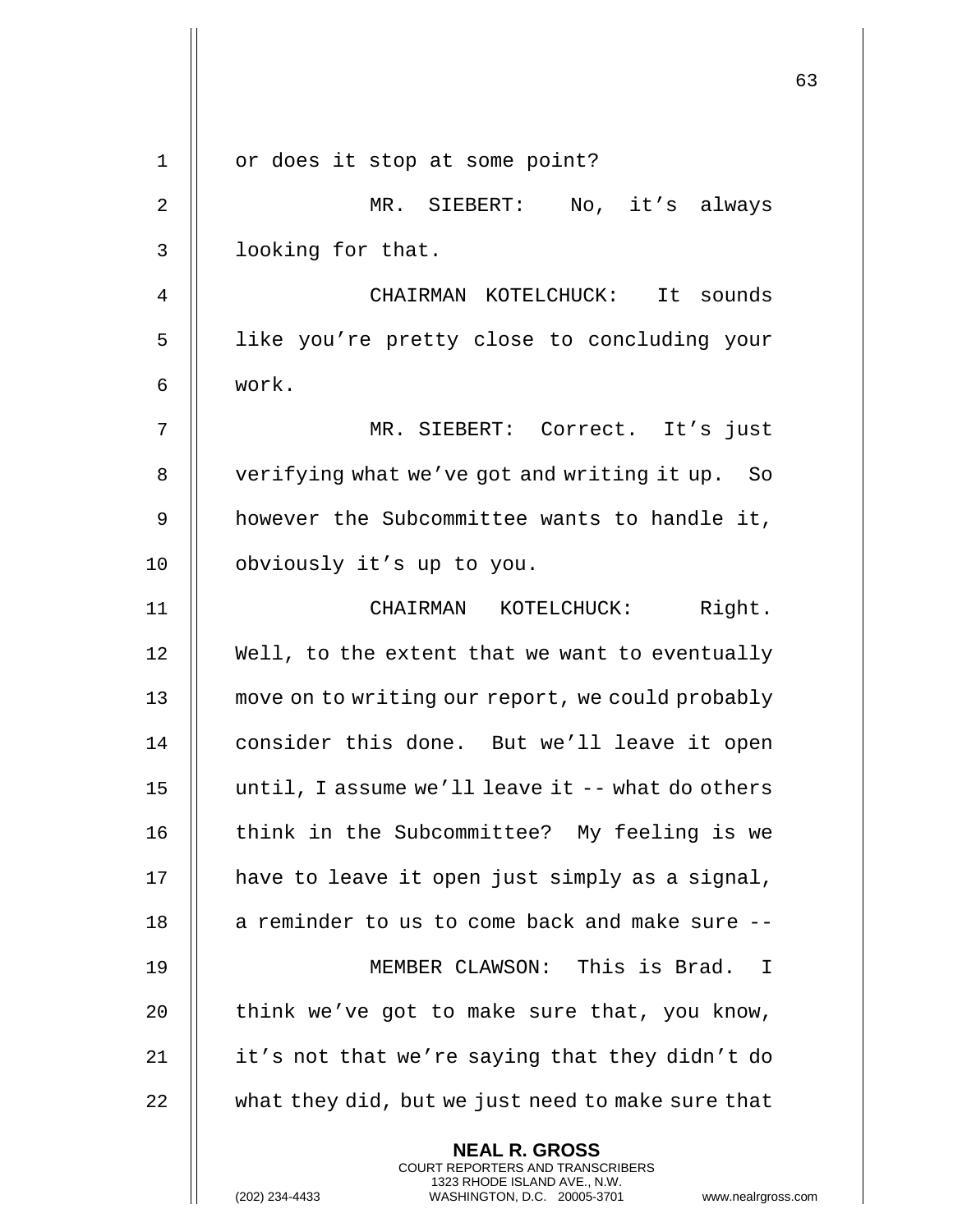or does it stop at some point?

MR. SIEBERT: No, it's always looking for that.

CHAIRMAN KOTELCHUCK: It sounds like you're pretty close to concluding your work.

MR. SIEBERT: Correct. It's just verifying what we've got and writing it up. So however the Subcommittee wants to handle it, obviously it's up to you.

CHAIRMAN KOTELCHUCK: Right. Well, to the extent that we want to eventually move on to writing our report, we could probably consider this done. But we'll leave it open until, I assume we'll leave it -- what do others think in the Subcommittee? My feeling is we have to leave it open just simply as a signal, a reminder to us to come back and make sure --

MEMBER CLAWSON: This is Brad. I think we've got to make sure that, you know, it's not that we're saying that they didn't do what they did, but we just need to make sure that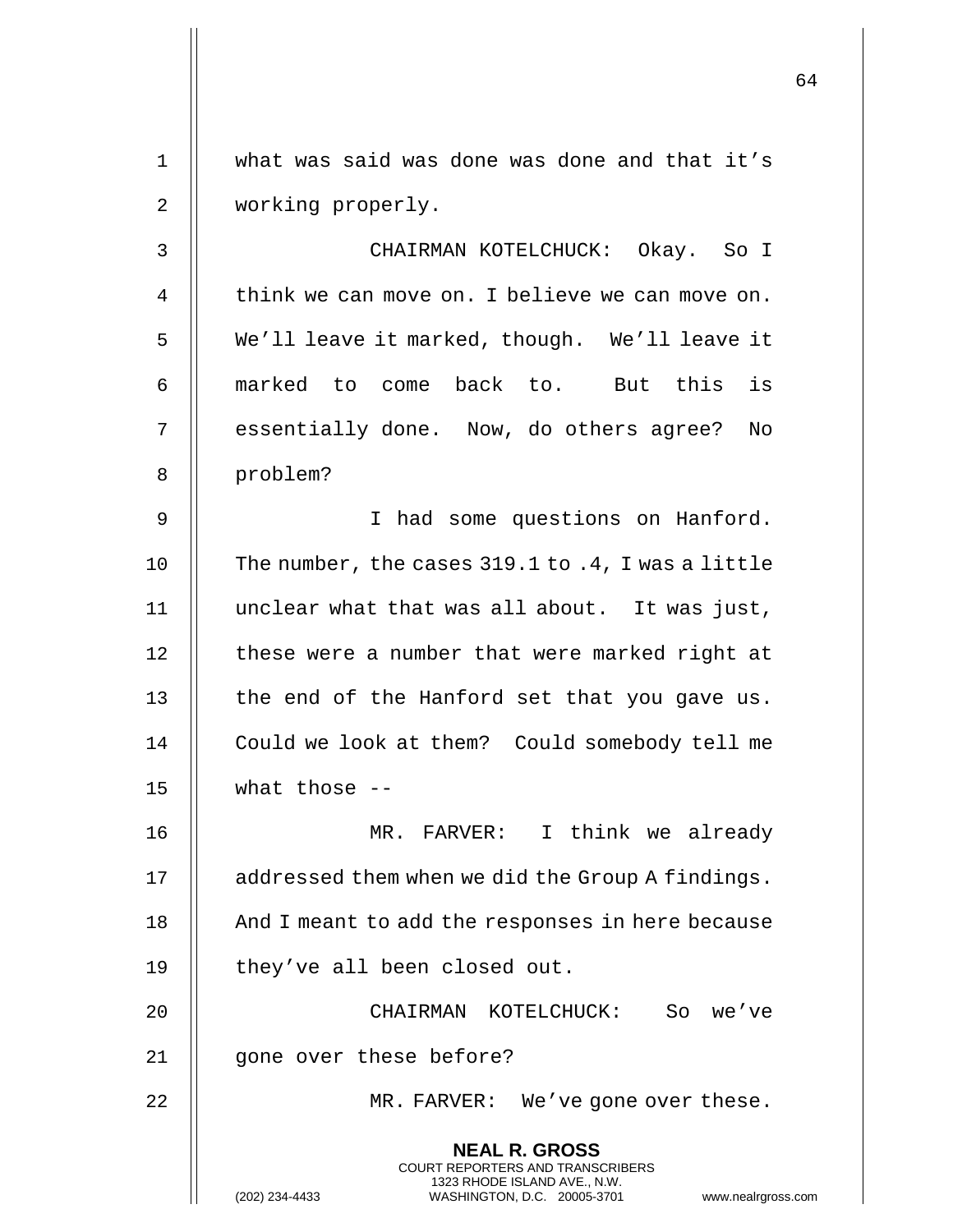what was said was done was done and that it's working properly.

CHAIRMAN KOTELCHUCK: Okay. So I think we can move on. I believe we can move on. We'll leave it marked, though. We'll leave it marked to come back to. But this is essentially done. Now, do others agree? No problem?

I had some questions on Hanford. The number, the cases 319.1 to .4, I was a little unclear what that was all about. It was just, these were a number that were marked right at the end of the Hanford set that you gave us. Could we look at them? Could somebody tell me what those --

MR. FARVER: I think we already addressed them when we did the Group A findings. And I meant to add the responses in here because they've all been closed out.

CHAIRMAN KOTELCHUCK: So we've gone over these before?

MR. FARVER: We've gone over these.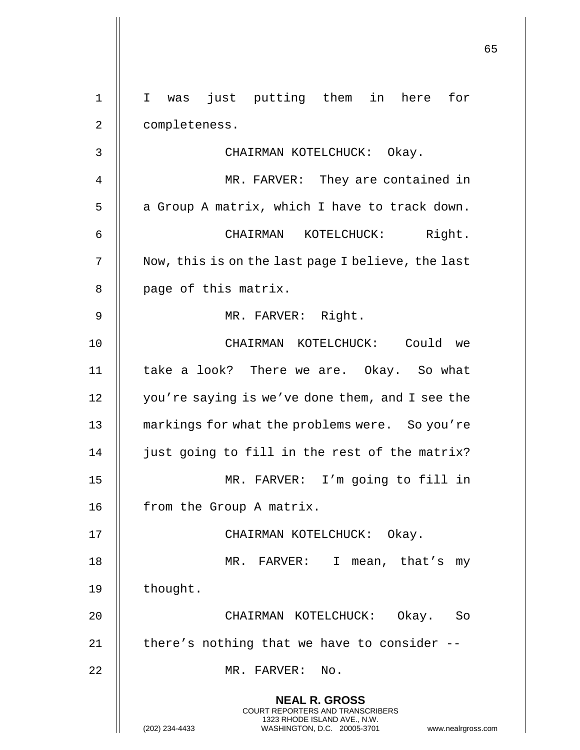I was just putting them in here for completeness.

CHAIRMAN KOTELCHUCK: Okay.

MR. FARVER: They are contained in a Group A matrix, which I have to track down.

CHAIRMAN KOTELCHUCK: Right. Now, this is on the last page I believe, the last page of this matrix.

MR. FARVER: Right.

CHAIRMAN KOTELCHUCK: Could we take a look? There we are. Okay. So what you're saying is we've done them, and I see the markings for what the problems were. So you're just going to fill in the rest of the matrix?

MR. FARVER: I'm going to fill in from the Group A matrix.

CHAIRMAN KOTELCHUCK: Okay.

MR. FARVER: I mean, that's my thought.

CHAIRMAN KOTELCHUCK: Okay. So there's nothing that we have to consider --

MR. FARVER: No.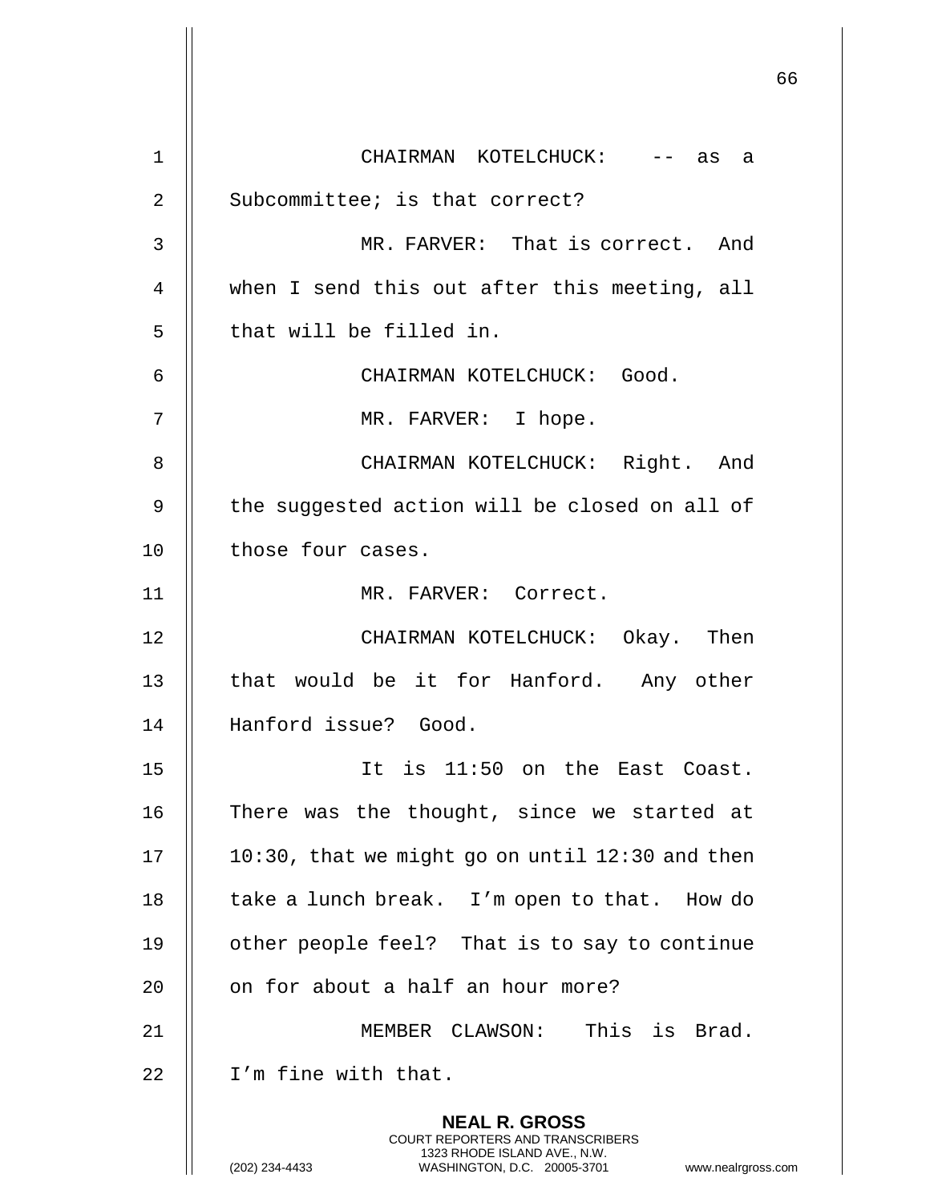CHAIRMAN KOTELCHUCK: -- as a Subcommittee; is that correct?

MR. FARVER: That is correct. And when I send this out after this meeting, all that will be filled in.

CHAIRMAN KOTELCHUCK: Good.

MR. FARVER: I hope.

CHAIRMAN KOTELCHUCK: Right. And the suggested action will be closed on all of those four cases.

MR. FARVER: Correct.

CHAIRMAN KOTELCHUCK: Okay. Then that would be it for Hanford. Any other Hanford issue? Good.

It is 11:50 on the East Coast. There was the thought, since we started at 10:30, that we might go on until 12:30 and then take a lunch break. I'm open to that. How do other people feel? That is to say to continue on for about a half an hour more?

MEMBER CLAWSON: This is Brad. I'm fine with that.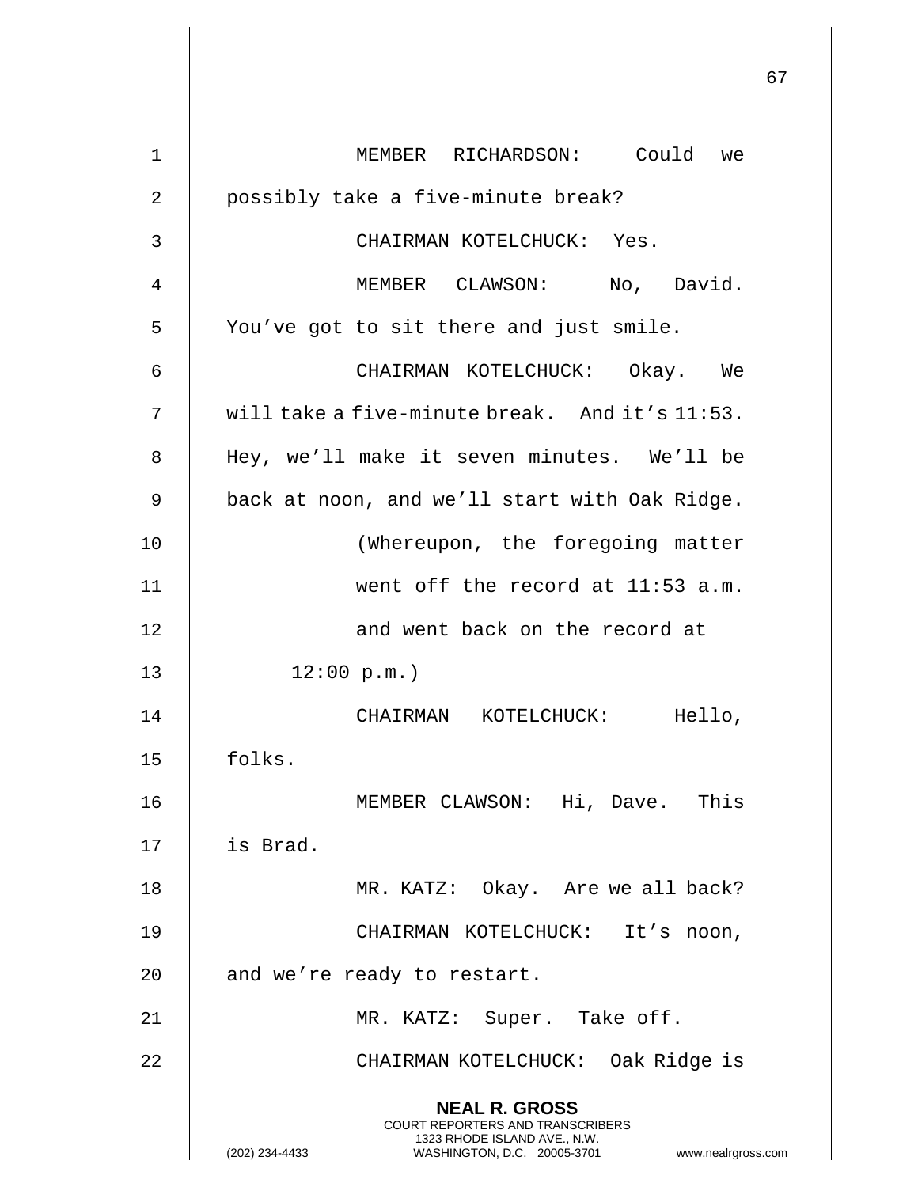MEMBER RICHARDSON: Could we possibly take a five-minute break?

CHAIRMAN KOTELCHUCK: Yes.

MEMBER CLAWSON: No, David. You've got to sit there and just smile.

CHAIRMAN KOTELCHUCK: Okay. We will take a five-minute break. And it's 11:53. Hey, we'll make it seven minutes. We'll be back at noon, and we'll start with Oak Ridge.

(Whereupon, the foregoing matter went off the record at 11:53 a.m. and went back on the record at 12:00 p.m.)

CHAIRMAN KOTELCHUCK: Hello, folks.

MEMBER CLAWSON: Hi, Dave. This is Brad.

MR. KATZ: Okay. Are we all back?

CHAIRMAN KOTELCHUCK: It's noon, and we're ready to restart.

MR. KATZ: Super. Take off.

CHAIRMAN KOTELCHUCK: Oak Ridge is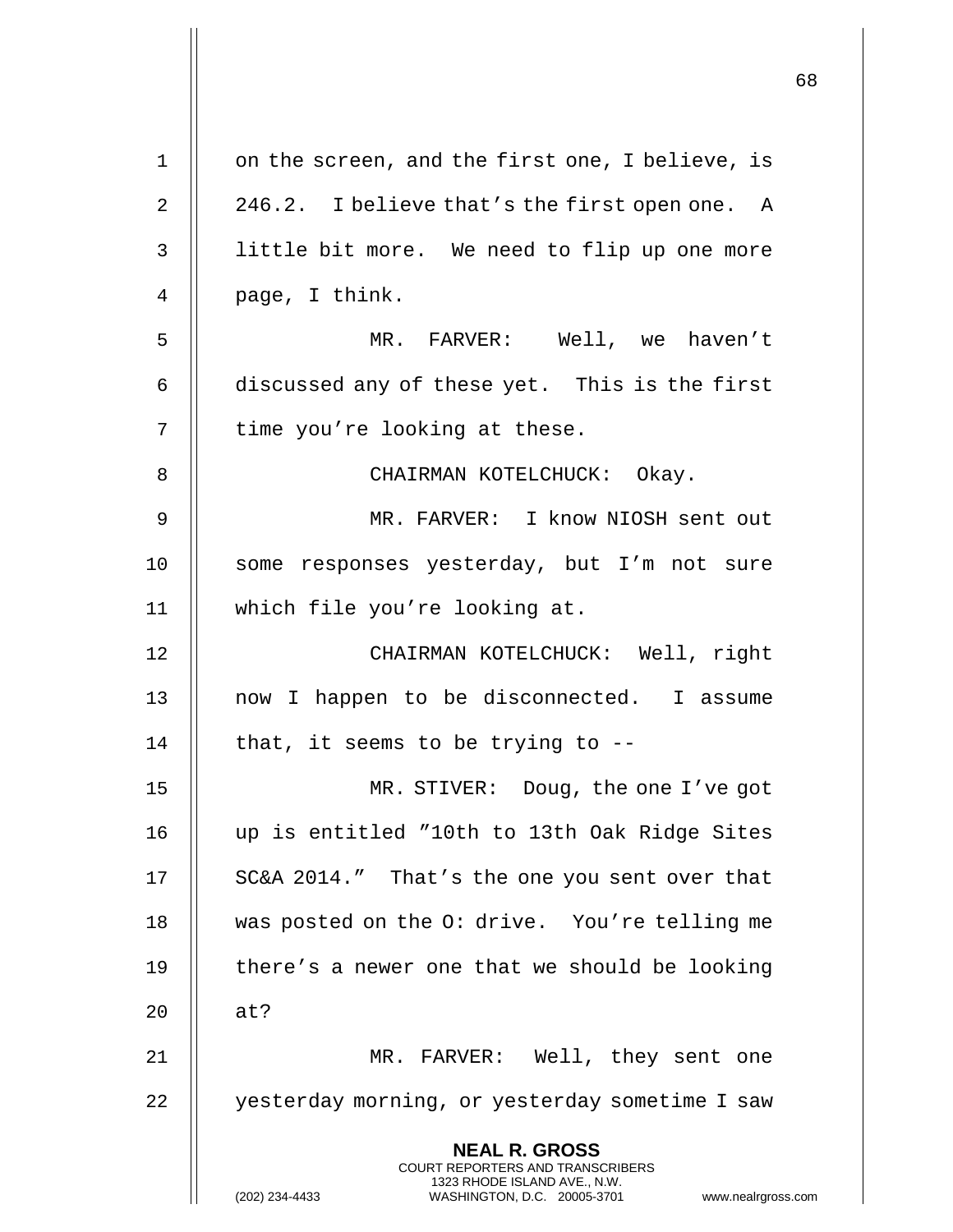on the screen, and the first one, I believe, is 246.2. I believe that's the first open one. A little bit more. We need to flip up one more page, I think.

MR. FARVER: Well, we haven't discussed any of these yet. This is the first time you're looking at these.

CHAIRMAN KOTELCHUCK: Okay.

MR. FARVER: I know NIOSH sent out some responses yesterday, but I'm not sure which file you're looking at.

CHAIRMAN KOTELCHUCK: Well, right now I happen to be disconnected. I assume that, it seems to be trying to --

MR. STIVER: Doug, the one I've got up is entitled "10th to 13th Oak Ridge Sites SC&A 2014." That's the one you sent over that was posted on the O: drive. You're telling me there's a newer one that we should be looking at?

MR. FARVER: Well, they sent one yesterday morning, or yesterday sometime I saw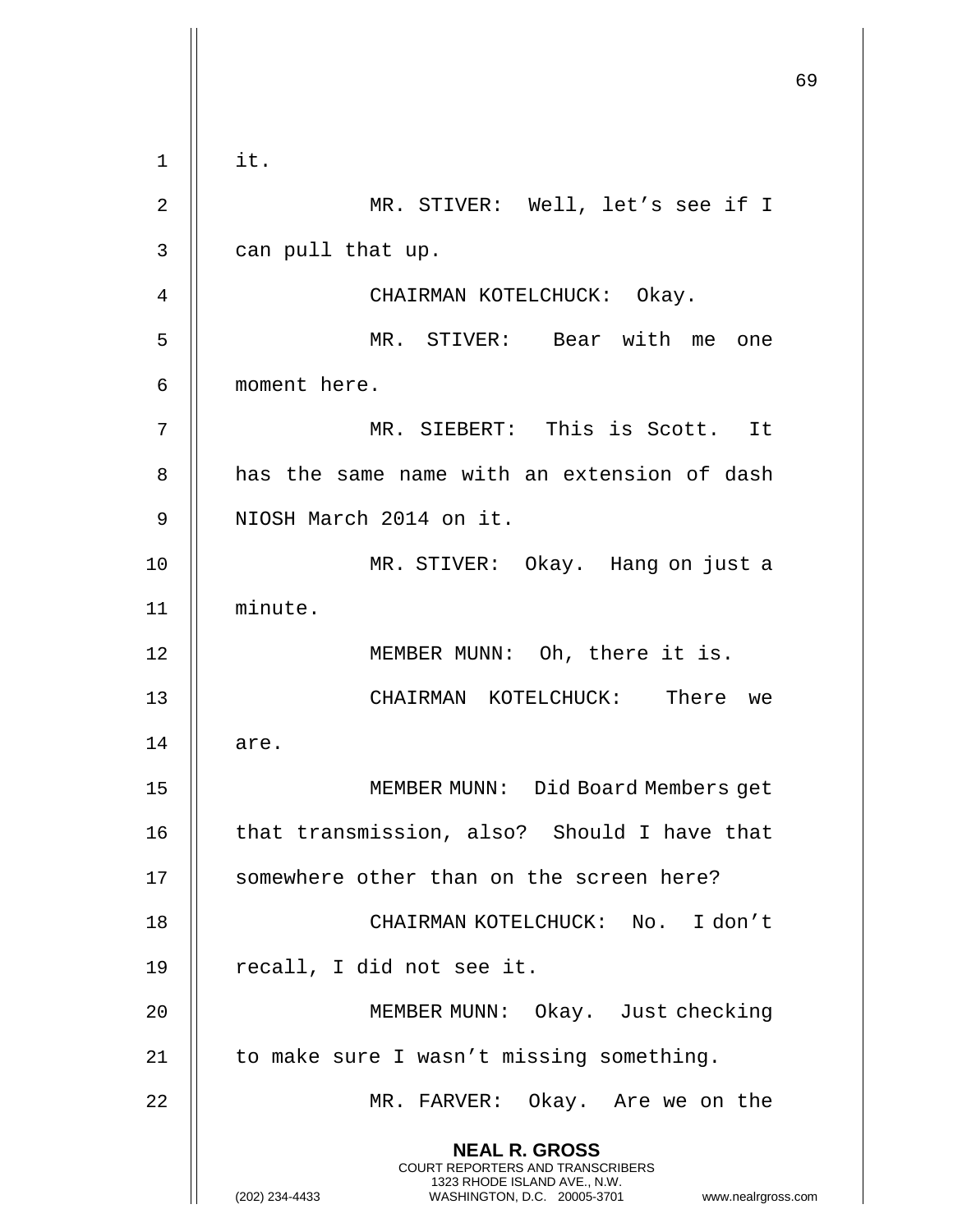it.

MR. STIVER: Well, let's see if I can pull that up.

CHAIRMAN KOTELCHUCK: Okay.

MR. STIVER: Bear with me one moment here.

MR. SIEBERT: This is Scott. It has the same name with an extension of dash NIOSH March 2014 on it.

MR. STIVER: Okay. Hang on just a minute.

MEMBER MUNN: Oh, there it is.

CHAIRMAN KOTELCHUCK: There we are.

MEMBER MUNN: Did Board Members get that transmission, also? Should I have that somewhere other than on the screen here?

CHAIRMAN KOTELCHUCK: No. I don't recall, I did not see it.

MEMBER MUNN: Okay. Just checking to make sure I wasn't missing something.

MR. FARVER: Okay. Are we on the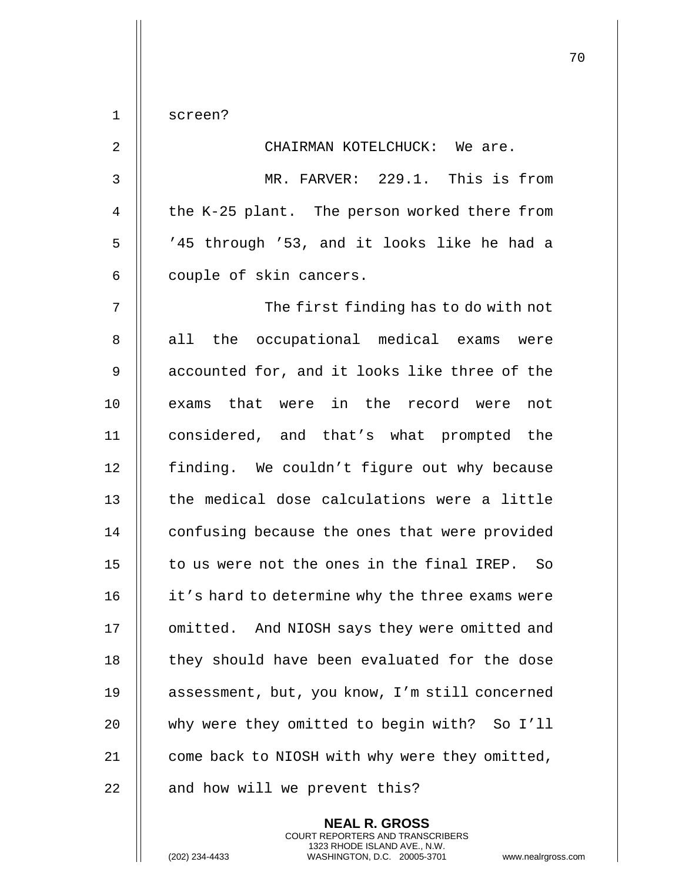screen?

CHAIRMAN KOTELCHUCK: We are.

MR. FARVER: 229.1. This is from the K-25 plant. The person worked there from ’45 through ’53, and it looks like he had a couple of skin cancers.

The first finding has to do with not all the occupational medical exams were accounted for, and it looks like three of the exams that were in the record were not considered, and that’s what prompted the finding. We couldn’t figure out why because the medical dose calculations were a little confusing because the ones that were provided to us were not the ones in the final IREP. So it’s hard to determine why the three exams were omitted. And NIOSH says they were omitted and they should have been evaluated for the dose assessment, but, you know, I’m still concerned why were they omitted to begin with? So I’ll come back to NIOSH with why were they omitted, and how will we prevent this?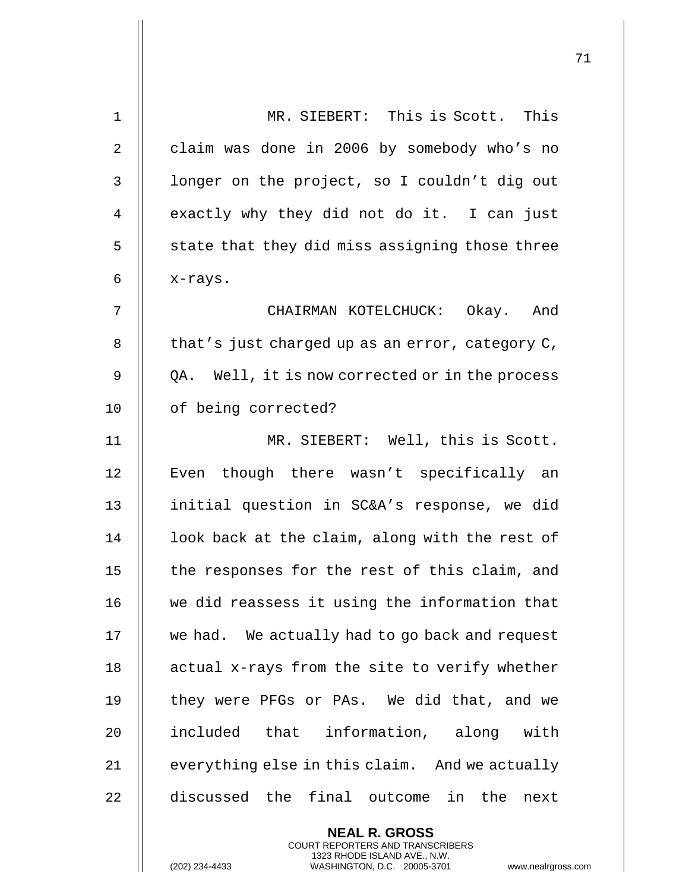MR. SIEBERT: This is Scott. This claim was done in 2006 by somebody who's no longer on the project, so I couldn't dig out exactly why they did not do it. I can just state that they did miss assigning those three x-rays.

CHAIRMAN KOTELCHUCK: Okay. And that's just charged up as an error, category C, QA. Well, it is now corrected or in the process of being corrected?

MR. SIEBERT: Well, this is Scott. Even though there wasn't specifically an initial question in SC&A's response, we did look back at the claim, along with the rest of the responses for the rest of this claim, and we did reassess it using the information that we had. We actually had to go back and request actual x-rays from the site to verify whether they were PFGs or PAs. We did that, and we included that information, along with everything else in this claim. And we actually discussed the final outcome in the next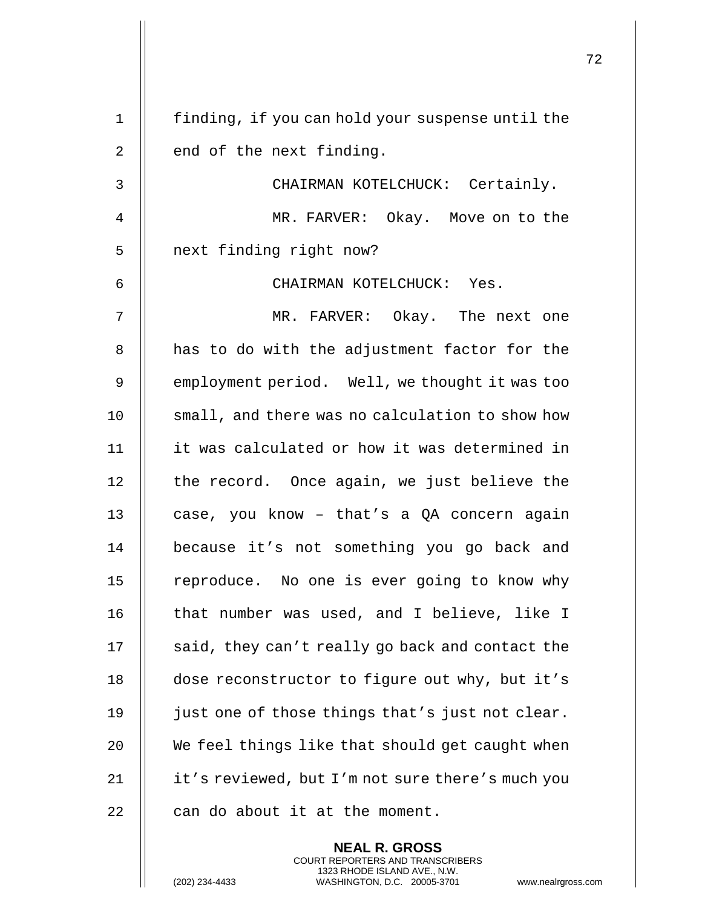finding, if you can hold your suspense until the end of the next finding.

CHAIRMAN KOTELCHUCK: Certainly.

MR. FARVER: Okay. Move on to the next finding right now?

CHAIRMAN KOTELCHUCK: Yes.

MR. FARVER: Okay. The next one has to do with the adjustment factor for the employment period. Well, we thought it was too small, and there was no calculation to show how it was calculated or how it was determined in the record. Once again, we just believe the case, you know – that's a QA concern again because it's not something you go back and reproduce. No one is ever going to know why that number was used, and I believe, like I said, they can't really go back and contact the dose reconstructor to figure out why, but it's just one of those things that's just not clear. We feel things like that should get caught when it's reviewed, but I'm not sure there's much you can do about it at the moment.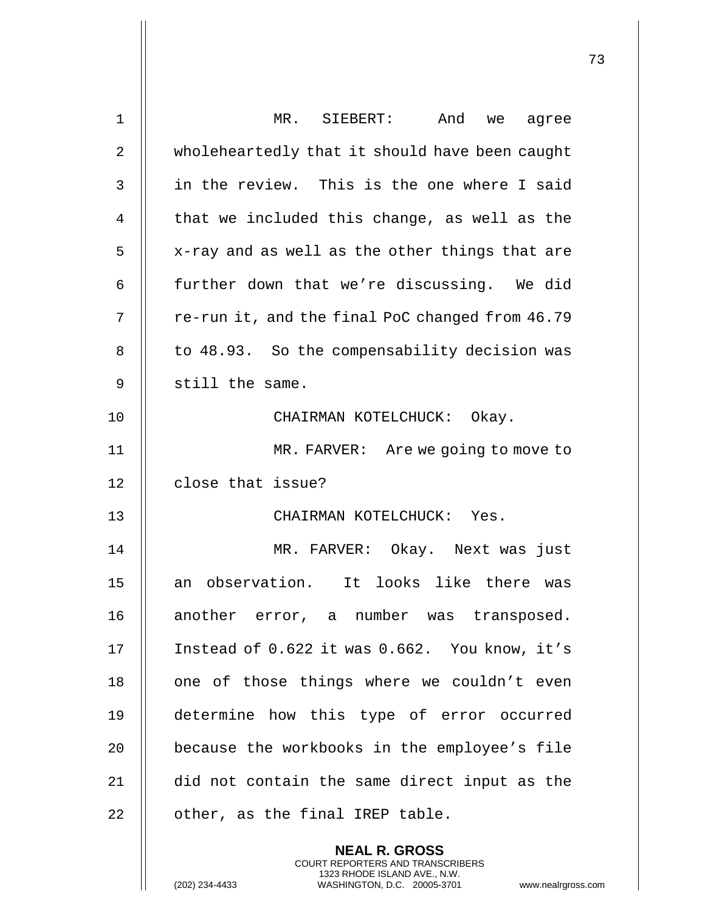MR. SIEBERT: And we agree wholeheartedly that it should have been caught in the review. This is the one where I said that we included this change, as well as the x-ray and as well as the other things that are further down that we're discussing. We did re-run it, and the final PoC changed from 46.79 to 48.93. So the compensability decision was still the same.

CHAIRMAN KOTELCHUCK: Okay.

MR. FARVER: Are we going to move to close that issue?

CHAIRMAN KOTELCHUCK: Yes.

MR. FARVER: Okay. Next was just an observation. It looks like there was another error, a number was transposed. Instead of 0.622 it was 0.662. You know, it's one of those things where we couldn't even determine how this type of error occurred because the workbooks in the employee's file did not contain the same direct input as the other, as the final IREP table.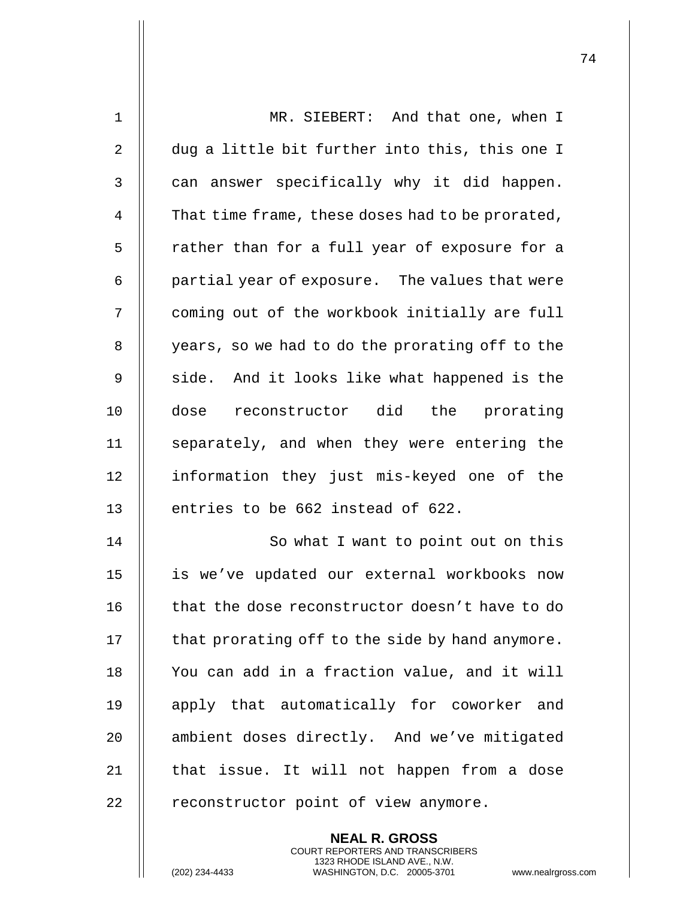MR. SIEBERT: And that one, when I dug a little bit further into this, this one I can answer specifically why it did happen. That time frame, these doses had to be prorated, rather than for a full year of exposure for a partial year of exposure. The values that were coming out of the workbook initially are full years, so we had to do the prorating off to the side. And it looks like what happened is the dose reconstructor did the prorating separately, and when they were entering the information they just mis-keyed one of the entries to be 662 instead of 622.

So what I want to point out on this is we've updated our external workbooks now that the dose reconstructor doesn't have to do that prorating off to the side by hand anymore. You can add in a fraction value, and it will apply that automatically for coworker and ambient doses directly. And we've mitigated that issue. It will not happen from a dose reconstructor point of view anymore.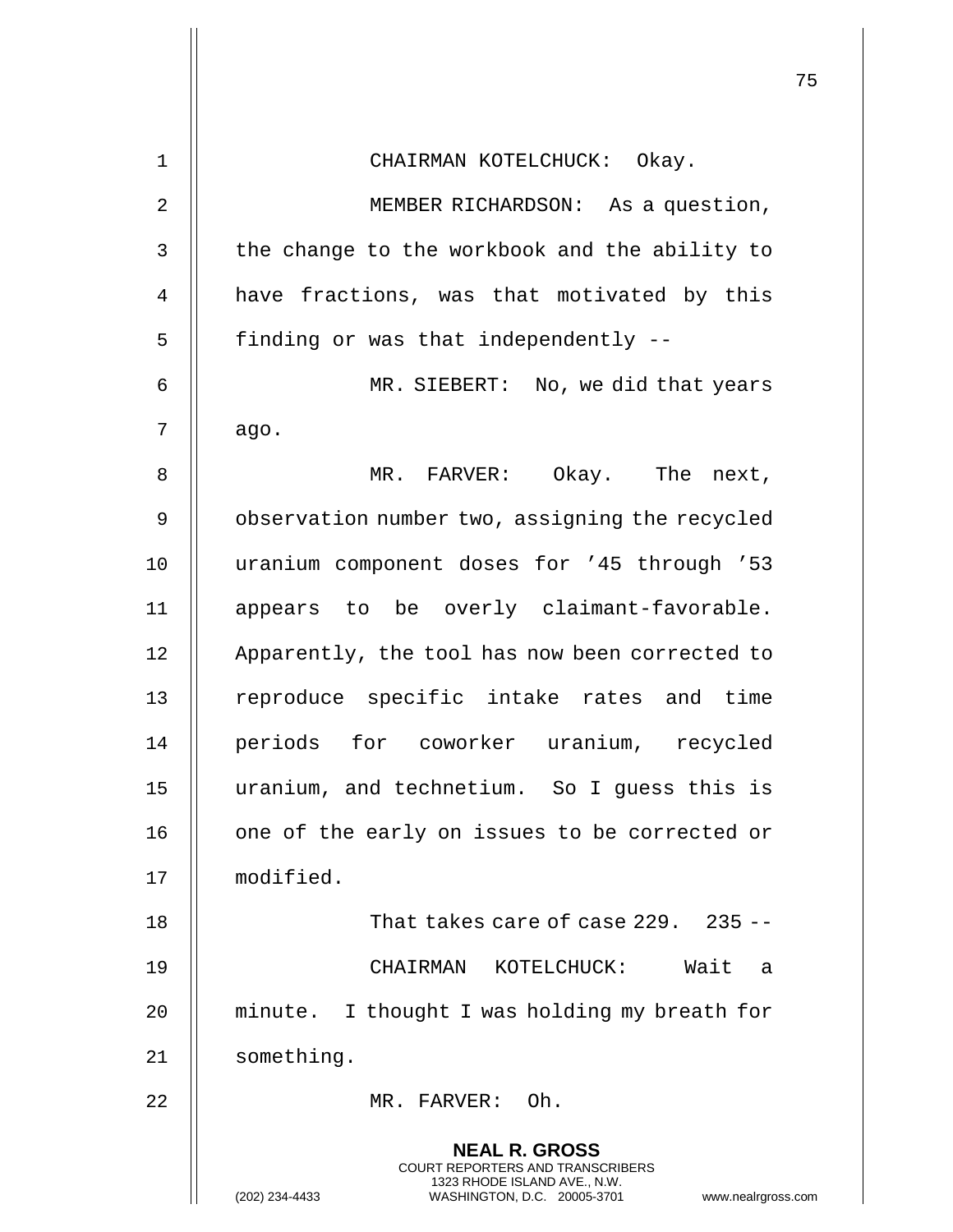CHAIRMAN KOTELCHUCK: Okay.

MEMBER RICHARDSON: As a question, the change to the workbook and the ability to have fractions, was that motivated by this finding or was that independently --

MR. SIEBERT: No, we did that years ago.

MR. FARVER: Okay. The next, observation number two, assigning the recycled uranium component doses for '45 through '53 appears to be overly claimant-favorable. Apparently, the tool has now been corrected to reproduce specific intake rates and time periods for coworker uranium, recycled uranium, and technetium. So I guess this is one of the early on issues to be corrected or modified.

That takes care of case 229. 235 --

CHAIRMAN KOTELCHUCK: Wait a minute. I thought I was holding my breath for something.

MR. FARVER: Oh.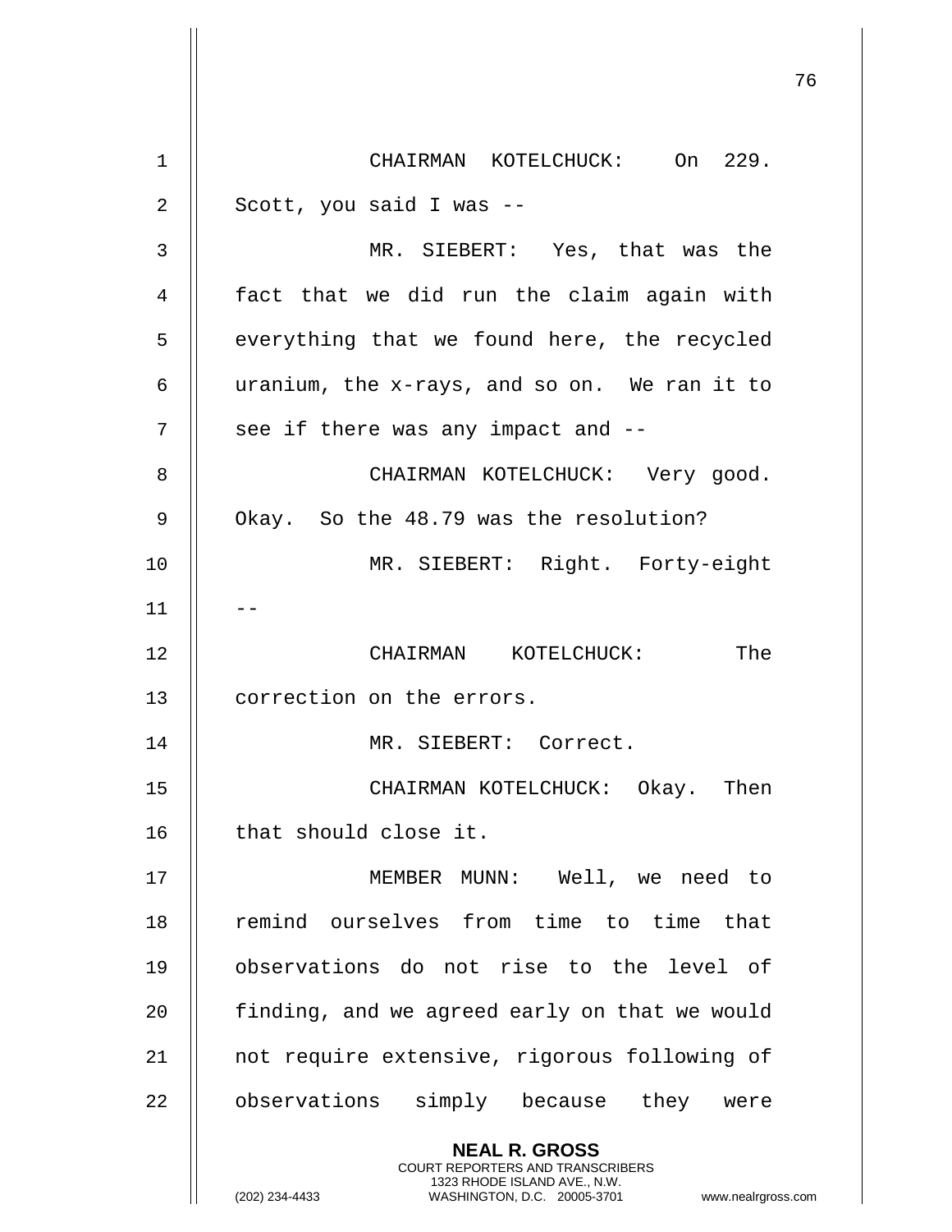CHAIRMAN KOTELCHUCK: On 229. Scott, you said I was --

MR. SIEBERT: Yes, that was the fact that we did run the claim again with everything that we found here, the recycled uranium, the x-rays, and so on. We ran it to see if there was any impact and --

CHAIRMAN KOTELCHUCK: Very good. Okay. So the 48.79 was the resolution?

MR. SIEBERT: Right. Forty-eight --

CHAIRMAN KOTELCHUCK: The correction on the errors.

MR. SIEBERT: Correct.

CHAIRMAN KOTELCHUCK: Okay. Then that should close it.

MEMBER MUNN: Well, we need to remind ourselves from time to time that observations do not rise to the level of finding, and we agreed early on that we would not require extensive, rigorous following of observations simply because they were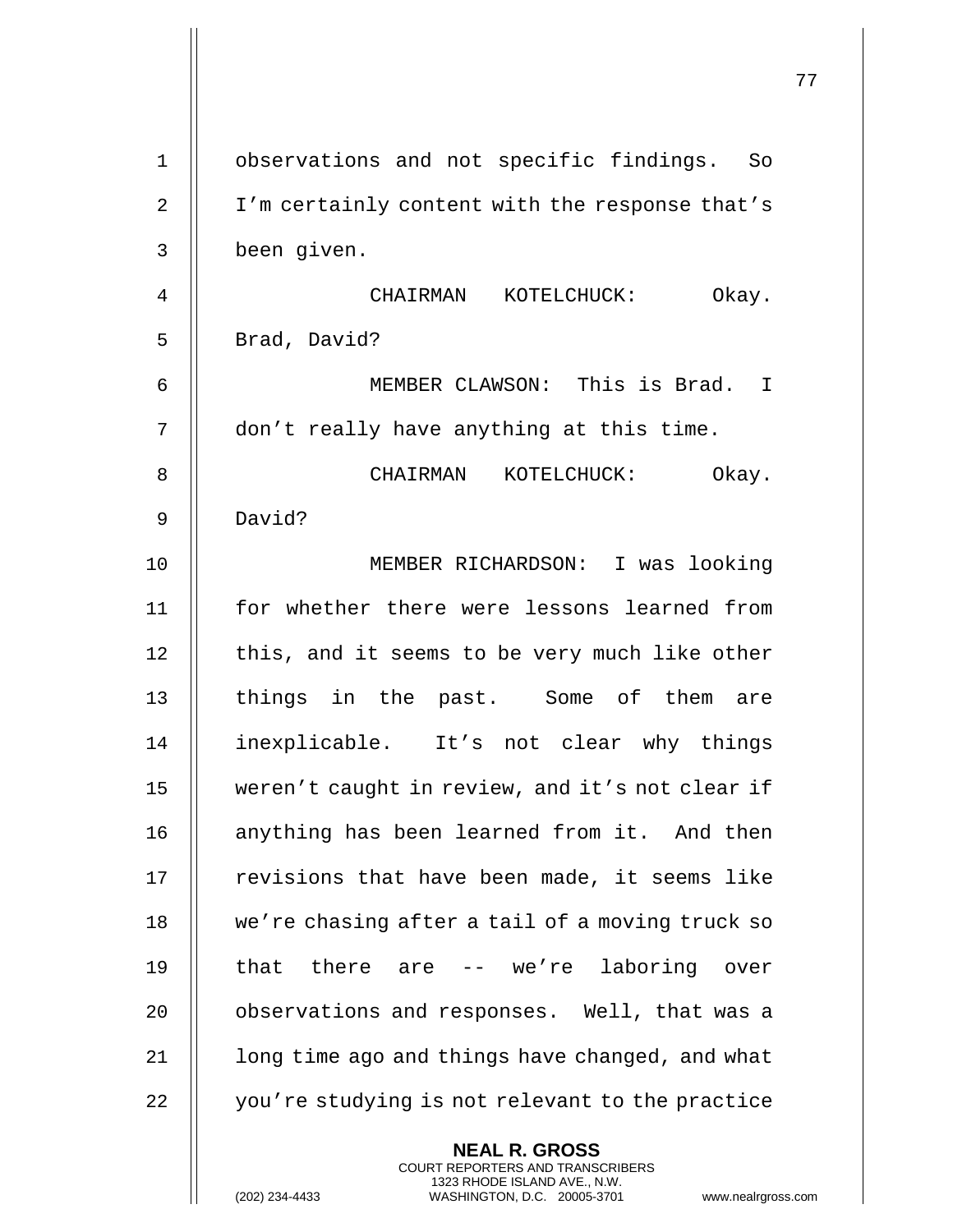observations and not specific findings. So I'm certainly content with the response that's been given.

CHAIRMAN KOTELCHUCK: Okay. Brad, David?

MEMBER CLAWSON: This is Brad. I don't really have anything at this time.

CHAIRMAN KOTELCHUCK: Okay. David?

MEMBER RICHARDSON: I was looking for whether there were lessons learned from this, and it seems to be very much like other things in the past. Some of them are inexplicable. It's not clear why things weren't caught in review, and it's not clear if anything has been learned from it. And then revisions that have been made, it seems like we're chasing after a tail of a moving truck so that there are -- we're laboring over observations and responses. Well, that was a long time ago and things have changed, and what you're studying is not relevant to the practice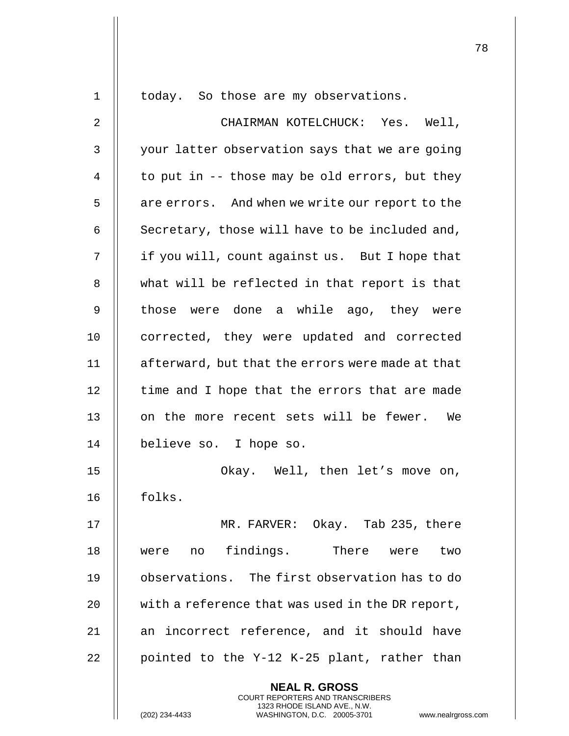today. So those are my observations.

CHAIRMAN KOTELCHUCK: Yes. Well, your latter observation says that we are going to put in -- those may be old errors, but they are errors. And when we write our report to the Secretary, those will have to be included and, if you will, count against us. But I hope that what will be reflected in that report is that those were done a while ago, they were corrected, they were updated and corrected afterward, but that the errors were made at that time and I hope that the errors that are made on the more recent sets will be fewer. We believe so. I hope so.

Okay. Well, then let's move on, folks.

MR. FARVER: Okay. Tab 235, there were no findings. There were two observations. The first observation has to do with a reference that was used in the DR report, an incorrect reference, and it should have pointed to the Y-12 K-25 plant, rather than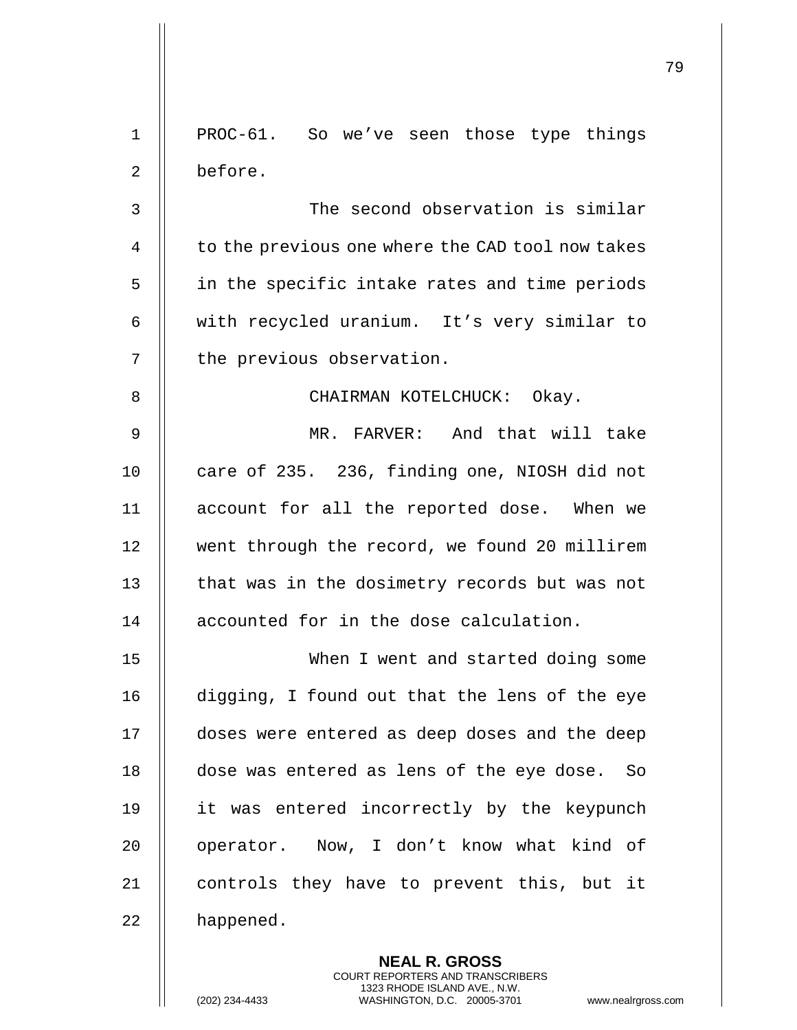PROC-61. So we've seen those type things before.

The second observation is similar to the previous one where the CAD tool now takes in the specific intake rates and time periods with recycled uranium. It's very similar to the previous observation.

CHAIRMAN KOTELCHUCK: Okay.

MR. FARVER: And that will take care of 235. 236, finding one, NIOSH did not account for all the reported dose. When we went through the record, we found 20 millirem that was in the dosimetry records but was not accounted for in the dose calculation.

When I went and started doing some digging, I found out that the lens of the eye doses were entered as deep doses and the deep dose was entered as lens of the eye dose. So it was entered incorrectly by the keypunch operator. Now, I don't know what kind of controls they have to prevent this, but it happened.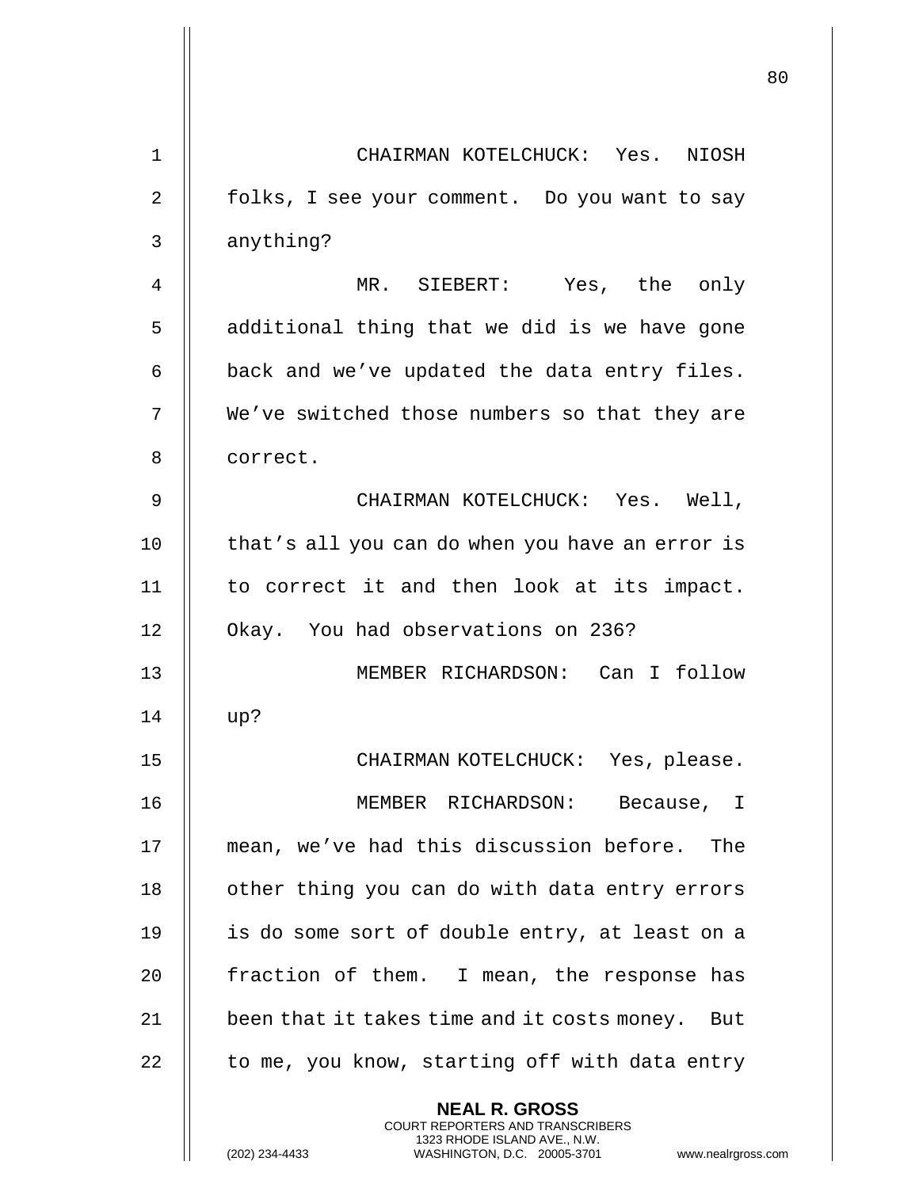CHAIRMAN KOTELCHUCK: Yes. NIOSH folks, I see your comment. Do you want to say anything?

MR. SIEBERT: Yes, the only additional thing that we did is we have gone back and we've updated the data entry files. We've switched those numbers so that they are correct.

CHAIRMAN KOTELCHUCK: Yes. Well, that's all you can do when you have an error is to correct it and then look at its impact. Okay. You had observations on 236?

MEMBER RICHARDSON: Can I follow up?

CHAIRMAN KOTELCHUCK: Yes, please.

MEMBER RICHARDSON: Because, I mean, we've had this discussion before. The other thing you can do with data entry errors is do some sort of double entry, at least on a fraction of them. I mean, the response has been that it takes time and it costs money. But to me, you know, starting off with data entry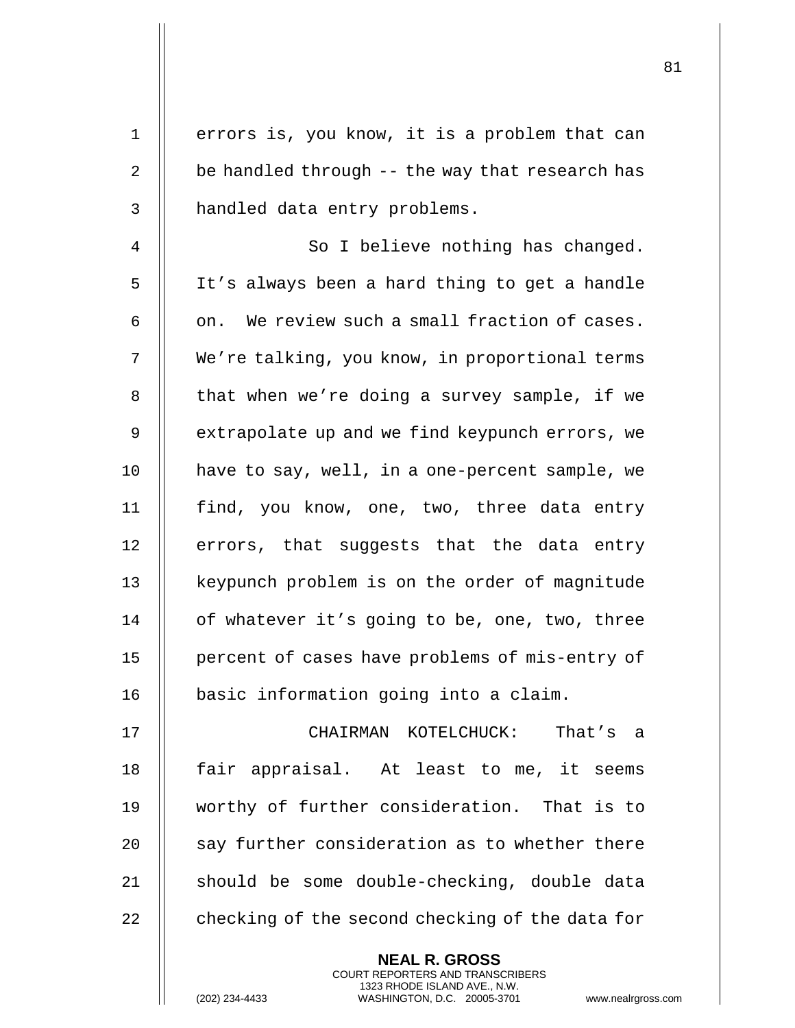errors is, you know, it is a problem that can be handled through -- the way that research has handled data entry problems.

So I believe nothing has changed. It's always been a hard thing to get a handle on. We review such a small fraction of cases. We're talking, you know, in proportional terms that when we're doing a survey sample, if we extrapolate up and we find keypunch errors, we have to say, well, in a one-percent sample, we find, you know, one, two, three data entry errors, that suggests that the data entry keypunch problem is on the order of magnitude of whatever it's going to be, one, two, three percent of cases have problems of mis-entry of basic information going into a claim.

CHAIRMAN KOTELCHUCK: That's a fair appraisal. At least to me, it seems worthy of further consideration. That is to say further consideration as to whether there should be some double-checking, double data checking of the second checking of the data for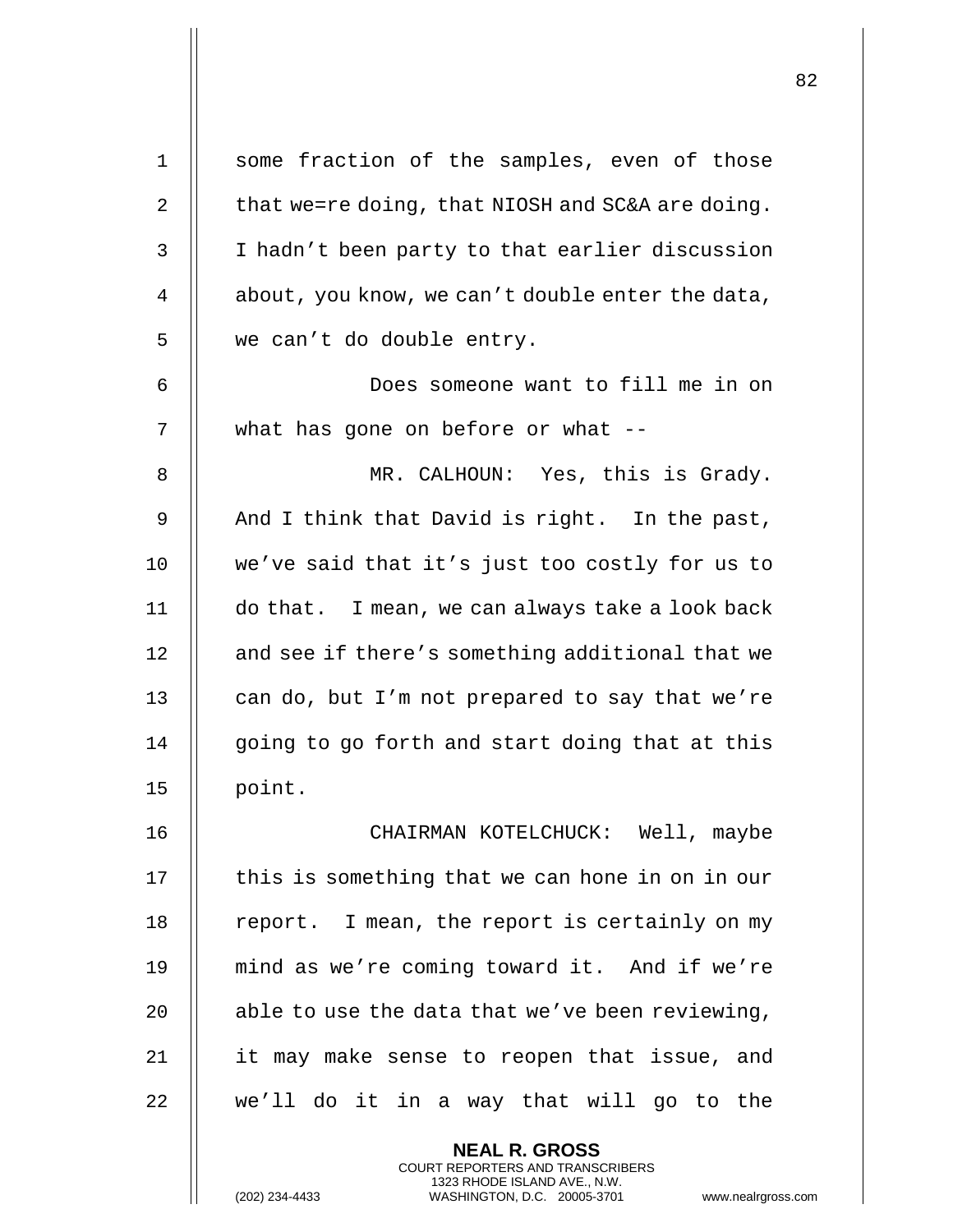some fraction of the samples, even of those that we=re doing, that NIOSH and SC&A are doing. I hadn't been party to that earlier discussion about, you know, we can't double enter the data, we can't do double entry.

Does someone want to fill me in on what has gone on before or what --

MR. CALHOUN: Yes, this is Grady. And I think that David is right. In the past, we've said that it's just too costly for us to do that. I mean, we can always take a look back and see if there's something additional that we can do, but I'm not prepared to say that we're going to go forth and start doing that at this point.

CHAIRMAN KOTELCHUCK: Well, maybe this is something that we can hone in on in our report. I mean, the report is certainly on my mind as we're coming toward it. And if we're able to use the data that we've been reviewing, it may make sense to reopen that issue, and we'll do it in a way that will go to the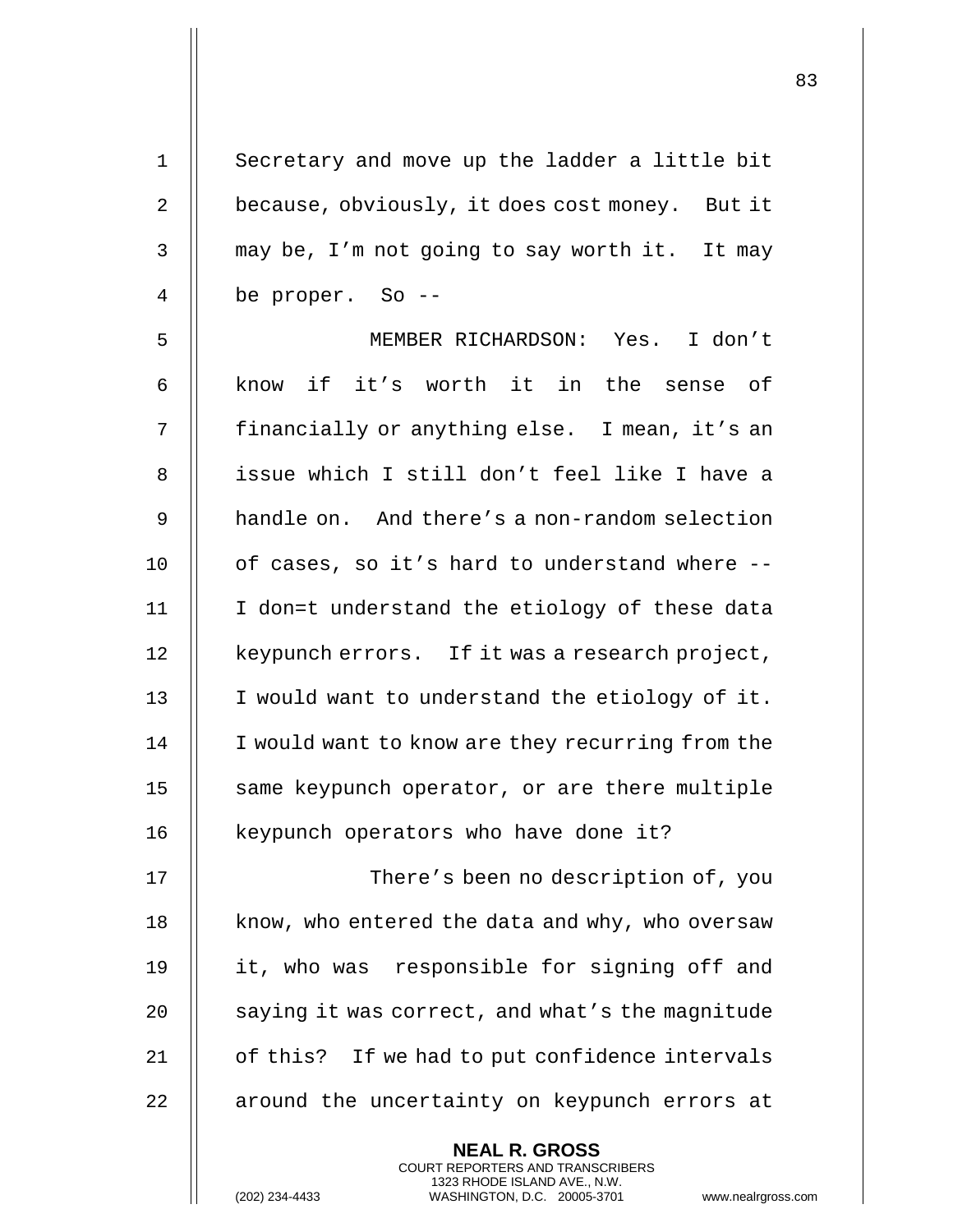Secretary and move up the ladder a little bit because, obviously, it does cost money. But it may be, I'm not going to say worth it. It may be proper. So --

MEMBER RICHARDSON: Yes. I don't know if it's worth it in the sense of financially or anything else. I mean, it's an issue which I still don't feel like I have a handle on. And there's a non-random selection of cases, so it's hard to understand where -- I don=t understand the etiology of these data keypunch errors. If it was a research project, I would want to understand the etiology of it. I would want to know are they recurring from the same keypunch operator, or are there multiple keypunch operators who have done it?

There's been no description of, you know, who entered the data and why, who oversaw it, who was responsible for signing off and saying it was correct, and what's the magnitude of this? If we had to put confidence intervals around the uncertainty on keypunch errors at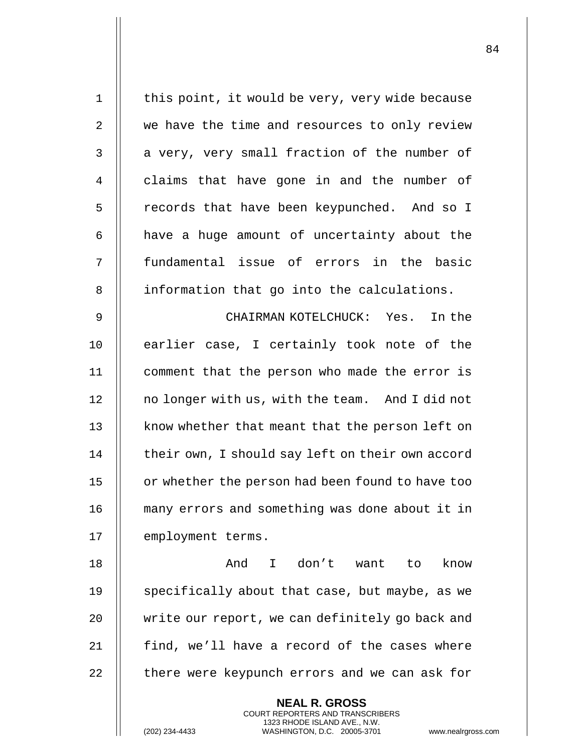this point, it would be very, very wide because we have the time and resources to only review a very, very small fraction of the number of claims that have gone in and the number of records that have been keypunched. And so I have a huge amount of uncertainty about the fundamental issue of errors in the basic information that go into the calculations.

CHAIRMAN KOTELCHUCK: Yes. In the earlier case, I certainly took note of the comment that the person who made the error is no longer with us, with the team. And I did not know whether that meant that the person left on their own, I should say left on their own accord or whether the person had been found to have too many errors and something was done about it in employment terms.

And I don't want to know specifically about that case, but maybe, as we write our report, we can definitely go back and find, we'll have a record of the cases where there were keypunch errors and we can ask for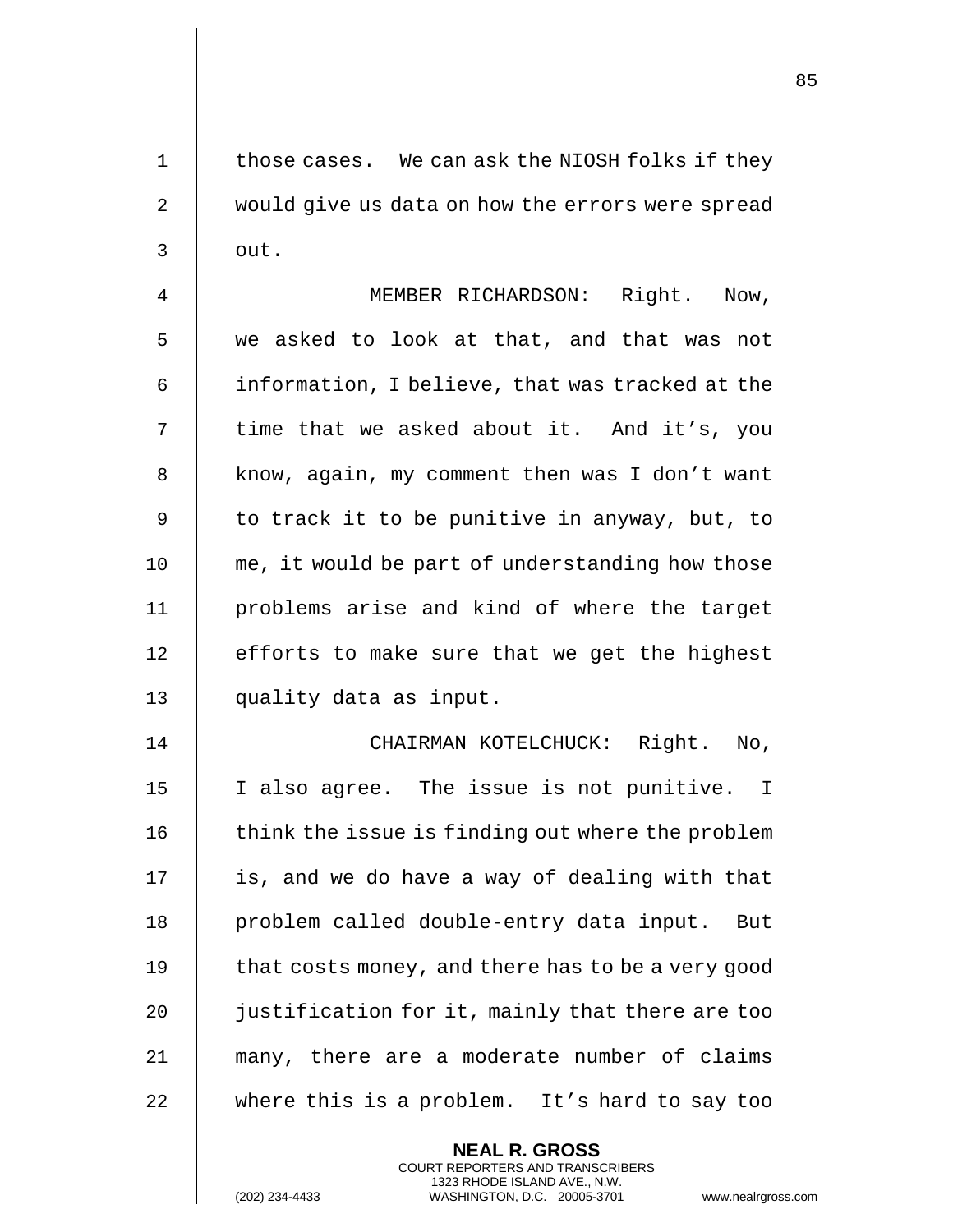those cases. We can ask the NIOSH folks if they would give us data on how the errors were spread out.

MEMBER RICHARDSON: Right. Now, we asked to look at that, and that was not information, I believe, that was tracked at the time that we asked about it. And it's, you know, again, my comment then was I don't want to track it to be punitive in anyway, but, to me, it would be part of understanding how those problems arise and kind of where the target efforts to make sure that we get the highest quality data as input.

CHAIRMAN KOTELCHUCK: Right. No, I also agree. The issue is not punitive. I think the issue is finding out where the problem is, and we do have a way of dealing with that problem called double-entry data input. But that costs money, and there has to be a very good justification for it, mainly that there are too many, there are a moderate number of claims where this is a problem. It's hard to say too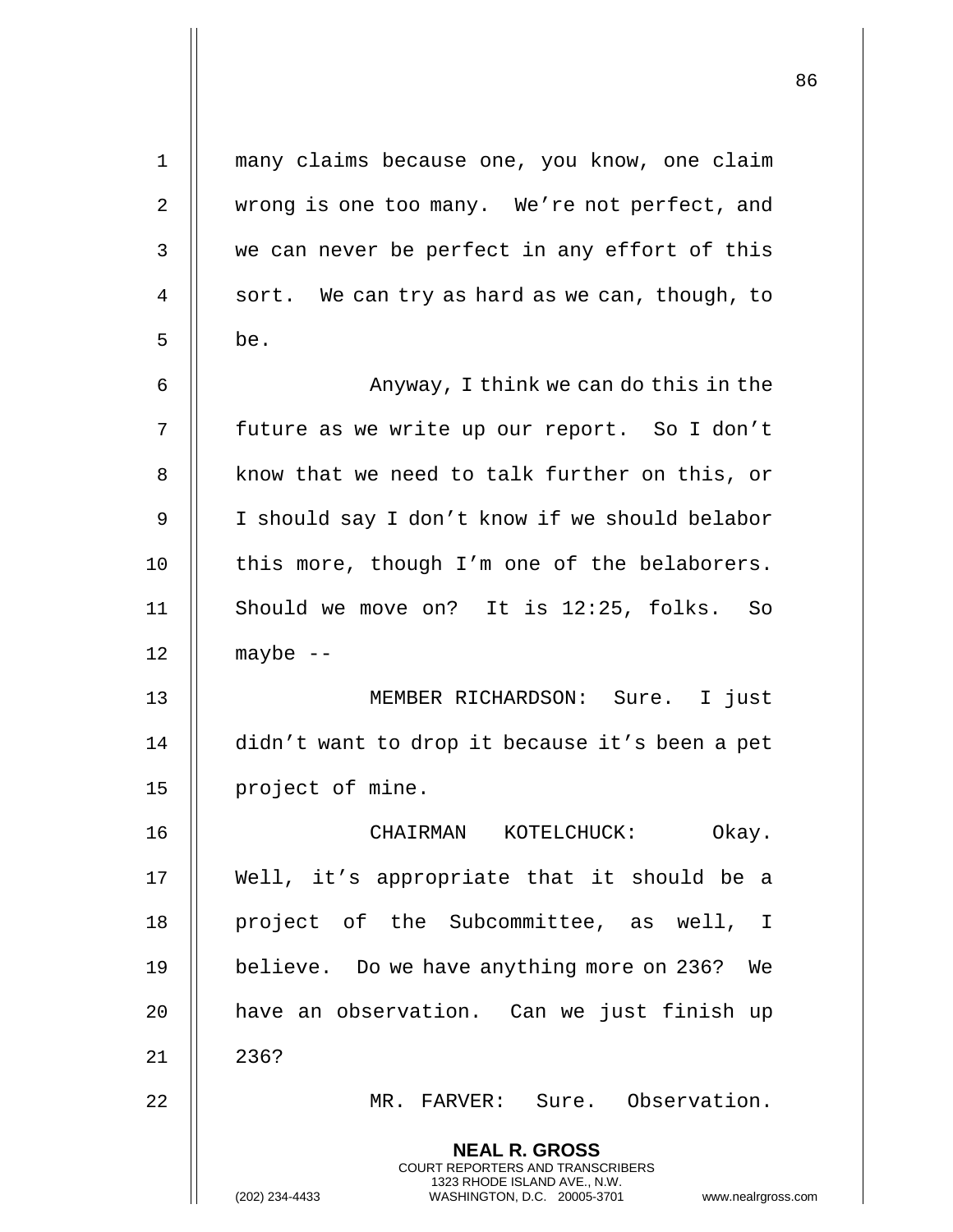many claims because one, you know, one claim wrong is one too many. We're not perfect, and we can never be perfect in any effort of this sort. We can try as hard as we can, though, to be.

Anyway, I think we can do this in the future as we write up our report. So I don't know that we need to talk further on this, or I should say I don't know if we should belabor this more, though I'm one of the belaborers. Should we move on? It is 12:25, folks. So maybe --

MEMBER RICHARDSON: Sure. I just didn't want to drop it because it's been a pet project of mine.

CHAIRMAN KOTELCHUCK: Okay. Well, it's appropriate that it should be a project of the Subcommittee, as well, I believe. Do we have anything more on 236? We have an observation. Can we just finish up 236?

MR. FARVER: Sure. Observation.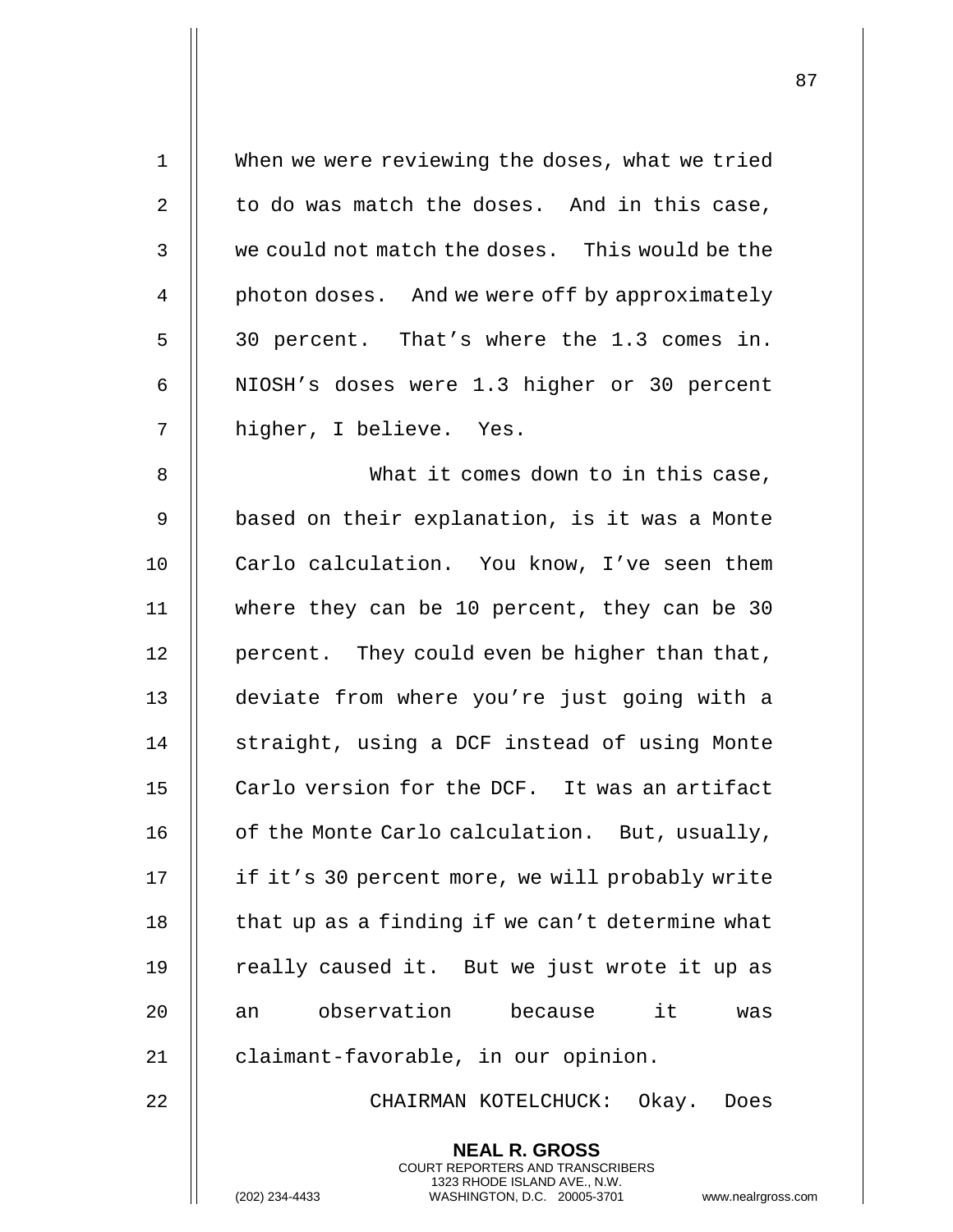When we were reviewing the doses, what we tried to do was match the doses. And in this case, we could not match the doses. This would be the photon doses. And we were off by approximately 30 percent. That's where the 1.3 comes in. NIOSH's doses were 1.3 higher or 30 percent higher, I believe. Yes.

What it comes down to in this case, based on their explanation, is it was a Monte Carlo calculation. You know, I've seen them where they can be 10 percent, they can be 30 percent. They could even be higher than that, deviate from where you're just going with a straight, using a DCF instead of using Monte Carlo version for the DCF. It was an artifact of the Monte Carlo calculation. But, usually, if it's 30 percent more, we will probably write that up as a finding if we can't determine what really caused it. But we just wrote it up as an observation because it was claimant-favorable, in our opinion.

CHAIRMAN KOTELCHUCK: Okay. Does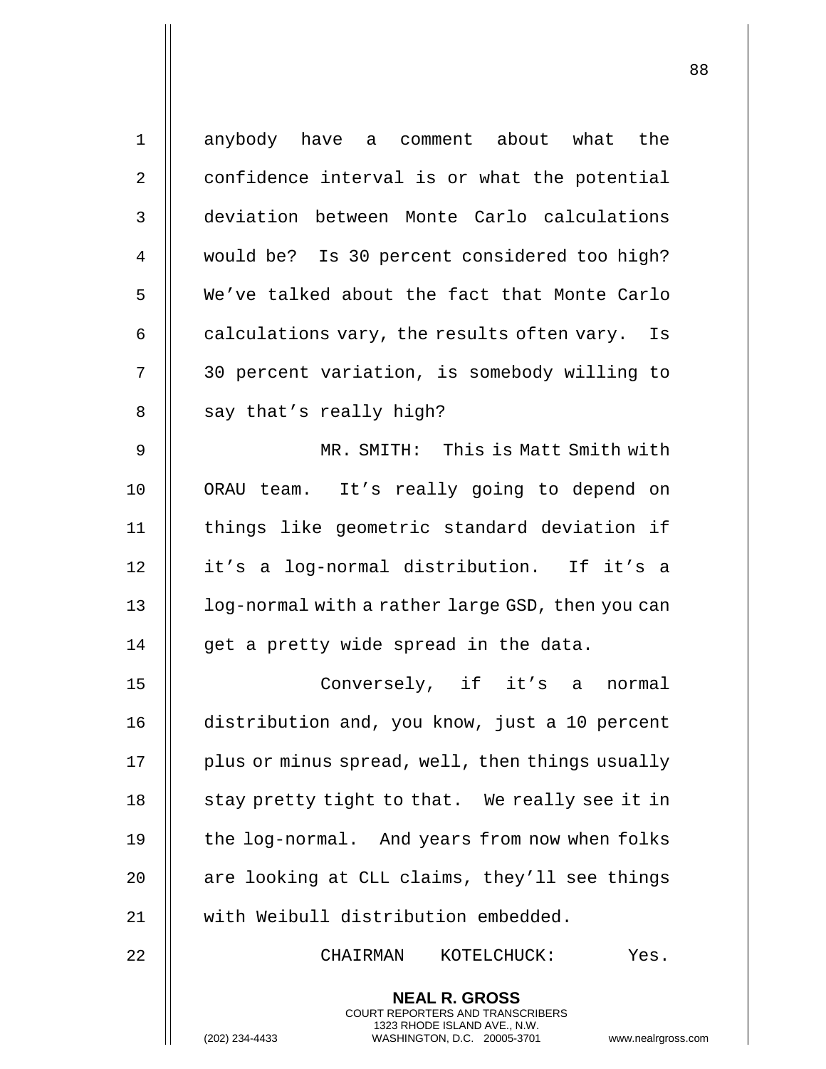anybody have a comment about what the confidence interval is or what the potential deviation between Monte Carlo calculations would be? Is 30 percent considered too high? We've talked about the fact that Monte Carlo calculations vary, the results often vary. Is 30 percent variation, is somebody willing to say that's really high?

MR. SMITH: This is Matt Smith with ORAU team. It's really going to depend on things like geometric standard deviation if it's a log-normal distribution. If it's a log-normal with a rather large GSD, then you can get a pretty wide spread in the data.

Conversely, if it's a normal distribution and, you know, just a 10 percent plus or minus spread, well, then things usually stay pretty tight to that. We really see it in the log-normal. And years from now when folks are looking at CLL claims, they'll see things with Weibull distribution embedded.

CHAIRMAN KOTELCHUCK: Yes.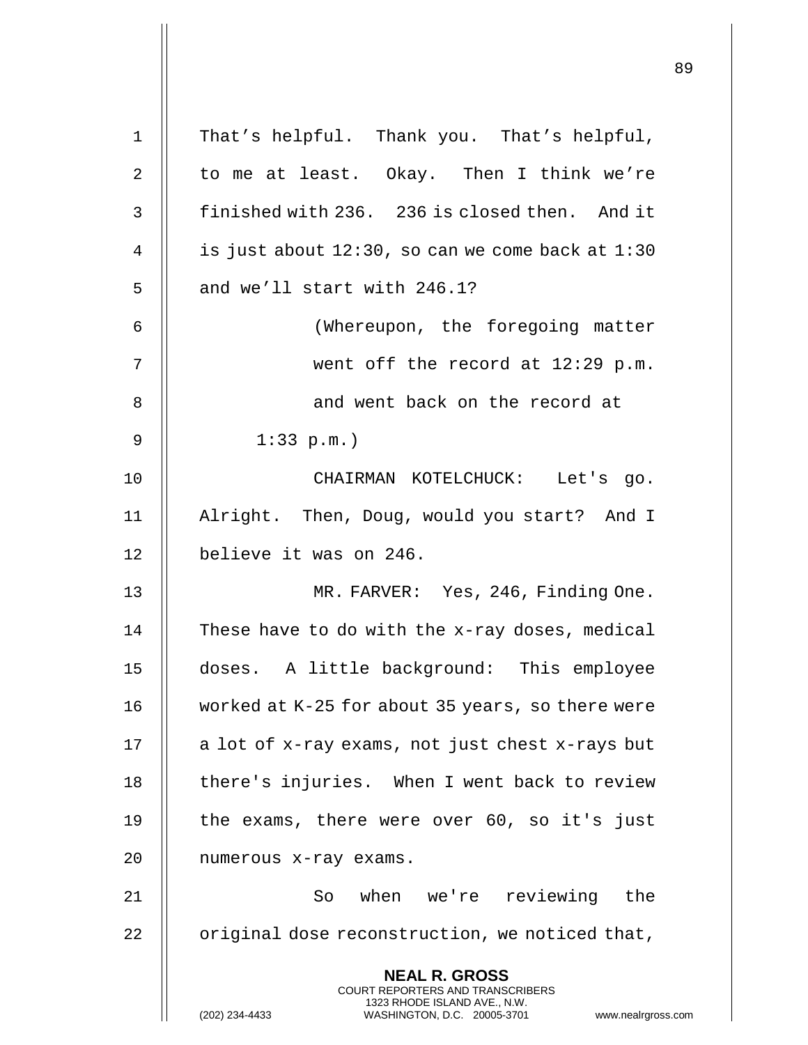That's helpful. Thank you. That's helpful, to me at least. Okay. Then I think we're finished with 236. 236 is closed then. And it is just about 12:30, so can we come back at 1:30 and we'll start with 246.1?

(Whereupon, the foregoing matter went off the record at 12:29 p.m. and went back on the record at 1:33 p.m.)

CHAIRMAN KOTELCHUCK: Let's go. Alright. Then, Doug, would you start? And I believe it was on 246.

MR. FARVER: Yes, 246, Finding One. These have to do with the x-ray doses, medical doses. A little background: This employee worked at K-25 for about 35 years, so there were a lot of x-ray exams, not just chest x-rays but there's injuries. When I went back to review the exams, there were over 60, so it's just numerous x-ray exams.

So when we're reviewing the original dose reconstruction, we noticed that,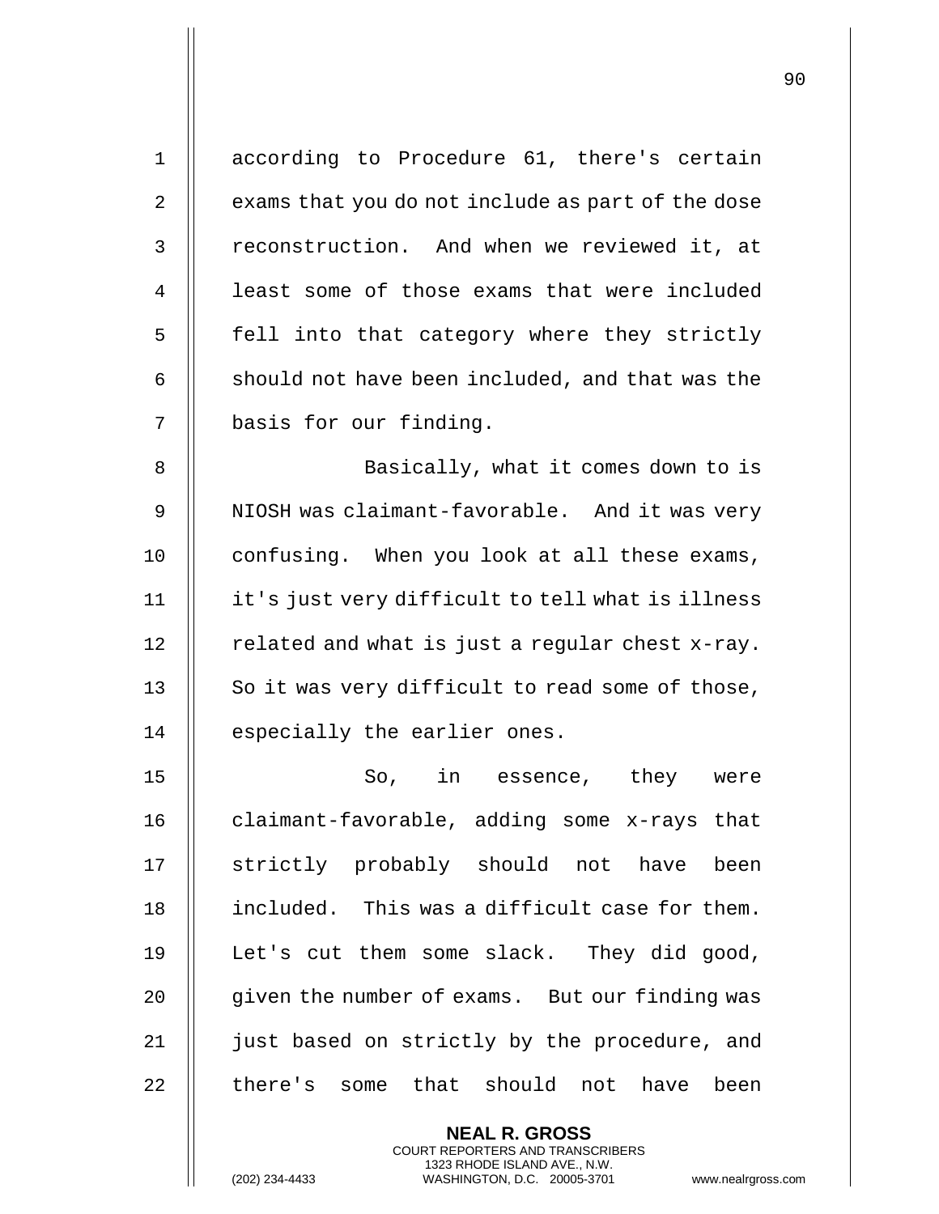according to Procedure 61, there's certain exams that you do not include as part of the dose reconstruction. And when we reviewed it, at least some of those exams that were included fell into that category where they strictly should not have been included, and that was the basis for our finding.

Basically, what it comes down to is NIOSH was claimant-favorable. And it was very confusing. When you look at all these exams, it's just very difficult to tell what is illness related and what is just a regular chest x-ray. So it was very difficult to read some of those, especially the earlier ones.

So, in essence, they were claimant-favorable, adding some x-rays that strictly probably should not have been included. This was a difficult case for them. Let's cut them some slack. They did good, given the number of exams. But our finding was just based on strictly by the procedure, and there's some that should not have been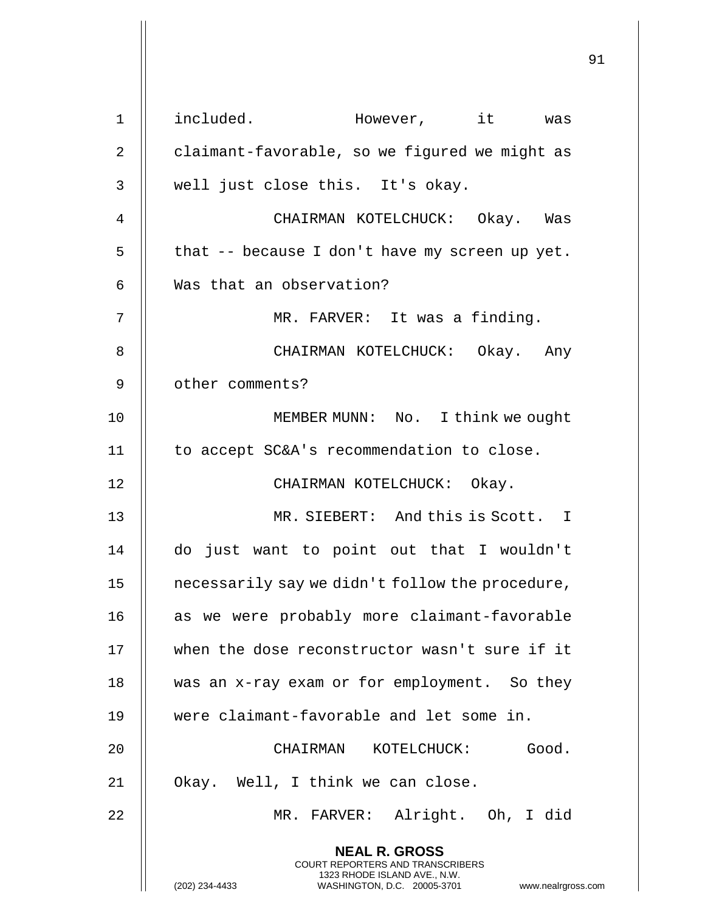included. However, it was claimant-favorable, so we figured we might as well just close this. It's okay.

CHAIRMAN KOTELCHUCK: Okay. Was that -- because I don't have my screen up yet. Was that an observation?

MR. FARVER: It was a finding.

CHAIRMAN KOTELCHUCK: Okay. Any other comments?

MEMBER MUNN: No. I think we ought to accept SC&A's recommendation to close.

CHAIRMAN KOTELCHUCK: Okay.

MR. SIEBERT: And this is Scott. I do just want to point out that I wouldn't necessarily say we didn't follow the procedure, as we were probably more claimant-favorable when the dose reconstructor wasn't sure if it was an x-ray exam or for employment. So they were claimant-favorable and let some in.

CHAIRMAN KOTELCHUCK: Good. Okay. Well, I think we can close.

MR. FARVER: Alright. Oh, I did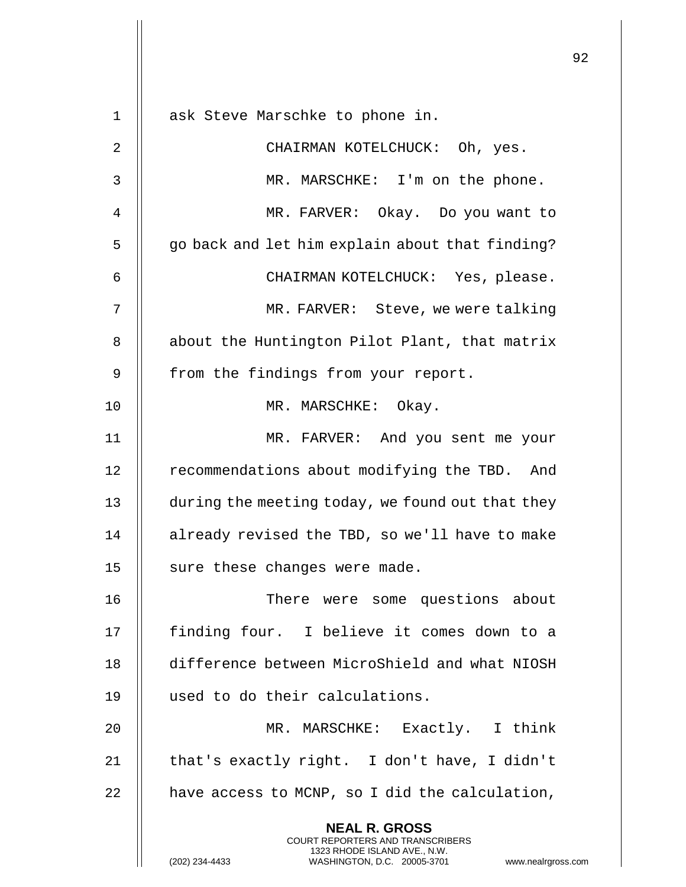ask Steve Marschke to phone in.

CHAIRMAN KOTELCHUCK: Oh, yes.

MR. MARSCHKE: I'm on the phone.

MR. FARVER: Okay. Do you want to go back and let him explain about that finding?

CHAIRMAN KOTELCHUCK: Yes, please.

MR. FARVER: Steve, we were talking about the Huntington Pilot Plant, that matrix from the findings from your report.

MR. MARSCHKE: Okay.

MR. FARVER: And you sent me your recommendations about modifying the TBD. And during the meeting today, we found out that they already revised the TBD, so we'll have to make sure these changes were made.

There were some questions about finding four. I believe it comes down to a difference between MicroShield and what NIOSH used to do their calculations.

MR. MARSCHKE: Exactly. I think that's exactly right. I don't have, I didn't have access to MCNP, so I did the calculation,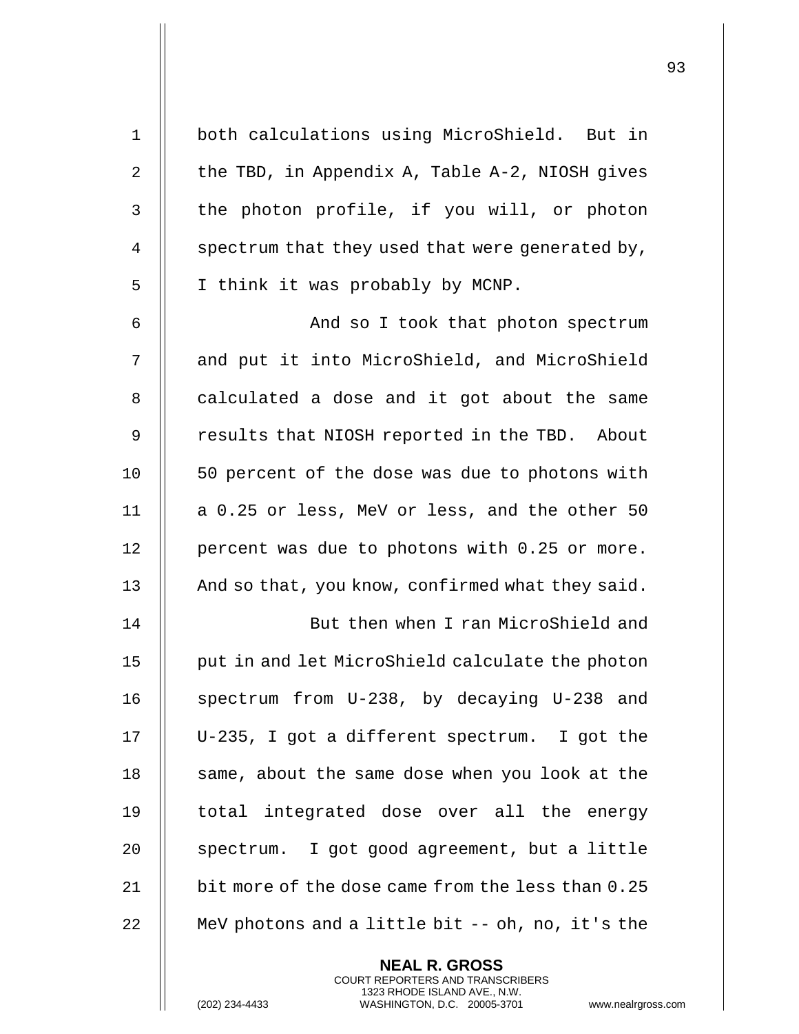both calculations using MicroShield. But in the TBD, in Appendix A, Table A-2, NIOSH gives the photon profile, if you will, or photon spectrum that they used that were generated by, I think it was probably by MCNP.

And so I took that photon spectrum and put it into MicroShield, and MicroShield calculated a dose and it got about the same results that NIOSH reported in the TBD. About 50 percent of the dose was due to photons with a 0.25 or less, MeV or less, and the other 50 percent was due to photons with 0.25 or more. And so that, you know, confirmed what they said.

But then when I ran MicroShield and put in and let MicroShield calculate the photon spectrum from U-238, by decaying U-238 and U-235, I got a different spectrum. I got the same, about the same dose when you look at the total integrated dose over all the energy spectrum. I got good agreement, but a little bit more of the dose came from the less than 0.25 MeV photons and a little bit -- oh, no, it's the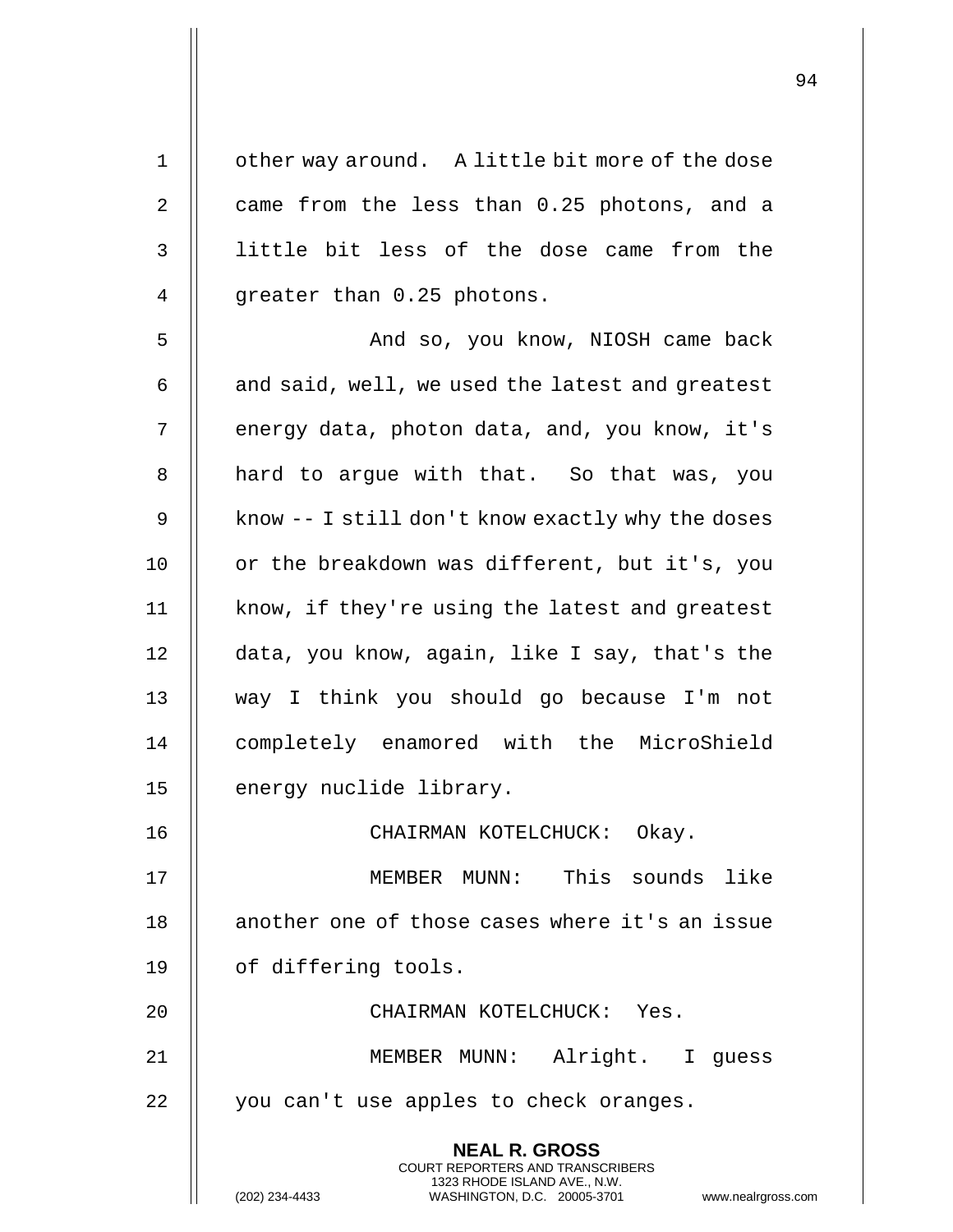other way around. A little bit more of the dose came from the less than 0.25 photons, and a little bit less of the dose came from the greater than 0.25 photons.

And so, you know, NIOSH came back and said, well, we used the latest and greatest energy data, photon data, and, you know, it's hard to argue with that. So that was, you know -- I still don't know exactly why the doses or the breakdown was different, but it's, you know, if they're using the latest and greatest data, you know, again, like I say, that's the way I think you should go because I'm not completely enamored with the MicroShield energy nuclide library.

CHAIRMAN KOTELCHUCK: Okay.

MEMBER MUNN: This sounds like another one of those cases where it's an issue of differing tools.

CHAIRMAN KOTELCHUCK: Yes.

MEMBER MUNN: Alright. I guess you can't use apples to check oranges.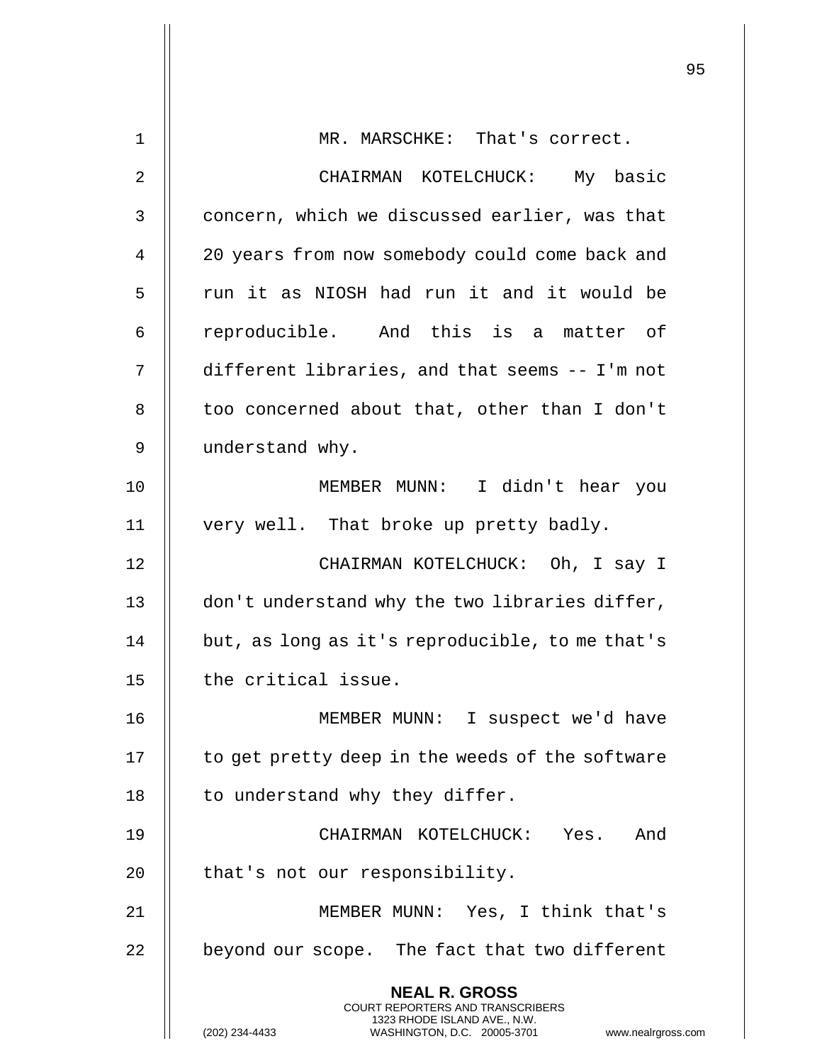MR. MARSCHKE: That's correct.

CHAIRMAN KOTELCHUCK: My basic concern, which we discussed earlier, was that 20 years from now somebody could come back and run it as NIOSH had run it and it would be reproducible. And this is a matter of different libraries, and that seems -- I'm not too concerned about that, other than I don't understand why.

MEMBER MUNN: I didn't hear you very well. That broke up pretty badly.

CHAIRMAN KOTELCHUCK: Oh, I say I don't understand why the two libraries differ, but, as long as it's reproducible, to me that's the critical issue.

MEMBER MUNN: I suspect we'd have to get pretty deep in the weeds of the software to understand why they differ.

CHAIRMAN KOTELCHUCK: Yes. And that's not our responsibility.

MEMBER MUNN: Yes, I think that's beyond our scope. The fact that two different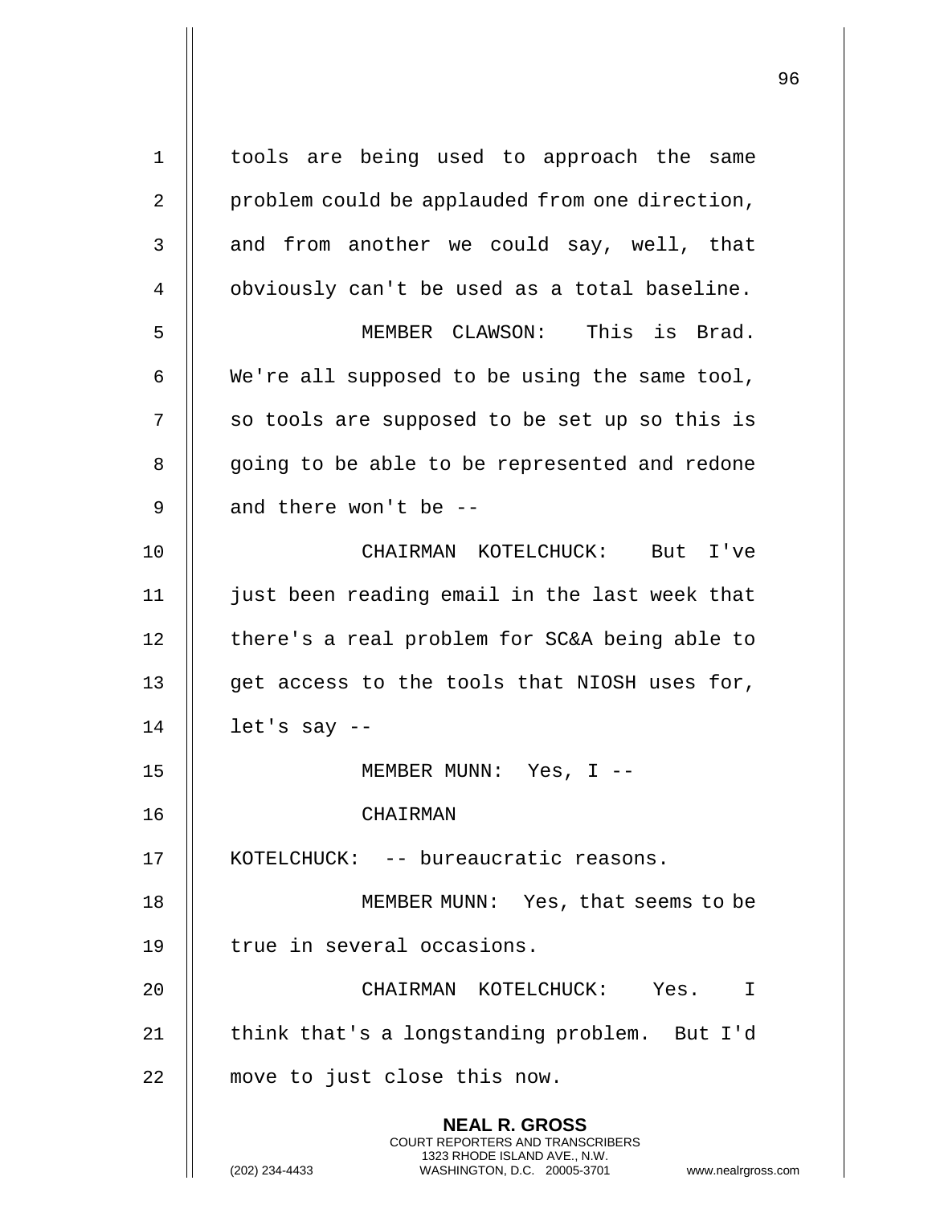tools are being used to approach the same problem could be applauded from one direction, and from another we could say, well, that obviously can't be used as a total baseline.

MEMBER CLAWSON: This is Brad. We're all supposed to be using the same tool, so tools are supposed to be set up so this is going to be able to be represented and redone and there won't be --

CHAIRMAN KOTELCHUCK: But I've just been reading email in the last week that there's a real problem for SC&A being able to get access to the tools that NIOSH uses for, let's say --

MEMBER MUNN: Yes, I --

CHAIRMAN KOTELCHUCK: -- bureaucratic reasons.

MEMBER MUNN: Yes, that seems to be true in several occasions.

CHAIRMAN KOTELCHUCK: Yes. I think that's a longstanding problem. But I'd move to just close this now.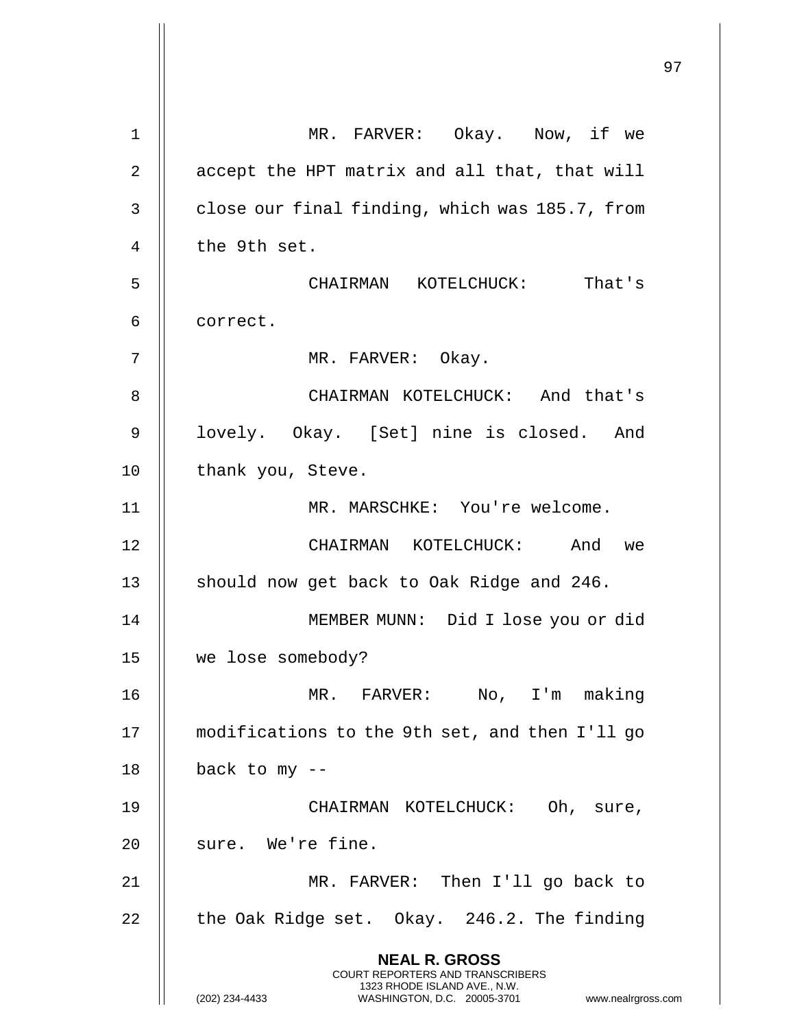MR. FARVER: Okay. Now, if we accept the HPT matrix and all that, that will close our final finding, which was 185.7, from the 9th set.

CHAIRMAN KOTELCHUCK: That's correct.

MR. FARVER: Okay.

CHAIRMAN KOTELCHUCK: And that's lovely. Okay. [Set] nine is closed. And thank you, Steve.

MR. MARSCHKE: You're welcome.

CHAIRMAN KOTELCHUCK: And we should now get back to Oak Ridge and 246.

MEMBER MUNN: Did I lose you or did we lose somebody?

MR. FARVER: No, I'm making modifications to the 9th set, and then I'll go back to my --

CHAIRMAN KOTELCHUCK: Oh, sure, sure. We're fine.

MR. FARVER: Then I'll go back to the Oak Ridge set. Okay. 246.2. The finding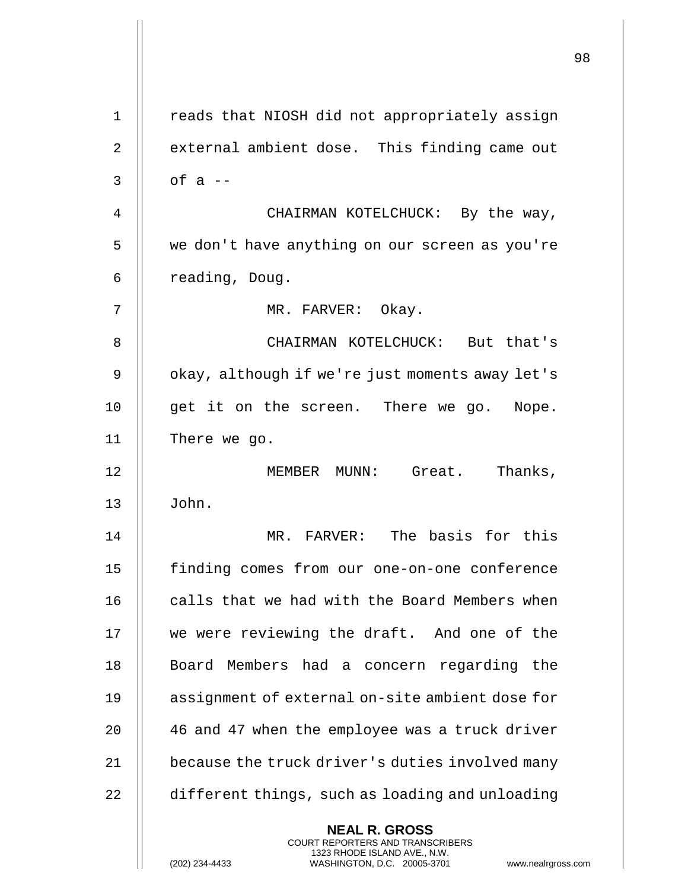reads that NIOSH did not appropriately assign external ambient dose. This finding came out of a --

CHAIRMAN KOTELCHUCK: By the way, we don't have anything on our screen as you're reading, Doug.

MR. FARVER: Okay.

CHAIRMAN KOTELCHUCK: But that's okay, although if we're just moments away let's get it on the screen. There we go. Nope. There we go.

MEMBER MUNN: Great. Thanks, John.

MR. FARVER: The basis for this finding comes from our one-on-one conference calls that we had with the Board Members when we were reviewing the draft. And one of the Board Members had a concern regarding the assignment of external on-site ambient dose for 46 and 47 when the employee was a truck driver because the truck driver's duties involved many different things, such as loading and unloading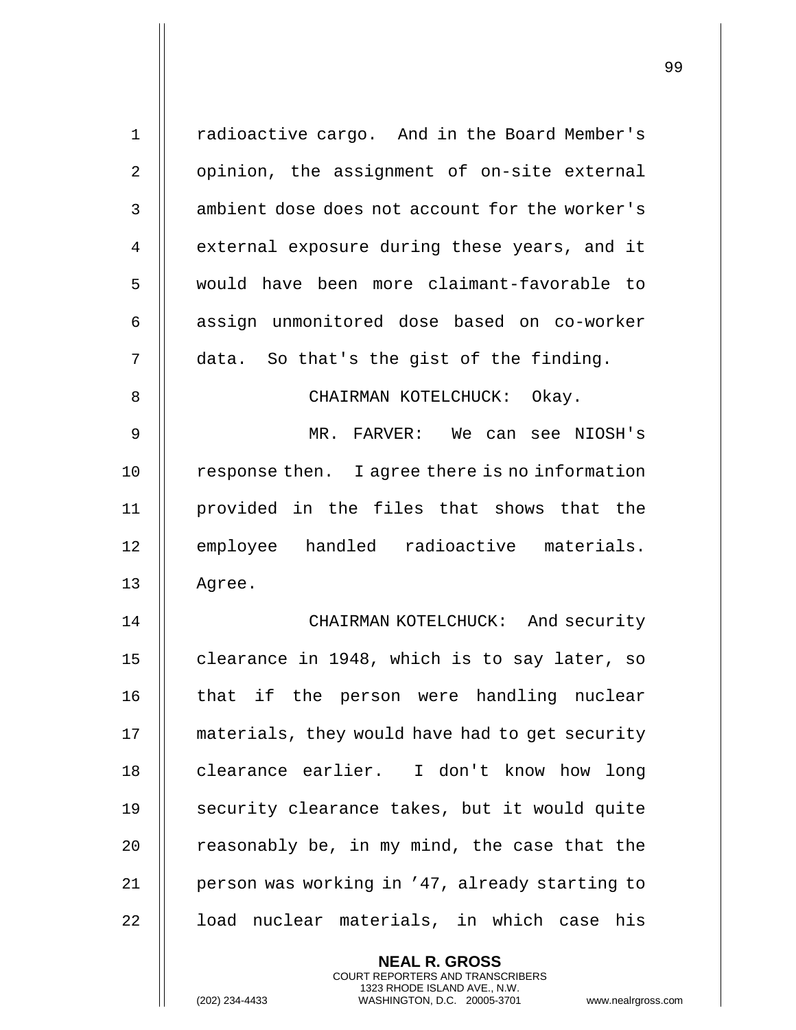radioactive cargo. And in the Board Member's opinion, the assignment of on-site external ambient dose does not account for the worker's external exposure during these years, and it would have been more claimant-favorable to assign unmonitored dose based on co-worker data. So that's the gist of the finding.

CHAIRMAN KOTELCHUCK: Okay.

MR. FARVER: We can see NIOSH's response then. I agree there is no information provided in the files that shows that the employee handled radioactive materials. Agree.

CHAIRMAN KOTELCHUCK: And security clearance in 1948, which is to say later, so that if the person were handling nuclear materials, they would have had to get security clearance earlier. I don't know how long security clearance takes, but it would quite reasonably be, in my mind, the case that the person was working in ’47, already starting to load nuclear materials, in which case his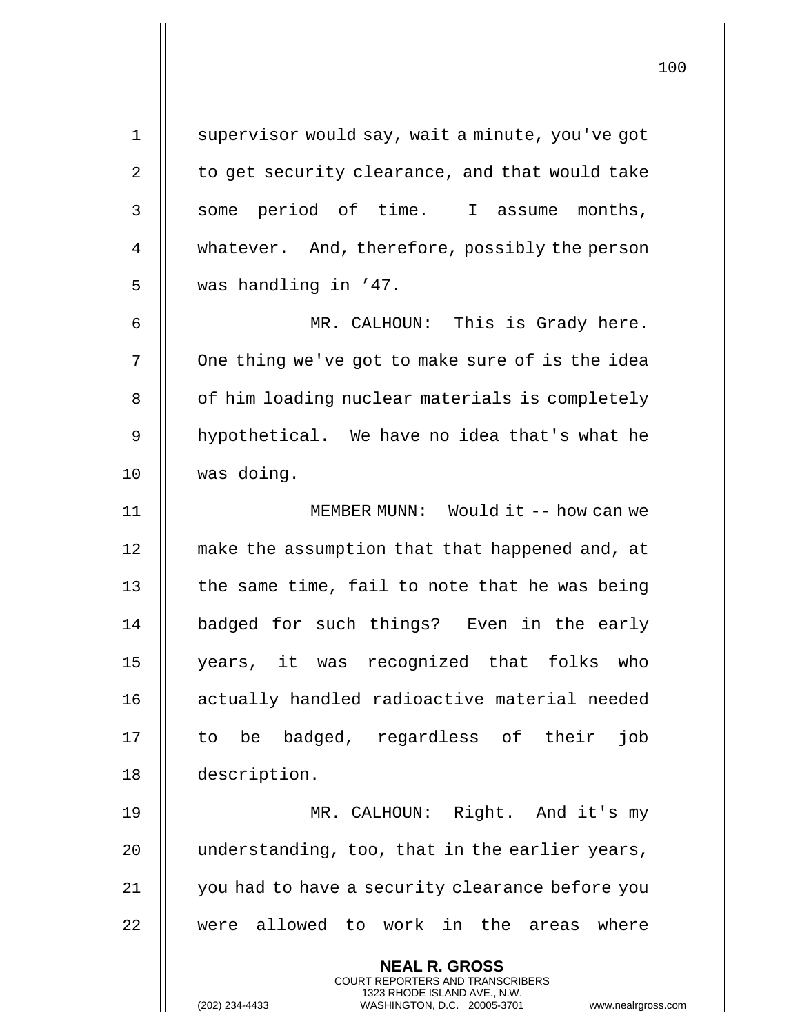supervisor would say, wait a minute, you've got to get security clearance, and that would take some period of time. I assume months, whatever. And, therefore, possibly the person was handling in ’47.

MR. CALHOUN: This is Grady here. One thing we've got to make sure of is the idea of him loading nuclear materials is completely hypothetical. We have no idea that's what he was doing.

MEMBER MUNN: Would it -- how can we make the assumption that that happened and, at the same time, fail to note that he was being badged for such things? Even in the early years, it was recognized that folks who actually handled radioactive material needed to be badged, regardless of their job description.

MR. CALHOUN: Right. And it's my understanding, too, that in the earlier years, you had to have a security clearance before you were allowed to work in the areas where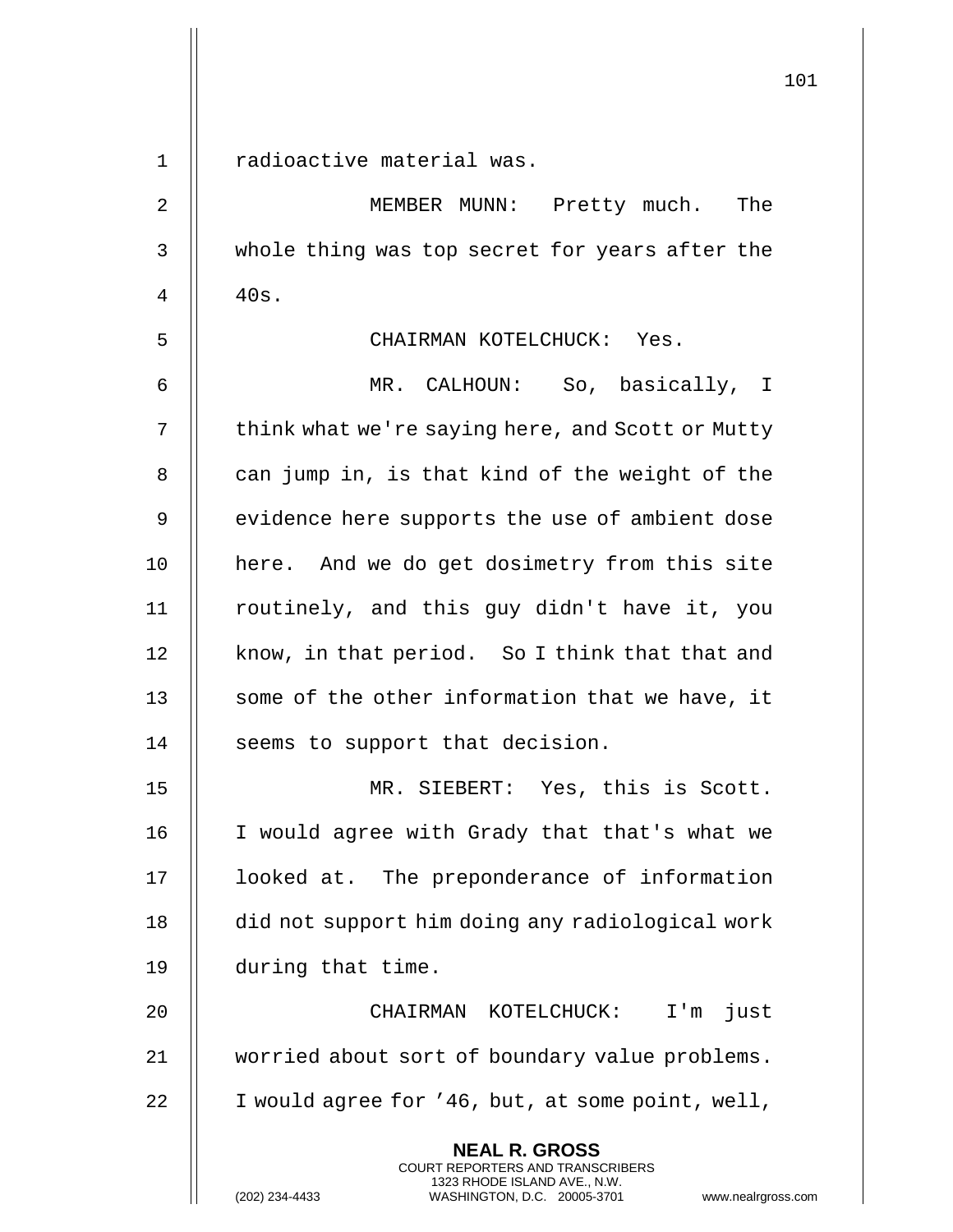radioactive material was.

MEMBER MUNN: Pretty much. The whole thing was top secret for years after the 40s.

CHAIRMAN KOTELCHUCK: Yes.

MR. CALHOUN: So, basically, I think what we're saying here, and Scott or Mutty can jump in, is that kind of the weight of the evidence here supports the use of ambient dose here. And we do get dosimetry from this site routinely, and this guy didn't have it, you know, in that period. So I think that that and some of the other information that we have, it seems to support that decision.

MR. SIEBERT: Yes, this is Scott. I would agree with Grady that that's what we looked at. The preponderance of information did not support him doing any radiological work during that time.

CHAIRMAN KOTELCHUCK: I'm just worried about sort of boundary value problems. I would agree for '46, but, at some point, well,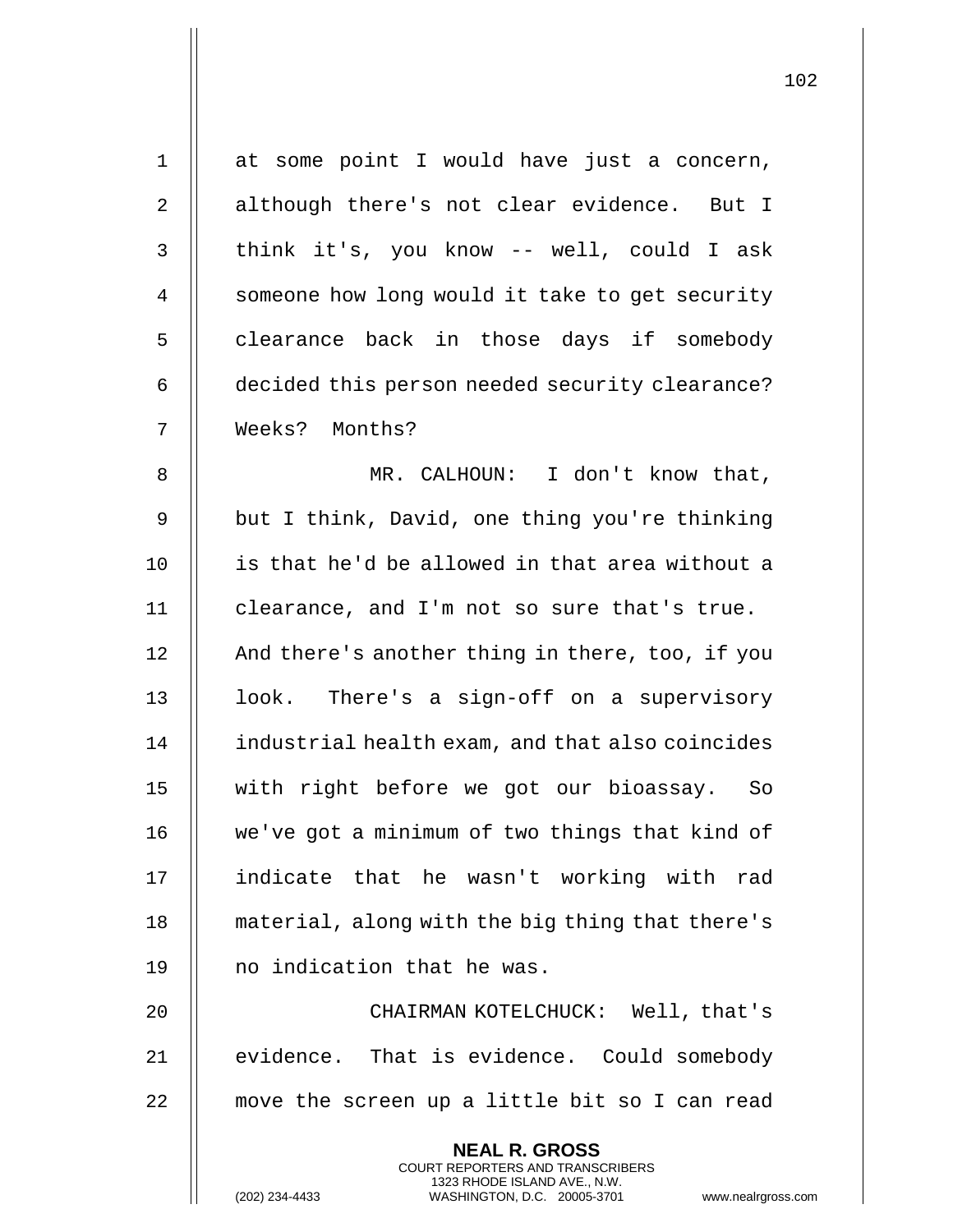at some point I would have just a concern, although there's not clear evidence. But I think it's, you know -- well, could I ask someone how long would it take to get security clearance back in those days if somebody decided this person needed security clearance? Weeks? Months?

MR. CALHOUN: I don't know that, but I think, David, one thing you're thinking is that he'd be allowed in that area without a clearance, and I'm not so sure that's true. And there's another thing in there, too, if you look. There's a sign-off on a supervisory industrial health exam, and that also coincides with right before we got our bioassay. So we've got a minimum of two things that kind of indicate that he wasn't working with rad material, along with the big thing that there's no indication that he was.

CHAIRMAN KOTELCHUCK: Well, that's evidence. That is evidence. Could somebody move the screen up a little bit so I can read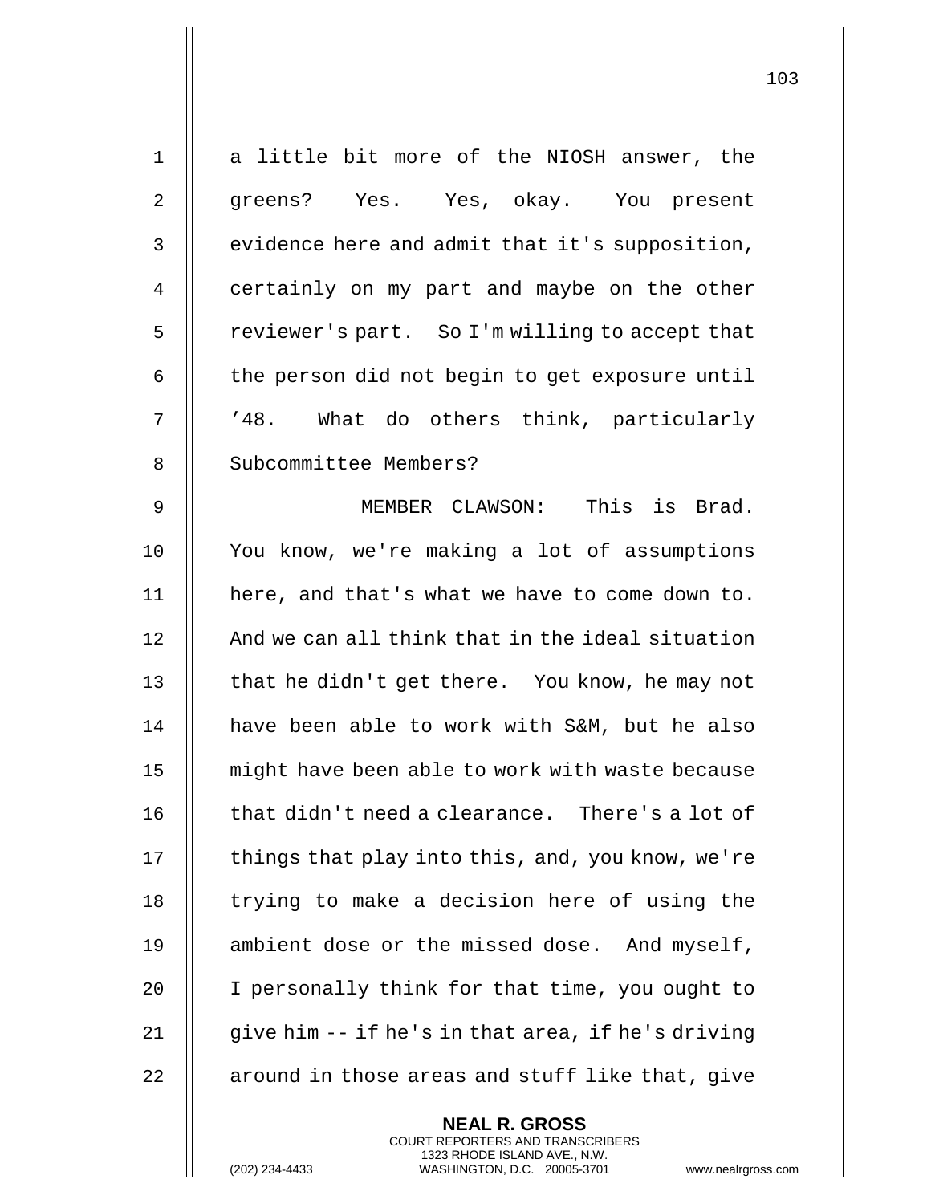a little bit more of the NIOSH answer, the greens? Yes. Yes, okay. You present evidence here and admit that it's supposition, certainly on my part and maybe on the other reviewer's part. So I'm willing to accept that the person did not begin to get exposure until ’48. What do others think, particularly Subcommittee Members?

MEMBER CLAWSON: This is Brad. You know, we're making a lot of assumptions here, and that's what we have to come down to. And we can all think that in the ideal situation that he didn't get there. You know, he may not have been able to work with S&M, but he also might have been able to work with waste because that didn't need a clearance. There's a lot of things that play into this, and, you know, we're trying to make a decision here of using the ambient dose or the missed dose. And myself, I personally think for that time, you ought to give him -- if he's in that area, if he's driving around in those areas and stuff like that, give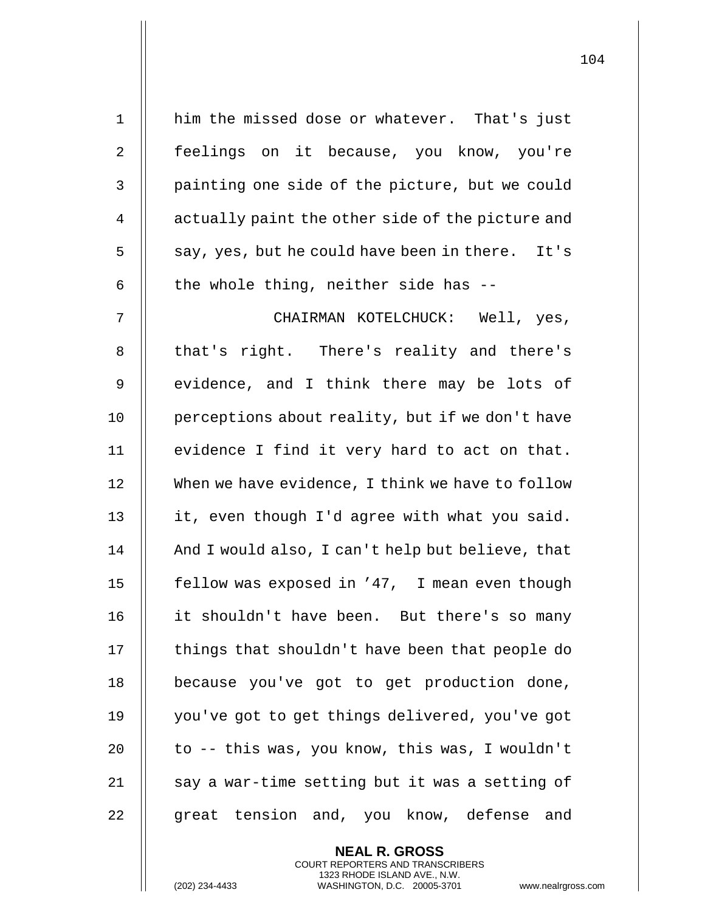him the missed dose or whatever. That's just feelings on it because, you know, you're painting one side of the picture, but we could actually paint the other side of the picture and say, yes, but he could have been in there. It's the whole thing, neither side has --

CHAIRMAN KOTELCHUCK: Well, yes, that's right. There's reality and there's evidence, and I think there may be lots of perceptions about reality, but if we don't have evidence I find it very hard to act on that. When we have evidence, I think we have to follow it, even though I'd agree with what you said. And I would also, I can't help but believe, that fellow was exposed in ’47, I mean even though it shouldn't have been. But there's so many things that shouldn't have been that people do because you've got to get production done, you've got to get things delivered, you've got to -- this was, you know, this was, I wouldn't say a war-time setting but it was a setting of great tension and, you know, defense and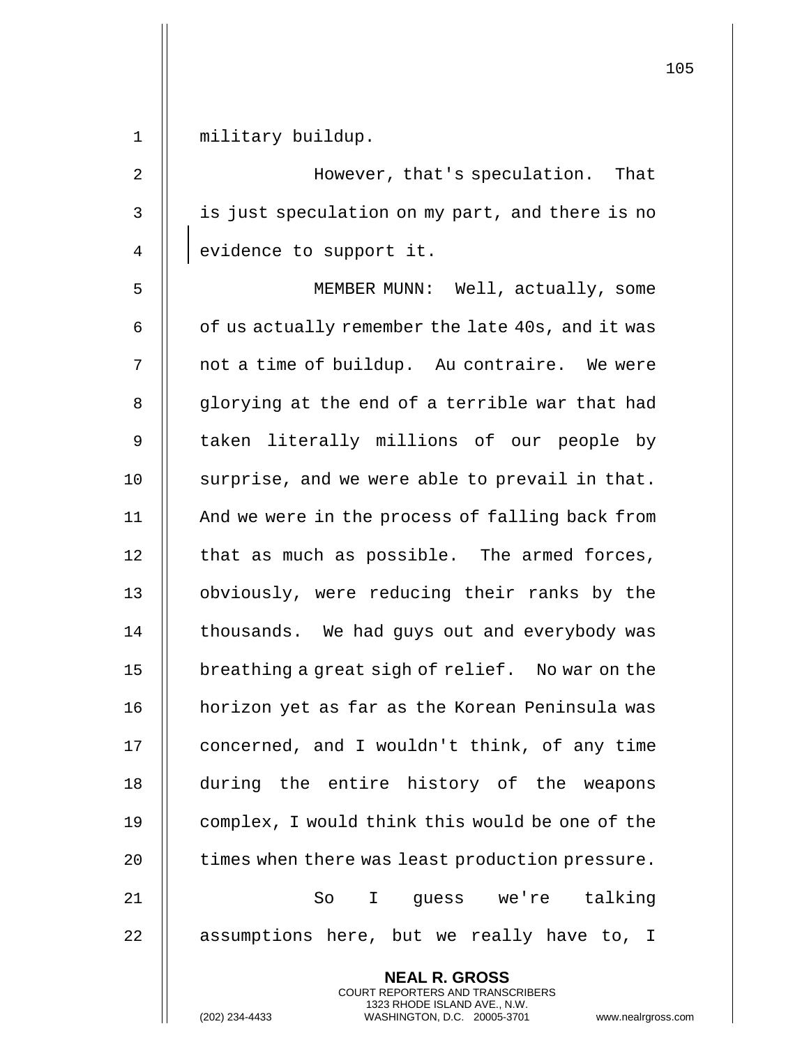military buildup.

However, that's speculation. That is just speculation on my part, and there is no evidence to support it.

MEMBER MUNN: Well, actually, some of us actually remember the late 40s, and it was not a time of buildup. Au contraire. We were glorying at the end of a terrible war that had taken literally millions of our people by surprise, and we were able to prevail in that. And we were in the process of falling back from that as much as possible. The armed forces, obviously, were reducing their ranks by the thousands. We had guys out and everybody was breathing a great sigh of relief. No war on the horizon yet as far as the Korean Peninsula was concerned, and I wouldn't think, of any time during the entire history of the weapons complex, I would think this would be one of the times when there was least production pressure.

So I guess we're talking assumptions here, but we really have to, I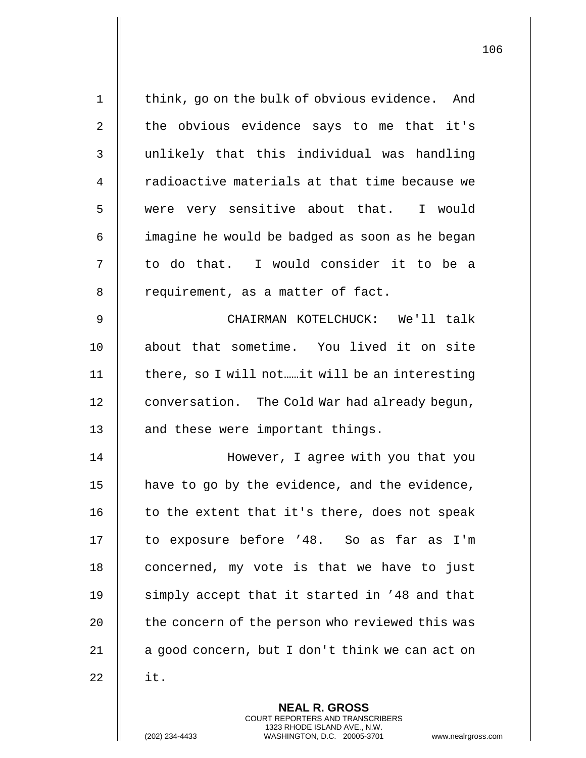think, go on the bulk of obvious evidence. And the obvious evidence says to me that it's unlikely that this individual was handling radioactive materials at that time because we were very sensitive about that. I would imagine he would be badged as soon as he began to do that. I would consider it to be a requirement, as a matter of fact.

CHAIRMAN KOTELCHUCK: We'll talk about that sometime. You lived it on site there, so I will not……it will be an interesting conversation. The Cold War had already begun, and these were important things.

However, I agree with you that you have to go by the evidence, and the evidence, to the extent that it's there, does not speak to exposure before ’48. So as far as I'm concerned, my vote is that we have to just simply accept that it started in ’48 and that the concern of the person who reviewed this was a good concern, but I don't think we can act on it.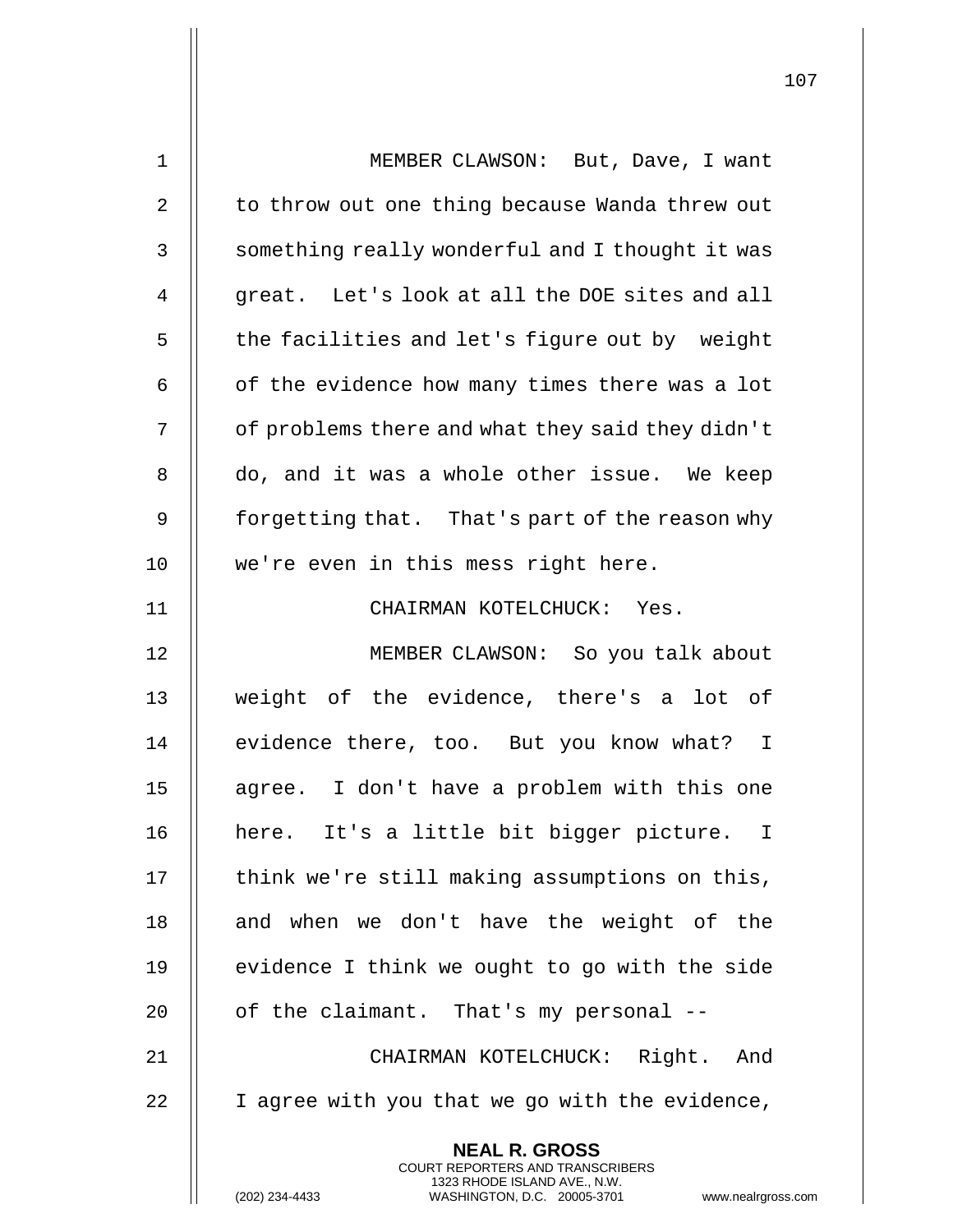MEMBER CLAWSON: But, Dave, I want to throw out one thing because Wanda threw out something really wonderful and I thought it was great. Let's look at all the DOE sites and all the facilities and let's figure out by weight of the evidence how many times there was a lot of problems there and what they said they didn't do, and it was a whole other issue. We keep forgetting that. That's part of the reason why we're even in this mess right here.

CHAIRMAN KOTELCHUCK: Yes.

MEMBER CLAWSON: So you talk about weight of the evidence, there's a lot of evidence there, too. But you know what? I agree. I don't have a problem with this one here. It's a little bit bigger picture. I think we're still making assumptions on this, and when we don't have the weight of the evidence I think we ought to go with the side of the claimant. That's my personal --

CHAIRMAN KOTELCHUCK: Right. And I agree with you that we go with the evidence,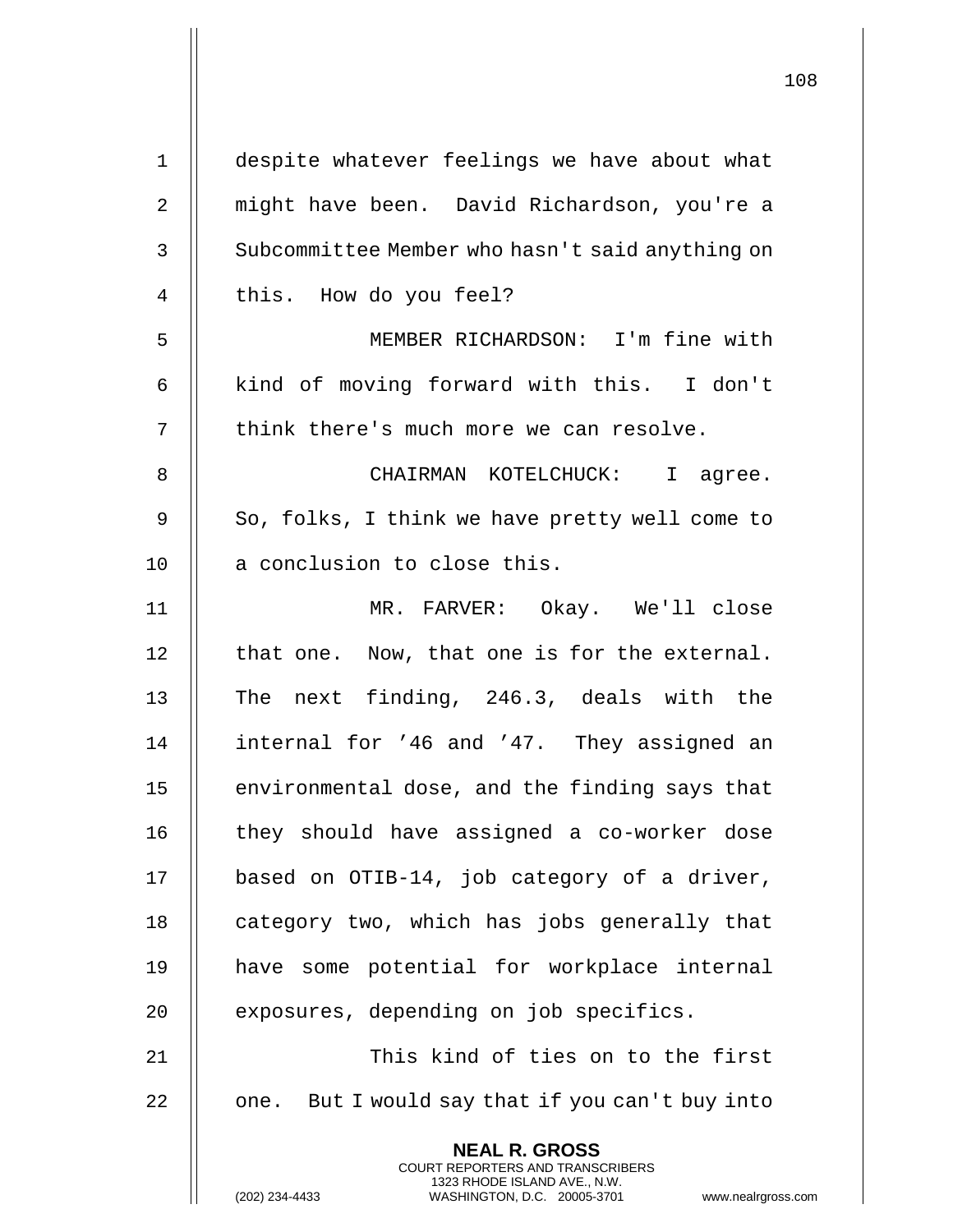despite whatever feelings we have about what might have been. David Richardson, you're a Subcommittee Member who hasn't said anything on this. How do you feel?

MEMBER RICHARDSON: I'm fine with kind of moving forward with this. I don't think there's much more we can resolve.

CHAIRMAN KOTELCHUCK: I agree. So, folks, I think we have pretty well come to a conclusion to close this.

MR. FARVER: Okay. We'll close that one. Now, that one is for the external. The next finding, 246.3, deals with the internal for ’46 and ’47. They assigned an environmental dose, and the finding says that they should have assigned a co-worker dose based on OTIB-14, job category of a driver, category two, which has jobs generally that have some potential for workplace internal exposures, depending on job specifics.

This kind of ties on to the first one. But I would say that if you can't buy into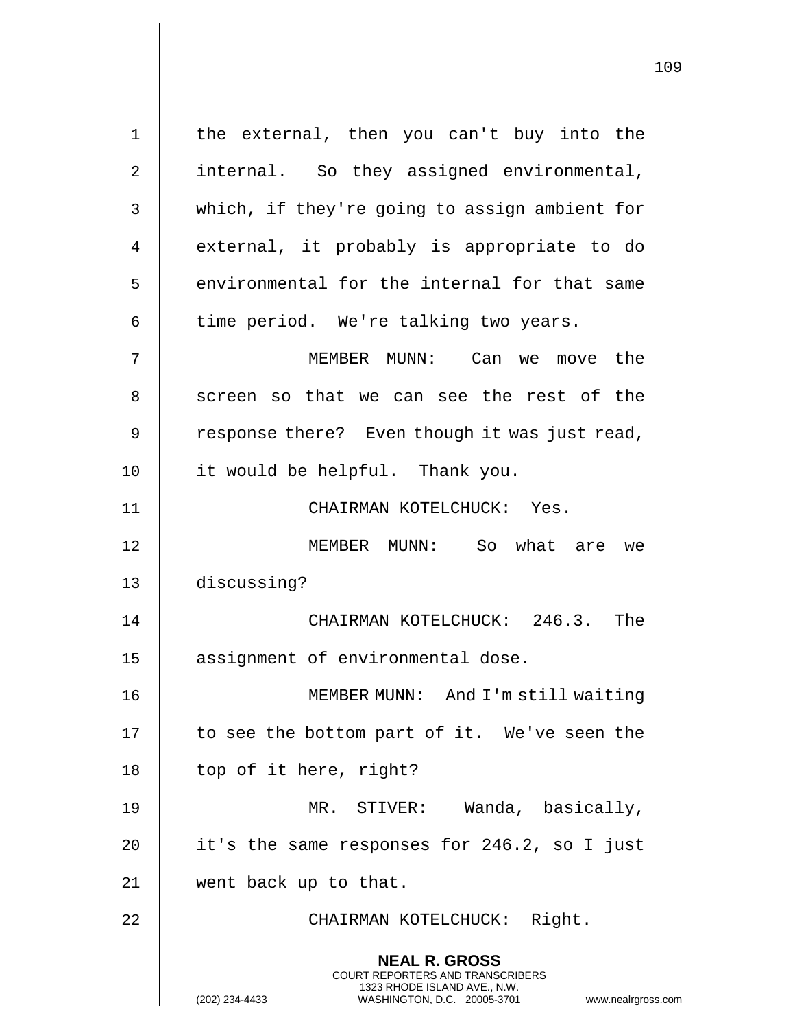the external, then you can't buy into the internal. So they assigned environmental, which, if they're going to assign ambient for external, it probably is appropriate to do environmental for the internal for that same time period. We're talking two years.

MEMBER MUNN: Can we move the screen so that we can see the rest of the response there? Even though it was just read, it would be helpful. Thank you.

CHAIRMAN KOTELCHUCK: Yes.

MEMBER MUNN: So what are we discussing?

CHAIRMAN KOTELCHUCK: 246.3. The assignment of environmental dose.

MEMBER MUNN: And I'm still waiting to see the bottom part of it. We've seen the top of it here, right?

MR. STIVER: Wanda, basically, it's the same responses for 246.2, so I just went back up to that.

CHAIRMAN KOTELCHUCK: Right.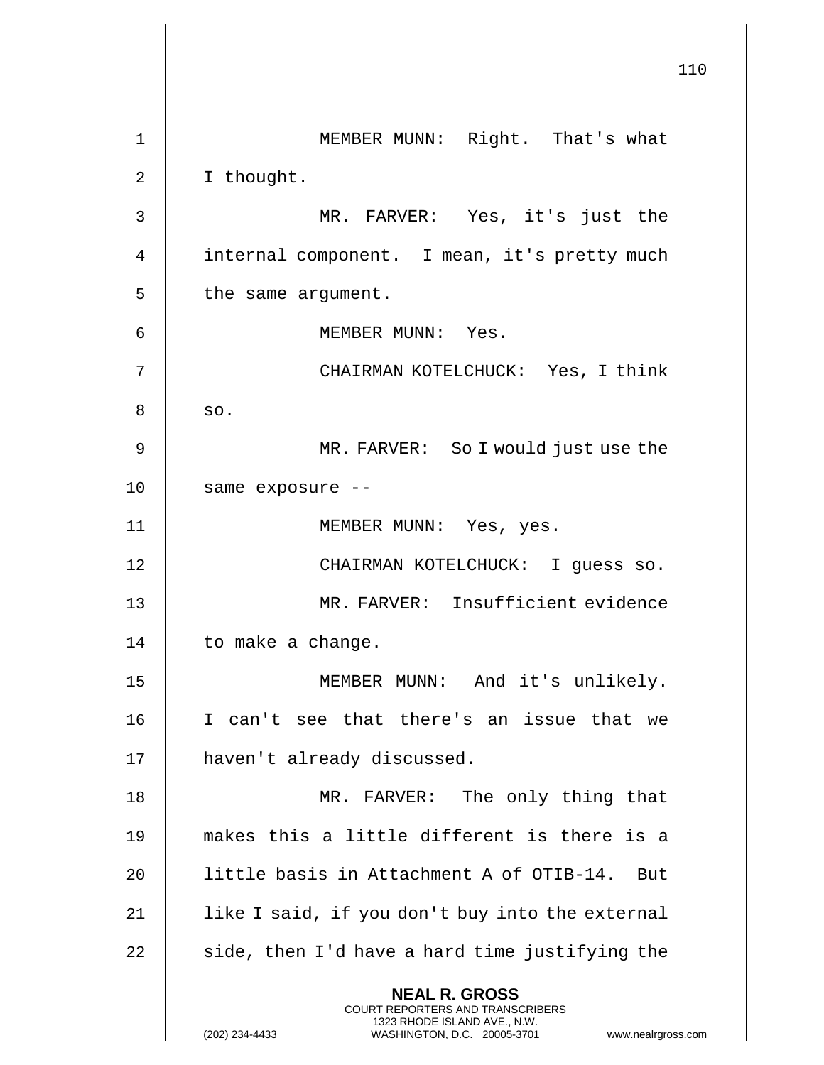MEMBER MUNN: Right. That's what I thought.

MR. FARVER: Yes, it's just the internal component. I mean, it's pretty much the same argument.

MEMBER MUNN: Yes.

CHAIRMAN KOTELCHUCK: Yes, I think so.

MR. FARVER: So I would just use the same exposure --

MEMBER MUNN: Yes, yes.

CHAIRMAN KOTELCHUCK: I guess so.

MR. FARVER: Insufficient evidence to make a change.

MEMBER MUNN: And it's unlikely. I can't see that there's an issue that we haven't already discussed.

MR. FARVER: The only thing that makes this a little different is there is a little basis in Attachment A of OTIB-14. But like I said, if you don't buy into the external side, then I'd have a hard time justifying the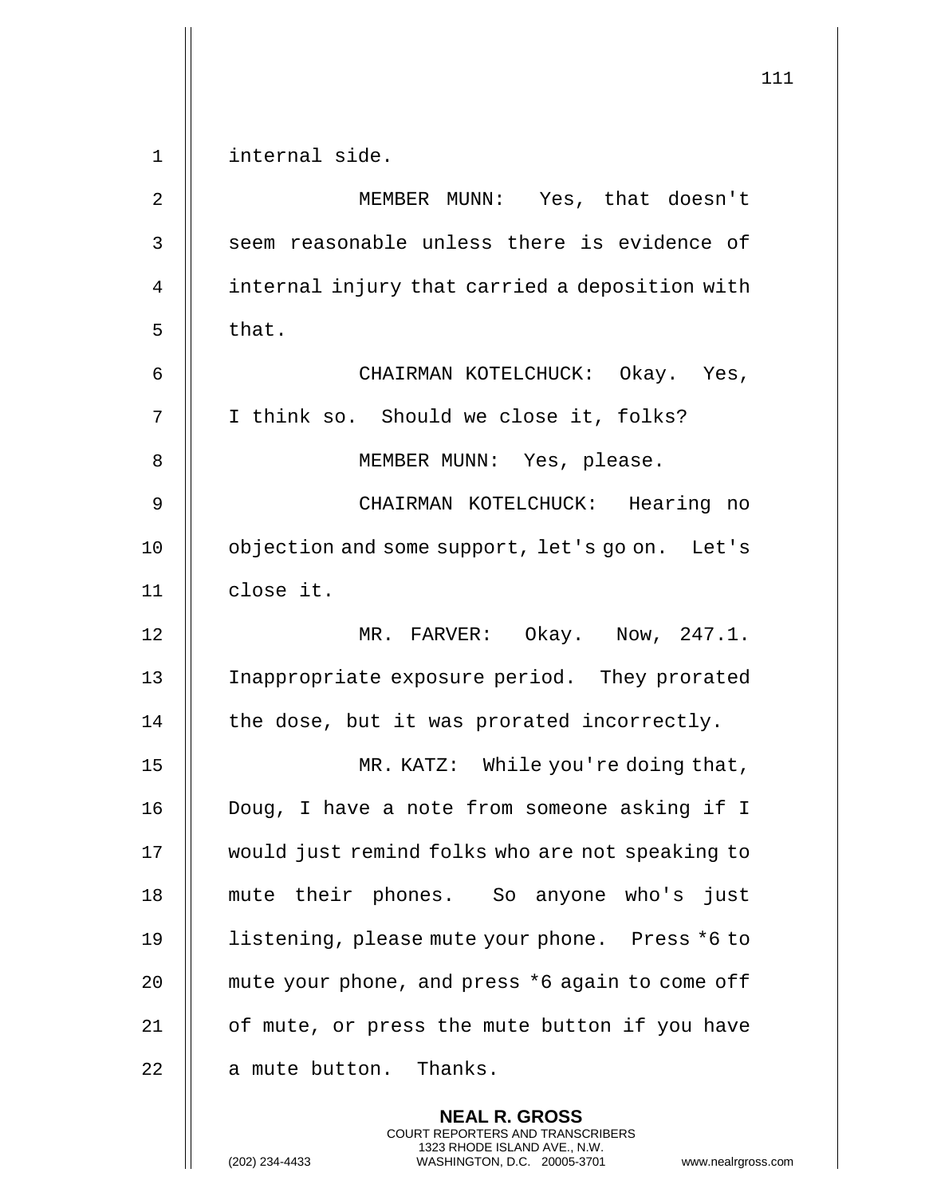internal side.

MEMBER MUNN: Yes, that doesn't seem reasonable unless there is evidence of internal injury that carried a deposition with that.

CHAIRMAN KOTELCHUCK: Okay. Yes, I think so. Should we close it, folks?

MEMBER MUNN: Yes, please.

CHAIRMAN KOTELCHUCK: Hearing no objection and some support, let's go on. Let's close it.

MR. FARVER: Okay. Now, 247.1. Inappropriate exposure period. They prorated the dose, but it was prorated incorrectly.

MR. KATZ: While you're doing that, Doug, I have a note from someone asking if I would just remind folks who are not speaking to mute their phones. So anyone who's just listening, please mute your phone. Press *6 to mute your phone, and press *6 again to come off of mute, or press the mute button if you have a mute button. Thanks.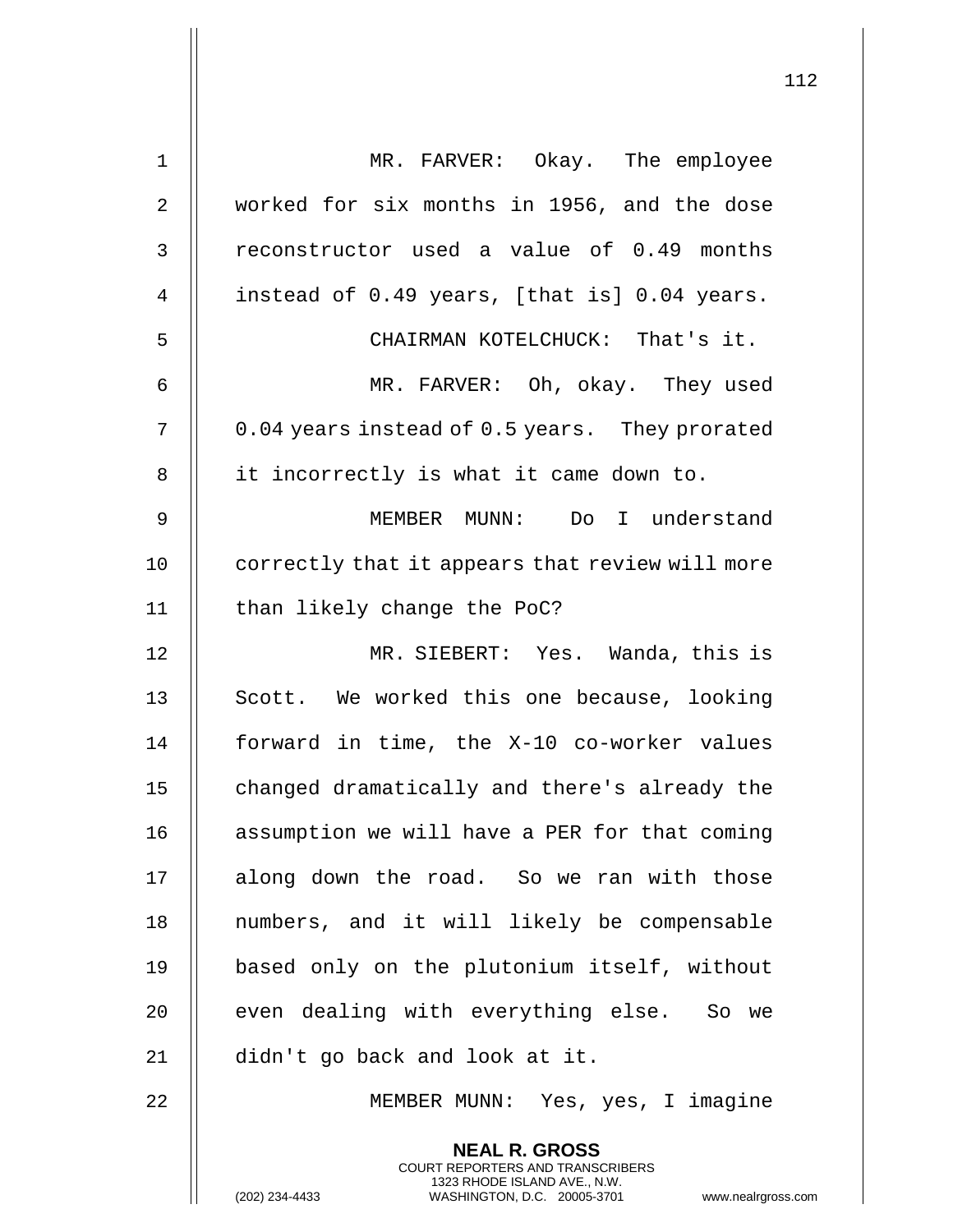MR. FARVER: Okay. The employee worked for six months in 1956, and the dose reconstructor used a value of 0.49 months instead of 0.49 years, [that is] 0.04 years.

CHAIRMAN KOTELCHUCK: That's it.

MR. FARVER: Oh, okay. They used 0.04 years instead of 0.5 years. They prorated it incorrectly is what it came down to.

MEMBER MUNN: Do I understand correctly that it appears that review will more than likely change the PoC?

MR. SIEBERT: Yes. Wanda, this is Scott. We worked this one because, looking forward in time, the X-10 co-worker values changed dramatically and there's already the assumption we will have a PER for that coming along down the road. So we ran with those numbers, and it will likely be compensable based only on the plutonium itself, without even dealing with everything else. So we didn't go back and look at it.

MEMBER MUNN: Yes, yes, I imagine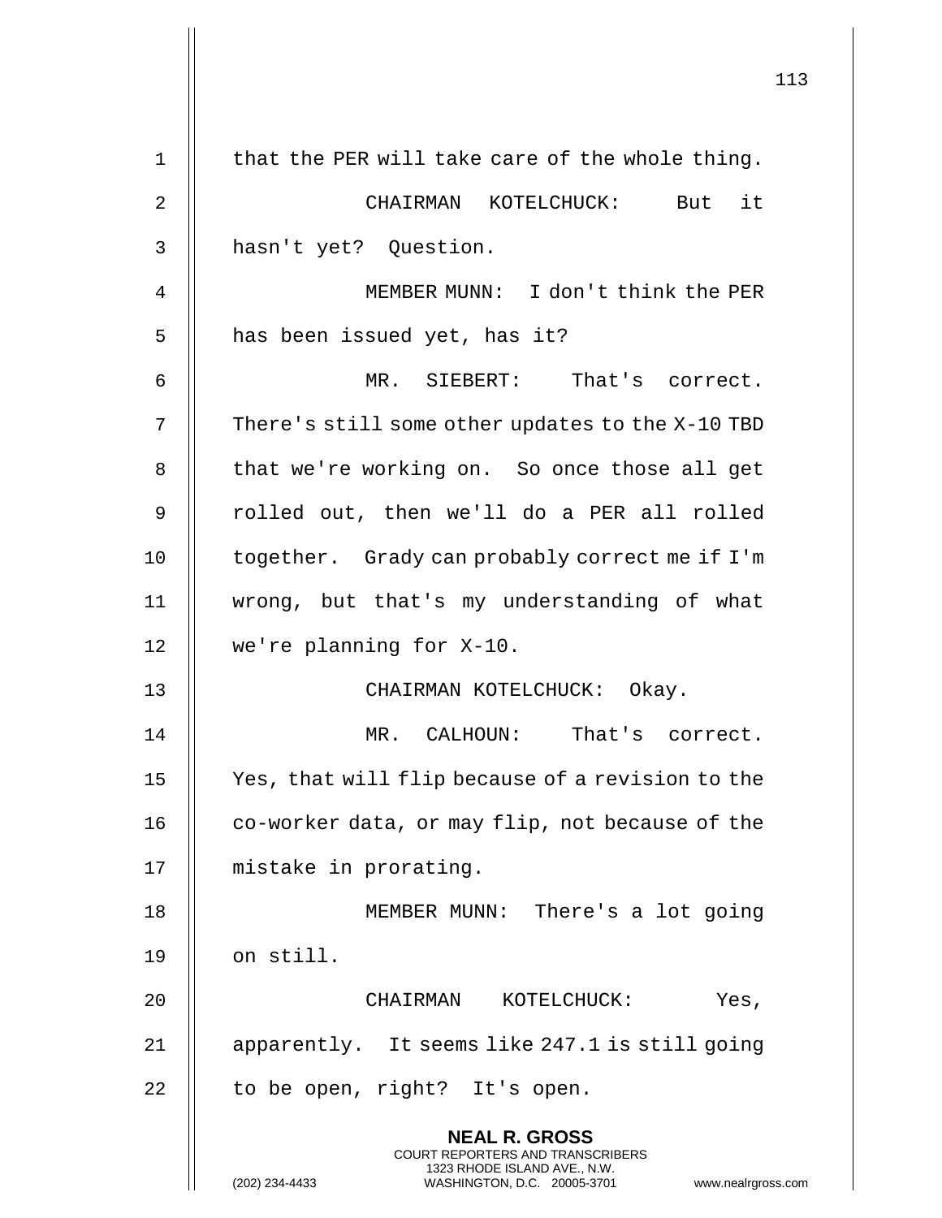that the PER will take care of the whole thing.

CHAIRMAN KOTELCHUCK: But it hasn't yet? Question.

MEMBER MUNN: I don't think the PER has been issued yet, has it?

MR. SIEBERT: That's correct. There's still some other updates to the X-10 TBD that we're working on. So once those all get rolled out, then we'll do a PER all rolled together. Grady can probably correct me if I'm wrong, but that's my understanding of what we're planning for X-10.

CHAIRMAN KOTELCHUCK: Okay.

MR. CALHOUN: That's correct. Yes, that will flip because of a revision to the co-worker data, or may flip, not because of the mistake in prorating.

MEMBER MUNN: There's a lot going on still.

CHAIRMAN KOTELCHUCK: Yes, apparently. It seems like 247.1 is still going to be open, right? It's open.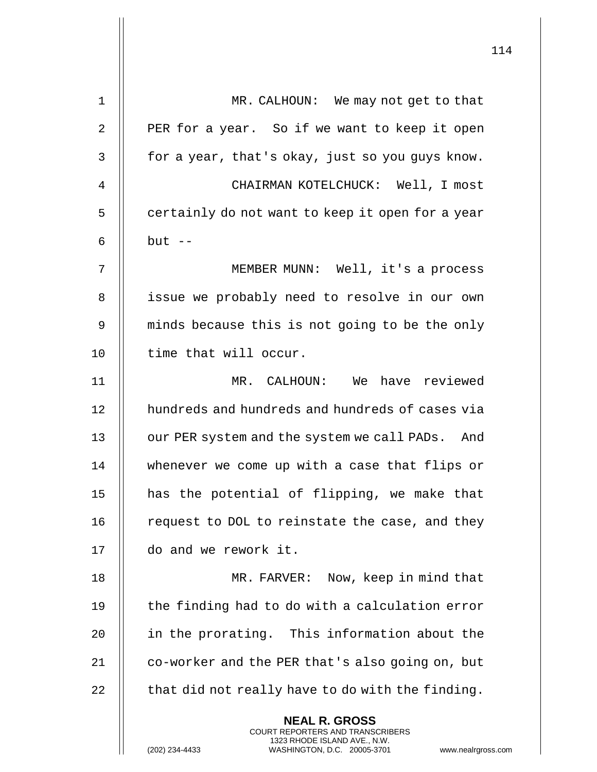MR. CALHOUN: We may not get to that PER for a year. So if we want to keep it open for a year, that's okay, just so you guys know.

CHAIRMAN KOTELCHUCK: Well, I most certainly do not want to keep it open for a year but --

MEMBER MUNN: Well, it's a process issue we probably need to resolve in our own minds because this is not going to be the only time that will occur.

MR. CALHOUN: We have reviewed hundreds and hundreds and hundreds of cases via our PER system and the system we call PADs. And whenever we come up with a case that flips or has the potential of flipping, we make that request to DOL to reinstate the case, and they do and we rework it.

MR. FARVER: Now, keep in mind that the finding had to do with a calculation error in the prorating. This information about the co-worker and the PER that's also going on, but that did not really have to do with the finding.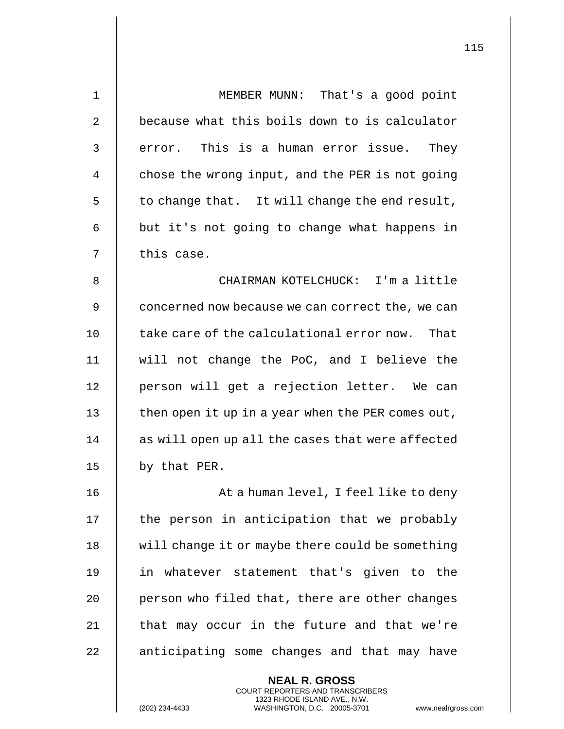MEMBER MUNN: That's a good point because what this boils down to is calculator error. This is a human error issue. They chose the wrong input, and the PER is not going to change that. It will change the end result, but it's not going to change what happens in this case.

CHAIRMAN KOTELCHUCK: I'm a little concerned now because we can correct the, we can take care of the calculational error now. That will not change the PoC, and I believe the person will get a rejection letter. We can then open it up in a year when the PER comes out, as will open up all the cases that were affected by that PER.

At a human level, I feel like to deny the person in anticipation that we probably will change it or maybe there could be something in whatever statement that's given to the person who filed that, there are other changes that may occur in the future and that we're anticipating some changes and that may have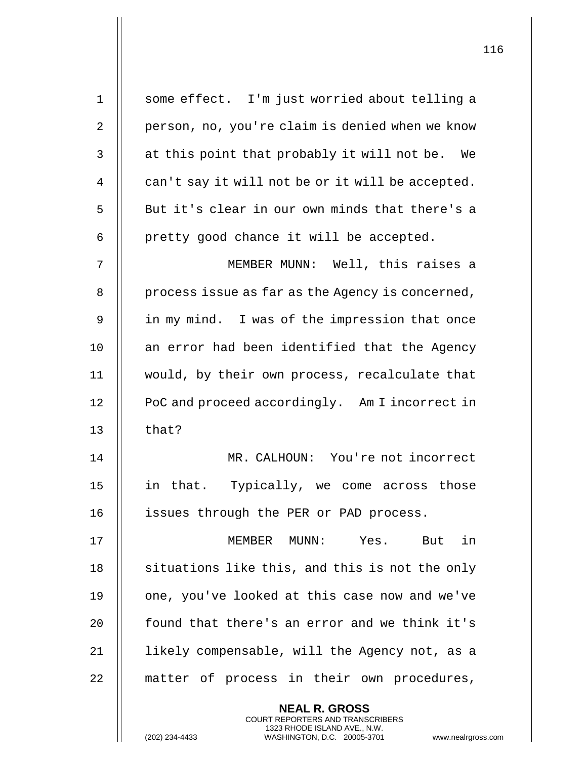some effect. I'm just worried about telling a person, no, you're claim is denied when we know at this point that probably it will not be. We can't say it will not be or it will be accepted. But it's clear in our own minds that there's a pretty good chance it will be accepted.

MEMBER MUNN: Well, this raises a process issue as far as the Agency is concerned, in my mind. I was of the impression that once an error had been identified that the Agency would, by their own process, recalculate that PoC and proceed accordingly. Am I incorrect in that?

MR. CALHOUN: You're not incorrect in that. Typically, we come across those issues through the PER or PAD process.

MEMBER MUNN: Yes. But in situations like this, and this is not the only one, you've looked at this case now and we've found that there's an error and we think it's likely compensable, will the Agency not, as a matter of process in their own procedures,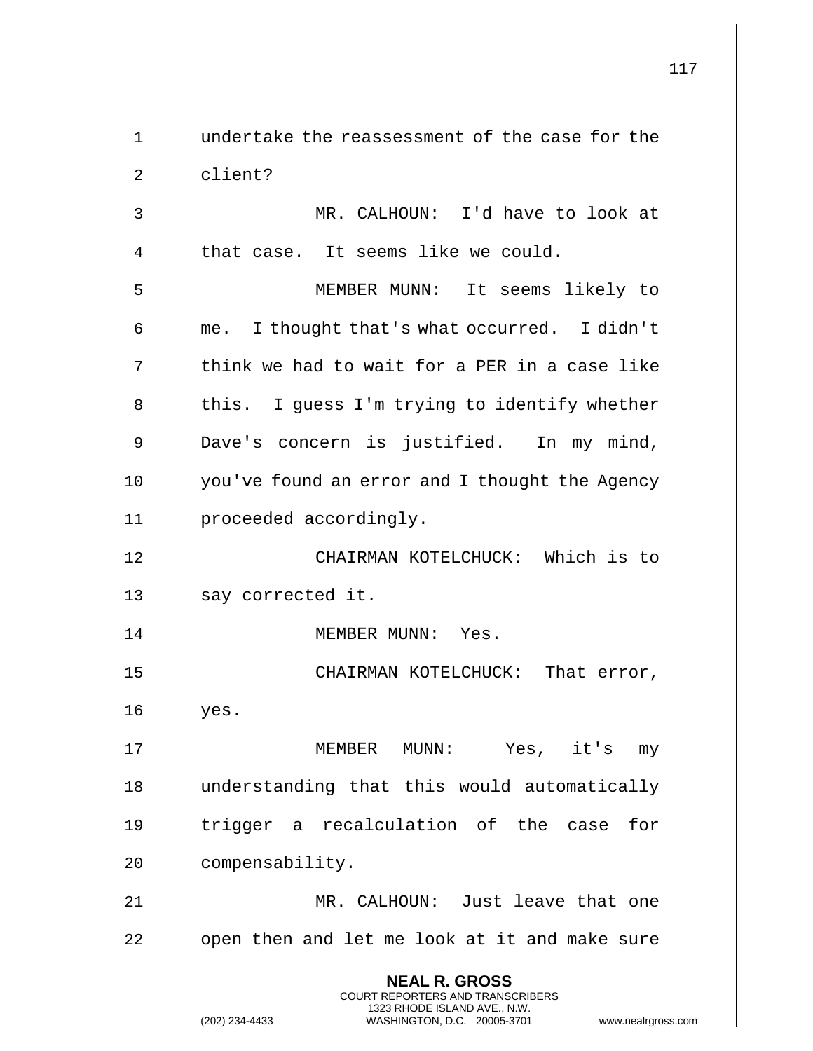undertake the reassessment of the case for the client?

MR. CALHOUN: I'd have to look at that case. It seems like we could.

MEMBER MUNN: It seems likely to me. I thought that's what occurred. I didn't think we had to wait for a PER in a case like this. I guess I'm trying to identify whether Dave's concern is justified. In my mind, you've found an error and I thought the Agency proceeded accordingly.

CHAIRMAN KOTELCHUCK: Which is to say corrected it.

MEMBER MUNN: Yes.

CHAIRMAN KOTELCHUCK: That error, yes.

MEMBER MUNN: Yes, it's my understanding that this would automatically trigger a recalculation of the case for compensability.

MR. CALHOUN: Just leave that one open then and let me look at it and make sure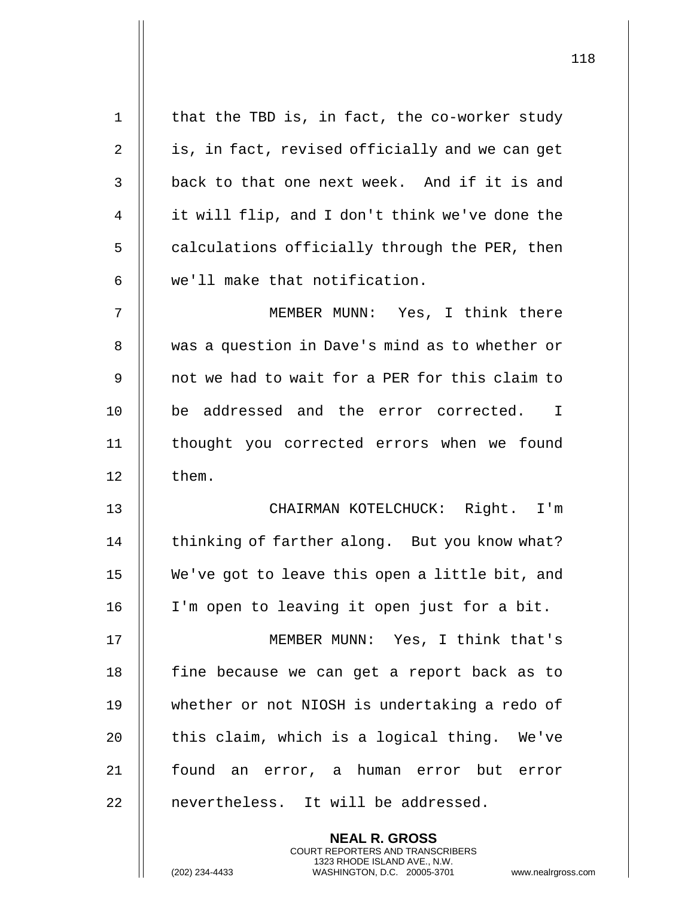that the TBD is, in fact, the co-worker study is, in fact, revised officially and we can get back to that one next week. And if it is and it will flip, and I don't think we've done the calculations officially through the PER, then we'll make that notification.

MEMBER MUNN: Yes, I think there was a question in Dave's mind as to whether or not we had to wait for a PER for this claim to be addressed and the error corrected. I thought you corrected errors when we found them.

CHAIRMAN KOTELCHUCK: Right. I'm thinking of farther along. But you know what? We've got to leave this open a little bit, and I'm open to leaving it open just for a bit.

MEMBER MUNN: Yes, I think that's fine because we can get a report back as to whether or not NIOSH is undertaking a redo of this claim, which is a logical thing. We've found an error, a human error but error nevertheless. It will be addressed.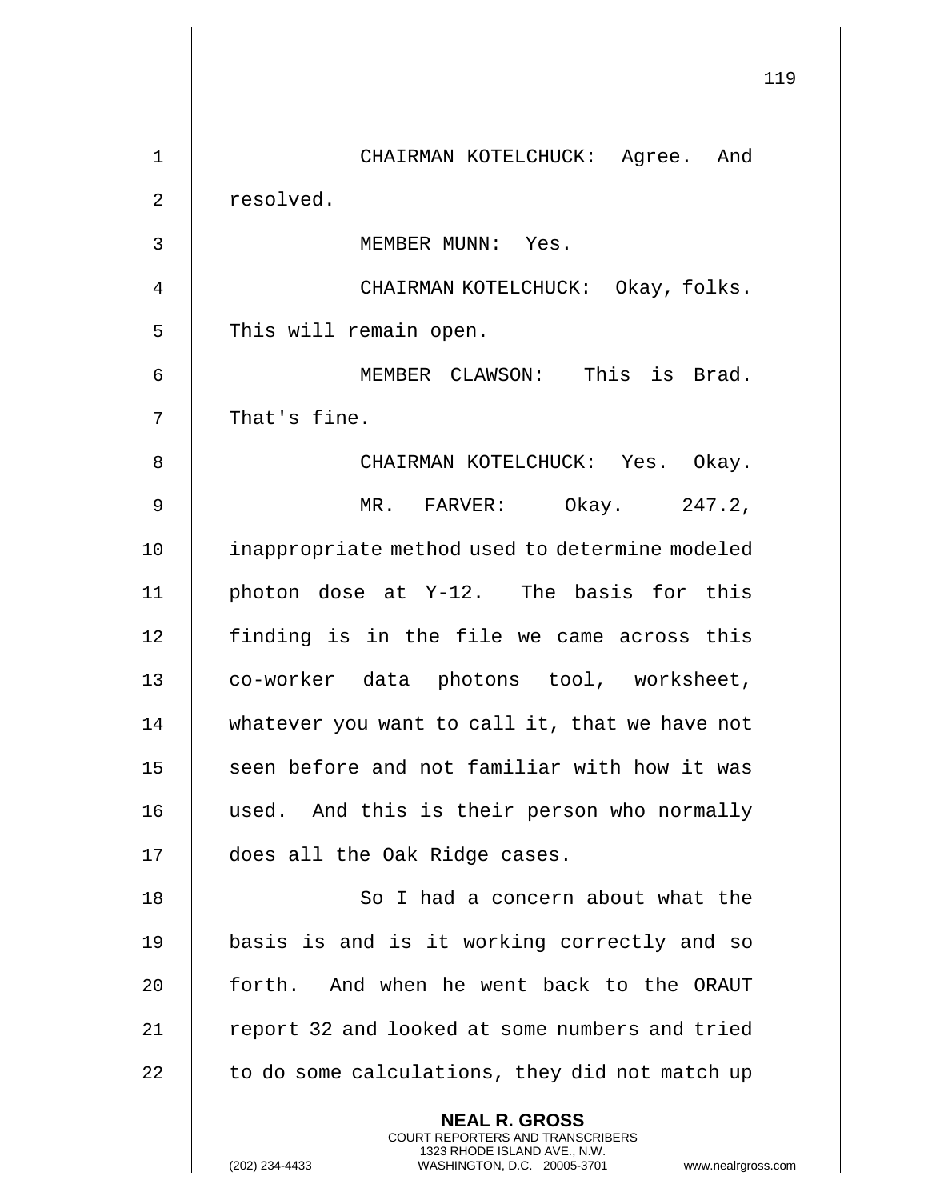CHAIRMAN KOTELCHUCK: Agree. And resolved.

MEMBER MUNN: Yes.

CHAIRMAN KOTELCHUCK: Okay, folks. This will remain open.

MEMBER CLAWSON: This is Brad. That's fine.

CHAIRMAN KOTELCHUCK: Yes. Okay.

MR. FARVER: Okay. 247.2, inappropriate method used to determine modeled photon dose at Y-12. The basis for this finding is in the file we came across this co-worker data photons tool, worksheet, whatever you want to call it, that we have not seen before and not familiar with how it was used. And this is their person who normally does all the Oak Ridge cases.

So I had a concern about what the basis is and is it working correctly and so forth. And when he went back to the ORAUT report 32 and looked at some numbers and tried to do some calculations, they did not match up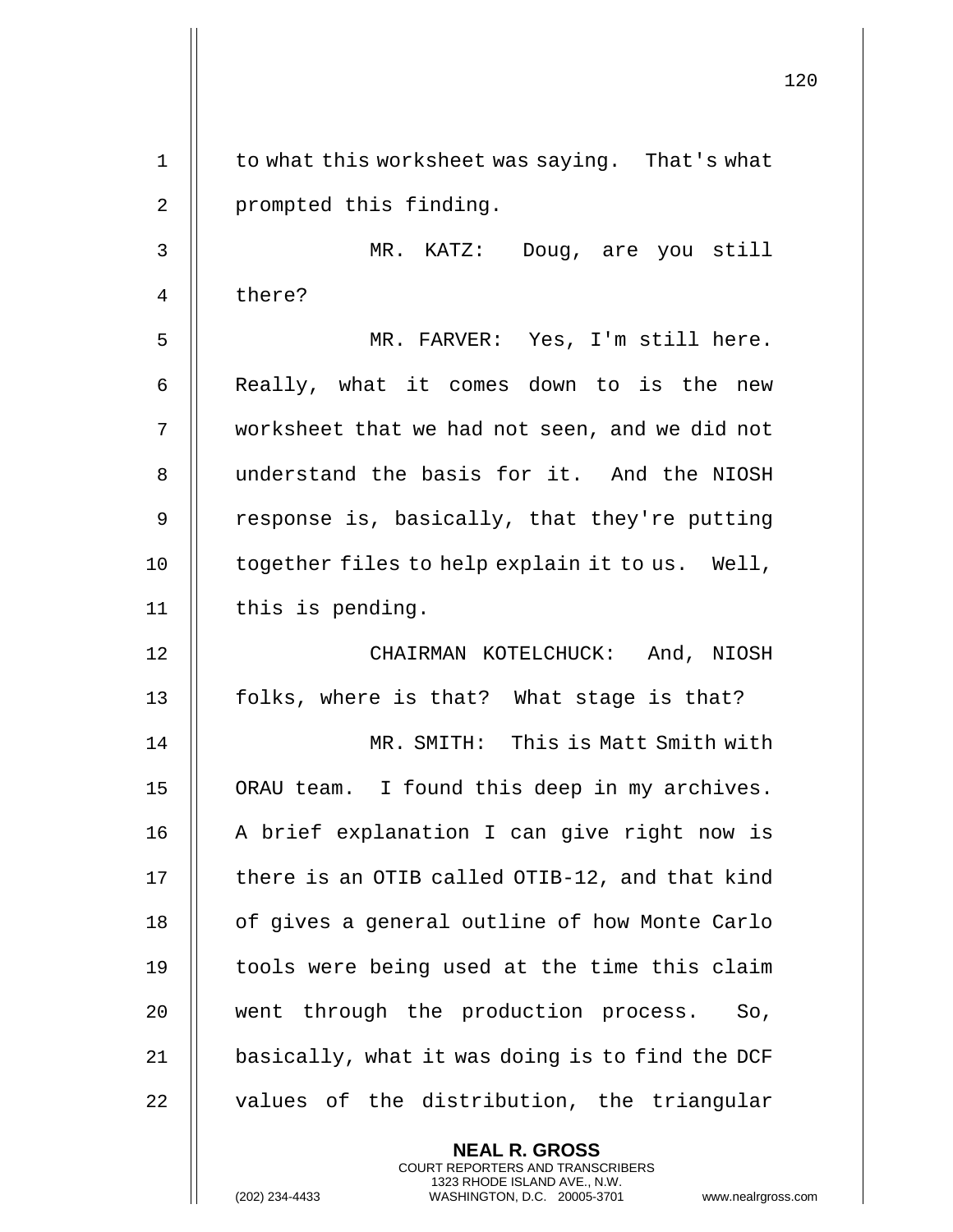to what this worksheet was saying. That's what prompted this finding.

MR. KATZ: Doug, are you still there?

MR. FARVER: Yes, I'm still here. Really, what it comes down to is the new worksheet that we had not seen, and we did not understand the basis for it. And the NIOSH response is, basically, that they're putting together files to help explain it to us. Well, this is pending.

CHAIRMAN KOTELCHUCK: And, NIOSH folks, where is that? What stage is that?

MR. SMITH: This is Matt Smith with ORAU team. I found this deep in my archives. A brief explanation I can give right now is there is an OTIB called OTIB-12, and that kind of gives a general outline of how Monte Carlo tools were being used at the time this claim went through the production process. So, basically, what it was doing is to find the DCF values of the distribution, the triangular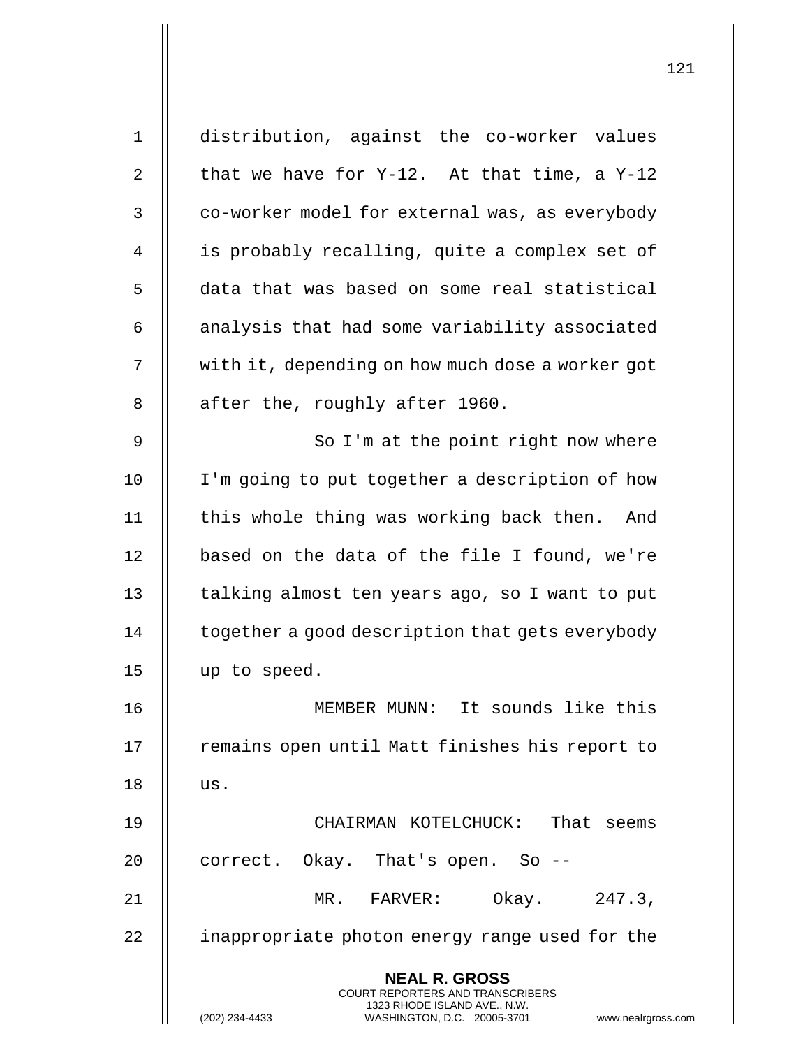distribution, against the co-worker values that we have for Y-12. At that time, a Y-12 co-worker model for external was, as everybody is probably recalling, quite a complex set of data that was based on some real statistical analysis that had some variability associated with it, depending on how much dose a worker got after the, roughly after 1960.

So I'm at the point right now where I'm going to put together a description of how this whole thing was working back then. And based on the data of the file I found, we're talking almost ten years ago, so I want to put together a good description that gets everybody up to speed.

MEMBER MUNN: It sounds like this remains open until Matt finishes his report to us.

CHAIRMAN KOTELCHUCK: That seems correct. Okay. That's open. So --

MR. FARVER: Okay. 247.3, inappropriate photon energy range used for the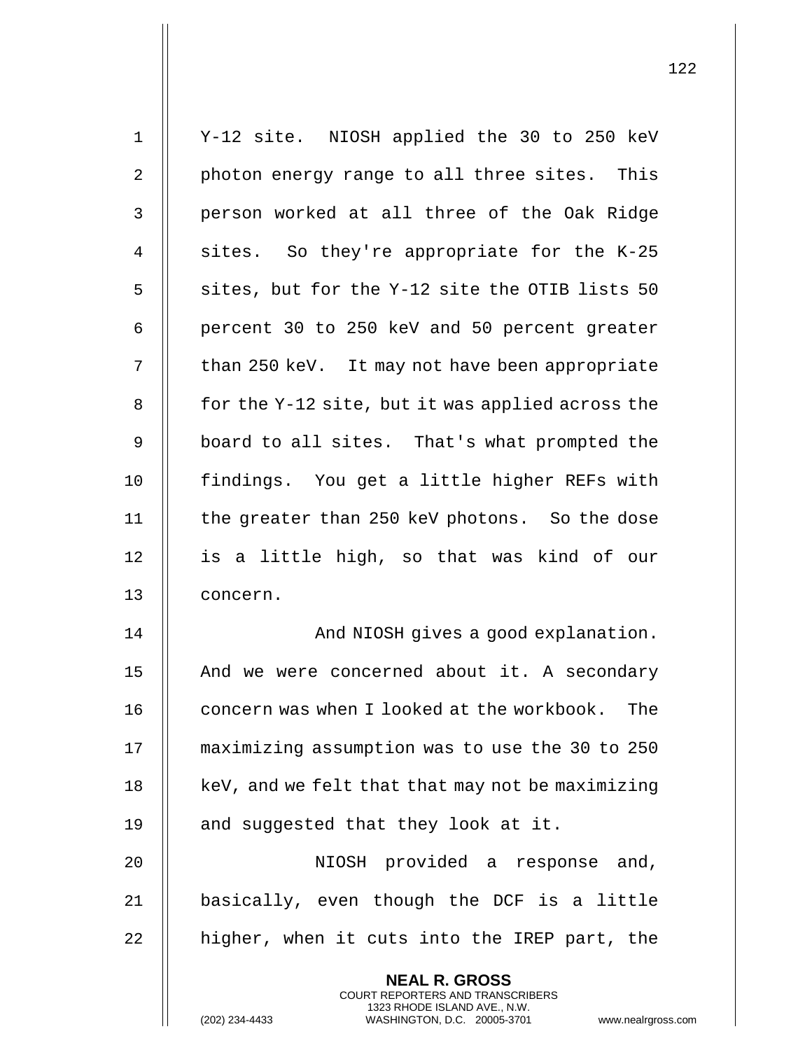Y-12 site. NIOSH applied the 30 to 250 keV photon energy range to all three sites. This person worked at all three of the Oak Ridge sites. So they're appropriate for the K-25 sites, but for the Y-12 site the OTIB lists 50 percent 30 to 250 keV and 50 percent greater than 250 keV. It may not have been appropriate for the Y-12 site, but it was applied across the board to all sites. That's what prompted the findings. You get a little higher REFs with the greater than 250 keV photons. So the dose is a little high, so that was kind of our concern.

And NIOSH gives a good explanation. And we were concerned about it. A secondary concern was when I looked at the workbook. The maximizing assumption was to use the 30 to 250 keV, and we felt that that may not be maximizing and suggested that they look at it.

NIOSH provided a response and, basically, even though the DCF is a little higher, when it cuts into the IREP part, the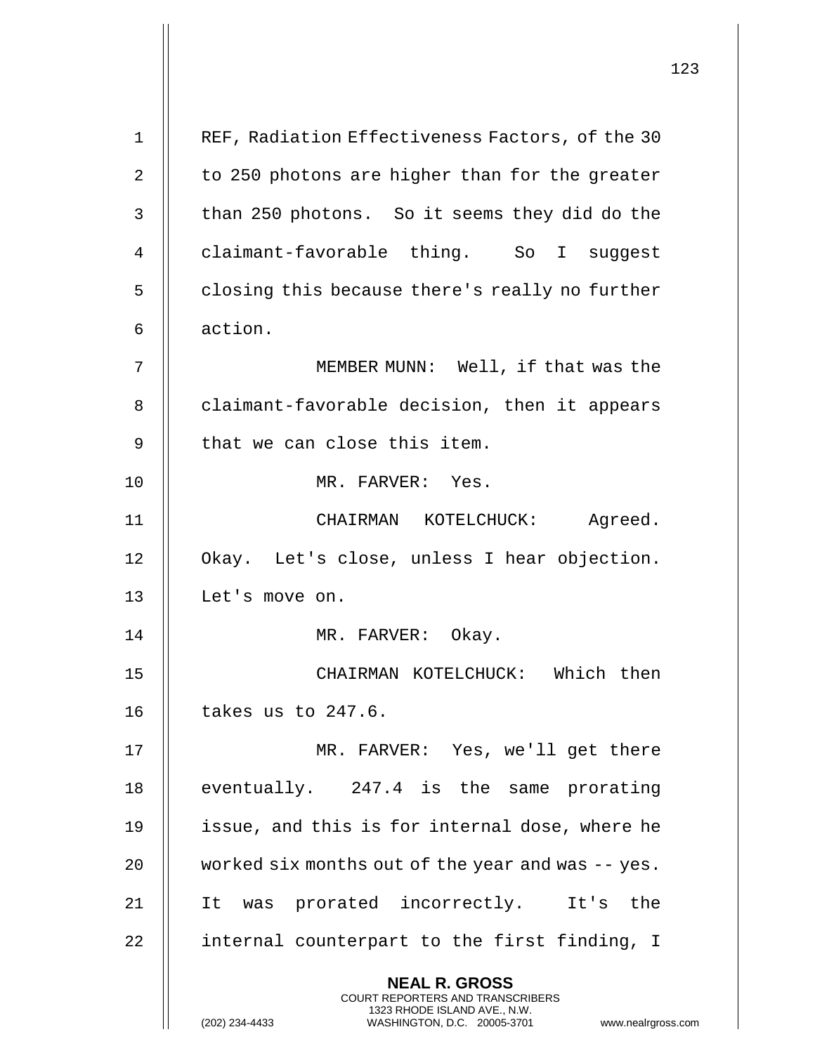REF, Radiation Effectiveness Factors, of the 30 to 250 photons are higher than for the greater than 250 photons. So it seems they did do the claimant-favorable thing. So I suggest closing this because there's really no further action.

MEMBER MUNN: Well, if that was the claimant-favorable decision, then it appears that we can close this item.

MR. FARVER: Yes.

CHAIRMAN KOTELCHUCK: Agreed. Okay. Let's close, unless I hear objection. Let's move on.

MR. FARVER: Okay.

CHAIRMAN KOTELCHUCK: Which then takes us to 247.6.

MR. FARVER: Yes, we'll get there eventually. 247.4 is the same prorating issue, and this is for internal dose, where he worked six months out of the year and was -- yes. It was prorated incorrectly. It's the internal counterpart to the first finding, I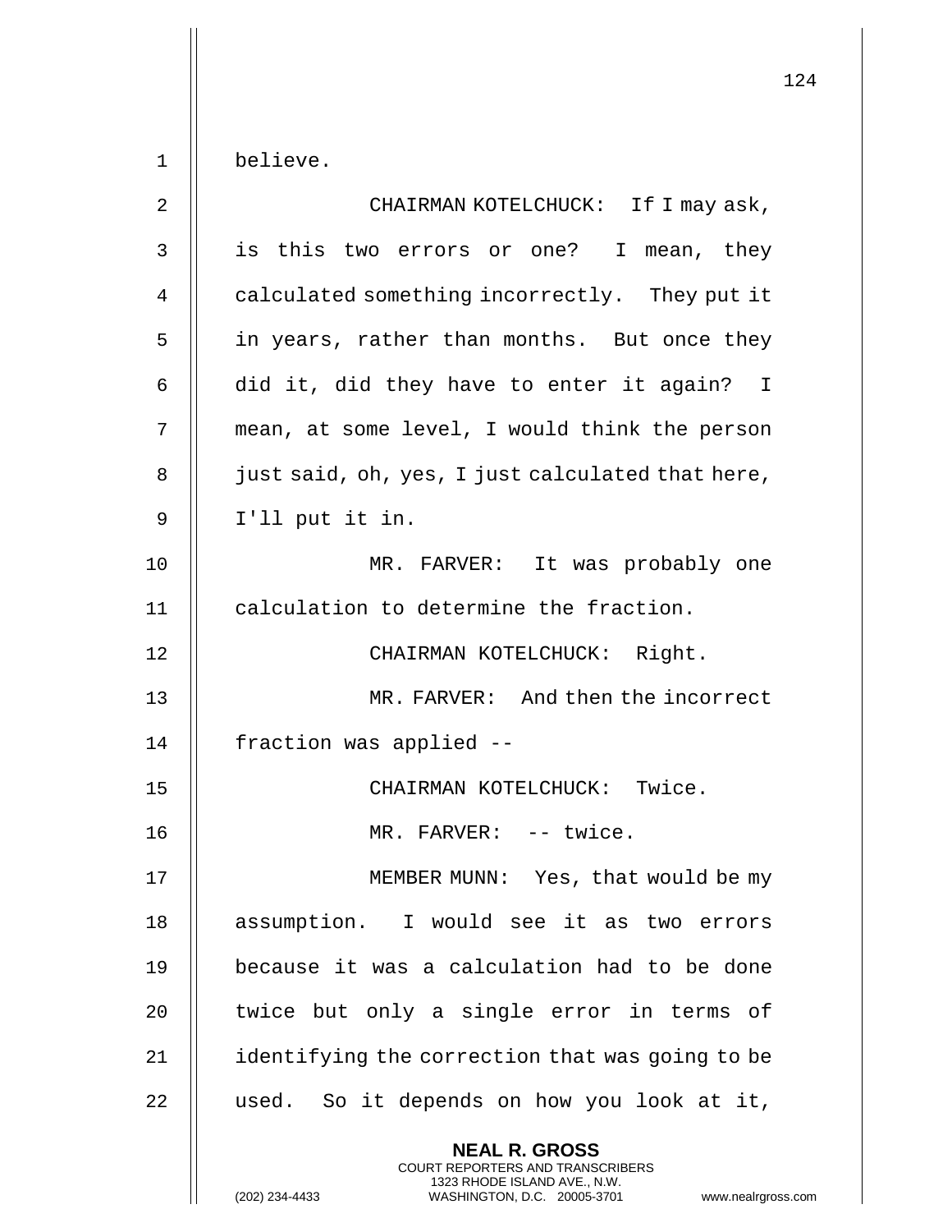believe.

CHAIRMAN KOTELCHUCK: If I may ask, is this two errors or one? I mean, they calculated something incorrectly. They put it in years, rather than months. But once they did it, did they have to enter it again? I mean, at some level, I would think the person just said, oh, yes, I just calculated that here, I'll put it in.

MR. FARVER: It was probably one calculation to determine the fraction.

CHAIRMAN KOTELCHUCK: Right.

MR. FARVER: And then the incorrect fraction was applied --

CHAIRMAN KOTELCHUCK: Twice.

MR. FARVER: -- twice.

MEMBER MUNN: Yes, that would be my assumption. I would see it as two errors because it was a calculation had to be done twice but only a single error in terms of identifying the correction that was going to be used. So it depends on how you look at it,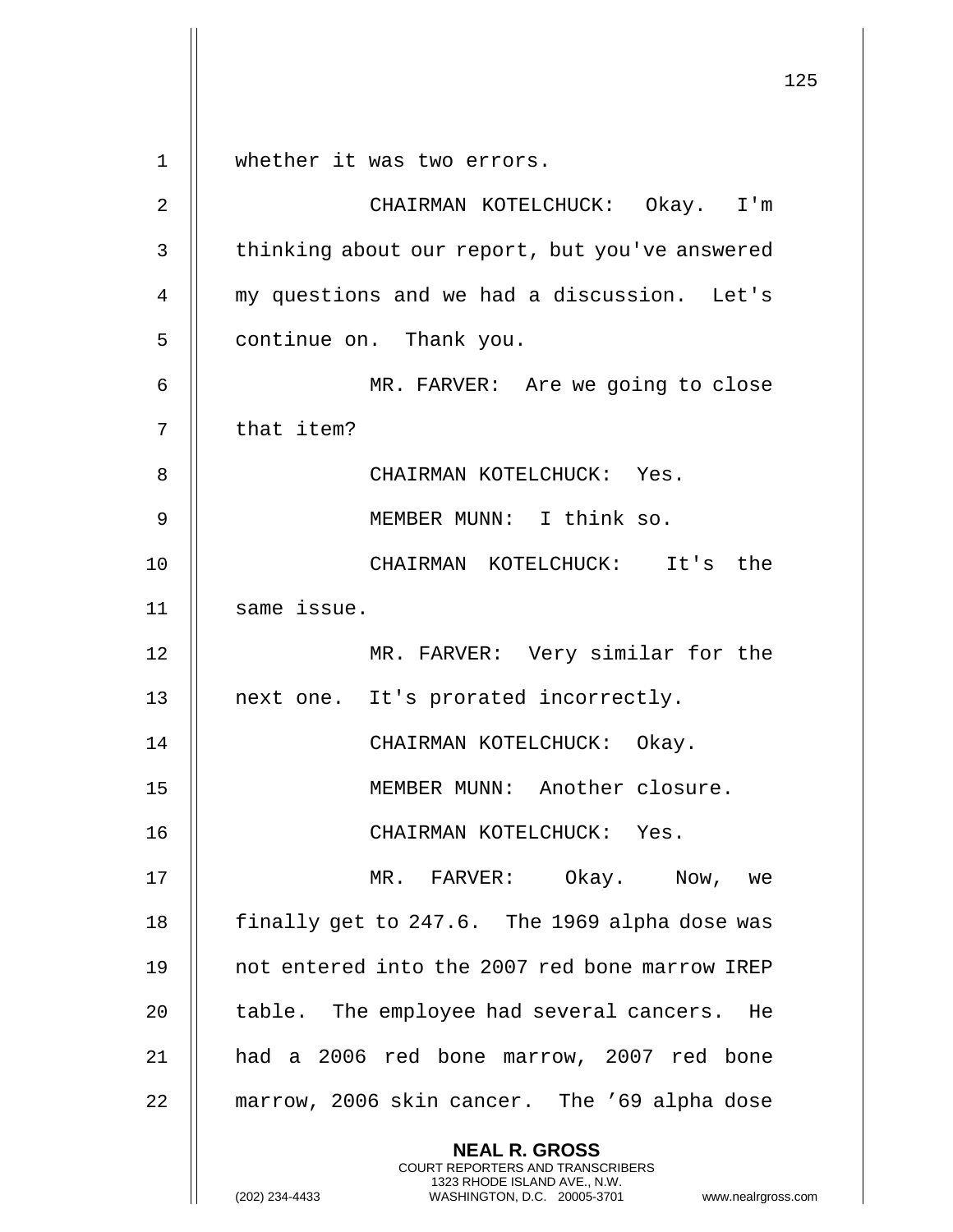whether it was two errors.

CHAIRMAN KOTELCHUCK: Okay. I'm thinking about our report, but you've answered my questions and we had a discussion. Let's continue on. Thank you.

MR. FARVER: Are we going to close that item?

CHAIRMAN KOTELCHUCK: Yes.

MEMBER MUNN: I think so.

CHAIRMAN KOTELCHUCK: It's the same issue.

MR. FARVER: Very similar for the next one. It's prorated incorrectly.

CHAIRMAN KOTELCHUCK: Okay.

MEMBER MUNN: Another closure.

CHAIRMAN KOTELCHUCK: Yes.

MR. FARVER: Okay. Now, we finally get to 247.6. The 1969 alpha dose was not entered into the 2007 red bone marrow IREP table. The employee had several cancers. He had a 2006 red bone marrow, 2007 red bone marrow, 2006 skin cancer. The ’69 alpha dose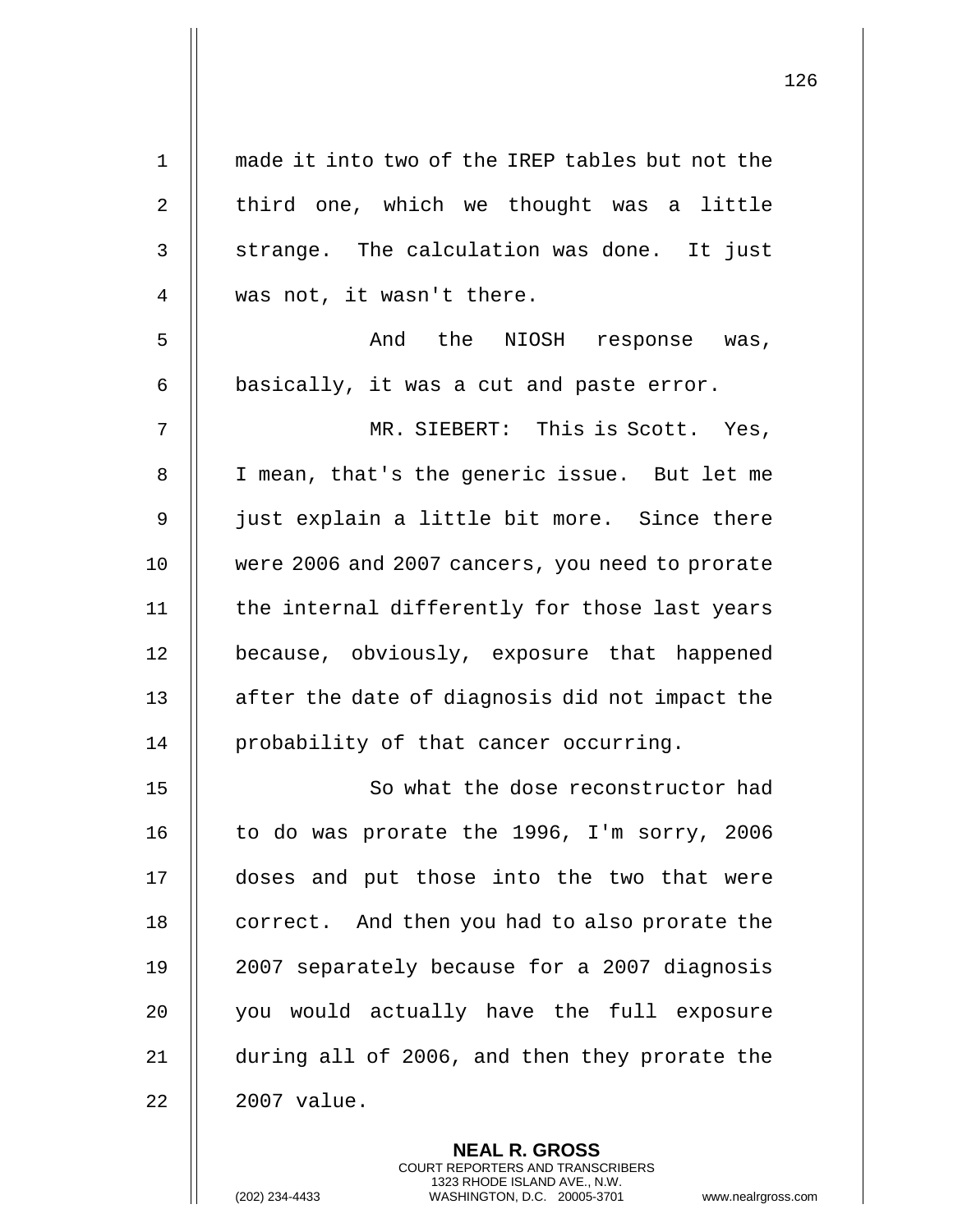made it into two of the IREP tables but not the third one, which we thought was a little strange. The calculation was done. It just was not, it wasn't there.

And the NIOSH response was, basically, it was a cut and paste error.

MR. SIEBERT: This is Scott. Yes, I mean, that's the generic issue. But let me just explain a little bit more. Since there were 2006 and 2007 cancers, you need to prorate the internal differently for those last years because, obviously, exposure that happened after the date of diagnosis did not impact the probability of that cancer occurring.

So what the dose reconstructor had to do was prorate the 1996, I'm sorry, 2006 doses and put those into the two that were correct. And then you had to also prorate the 2007 separately because for a 2007 diagnosis you would actually have the full exposure during all of 2006, and then they prorate the 2007 value.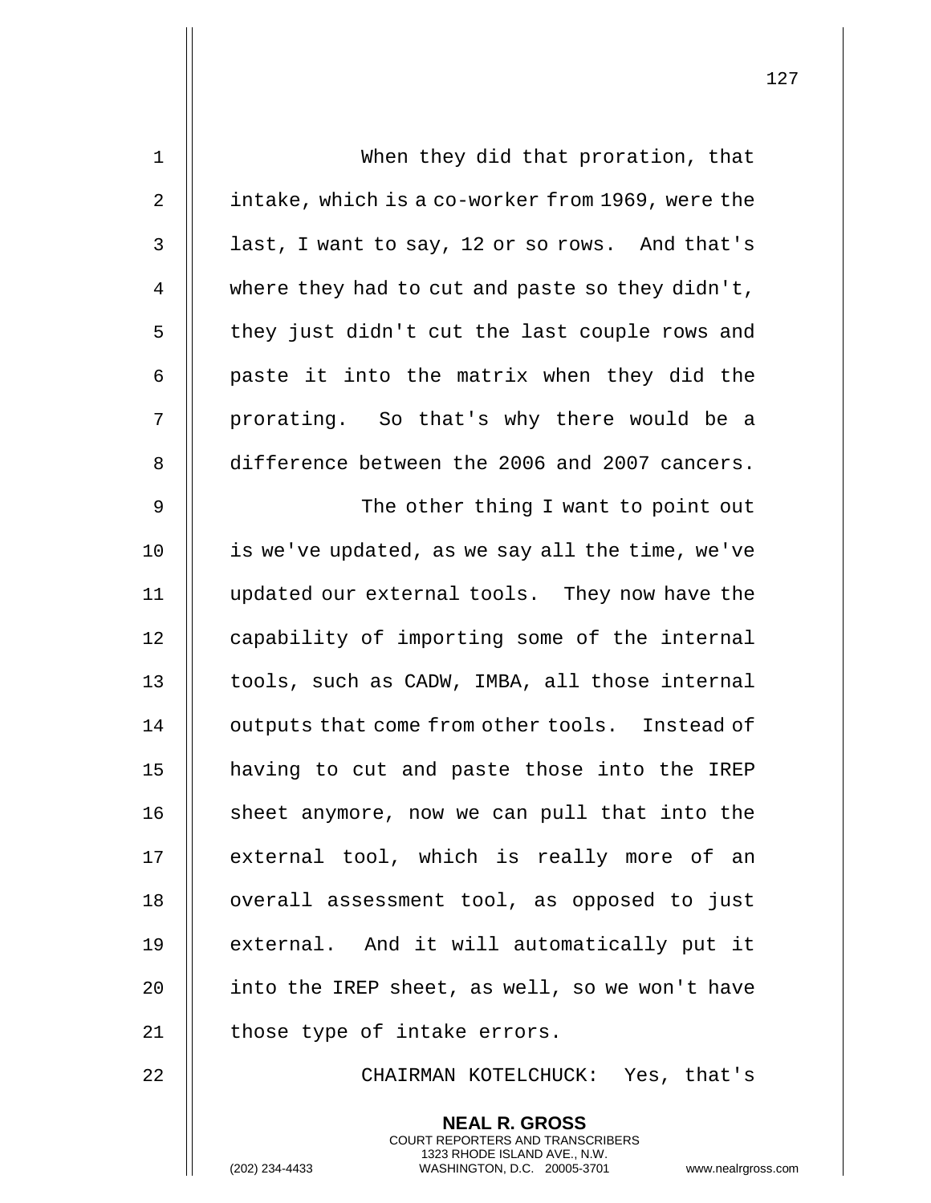When they did that proration, that intake, which is a co-worker from 1969, were the last, I want to say, 12 or so rows. And that's where they had to cut and paste so they didn't, they just didn't cut the last couple rows and paste it into the matrix when they did the prorating. So that's why there would be a difference between the 2006 and 2007 cancers.

The other thing I want to point out is we've updated, as we say all the time, we've updated our external tools. They now have the capability of importing some of the internal tools, such as CADW, IMBA, all those internal outputs that come from other tools. Instead of having to cut and paste those into the IREP sheet anymore, now we can pull that into the external tool, which is really more of an overall assessment tool, as opposed to just external. And it will automatically put it into the IREP sheet, as well, so we won't have those type of intake errors.

CHAIRMAN KOTELCHUCK: Yes, that's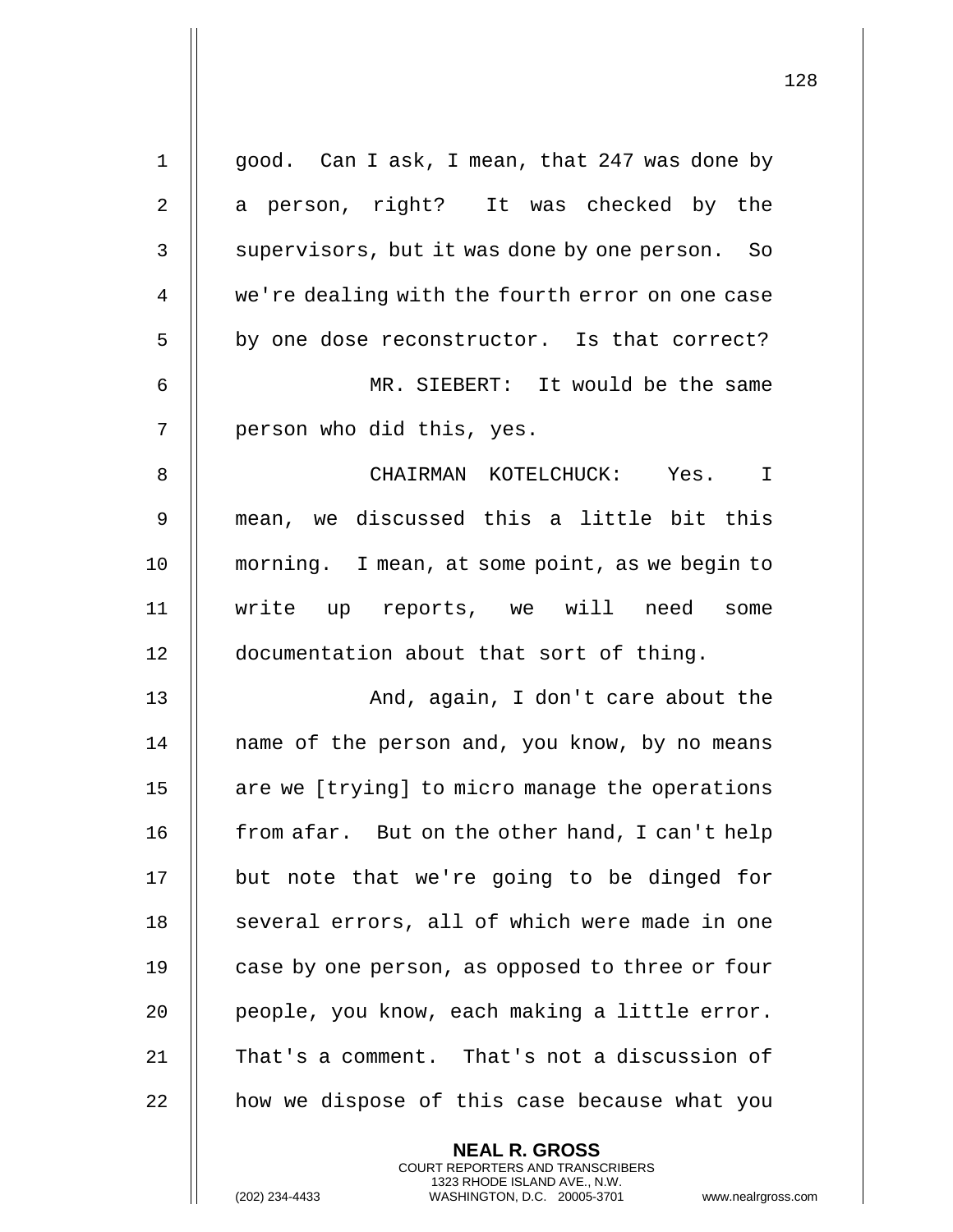good. Can I ask, I mean, that 247 was done by a person, right? It was checked by the supervisors, but it was done by one person. So we're dealing with the fourth error on one case by one dose reconstructor. Is that correct?

MR. SIEBERT: It would be the same person who did this, yes.

CHAIRMAN KOTELCHUCK: Yes. I mean, we discussed this a little bit this morning. I mean, at some point, as we begin to write up reports, we will need some documentation about that sort of thing.

And, again, I don't care about the name of the person and, you know, by no means are we [trying] to micro manage the operations from afar. But on the other hand, I can't help but note that we're going to be dinged for several errors, all of which were made in one case by one person, as opposed to three or four people, you know, each making a little error. That's a comment. That's not a discussion of how we dispose of this case because what you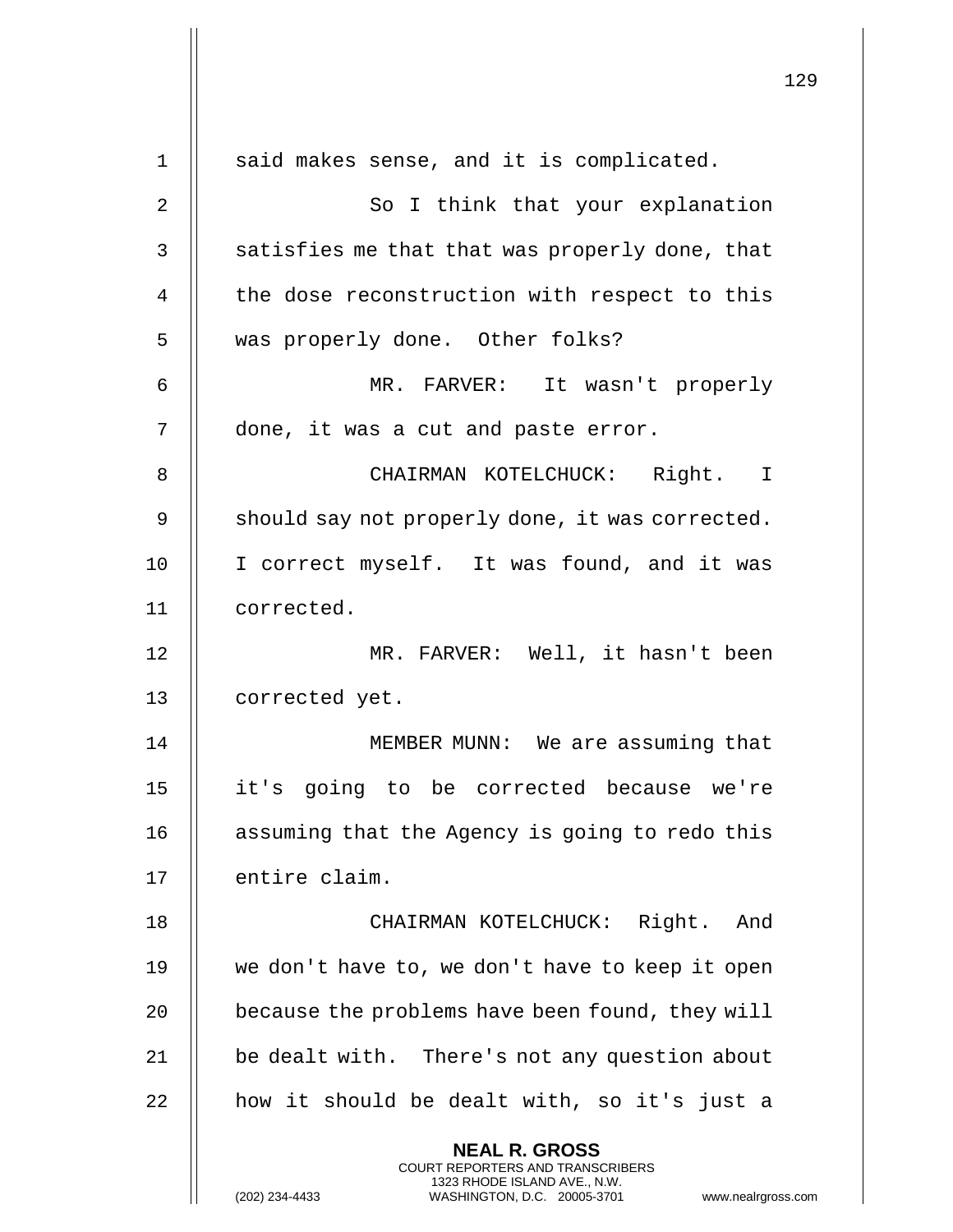said makes sense, and it is complicated.

So I think that your explanation satisfies me that that was properly done, that the dose reconstruction with respect to this was properly done. Other folks?

MR. FARVER: It wasn't properly done, it was a cut and paste error.

CHAIRMAN KOTELCHUCK: Right. I should say not properly done, it was corrected. I correct myself. It was found, and it was corrected.

MR. FARVER: Well, it hasn't been corrected yet.

MEMBER MUNN: We are assuming that it's going to be corrected because we're assuming that the Agency is going to redo this entire claim.

CHAIRMAN KOTELCHUCK: Right. And we don't have to, we don't have to keep it open because the problems have been found, they will be dealt with. There's not any question about how it should be dealt with, so it's just a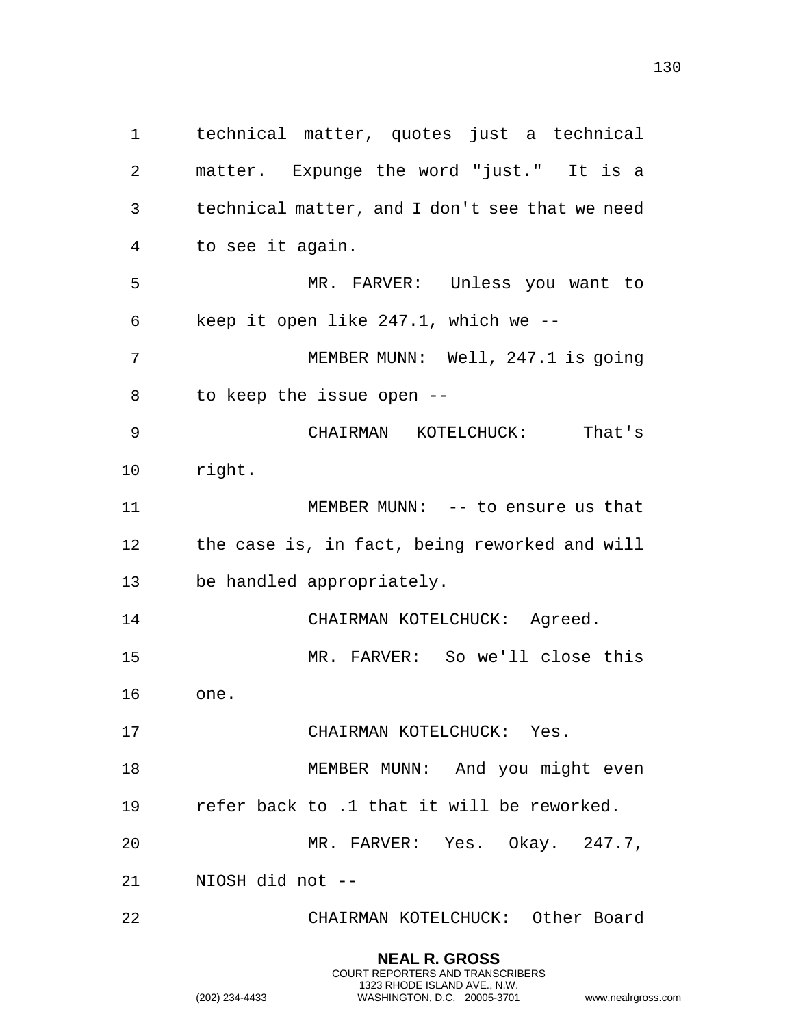technical matter, quotes just a technical matter. Expunge the word "just." It is a technical matter, and I don't see that we need to see it again.

MR. FARVER: Unless you want to keep it open like 247.1, which we --

MEMBER MUNN: Well, 247.1 is going to keep the issue open --

CHAIRMAN KOTELCHUCK: That's right.

MEMBER MUNN: -- to ensure us that the case is, in fact, being reworked and will be handled appropriately.

CHAIRMAN KOTELCHUCK: Agreed.

MR. FARVER: So we'll close this one.

CHAIRMAN KOTELCHUCK: Yes.

MEMBER MUNN: And you might even refer back to .1 that it will be reworked.

MR. FARVER: Yes. Okay. 247.7, NIOSH did not --

CHAIRMAN KOTELCHUCK: Other Board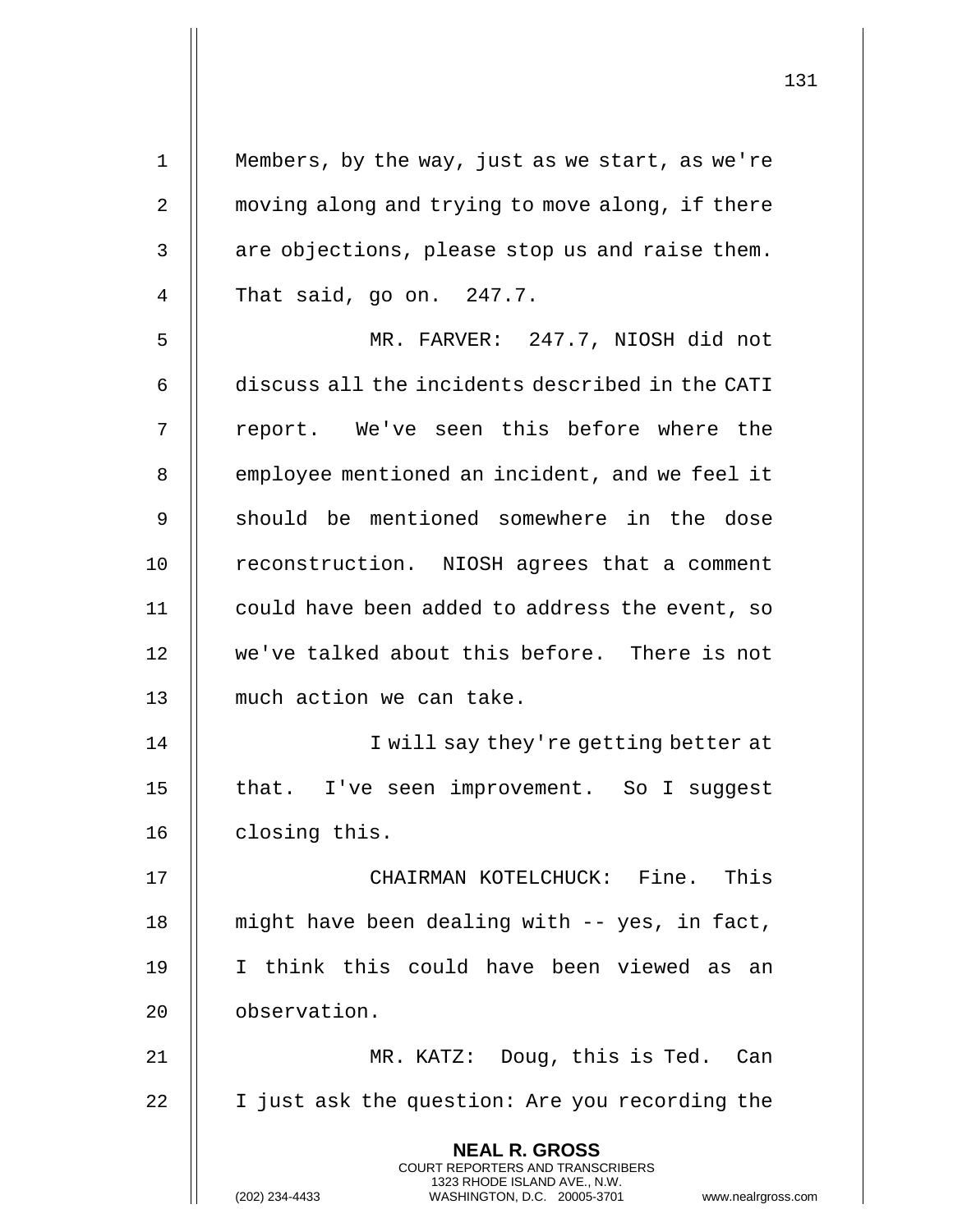Members, by the way, just as we start, as we're moving along and trying to move along, if there are objections, please stop us and raise them. That said, go on. 247.7.

MR. FARVER: 247.7, NIOSH did not discuss all the incidents described in the CATI report. We've seen this before where the employee mentioned an incident, and we feel it should be mentioned somewhere in the dose reconstruction. NIOSH agrees that a comment could have been added to address the event, so we've talked about this before. There is not much action we can take.

I will say they're getting better at that. I've seen improvement. So I suggest closing this.

CHAIRMAN KOTELCHUCK: Fine. This might have been dealing with -- yes, in fact, I think this could have been viewed as an observation.

MR. KATZ: Doug, this is Ted. Can I just ask the question: Are you recording the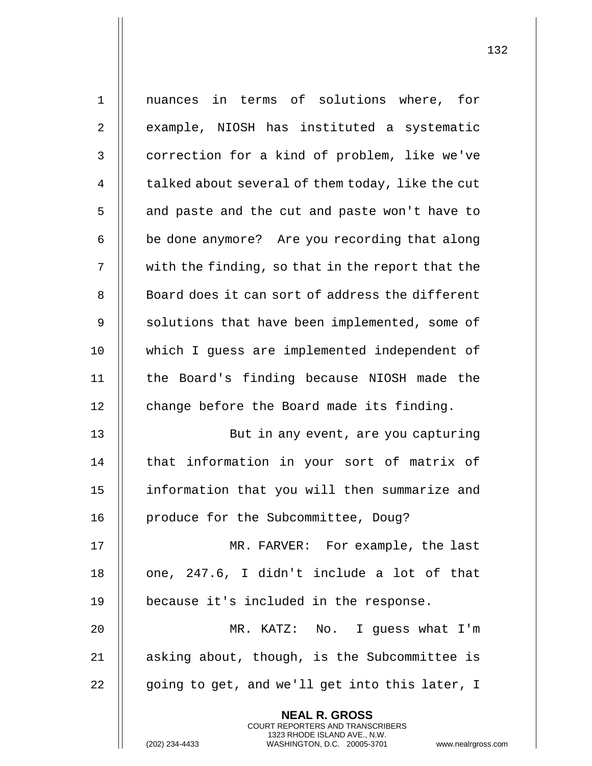nuances in terms of solutions where, for example, NIOSH has instituted a systematic correction for a kind of problem, like we've talked about several of them today, like the cut and paste and the cut and paste won't have to be done anymore? Are you recording that along with the finding, so that in the report that the Board does it can sort of address the different solutions that have been implemented, some of which I guess are implemented independent of the Board's finding because NIOSH made the change before the Board made its finding.

But in any event, are you capturing that information in your sort of matrix of information that you will then summarize and produce for the Subcommittee, Doug?

MR. FARVER: For example, the last one, 247.6, I didn't include a lot of that because it's included in the response.

MR. KATZ: No. I guess what I'm asking about, though, is the Subcommittee is going to get, and we'll get into this later, I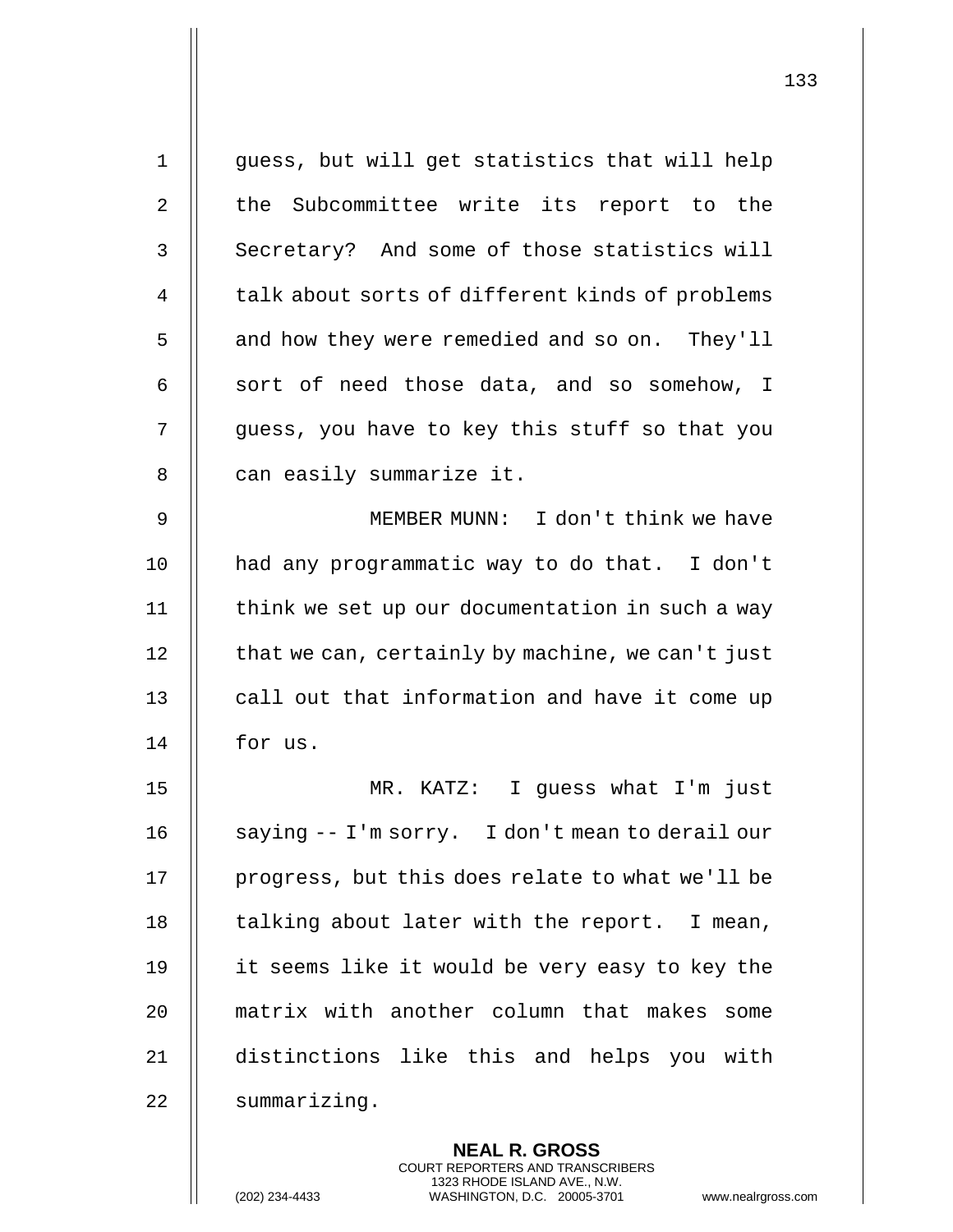guess, but will get statistics that will help the Subcommittee write its report to the Secretary? And some of those statistics will talk about sorts of different kinds of problems and how they were remedied and so on. They'll sort of need those data, and so somehow, I guess, you have to key this stuff so that you can easily summarize it.

MEMBER MUNN: I don't think we have had any programmatic way to do that. I don't think we set up our documentation in such a way that we can, certainly by machine, we can't just call out that information and have it come up for us.

MR. KATZ: I guess what I'm just saying -- I'm sorry. I don't mean to derail our progress, but this does relate to what we'll be talking about later with the report. I mean, it seems like it would be very easy to key the matrix with another column that makes some distinctions like this and helps you with summarizing.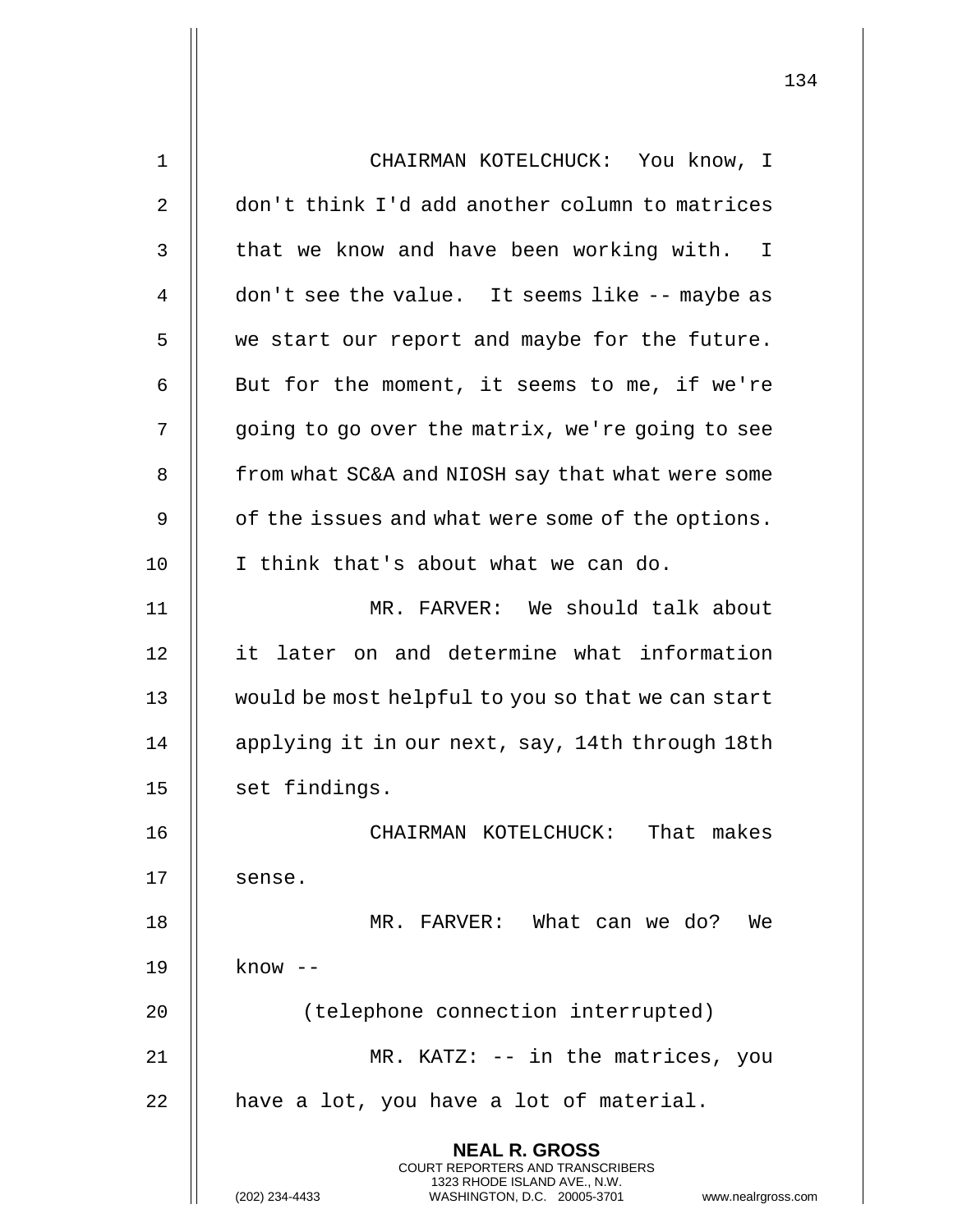CHAIRMAN KOTELCHUCK: You know, I don't think I'd add another column to matrices that we know and have been working with. I don't see the value. It seems like -- maybe as we start our report and maybe for the future. But for the moment, it seems to me, if we're going to go over the matrix, we're going to see from what SC&A and NIOSH say that what were some of the issues and what were some of the options. I think that's about what we can do.

MR. FARVER: We should talk about it later on and determine what information would be most helpful to you so that we can start applying it in our next, say, 14th through 18th set findings.

CHAIRMAN KOTELCHUCK: That makes sense.

MR. FARVER: What can we do? We know --

(telephone connection interrupted)

MR. KATZ: -- in the matrices, you have a lot, you have a lot of material.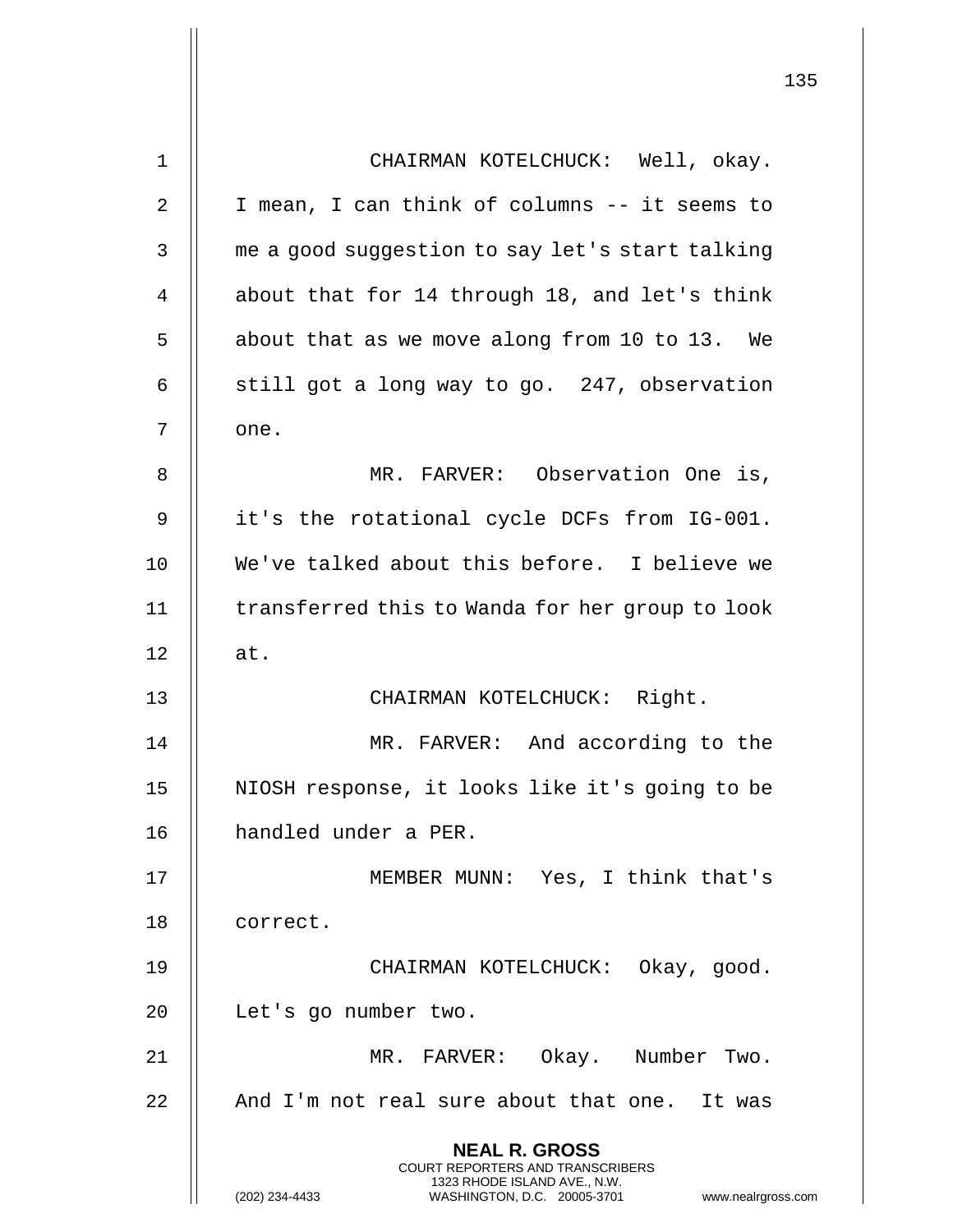CHAIRMAN KOTELCHUCK: Well, okay. I mean, I can think of columns -- it seems to me a good suggestion to say let's start talking about that for 14 through 18, and let's think about that as we move along from 10 to 13. We still got a long way to go. 247, observation one.

MR. FARVER: Observation One is, it's the rotational cycle DCFs from IG-001. We've talked about this before. I believe we transferred this to Wanda for her group to look at.

CHAIRMAN KOTELCHUCK: Right.

MR. FARVER: And according to the NIOSH response, it looks like it's going to be handled under a PER.

MEMBER MUNN: Yes, I think that's correct.

CHAIRMAN KOTELCHUCK: Okay, good. Let's go number two.

MR. FARVER: Okay. Number Two. And I'm not real sure about that one. It was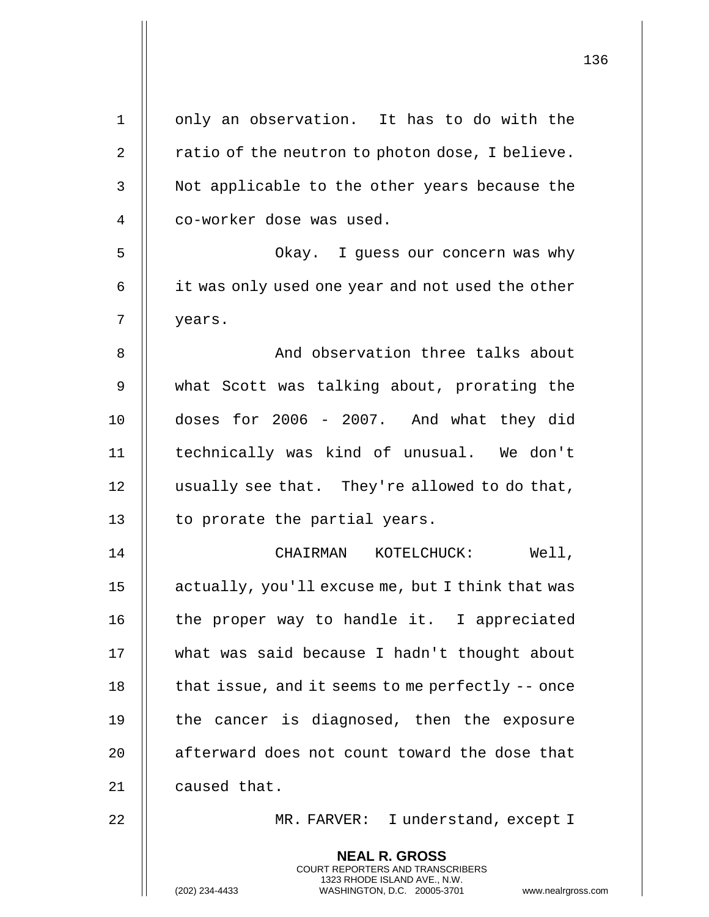only an observation. It has to do with the ratio of the neutron to photon dose, I believe. Not applicable to the other years because the co-worker dose was used.

Okay. I guess our concern was why it was only used one year and not used the other years.

And observation three talks about what Scott was talking about, prorating the doses for 2006 - 2007. And what they did technically was kind of unusual. We don't usually see that. They're allowed to do that, to prorate the partial years.

CHAIRMAN KOTELCHUCK: Well, actually, you'll excuse me, but I think that was the proper way to handle it. I appreciated what was said because I hadn't thought about that issue, and it seems to me perfectly -- once the cancer is diagnosed, then the exposure afterward does not count toward the dose that caused that.

MR. FARVER: I understand, except I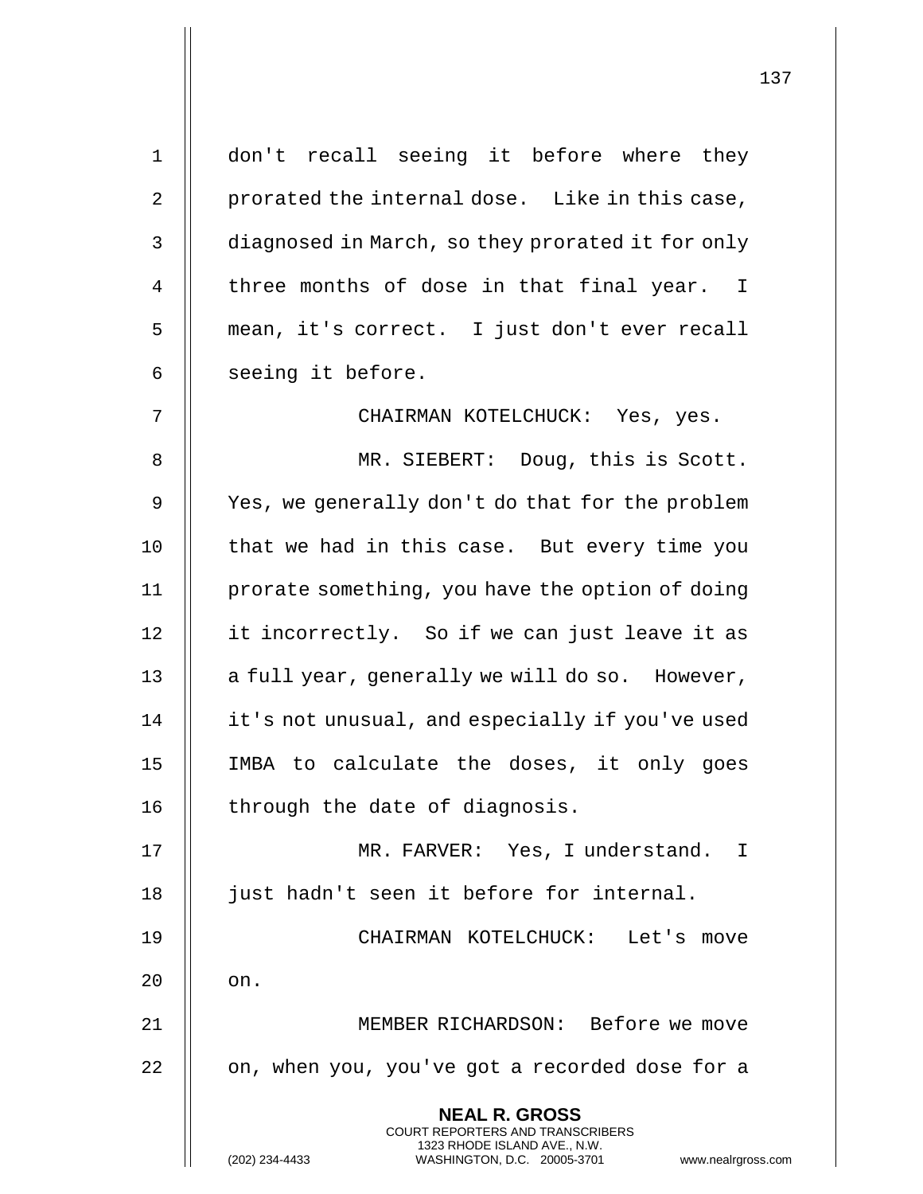don't recall seeing it before where they prorated the internal dose. Like in this case, diagnosed in March, so they prorated it for only three months of dose in that final year. I mean, it's correct. I just don't ever recall seeing it before.

CHAIRMAN KOTELCHUCK: Yes, yes.

MR. SIEBERT: Doug, this is Scott. Yes, we generally don't do that for the problem that we had in this case. But every time you prorate something, you have the option of doing it incorrectly. So if we can just leave it as a full year, generally we will do so. However, it's not unusual, and especially if you've used IMBA to calculate the doses, it only goes through the date of diagnosis.

MR. FARVER: Yes, I understand. I just hadn't seen it before for internal.

CHAIRMAN KOTELCHUCK: Let's move on.

MEMBER RICHARDSON: Before we move on, when you, you've got a recorded dose for a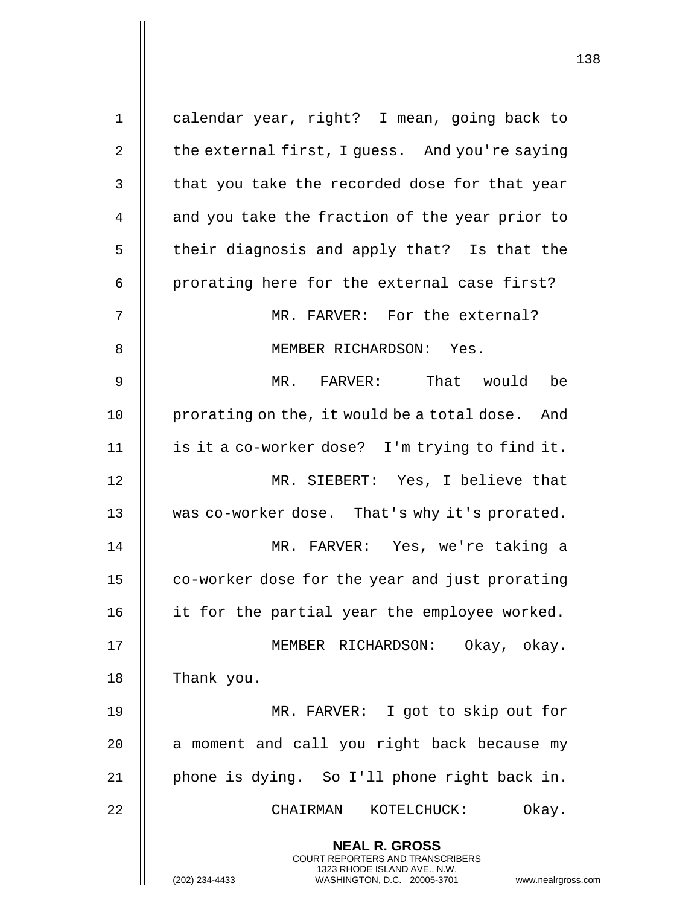calendar year, right? I mean, going back to the external first, I guess. And you're saying that you take the recorded dose for that year and you take the fraction of the year prior to their diagnosis and apply that? Is that the prorating here for the external case first?

MR. FARVER: For the external?

MEMBER RICHARDSON: Yes.

MR. FARVER: That would be prorating on the, it would be a total dose. And is it a co-worker dose? I'm trying to find it.

MR. SIEBERT: Yes, I believe that was co-worker dose. That's why it's prorated.

MR. FARVER: Yes, we're taking a co-worker dose for the year and just prorating it for the partial year the employee worked.

MEMBER RICHARDSON: Okay, okay. Thank you.

MR. FARVER: I got to skip out for a moment and call you right back because my phone is dying. So I'll phone right back in.

CHAIRMAN KOTELCHUCK: Okay.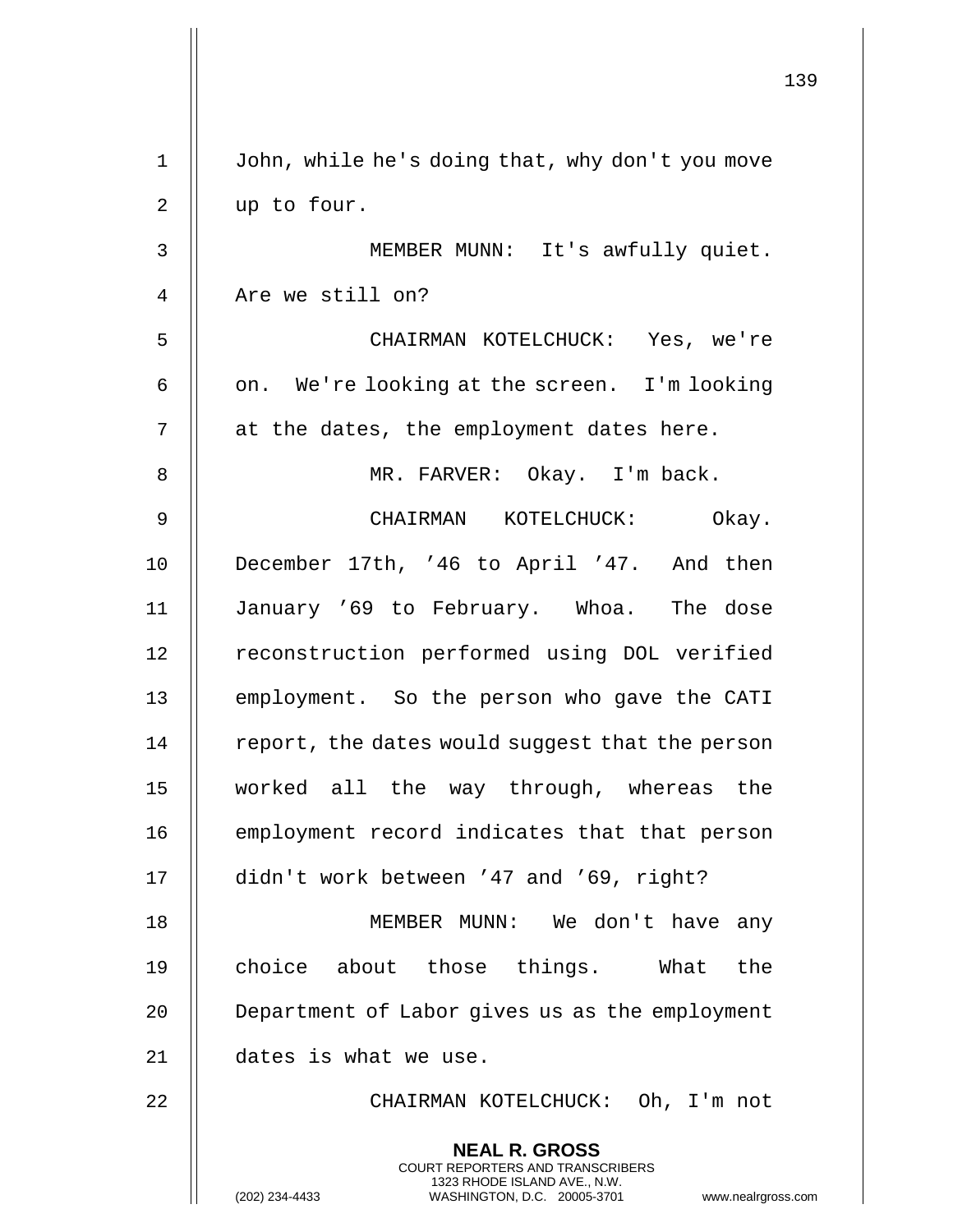John, while he's doing that, why don't you move up to four.

MEMBER MUNN: It's awfully quiet. Are we still on?

CHAIRMAN KOTELCHUCK: Yes, we're on. We're looking at the screen. I'm looking at the dates, the employment dates here.

MR. FARVER: Okay. I'm back.

CHAIRMAN KOTELCHUCK: Okay. December 17th, ’46 to April ’47. And then January ’69 to February. Whoa. The dose reconstruction performed using DOL verified employment. So the person who gave the CATI report, the dates would suggest that the person worked all the way through, whereas the employment record indicates that that person didn't work between ’47 and ’69, right?

MEMBER MUNN: We don't have any choice about those things. What the Department of Labor gives us as the employment dates is what we use.

CHAIRMAN KOTELCHUCK: Oh, I'm not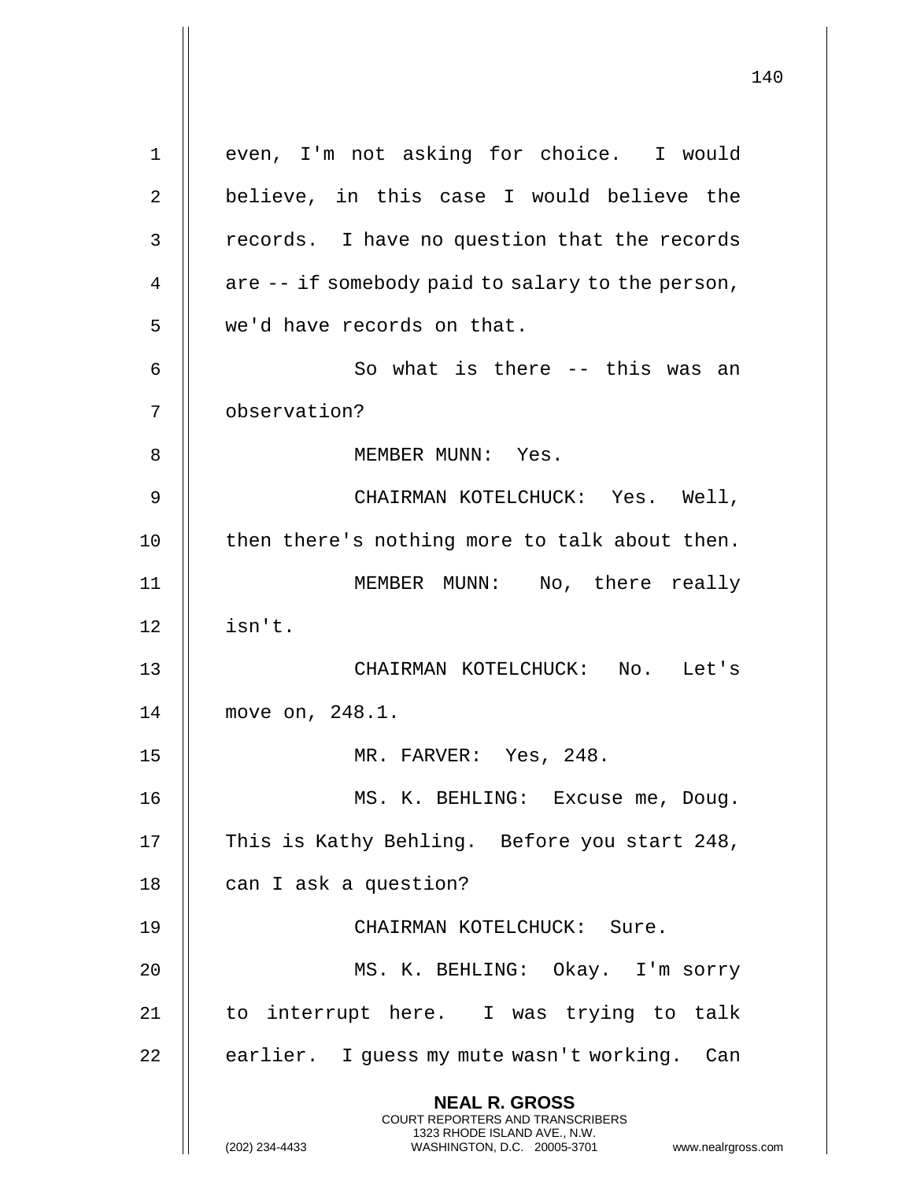even, I'm not asking for choice. I would believe, in this case I would believe the records. I have no question that the records are -- if somebody paid to salary to the person, we'd have records on that.

So what is there -- this was an observation?

MEMBER MUNN: Yes.

CHAIRMAN KOTELCHUCK: Yes. Well, then there's nothing more to talk about then.

MEMBER MUNN: No, there really isn't.

CHAIRMAN KOTELCHUCK: No. Let's move on, 248.1.

MR. FARVER: Yes, 248.

MS. K. BEHLING: Excuse me, Doug. This is Kathy Behling. Before you start 248, can I ask a question?

CHAIRMAN KOTELCHUCK: Sure.

MS. K. BEHLING: Okay. I'm sorry to interrupt here. I was trying to talk earlier. I guess my mute wasn't working. Can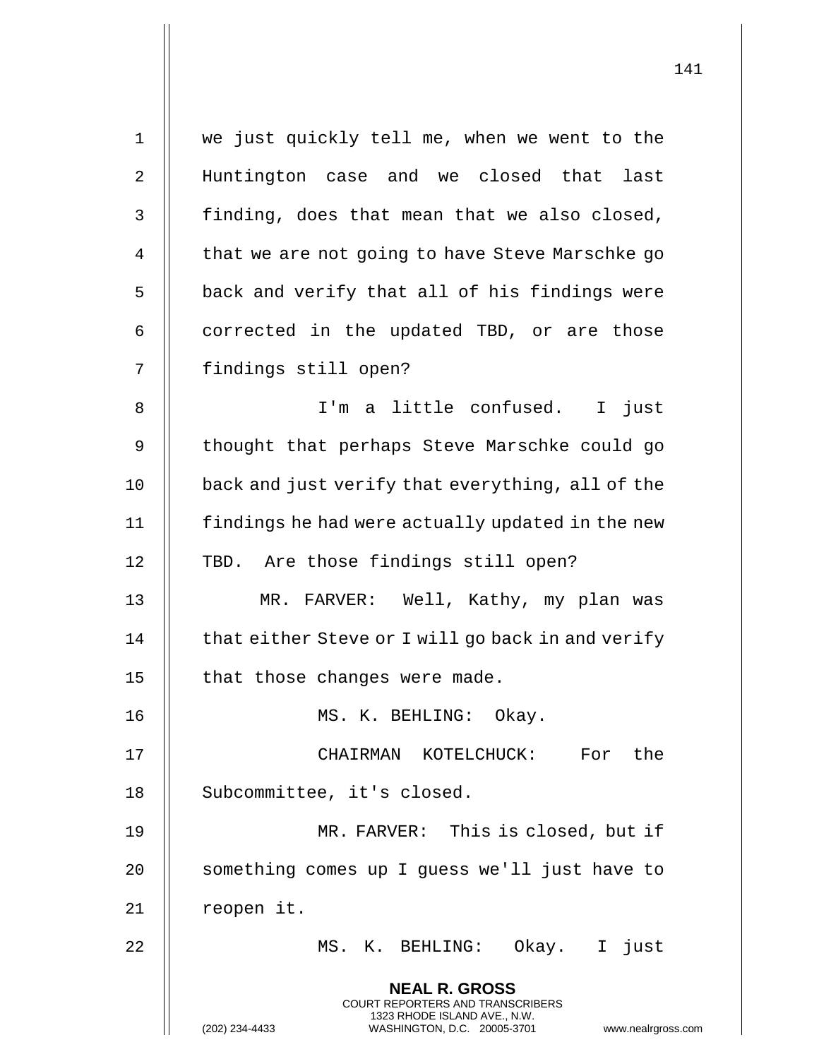we just quickly tell me, when we went to the Huntington case and we closed that last finding, does that mean that we also closed, that we are not going to have Steve Marschke go back and verify that all of his findings were corrected in the updated TBD, or are those findings still open?

I'm a little confused. I just thought that perhaps Steve Marschke could go back and just verify that everything, all of the findings he had were actually updated in the new TBD. Are those findings still open?

MR. FARVER: Well, Kathy, my plan was that either Steve or I will go back in and verify that those changes were made.

MS. K. BEHLING: Okay.

CHAIRMAN KOTELCHUCK: For the Subcommittee, it's closed.

MR. FARVER: This is closed, but if something comes up I guess we'll just have to reopen it.

MS. K. BEHLING: Okay. I just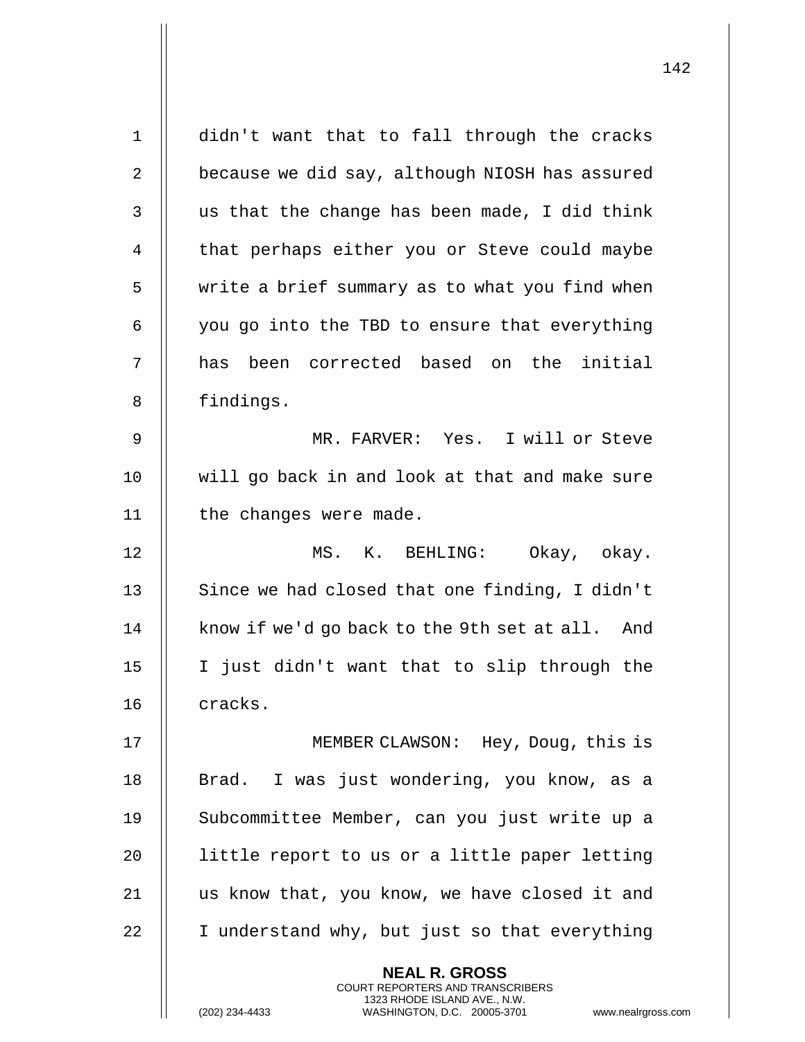didn't want that to fall through the cracks because we did say, although NIOSH has assured us that the change has been made, I did think that perhaps either you or Steve could maybe write a brief summary as to what you find when you go into the TBD to ensure that everything has been corrected based on the initial findings.

MR. FARVER: Yes. I will or Steve will go back in and look at that and make sure the changes were made.

MS. K. BEHLING: Okay, okay. Since we had closed that one finding, I didn't know if we'd go back to the 9th set at all. And I just didn't want that to slip through the cracks.

MEMBER CLAWSON: Hey, Doug, this is Brad. I was just wondering, you know, as a Subcommittee Member, can you just write up a little report to us or a little paper letting us know that, you know, we have closed it and I understand why, but just so that everything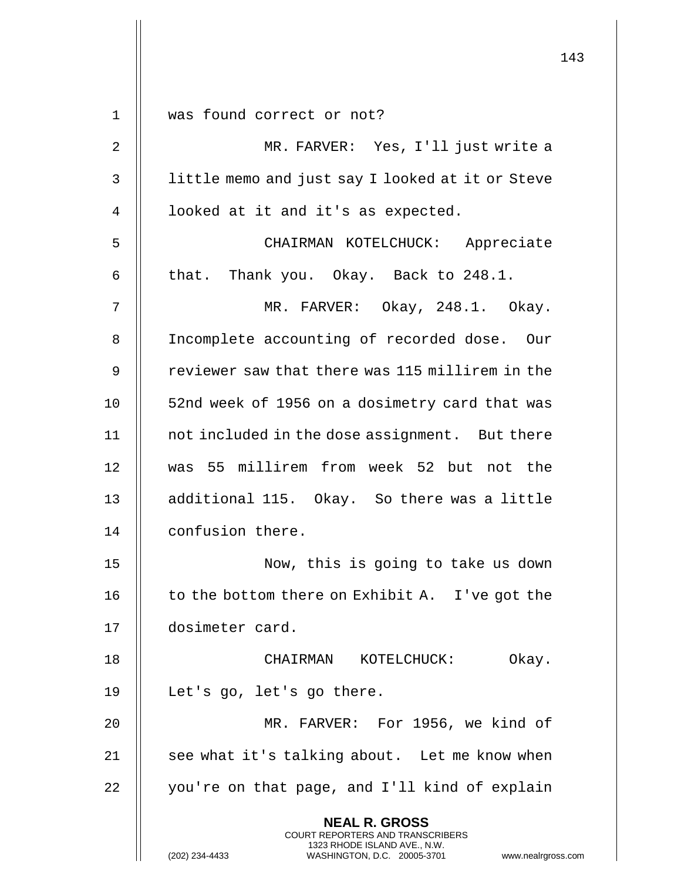was found correct or not?

MR. FARVER: Yes, I'll just write a little memo and just say I looked at it or Steve looked at it and it's as expected.

CHAIRMAN KOTELCHUCK: Appreciate that. Thank you. Okay. Back to 248.1.

MR. FARVER: Okay, 248.1. Okay. Incomplete accounting of recorded dose. Our reviewer saw that there was 115 millirem in the 52nd week of 1956 on a dosimetry card that was not included in the dose assignment. But there was 55 millirem from week 52 but not the additional 115. Okay. So there was a little confusion there.

Now, this is going to take us down to the bottom there on Exhibit A. I've got the dosimeter card.

CHAIRMAN KOTELCHUCK: Okay. Let's go, let's go there.

MR. FARVER: For 1956, we kind of see what it's talking about. Let me know when you're on that page, and I'll kind of explain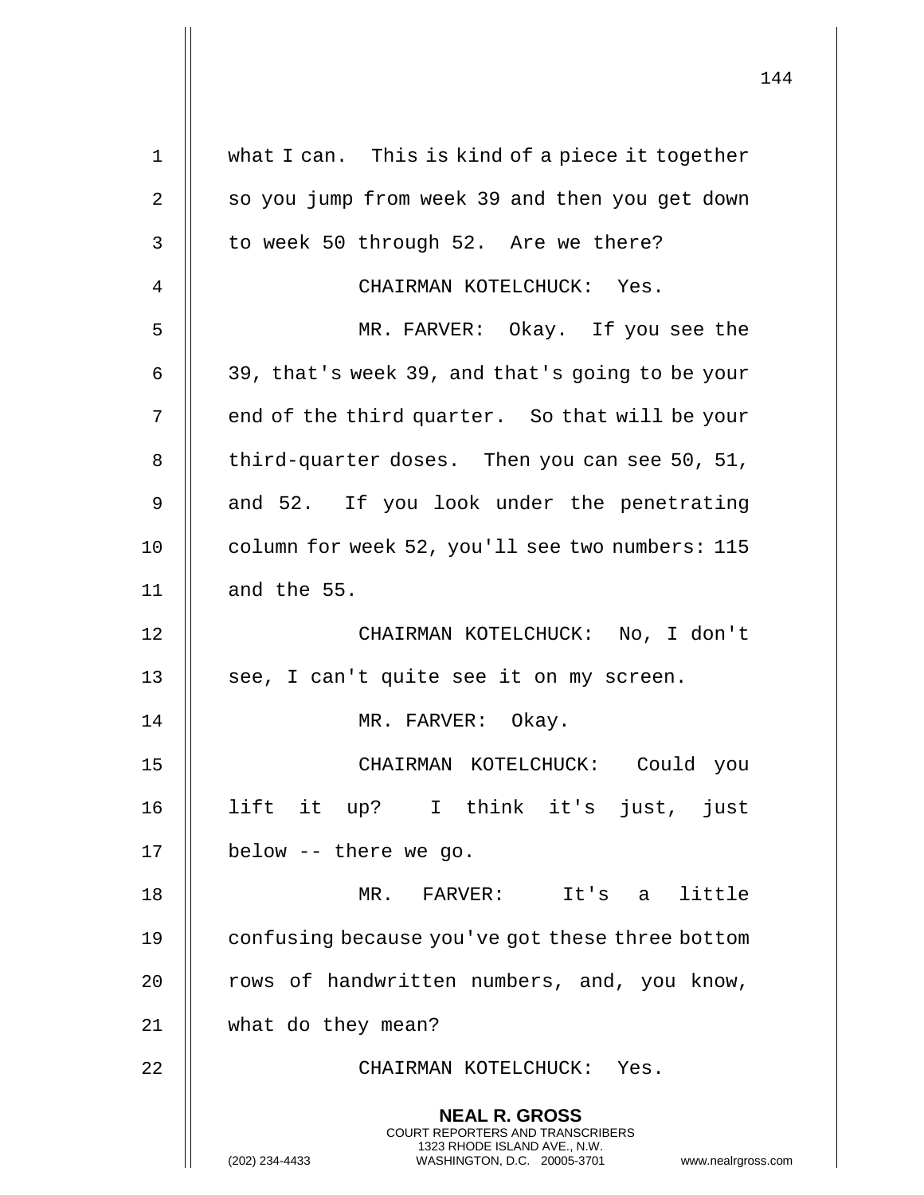what I can. This is kind of a piece it together so you jump from week 39 and then you get down to week 50 through 52. Are we there?

CHAIRMAN KOTELCHUCK: Yes.

MR. FARVER: Okay. If you see the 39, that's week 39, and that's going to be your end of the third quarter. So that will be your third-quarter doses. Then you can see 50, 51, and 52. If you look under the penetrating column for week 52, you'll see two numbers: 115 and the 55.

CHAIRMAN KOTELCHUCK: No, I don't see, I can't quite see it on my screen.

MR. FARVER: Okay.

CHAIRMAN KOTELCHUCK: Could you lift it up? I think it's just, just below -- there we go.

MR. FARVER: It's a little confusing because you've got these three bottom rows of handwritten numbers, and, you know, what do they mean?

CHAIRMAN KOTELCHUCK: Yes.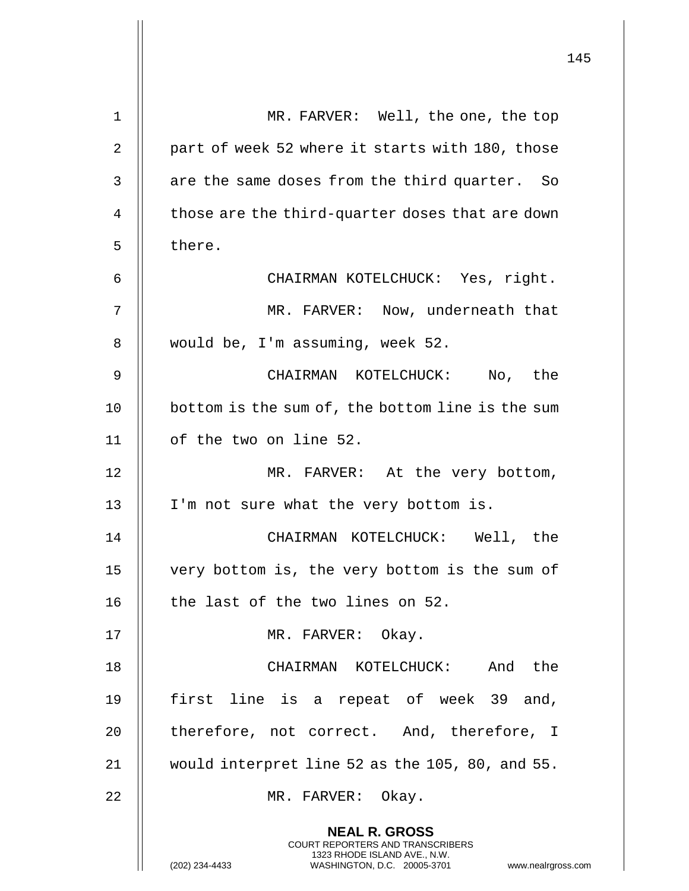MR. FARVER: Well, the one, the top part of week 52 where it starts with 180, those are the same doses from the third quarter. So those are the third-quarter doses that are down there.

CHAIRMAN KOTELCHUCK: Yes, right.

MR. FARVER: Now, underneath that would be, I'm assuming, week 52.

CHAIRMAN KOTELCHUCK: No, the bottom is the sum of, the bottom line is the sum of the two on line 52.

MR. FARVER: At the very bottom, I'm not sure what the very bottom is.

CHAIRMAN KOTELCHUCK: Well, the very bottom is, the very bottom is the sum of the last of the two lines on 52.

MR. FARVER: Okay.

CHAIRMAN KOTELCHUCK: And the first line is a repeat of week 39 and, therefore, not correct. And, therefore, I would interpret line 52 as the 105, 80, and 55.

MR. FARVER: Okay.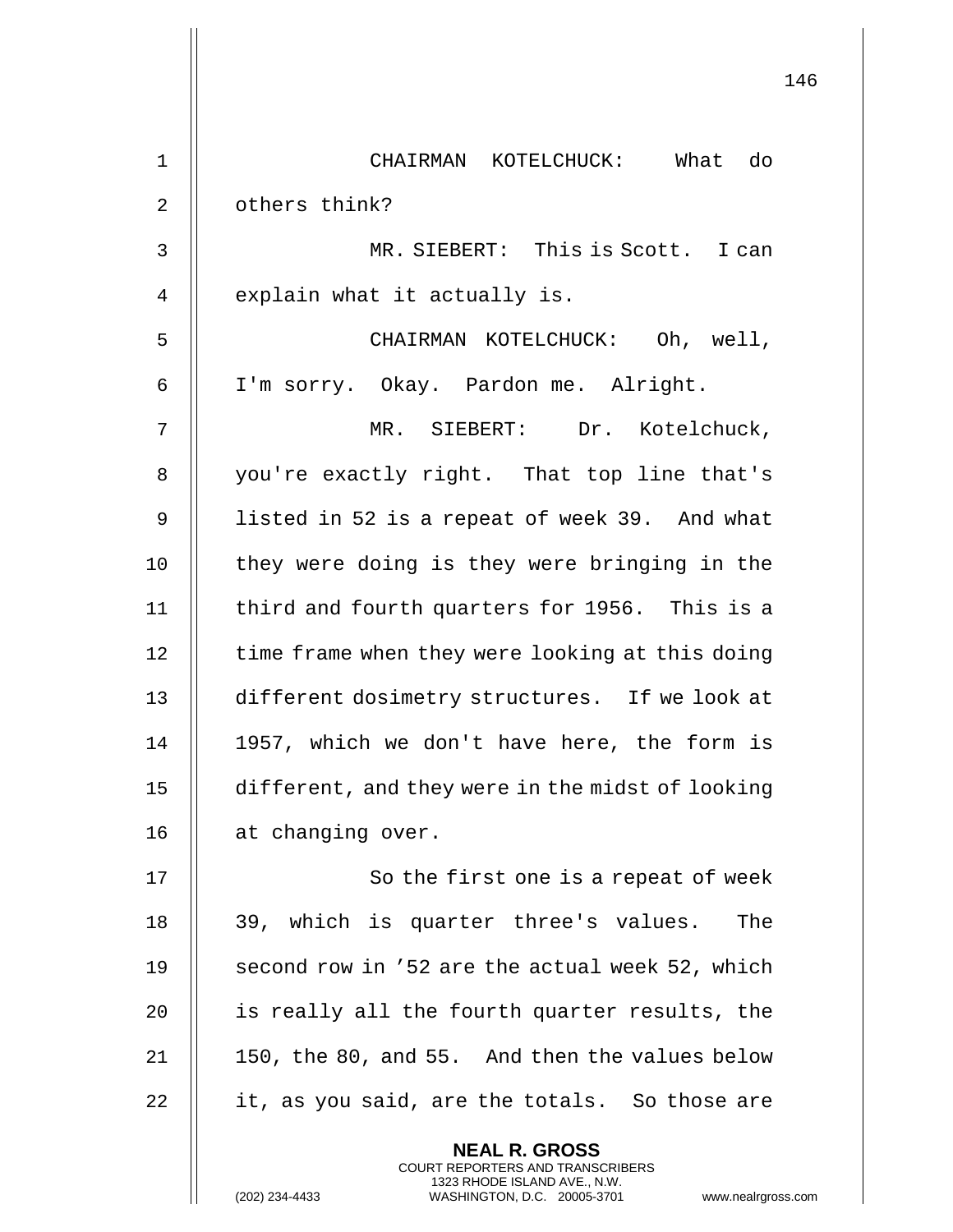CHAIRMAN KOTELCHUCK: What do others think?

MR. SIEBERT: This is Scott. I can explain what it actually is.

CHAIRMAN KOTELCHUCK: Oh, well, I'm sorry. Okay. Pardon me. Alright.

MR. SIEBERT: Dr. Kotelchuck, you're exactly right. That top line that's listed in 52 is a repeat of week 39. And what they were doing is they were bringing in the third and fourth quarters for 1956. This is a time frame when they were looking at this doing different dosimetry structures. If we look at 1957, which we don't have here, the form is different, and they were in the midst of looking at changing over.

So the first one is a repeat of week 39, which is quarter three's values. The second row in '52 are the actual week 52, which is really all the fourth quarter results, the 150, the 80, and 55. And then the values below it, as you said, are the totals. So those are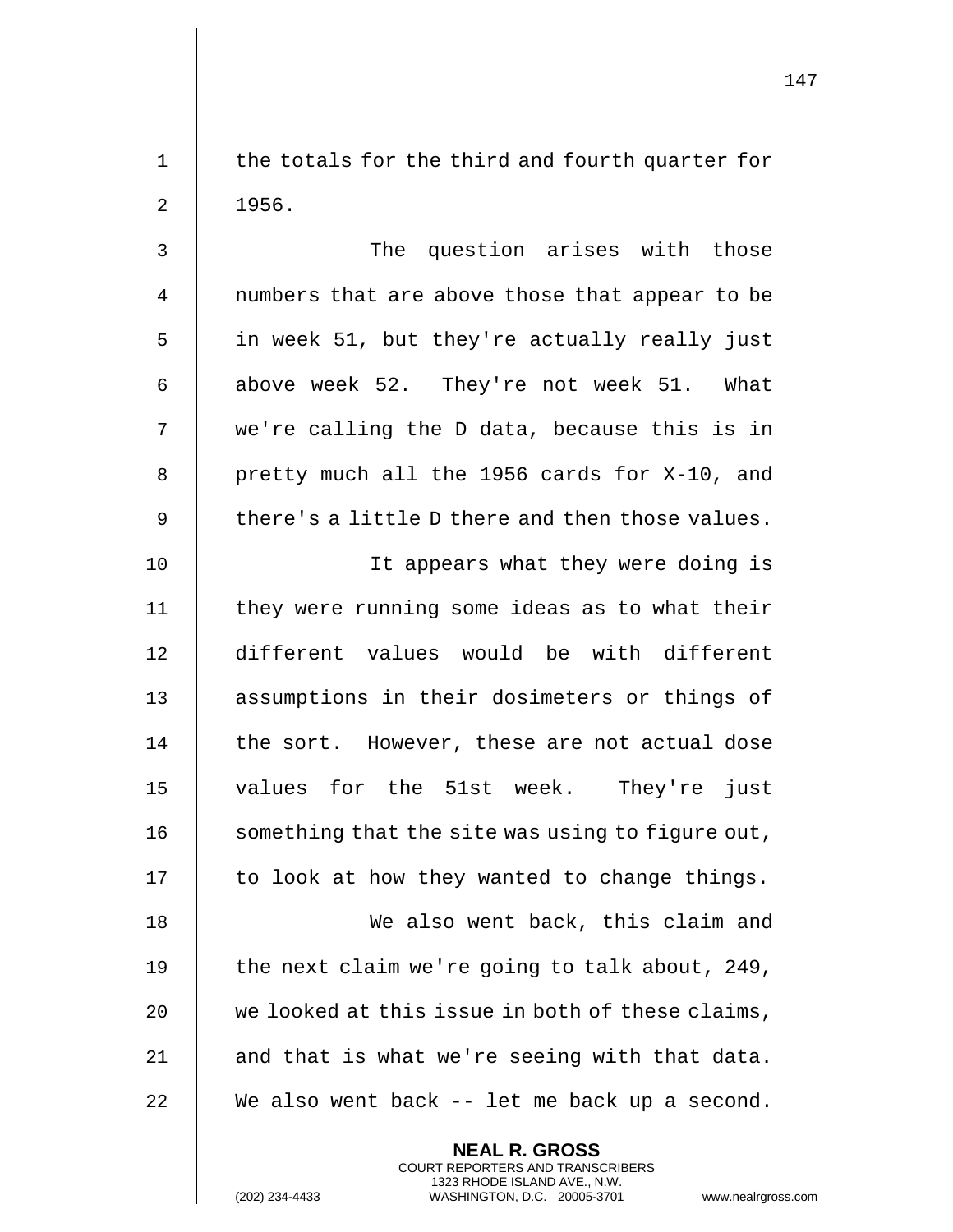the totals for the third and fourth quarter for 1956.

The question arises with those numbers that are above those that appear to be in week 51, but they're actually really just above week 52. They're not week 51. What we're calling the D data, because this is in pretty much all the 1956 cards for X-10, and there's a little D there and then those values.

It appears what they were doing is they were running some ideas as to what their different values would be with different assumptions in their dosimeters or things of the sort. However, these are not actual dose values for the 51st week. They're just something that the site was using to figure out, to look at how they wanted to change things.

We also went back, this claim and the next claim we're going to talk about, 249, we looked at this issue in both of these claims, and that is what we're seeing with that data. We also went back -- let me back up a second.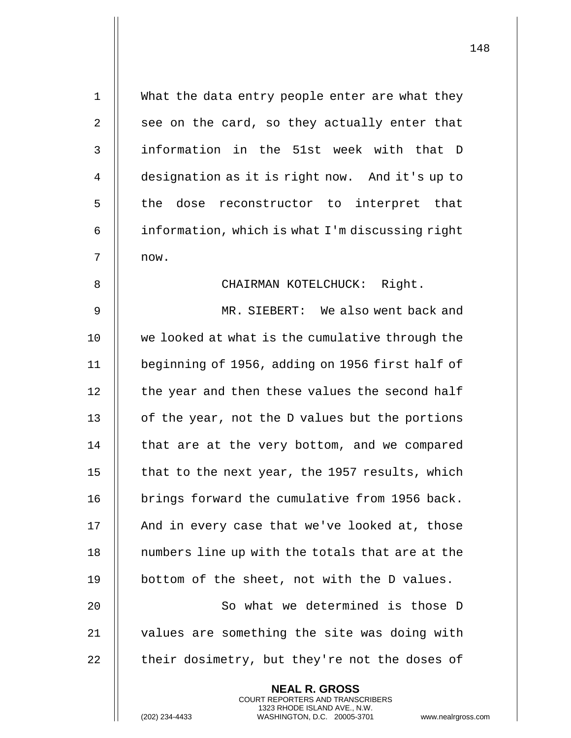What the data entry people enter are what they see on the card, so they actually enter that information in the 51st week with that D designation as it is right now. And it's up to the dose reconstructor to interpret that information, which is what I'm discussing right now.

CHAIRMAN KOTELCHUCK: Right.

MR. SIEBERT: We also went back and we looked at what is the cumulative through the beginning of 1956, adding on 1956 first half of the year and then these values the second half of the year, not the D values but the portions that are at the very bottom, and we compared that to the next year, the 1957 results, which brings forward the cumulative from 1956 back. And in every case that we've looked at, those numbers line up with the totals that are at the bottom of the sheet, not with the D values.

So what we determined is those D values are something the site was doing with their dosimetry, but they're not the doses of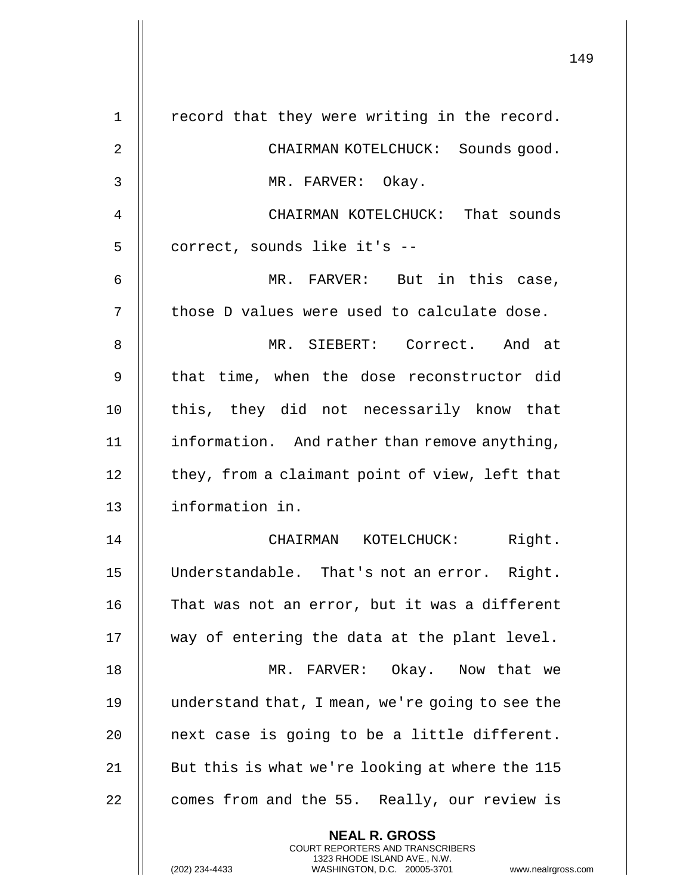record that they were writing in the record.

CHAIRMAN KOTELCHUCK: Sounds good.

MR. FARVER: Okay.

CHAIRMAN KOTELCHUCK: That sounds correct, sounds like it's --

MR. FARVER: But in this case, those D values were used to calculate dose.

MR. SIEBERT: Correct. And at that time, when the dose reconstructor did this, they did not necessarily know that information. And rather than remove anything, they, from a claimant point of view, left that information in.

CHAIRMAN KOTELCHUCK: Right. Understandable. That's not an error. Right. That was not an error, but it was a different way of entering the data at the plant level.

MR. FARVER: Okay. Now that we understand that, I mean, we're going to see the next case is going to be a little different. But this is what we're looking at where the 115 comes from and the 55. Really, our review is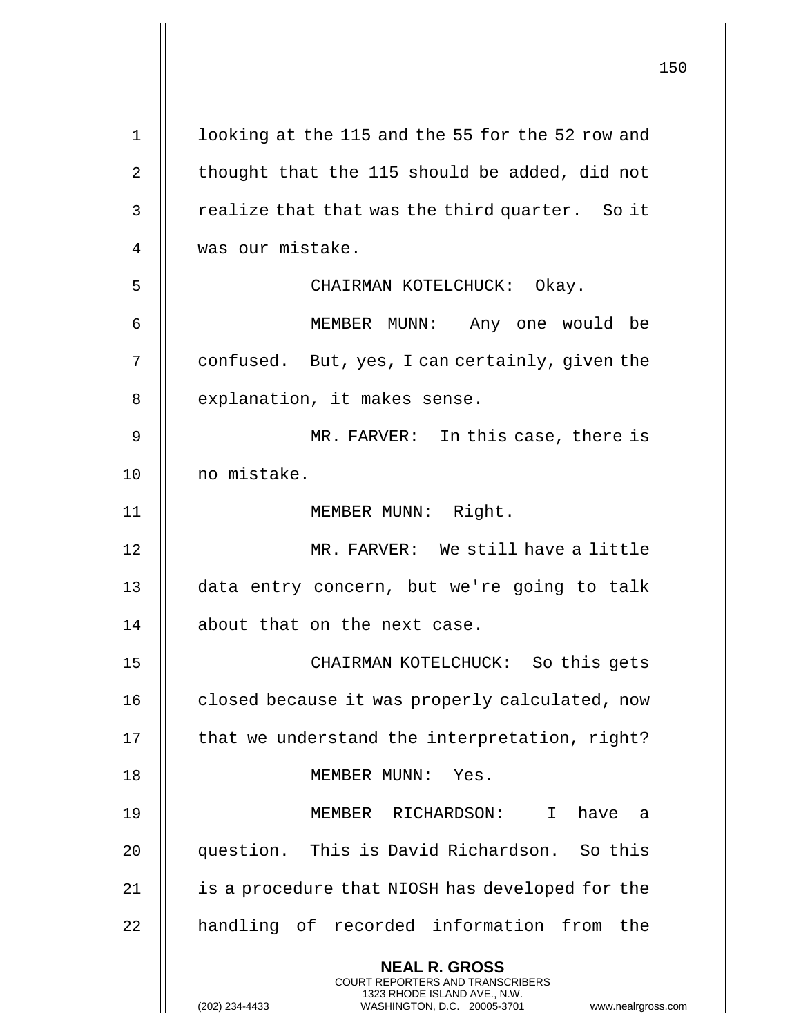looking at the 115 and the 55 for the 52 row and thought that the 115 should be added, did not realize that that was the third quarter. So it was our mistake.

CHAIRMAN KOTELCHUCK: Okay.

MEMBER MUNN: Any one would be confused. But, yes, I can certainly, given the explanation, it makes sense.

MR. FARVER: In this case, there is no mistake.

MEMBER MUNN: Right.

MR. FARVER: We still have a little data entry concern, but we're going to talk about that on the next case.

CHAIRMAN KOTELCHUCK: So this gets closed because it was properly calculated, now that we understand the interpretation, right?

MEMBER MUNN: Yes.

MEMBER RICHARDSON: I have a question. This is David Richardson. So this is a procedure that NIOSH has developed for the handling of recorded information from the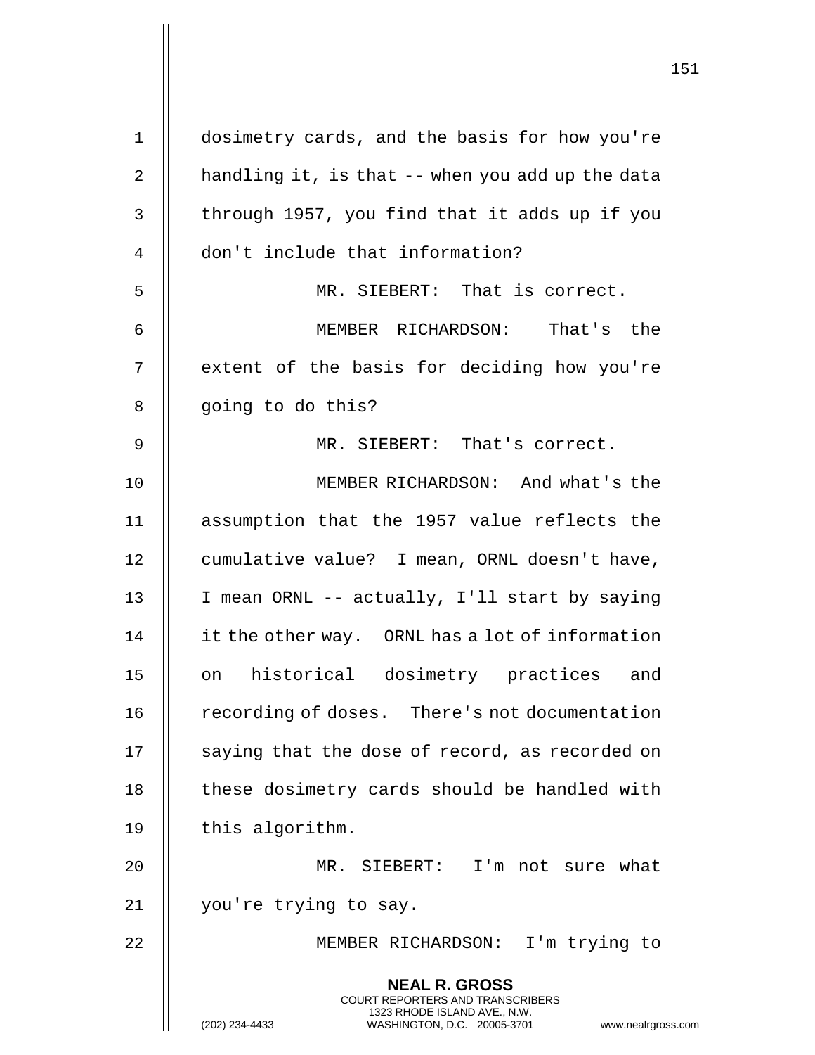dosimetry cards, and the basis for how you're handling it, is that -- when you add up the data through 1957, you find that it adds up if you don't include that information?

MR. SIEBERT: That is correct.

MEMBER RICHARDSON: That's the extent of the basis for deciding how you're going to do this?

MR. SIEBERT: That's correct.

MEMBER RICHARDSON: And what's the assumption that the 1957 value reflects the cumulative value? I mean, ORNL doesn't have, I mean ORNL -- actually, I'll start by saying it the other way. ORNL has a lot of information on historical dosimetry practices and recording of doses. There's not documentation saying that the dose of record, as recorded on these dosimetry cards should be handled with this algorithm.

MR. SIEBERT: I'm not sure what you're trying to say.

MEMBER RICHARDSON: I'm trying to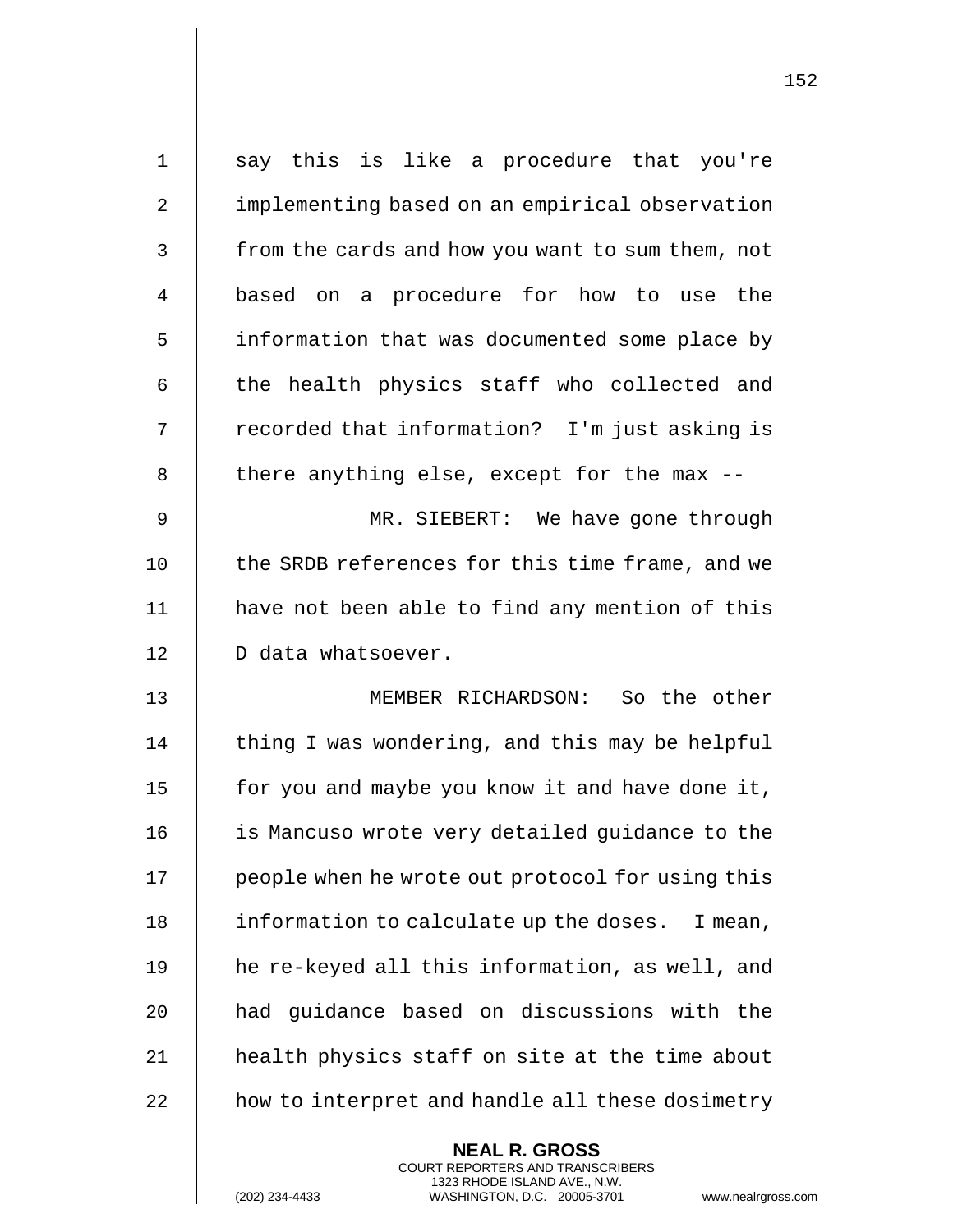say this is like a procedure that you're implementing based on an empirical observation from the cards and how you want to sum them, not based on a procedure for how to use the information that was documented some place by the health physics staff who collected and recorded that information? I'm just asking is there anything else, except for the max --

MR. SIEBERT: We have gone through the SRDB references for this time frame, and we have not been able to find any mention of this D data whatsoever.

MEMBER RICHARDSON: So the other thing I was wondering, and this may be helpful for you and maybe you know it and have done it, is Mancuso wrote very detailed guidance to the people when he wrote out protocol for using this information to calculate up the doses. I mean, he re-keyed all this information, as well, and had guidance based on discussions with the health physics staff on site at the time about how to interpret and handle all these dosimetry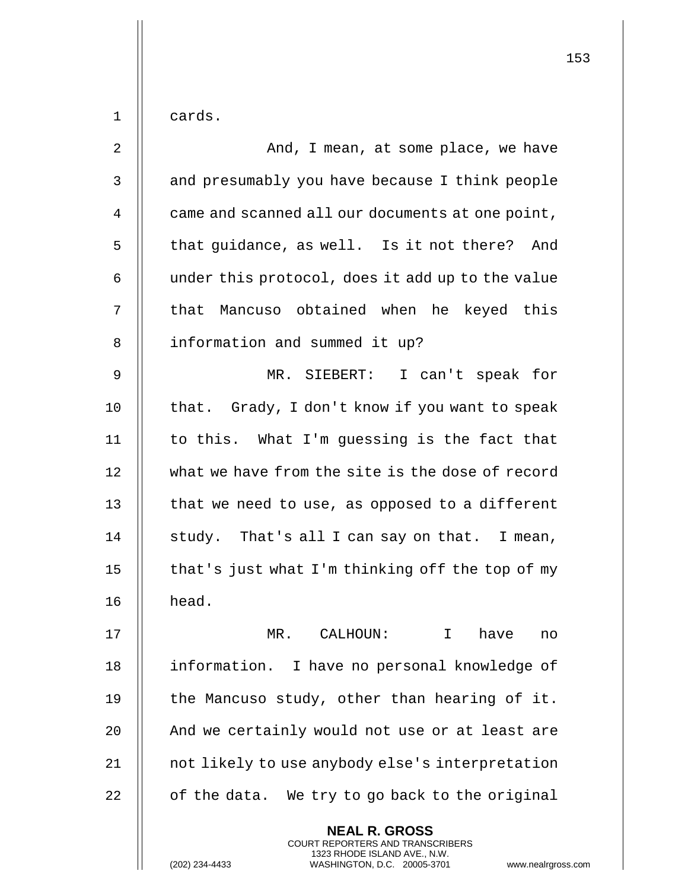cards.

And, I mean, at some place, we have and presumably you have because I think people came and scanned all our documents at one point, that guidance, as well. Is it not there? And under this protocol, does it add up to the value that Mancuso obtained when he keyed this information and summed it up?

MR. SIEBERT: I can't speak for that. Grady, I don't know if you want to speak to this. What I'm guessing is the fact that what we have from the site is the dose of record that we need to use, as opposed to a different study. That's all I can say on that. I mean, that's just what I'm thinking off the top of my head.

MR. CALHOUN: I have no information. I have no personal knowledge of the Mancuso study, other than hearing of it. And we certainly would not use or at least are not likely to use anybody else's interpretation of the data. We try to go back to the original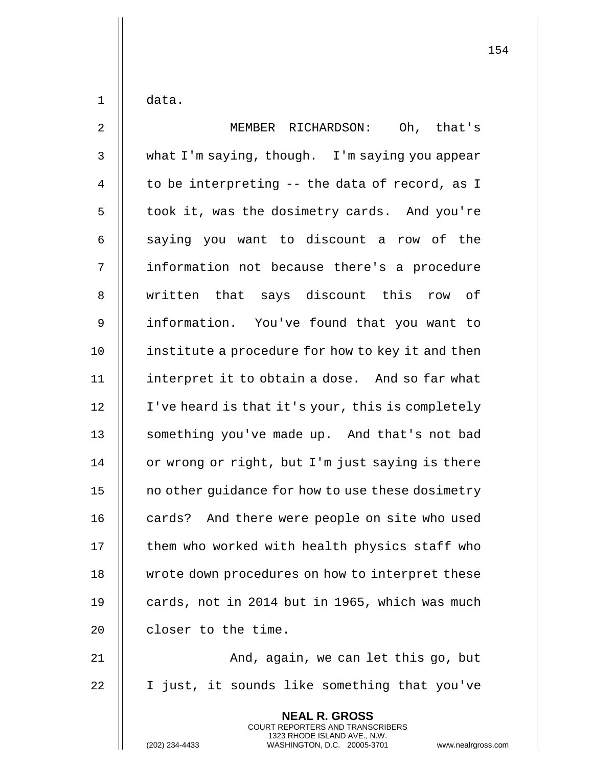data.

MEMBER RICHARDSON: Oh, that's what I'm saying, though. I'm saying you appear to be interpreting -- the data of record, as I took it, was the dosimetry cards. And you're saying you want to discount a row of the information not because there's a procedure written that says discount this row of information. You've found that you want to institute a procedure for how to key it and then interpret it to obtain a dose. And so far what I've heard is that it's your, this is completely something you've made up. And that's not bad or wrong or right, but I'm just saying is there no other guidance for how to use these dosimetry cards? And there were people on site who used them who worked with health physics staff who wrote down procedures on how to interpret these cards, not in 2014 but in 1965, which was much closer to the time.

And, again, we can let this go, but I just, it sounds like something that you've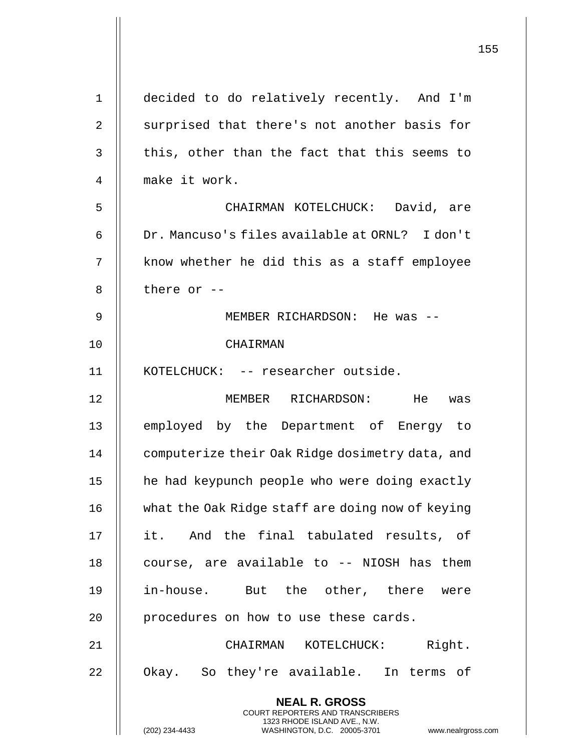decided to do relatively recently. And I'm surprised that there's not another basis for this, other than the fact that this seems to make it work.

CHAIRMAN KOTELCHUCK: David, are Dr. Mancuso's files available at ORNL? I don't know whether he did this as a staff employee there or --

MEMBER RICHARDSON: He was --

CHAIRMAN KOTELCHUCK: -- researcher outside.

MEMBER RICHARDSON: He was employed by the Department of Energy to computerize their Oak Ridge dosimetry data, and he had keypunch people who were doing exactly what the Oak Ridge staff are doing now of keying it. And the final tabulated results, of course, are available to -- NIOSH has them in-house. But the other, there were procedures on how to use these cards.

CHAIRMAN KOTELCHUCK: Right. Okay. So they're available. In terms of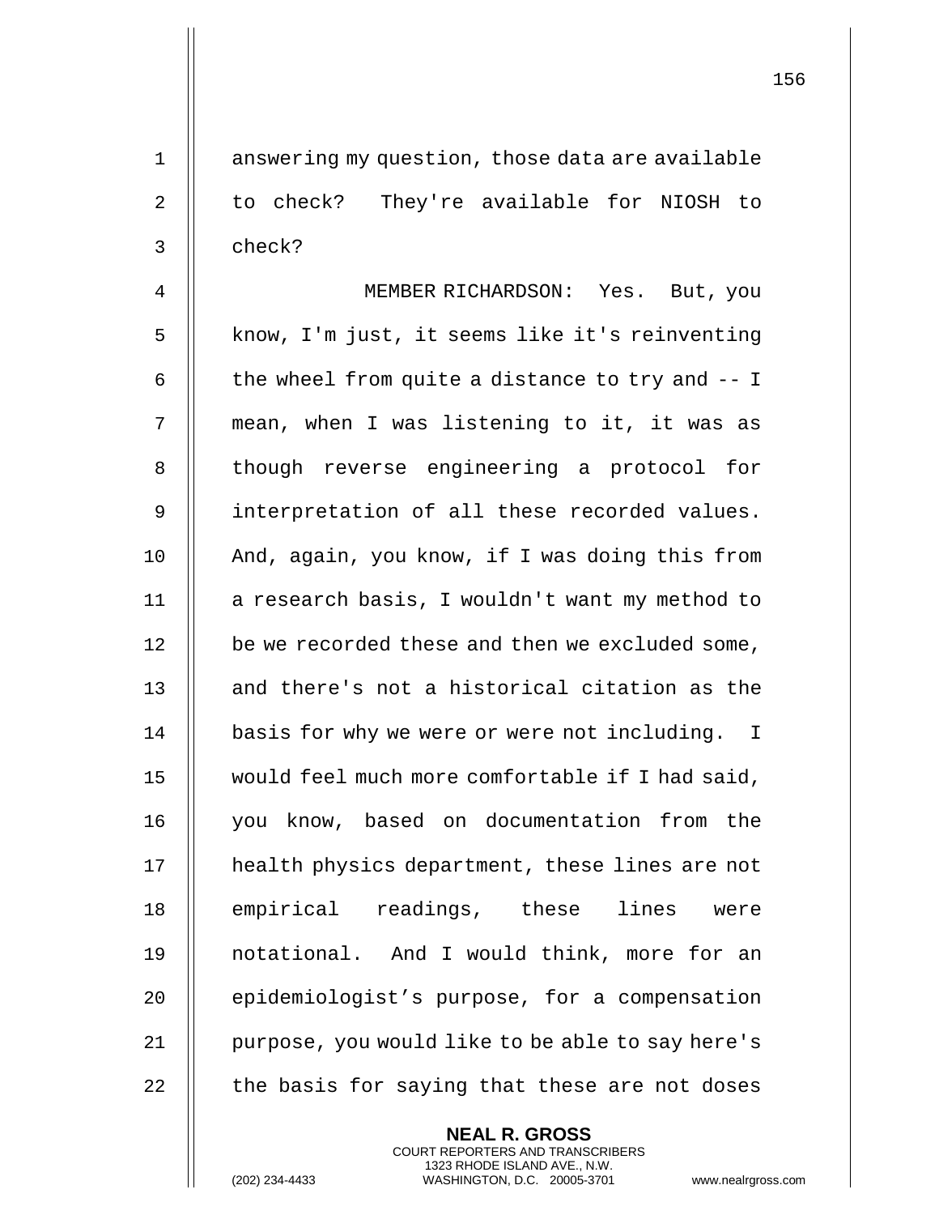answering my question, those data are available to check? They're available for NIOSH to check?

MEMBER RICHARDSON: Yes. But, you know, I'm just, it seems like it's reinventing the wheel from quite a distance to try and -- I mean, when I was listening to it, it was as though reverse engineering a protocol for interpretation of all these recorded values. And, again, you know, if I was doing this from a research basis, I wouldn't want my method to be we recorded these and then we excluded some, and there's not a historical citation as the basis for why we were or were not including. I would feel much more comfortable if I had said, you know, based on documentation from the health physics department, these lines are not empirical readings, these lines were notational. And I would think, more for an epidemiologist's purpose, for a compensation purpose, you would like to be able to say here's the basis for saying that these are not doses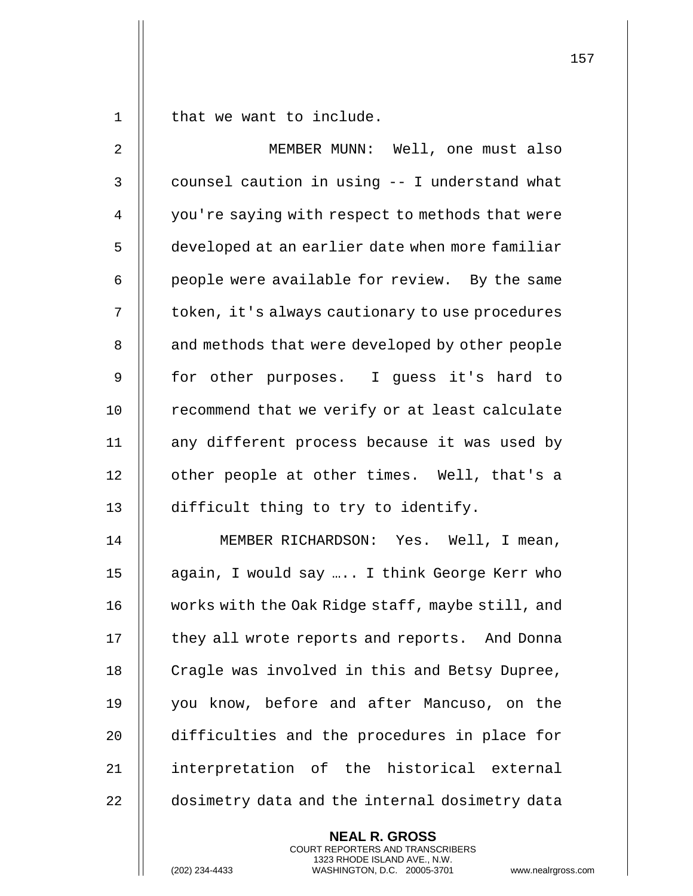that we want to include.

MEMBER MUNN: Well, one must also counsel caution in using -- I understand what you're saying with respect to methods that were developed at an earlier date when more familiar people were available for review. By the same token, it's always cautionary to use procedures and methods that were developed by other people for other purposes. I guess it's hard to recommend that we verify or at least calculate any different process because it was used by other people at other times. Well, that's a difficult thing to try to identify.

MEMBER RICHARDSON: Yes. Well, I mean, again, I would say ….. I think George Kerr who works with the Oak Ridge staff, maybe still, and they all wrote reports and reports. And Donna Cragle was involved in this and Betsy Dupree, you know, before and after Mancuso, on the difficulties and the procedures in place for interpretation of the historical external dosimetry data and the internal dosimetry data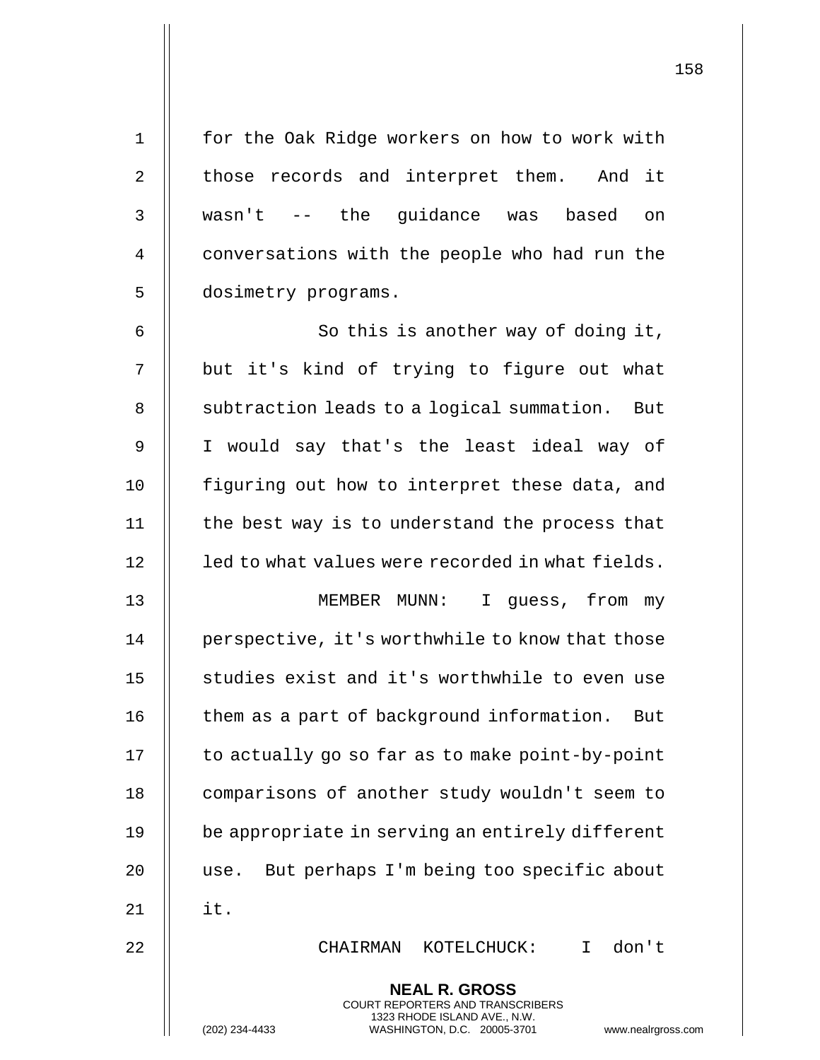for the Oak Ridge workers on how to work with those records and interpret them. And it wasn't -- the guidance was based on conversations with the people who had run the dosimetry programs.

So this is another way of doing it, but it's kind of trying to figure out what subtraction leads to a logical summation. But I would say that's the least ideal way of figuring out how to interpret these data, and the best way is to understand the process that led to what values were recorded in what fields.

MEMBER MUNN: I guess, from my perspective, it's worthwhile to know that those studies exist and it's worthwhile to even use them as a part of background information. But to actually go so far as to make point-by-point comparisons of another study wouldn't seem to be appropriate in serving an entirely different use. But perhaps I'm being too specific about it.

CHAIRMAN KOTELCHUCK: I don't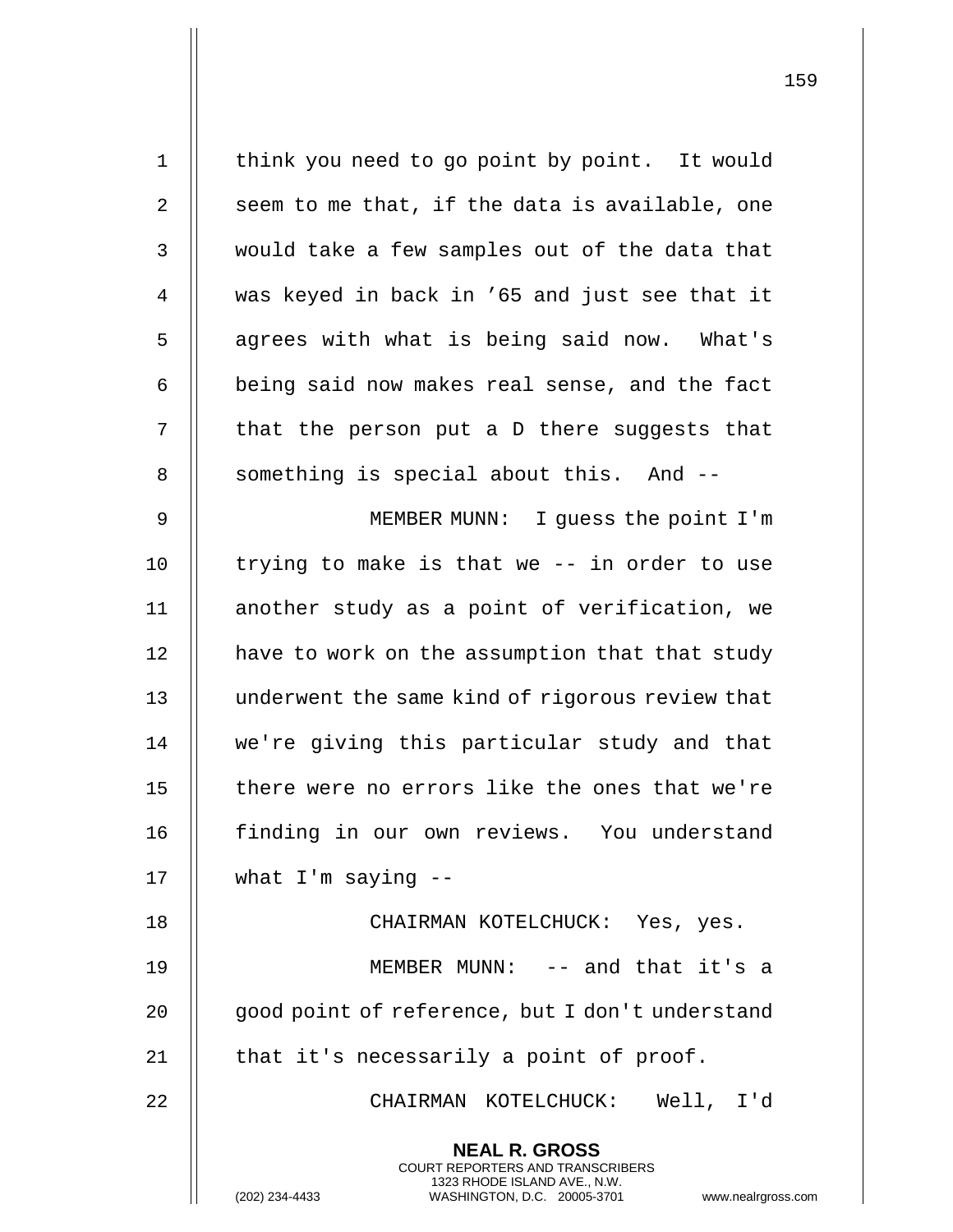think you need to go point by point. It would seem to me that, if the data is available, one would take a few samples out of the data that was keyed in back in '65 and just see that it agrees with what is being said now. What's being said now makes real sense, and the fact that the person put a D there suggests that something is special about this. And --

MEMBER MUNN: I guess the point I'm trying to make is that we -- in order to use another study as a point of verification, we have to work on the assumption that that study underwent the same kind of rigorous review that we're giving this particular study and that there were no errors like the ones that we're finding in our own reviews. You understand what I'm saying --

CHAIRMAN KOTELCHUCK: Yes, yes.

MEMBER MUNN: -- and that it's a good point of reference, but I don't understand that it's necessarily a point of proof.

CHAIRMAN KOTELCHUCK: Well, I'd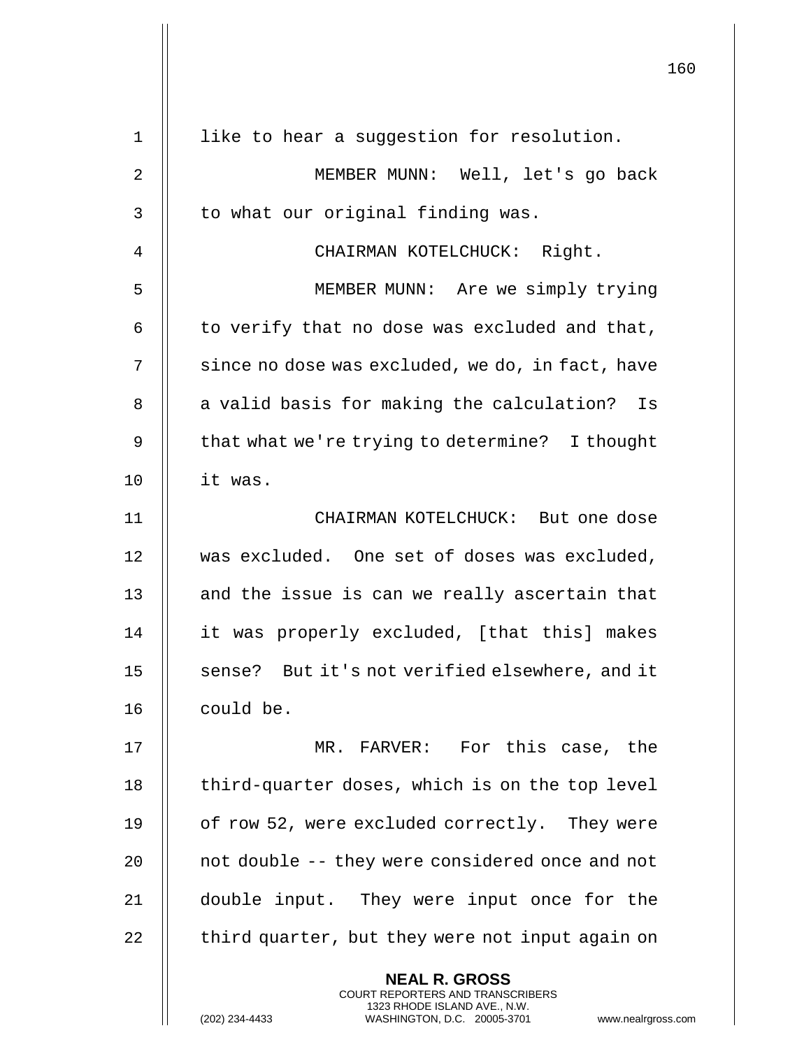like to hear a suggestion for resolution.

MEMBER MUNN: Well, let's go back to what our original finding was.

CHAIRMAN KOTELCHUCK: Right.

MEMBER MUNN: Are we simply trying to verify that no dose was excluded and that, since no dose was excluded, we do, in fact, have a valid basis for making the calculation? Is that what we're trying to determine? I thought it was.

CHAIRMAN KOTELCHUCK: But one dose was excluded. One set of doses was excluded, and the issue is can we really ascertain that it was properly excluded, [that this] makes sense? But it's not verified elsewhere, and it could be.

MR. FARVER: For this case, the third-quarter doses, which is on the top level of row 52, were excluded correctly. They were not double -- they were considered once and not double input. They were input once for the third quarter, but they were not input again on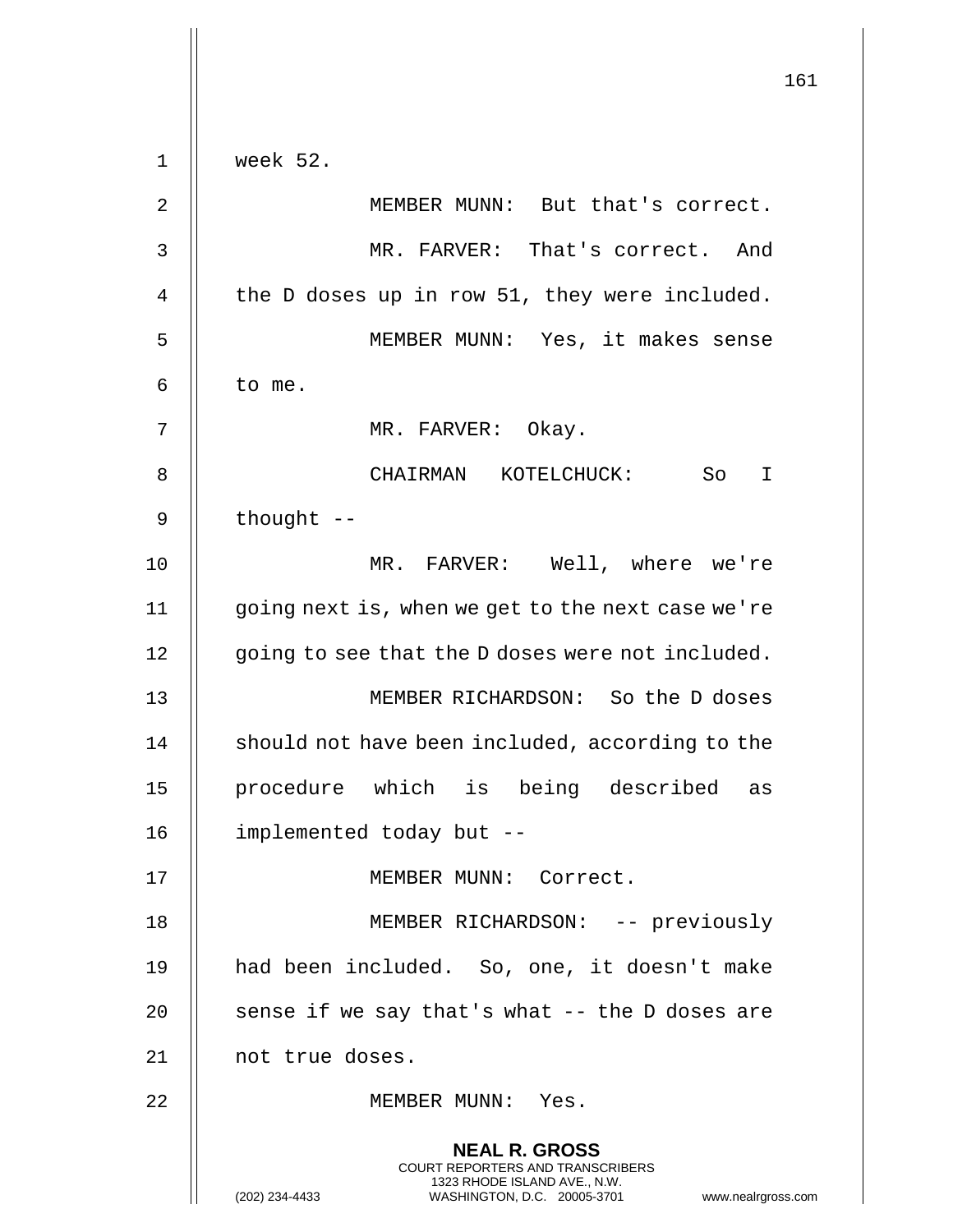week 52.

MEMBER MUNN: But that's correct.

MR. FARVER: That's correct. And the D doses up in row 51, they were included.

MEMBER MUNN: Yes, it makes sense to me.

MR. FARVER: Okay.

CHAIRMAN KOTELCHUCK: So I thought --

MR. FARVER: Well, where we're going next is, when we get to the next case we're going to see that the D doses were not included.

MEMBER RICHARDSON: So the D doses should not have been included, according to the procedure which is being described as implemented today but --

MEMBER MUNN: Correct.

MEMBER RICHARDSON: -- previously had been included. So, one, it doesn't make sense if we say that's what -- the D doses are not true doses.

MEMBER MUNN: Yes.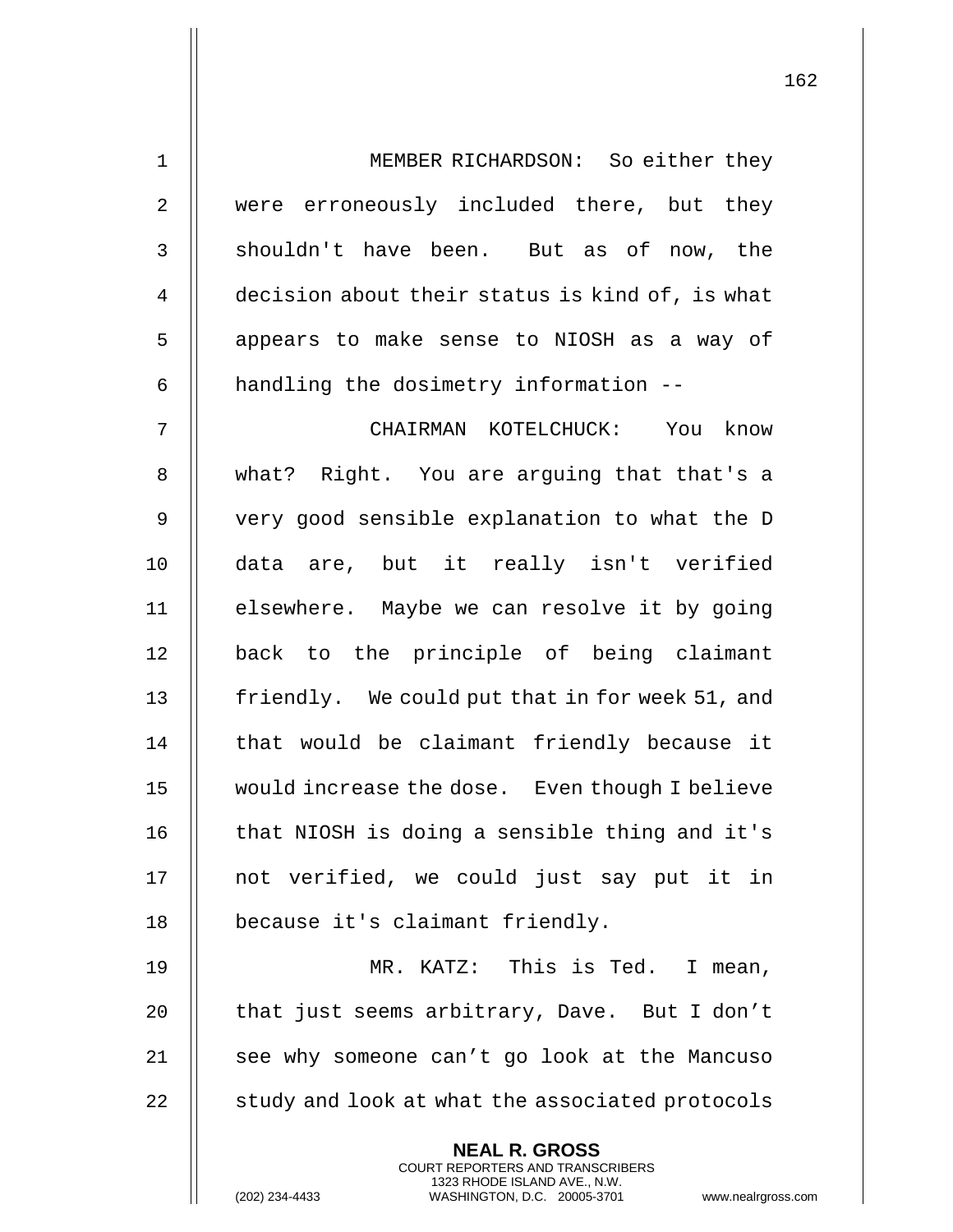MEMBER RICHARDSON: So either they were erroneously included there, but they shouldn't have been. But as of now, the decision about their status is kind of, is what appears to make sense to NIOSH as a way of handling the dosimetry information --

CHAIRMAN KOTELCHUCK: You know what? Right. You are arguing that that's a very good sensible explanation to what the D data are, but it really isn't verified elsewhere. Maybe we can resolve it by going back to the principle of being claimant friendly. We could put that in for week 51, and that would be claimant friendly because it would increase the dose. Even though I believe that NIOSH is doing a sensible thing and it's not verified, we could just say put it in because it's claimant friendly.

MR. KATZ: This is Ted. I mean, that just seems arbitrary, Dave. But I don't see why someone can't go look at the Mancuso study and look at what the associated protocols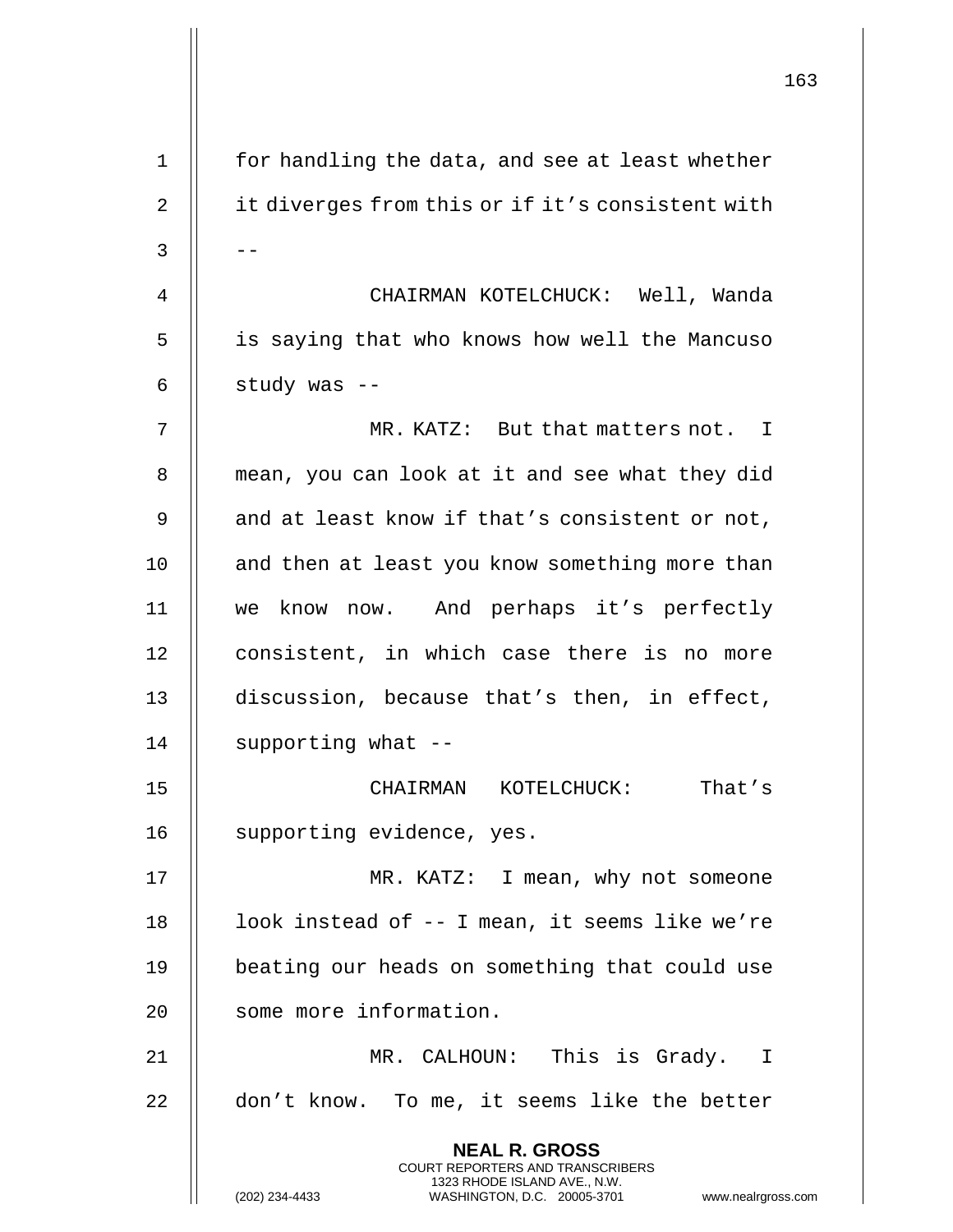for handling the data, and see at least whether it diverges from this or if it's consistent with --

CHAIRMAN KOTELCHUCK: Well, Wanda is saying that who knows how well the Mancuso study was --

MR. KATZ: But that matters not. I mean, you can look at it and see what they did and at least know if that's consistent or not, and then at least you know something more than we know now. And perhaps it's perfectly consistent, in which case there is no more discussion, because that's then, in effect, supporting what --

CHAIRMAN KOTELCHUCK: That's supporting evidence, yes.

MR. KATZ: I mean, why not someone look instead of -- I mean, it seems like we're beating our heads on something that could use some more information.

MR. CALHOUN: This is Grady. I don't know. To me, it seems like the better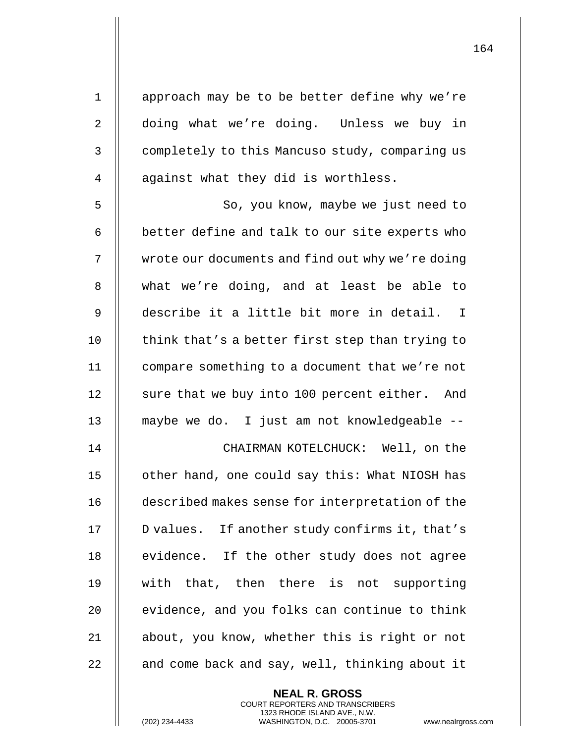approach may be to be better define why we're doing what we're doing. Unless we buy in completely to this Mancuso study, comparing us against what they did is worthless.

So, you know, maybe we just need to better define and talk to our site experts who wrote our documents and find out why we're doing what we're doing, and at least be able to describe it a little bit more in detail. I think that's a better first step than trying to compare something to a document that we're not sure that we buy into 100 percent either. And maybe we do. I just am not knowledgeable --

CHAIRMAN KOTELCHUCK: Well, on the other hand, one could say this: What NIOSH has described makes sense for interpretation of the D values. If another study confirms it, that's evidence. If the other study does not agree with that, then there is not supporting evidence, and you folks can continue to think about, you know, whether this is right or not and come back and say, well, thinking about it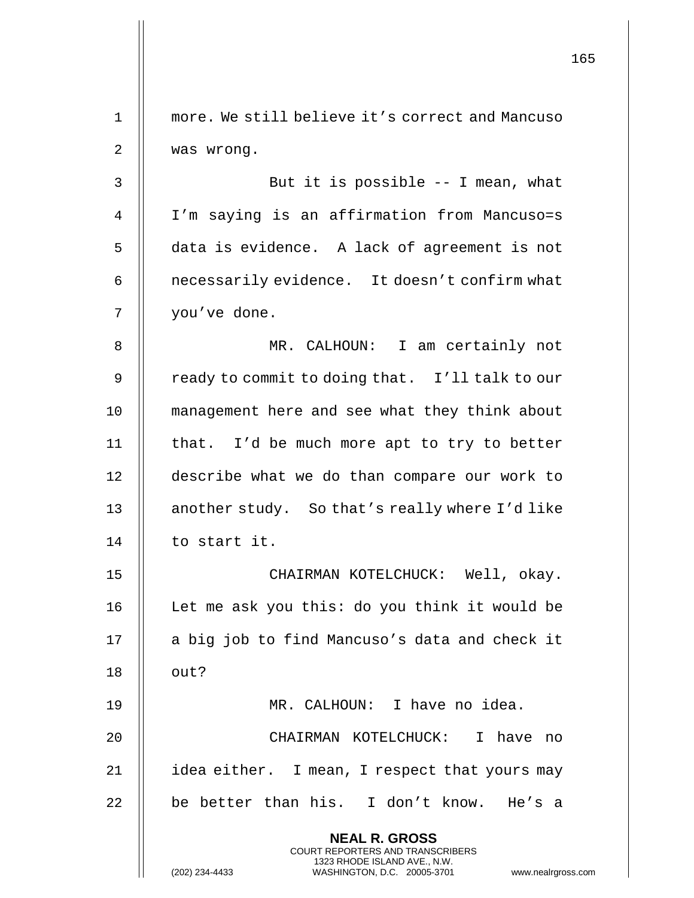more. We still believe it's correct and Mancuso was wrong.

But it is possible -- I mean, what I'm saying is an affirmation from Mancuso=s data is evidence. A lack of agreement is not necessarily evidence. It doesn't confirm what you've done.

MR. CALHOUN: I am certainly not ready to commit to doing that. I'll talk to our management here and see what they think about that. I'd be much more apt to try to better describe what we do than compare our work to another study. So that's really where I'd like to start it.

CHAIRMAN KOTELCHUCK: Well, okay. Let me ask you this: do you think it would be a big job to find Mancuso's data and check it out?

MR. CALHOUN: I have no idea.

CHAIRMAN KOTELCHUCK: I have no idea either. I mean, I respect that yours may be better than his. I don't know. He's a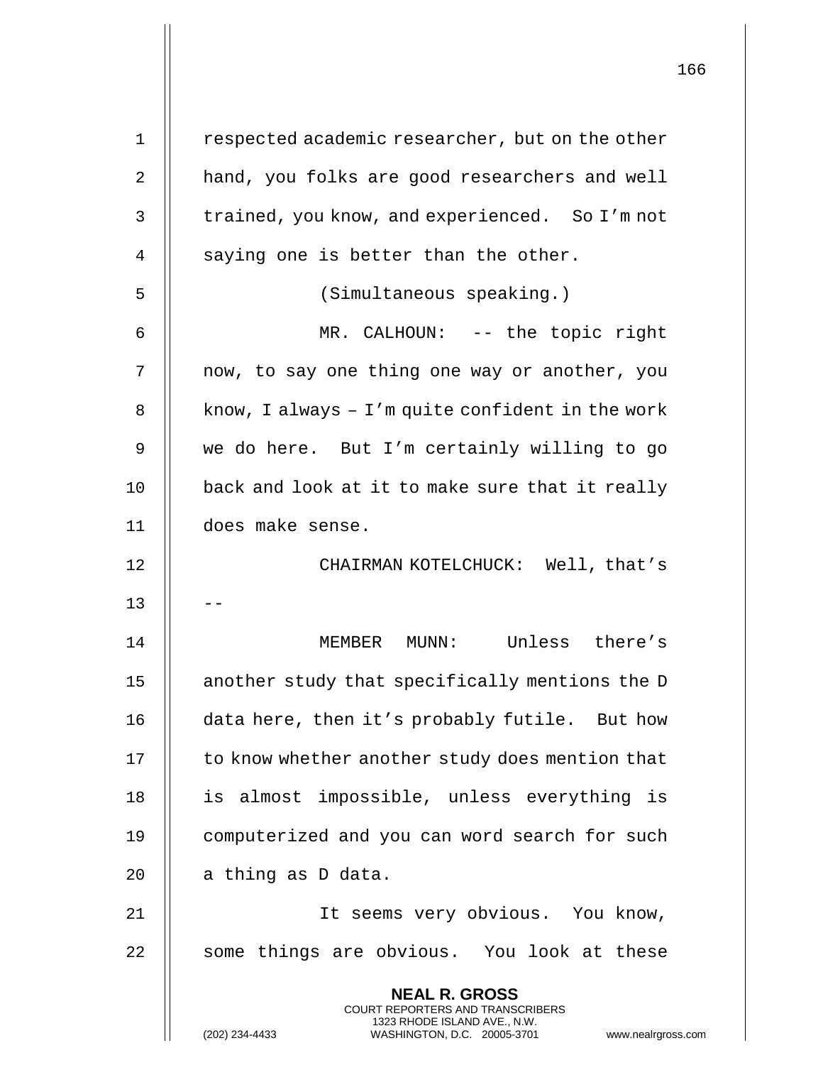respected academic researcher, but on the other hand, you folks are good researchers and well trained, you know, and experienced. So I'm not saying one is better than the other.

(Simultaneous speaking.)

MR. CALHOUN: -- the topic right now, to say one thing one way or another, you know, I always – I'm quite confident in the work we do here. But I'm certainly willing to go back and look at it to make sure that it really does make sense.

CHAIRMAN KOTELCHUCK: Well, that's --

MEMBER MUNN: Unless there's another study that specifically mentions the D data here, then it's probably futile. But how to know whether another study does mention that is almost impossible, unless everything is computerized and you can word search for such a thing as D data.

It seems very obvious. You know, some things are obvious. You look at these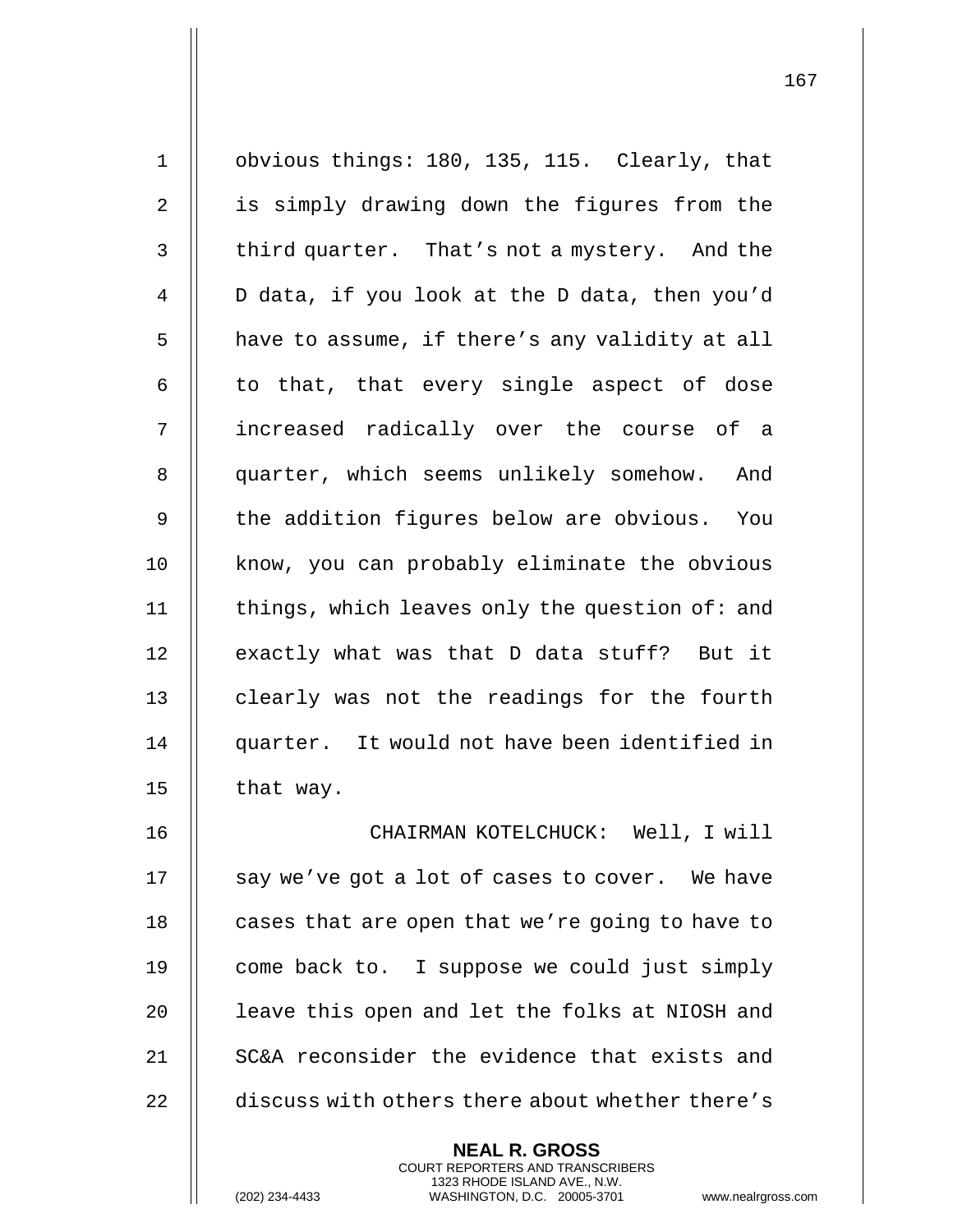obvious things: 180, 135, 115. Clearly, that is simply drawing down the figures from the third quarter. That's not a mystery. And the D data, if you look at the D data, then you'd have to assume, if there's any validity at all to that, that every single aspect of dose increased radically over the course of a quarter, which seems unlikely somehow. And the addition figures below are obvious. You know, you can probably eliminate the obvious things, which leaves only the question of: and exactly what was that D data stuff? But it clearly was not the readings for the fourth quarter. It would not have been identified in that way.

CHAIRMAN KOTELCHUCK: Well, I will say we've got a lot of cases to cover. We have cases that are open that we're going to have to come back to. I suppose we could just simply leave this open and let the folks at NIOSH and SC&A reconsider the evidence that exists and discuss with others there about whether there's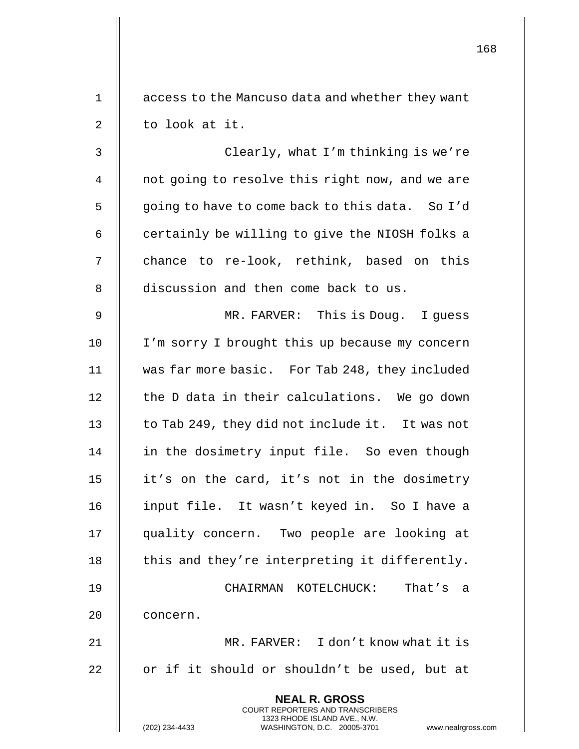access to the Mancuso data and whether they want to look at it.

Clearly, what I'm thinking is we're not going to resolve this right now, and we are going to have to come back to this data. So I'd certainly be willing to give the NIOSH folks a chance to re-look, rethink, based on this discussion and then come back to us.

MR. FARVER: This is Doug. I guess I'm sorry I brought this up because my concern was far more basic. For Tab 248, they included the D data in their calculations. We go down to Tab 249, they did not include it. It was not in the dosimetry input file. So even though it's on the card, it's not in the dosimetry input file. It wasn't keyed in. So I have a quality concern. Two people are looking at this and they're interpreting it differently.

CHAIRMAN KOTELCHUCK: That's a concern.

MR. FARVER: I don't know what it is or if it should or shouldn't be used, but at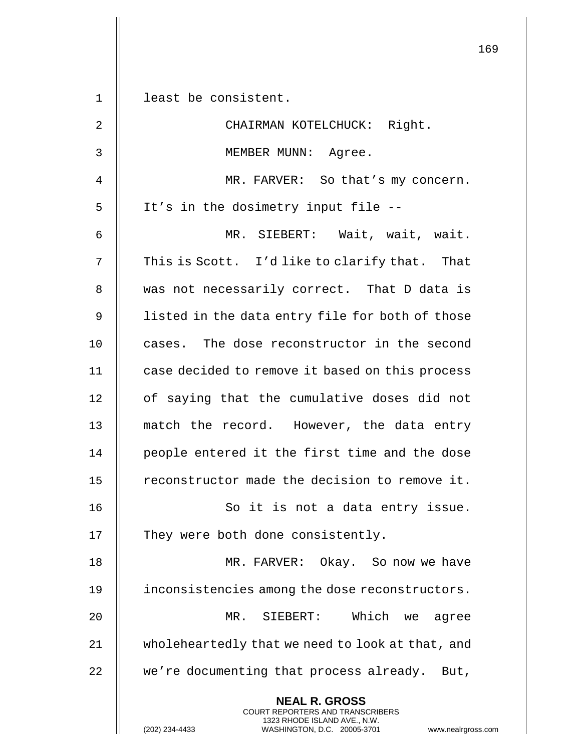least be consistent.

CHAIRMAN KOTELCHUCK: Right.

MEMBER MUNN: Agree.

MR. FARVER: So that's my concern. It's in the dosimetry input file --

MR. SIEBERT: Wait, wait, wait. This is Scott. I'd like to clarify that. That was not necessarily correct. That D data is listed in the data entry file for both of those cases. The dose reconstructor in the second case decided to remove it based on this process of saying that the cumulative doses did not match the record. However, the data entry people entered it the first time and the dose reconstructor made the decision to remove it.

So it is not a data entry issue. They were both done consistently.

MR. FARVER: Okay. So now we have inconsistencies among the dose reconstructors.

MR. SIEBERT: Which we agree wholeheartedly that we need to look at that, and we're documenting that process already. But,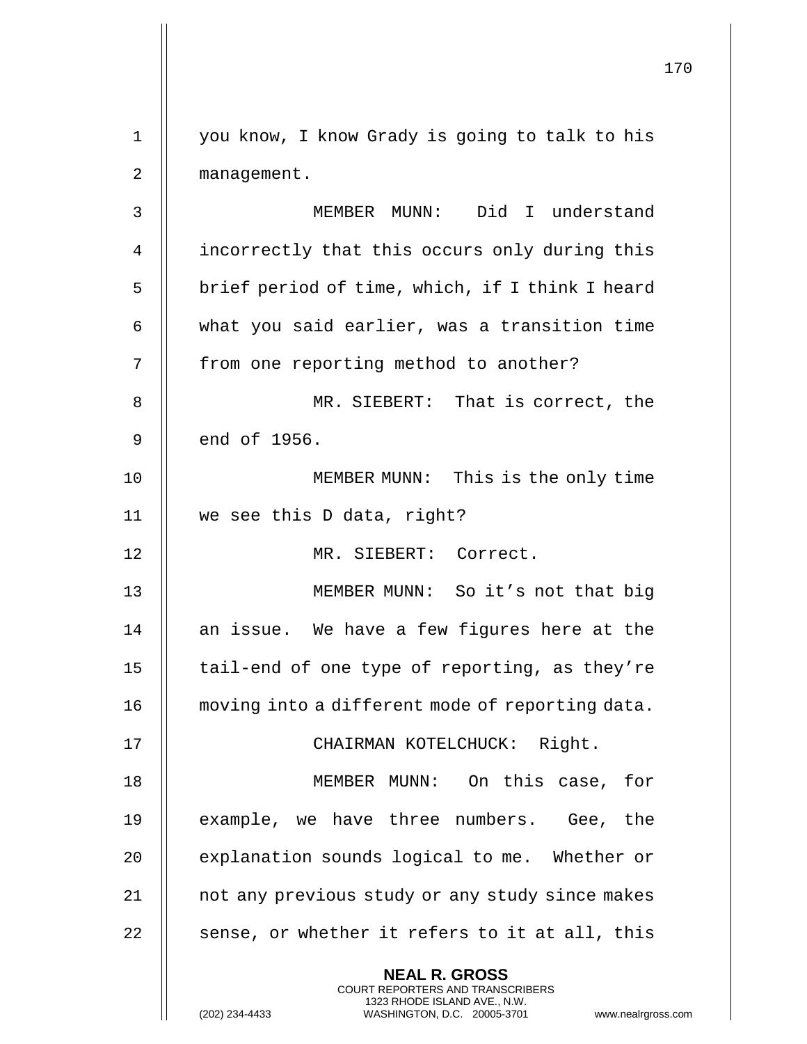you know, I know Grady is going to talk to his management.

MEMBER MUNN: Did I understand incorrectly that this occurs only during this brief period of time, which, if I think I heard what you said earlier, was a transition time from one reporting method to another?

MR. SIEBERT: That is correct, the end of 1956.

MEMBER MUNN: This is the only time we see this D data, right?

MR. SIEBERT: Correct.

MEMBER MUNN: So it's not that big an issue. We have a few figures here at the tail-end of one type of reporting, as they're moving into a different mode of reporting data.

CHAIRMAN KOTELCHUCK: Right.

MEMBER MUNN: On this case, for example, we have three numbers. Gee, the explanation sounds logical to me. Whether or not any previous study or any study since makes sense, or whether it refers to it at all, this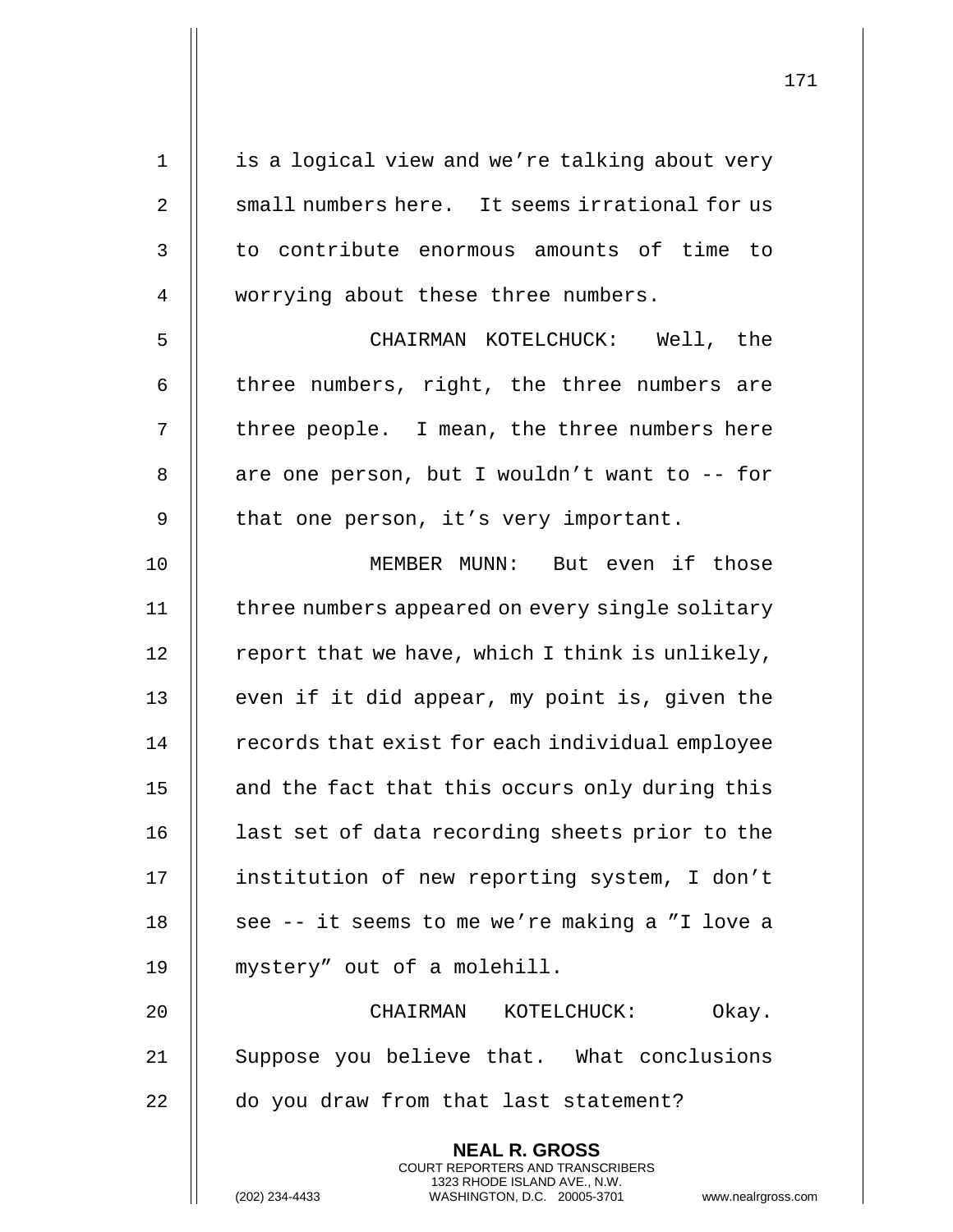is a logical view and we're talking about very small numbers here. It seems irrational for us to contribute enormous amounts of time to worrying about these three numbers.

CHAIRMAN KOTELCHUCK: Well, the three numbers, right, the three numbers are three people. I mean, the three numbers here are one person, but I wouldn't want to -- for that one person, it's very important.

MEMBER MUNN: But even if those three numbers appeared on every single solitary report that we have, which I think is unlikely, even if it did appear, my point is, given the records that exist for each individual employee and the fact that this occurs only during this last set of data recording sheets prior to the institution of new reporting system, I don't see -- it seems to me we're making a "I love a mystery" out of a molehill.

CHAIRMAN KOTELCHUCK: Okay. Suppose you believe that. What conclusions do you draw from that last statement?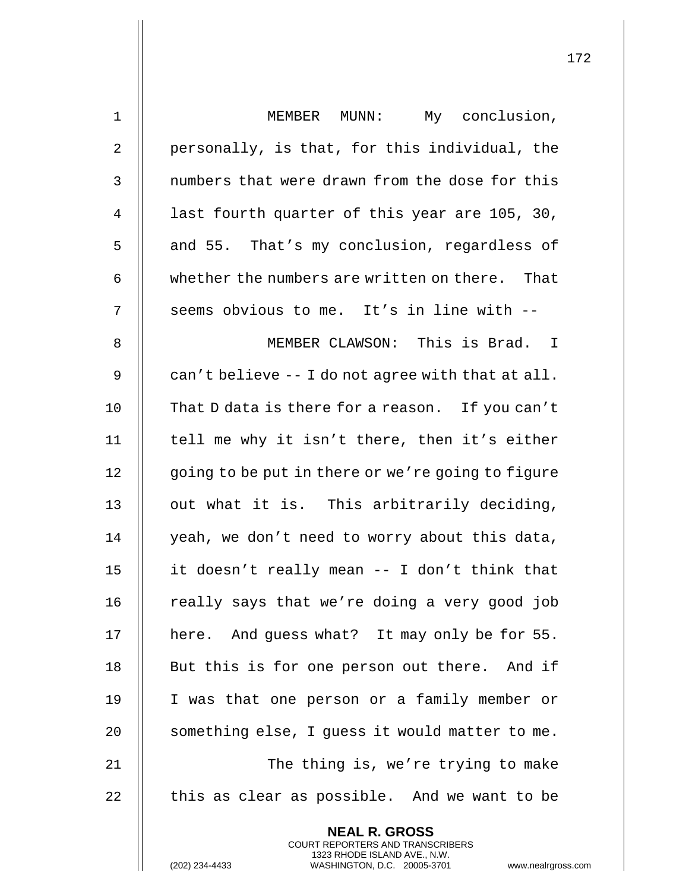MEMBER MUNN: My conclusion, personally, is that, for this individual, the numbers that were drawn from the dose for this last fourth quarter of this year are 105, 30, and 55. That's my conclusion, regardless of whether the numbers are written on there. That seems obvious to me. It's in line with --

MEMBER CLAWSON: This is Brad. I can't believe -- I do not agree with that at all. That D data is there for a reason. If you can't tell me why it isn't there, then it's either going to be put in there or we're going to figure out what it is. This arbitrarily deciding, yeah, we don't need to worry about this data, it doesn't really mean -- I don't think that really says that we're doing a very good job here. And guess what? It may only be for 55. But this is for one person out there. And if I was that one person or a family member or something else, I guess it would matter to me.

The thing is, we're trying to make this as clear as possible. And we want to be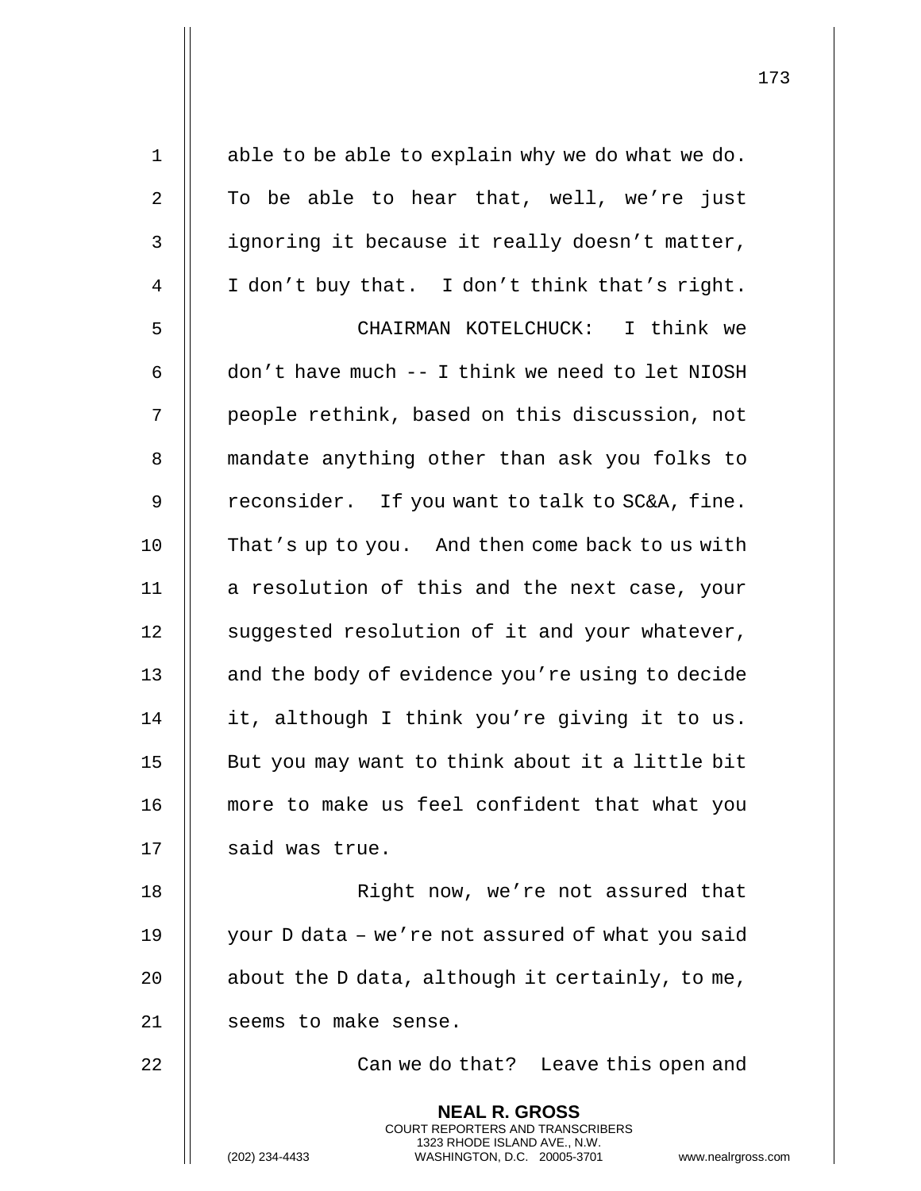able to be able to explain why we do what we do. To be able to hear that, well, we're just ignoring it because it really doesn't matter, I don't buy that. I don't think that's right.

CHAIRMAN KOTELCHUCK: I think we don't have much -- I think we need to let NIOSH people rethink, based on this discussion, not mandate anything other than ask you folks to reconsider. If you want to talk to SC&A, fine. That's up to you. And then come back to us with a resolution of this and the next case, your suggested resolution of it and your whatever, and the body of evidence you're using to decide it, although I think you're giving it to us. But you may want to think about it a little bit more to make us feel confident that what you said was true.

Right now, we're not assured that your D data – we're not assured of what you said about the D data, although it certainly, to me, seems to make sense.

Can we do that? Leave this open and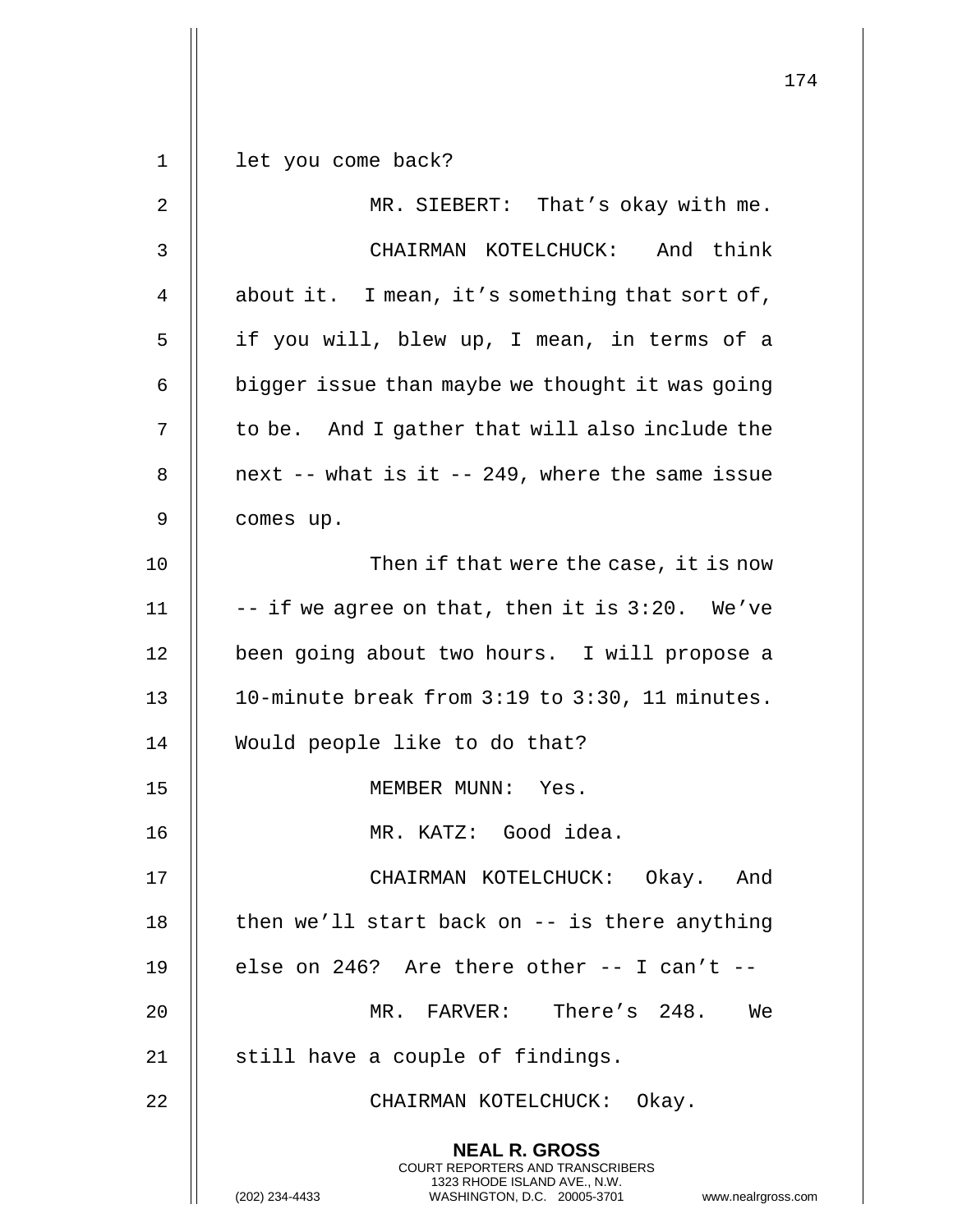let you come back?

MR. SIEBERT: That's okay with me.

CHAIRMAN KOTELCHUCK: And think about it. I mean, it's something that sort of, if you will, blew up, I mean, in terms of a bigger issue than maybe we thought it was going to be. And I gather that will also include the next -- what is it -- 249, where the same issue comes up.

Then if that were the case, it is now -- if we agree on that, then it is 3:20. We've been going about two hours. I will propose a 10-minute break from 3:19 to 3:30, 11 minutes. Would people like to do that?

MEMBER MUNN: Yes.

MR. KATZ: Good idea.

CHAIRMAN KOTELCHUCK: Okay. And then we'll start back on -- is there anything else on 246? Are there other -- I can't --

MR. FARVER: There's 248. We still have a couple of findings.

CHAIRMAN KOTELCHUCK: Okay.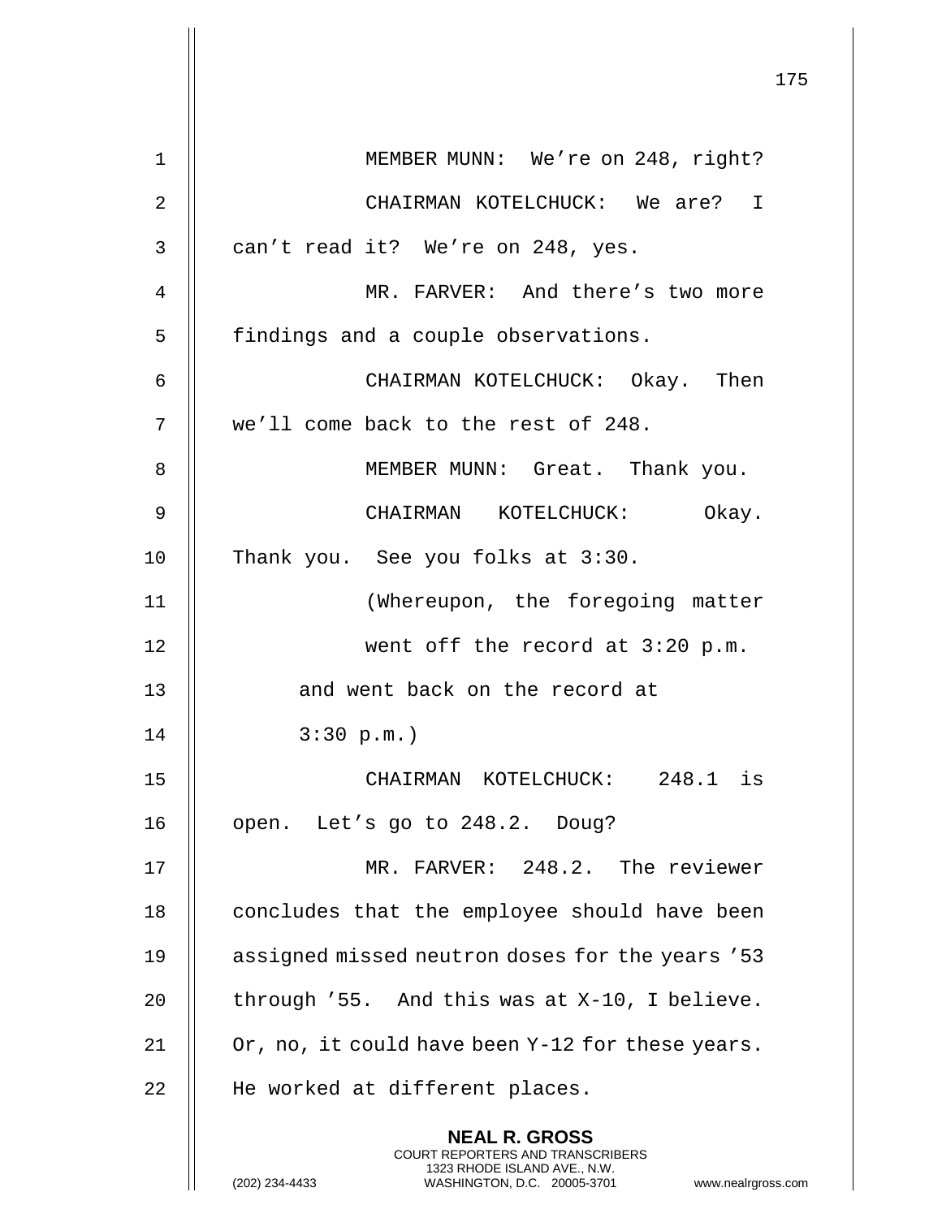MEMBER MUNN: We're on 248, right?

CHAIRMAN KOTELCHUCK: We are? I can't read it? We're on 248, yes.

MR. FARVER: And there's two more findings and a couple observations.

CHAIRMAN KOTELCHUCK: Okay. Then we'll come back to the rest of 248.

MEMBER MUNN: Great. Thank you.

CHAIRMAN KOTELCHUCK: Okay. Thank you. See you folks at 3:30.

(Whereupon, the foregoing matter went off the record at 3:20 p.m. and went back on the record at 3:30 p.m.)

CHAIRMAN KOTELCHUCK: 248.1 is open. Let's go to 248.2. Doug?

MR. FARVER: 248.2. The reviewer concludes that the employee should have been assigned missed neutron doses for the years '53 through '55. And this was at X-10, I believe. Or, no, it could have been Y-12 for these years. He worked at different places.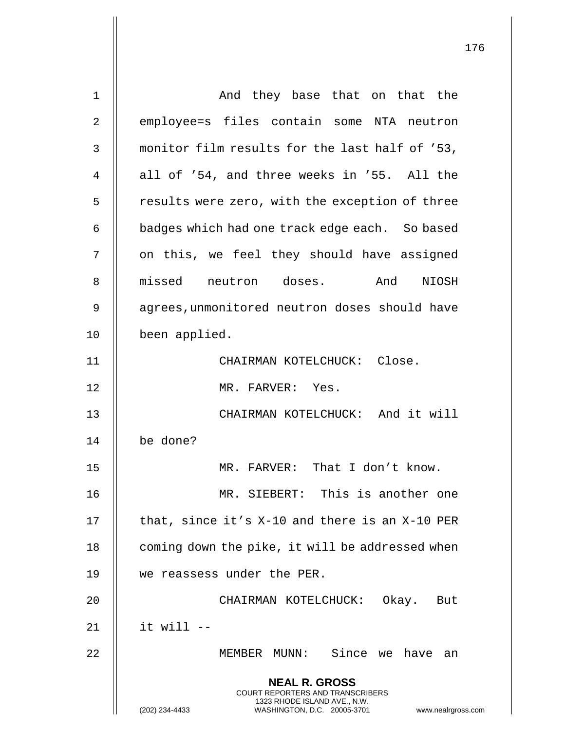And they base that on that the employee=s files contain some NTA neutron monitor film results for the last half of ’53, all of ’54, and three weeks in ’55. All the results were zero, with the exception of three badges which had one track edge each. So based on this, we feel they should have assigned missed neutron doses. And NIOSH agrees,unmonitored neutron doses should have been applied.

CHAIRMAN KOTELCHUCK: Close.

MR. FARVER: Yes.

CHAIRMAN KOTELCHUCK: And it will be done?

MR. FARVER: That I don’t know.

MR. SIEBERT: This is another one that, since it’s X-10 and there is an X-10 PER coming down the pike, it will be addressed when we reassess under the PER.

CHAIRMAN KOTELCHUCK: Okay. But it will --

MEMBER MUNN: Since we have an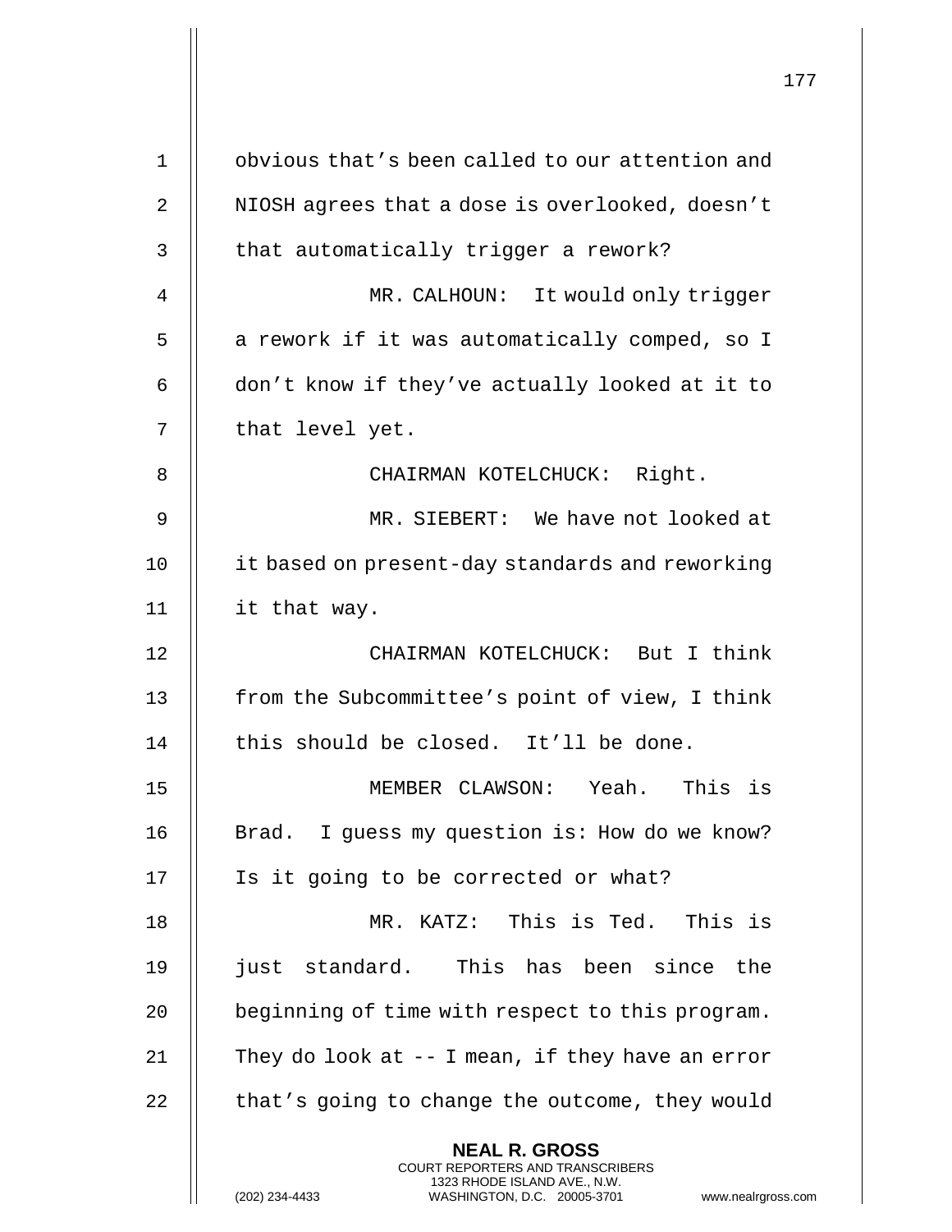obvious that's been called to our attention and NIOSH agrees that a dose is overlooked, doesn't that automatically trigger a rework?

MR. CALHOUN: It would only trigger a rework if it was automatically comped, so I don't know if they've actually looked at it to that level yet.

CHAIRMAN KOTELCHUCK: Right.

MR. SIEBERT: We have not looked at it based on present-day standards and reworking it that way.

CHAIRMAN KOTELCHUCK: But I think from the Subcommittee's point of view, I think this should be closed. It'll be done.

MEMBER CLAWSON: Yeah. This is Brad. I guess my question is: How do we know? Is it going to be corrected or what?

MR. KATZ: This is Ted. This is just standard. This has been since the beginning of time with respect to this program. They do look at -- I mean, if they have an error that's going to change the outcome, they would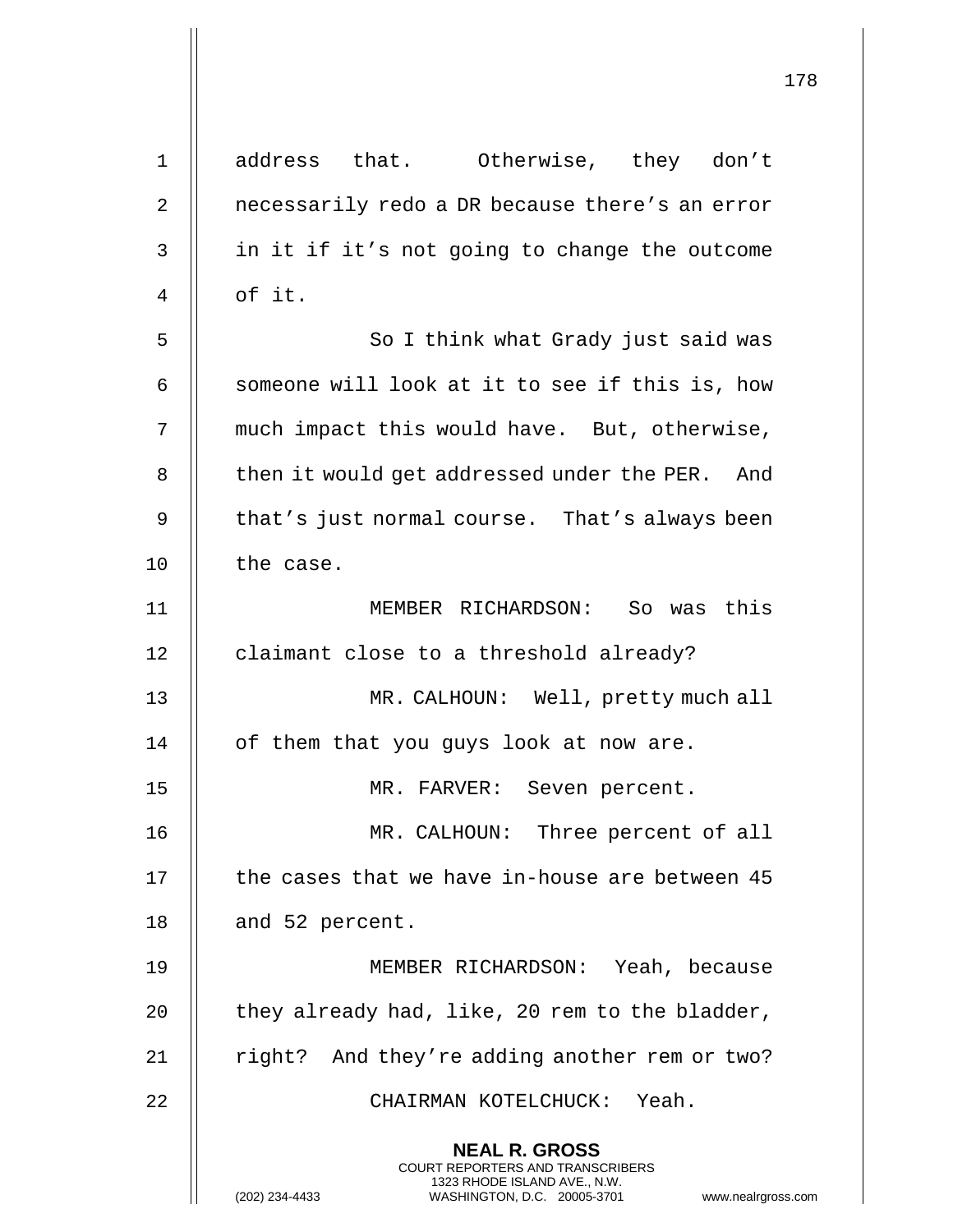address that. Otherwise, they don't necessarily redo a DR because there's an error in it if it's not going to change the outcome of it.

So I think what Grady just said was someone will look at it to see if this is, how much impact this would have. But, otherwise, then it would get addressed under the PER. And that's just normal course. That's always been the case.

MEMBER RICHARDSON: So was this claimant close to a threshold already?

MR. CALHOUN: Well, pretty much all of them that you guys look at now are.

MR. FARVER: Seven percent.

MR. CALHOUN: Three percent of all the cases that we have in-house are between 45 and 52 percent.

MEMBER RICHARDSON: Yeah, because they already had, like, 20 rem to the bladder, right? And they're adding another rem or two?

CHAIRMAN KOTELCHUCK: Yeah.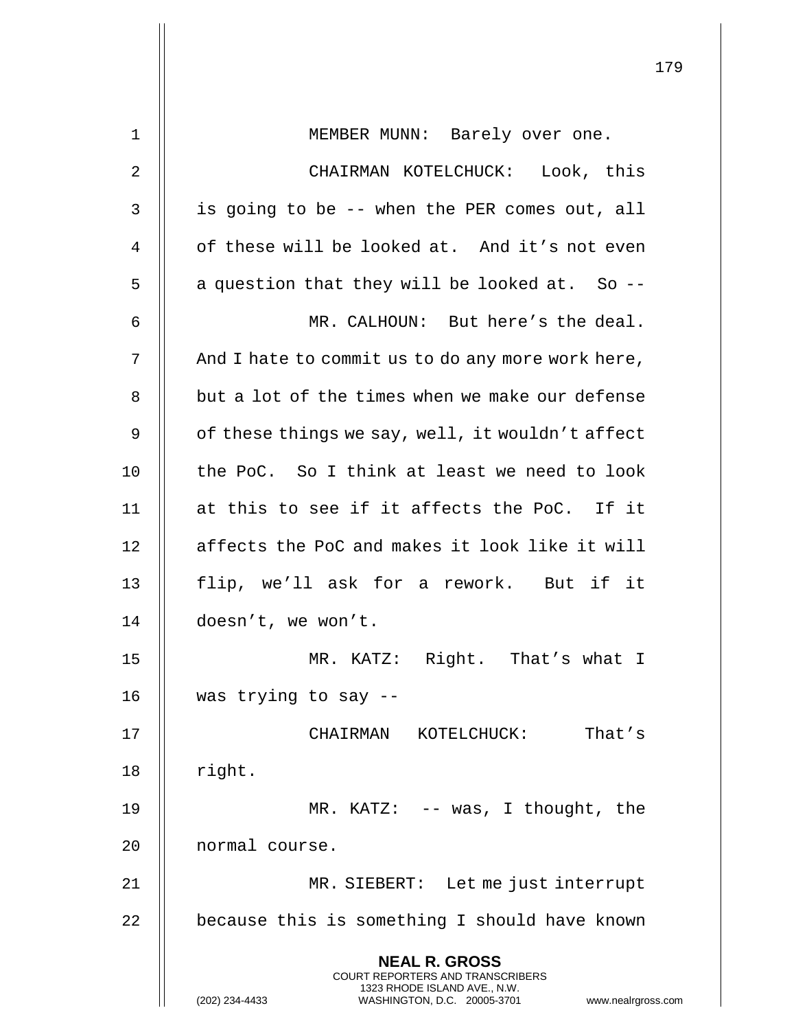MEMBER MUNN: Barely over one.

CHAIRMAN KOTELCHUCK: Look, this is going to be -- when the PER comes out, all of these will be looked at. And it's not even a question that they will be looked at. So --

MR. CALHOUN: But here's the deal. And I hate to commit us to do any more work here, but a lot of the times when we make our defense of these things we say, well, it wouldn't affect the PoC. So I think at least we need to look at this to see if it affects the PoC. If it affects the PoC and makes it look like it will flip, we'll ask for a rework. But if it doesn't, we won't.

MR. KATZ: Right. That's what I was trying to say --

CHAIRMAN KOTELCHUCK: That's right.

MR. KATZ: -- was, I thought, the normal course.

MR. SIEBERT: Let me just interrupt because this is something I should have known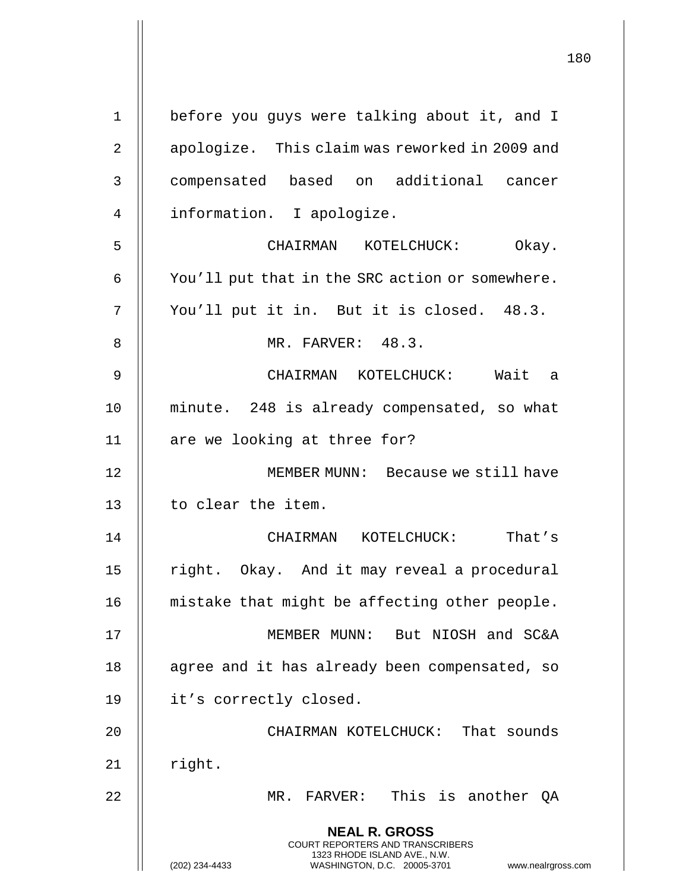before you guys were talking about it, and I apologize. This claim was reworked in 2009 and compensated based on additional cancer information. I apologize.

CHAIRMAN KOTELCHUCK: Okay. You'll put that in the SRC action or somewhere. You'll put it in. But it is closed. 48.3.

MR. FARVER: 48.3.

CHAIRMAN KOTELCHUCK: Wait a minute. 248 is already compensated, so what are we looking at three for?

MEMBER MUNN: Because we still have to clear the item.

CHAIRMAN KOTELCHUCK: That's right. Okay. And it may reveal a procedural mistake that might be affecting other people.

MEMBER MUNN: But NIOSH and SC&A agree and it has already been compensated, so it's correctly closed.

CHAIRMAN KOTELCHUCK: That sounds right.

MR. FARVER: This is another QA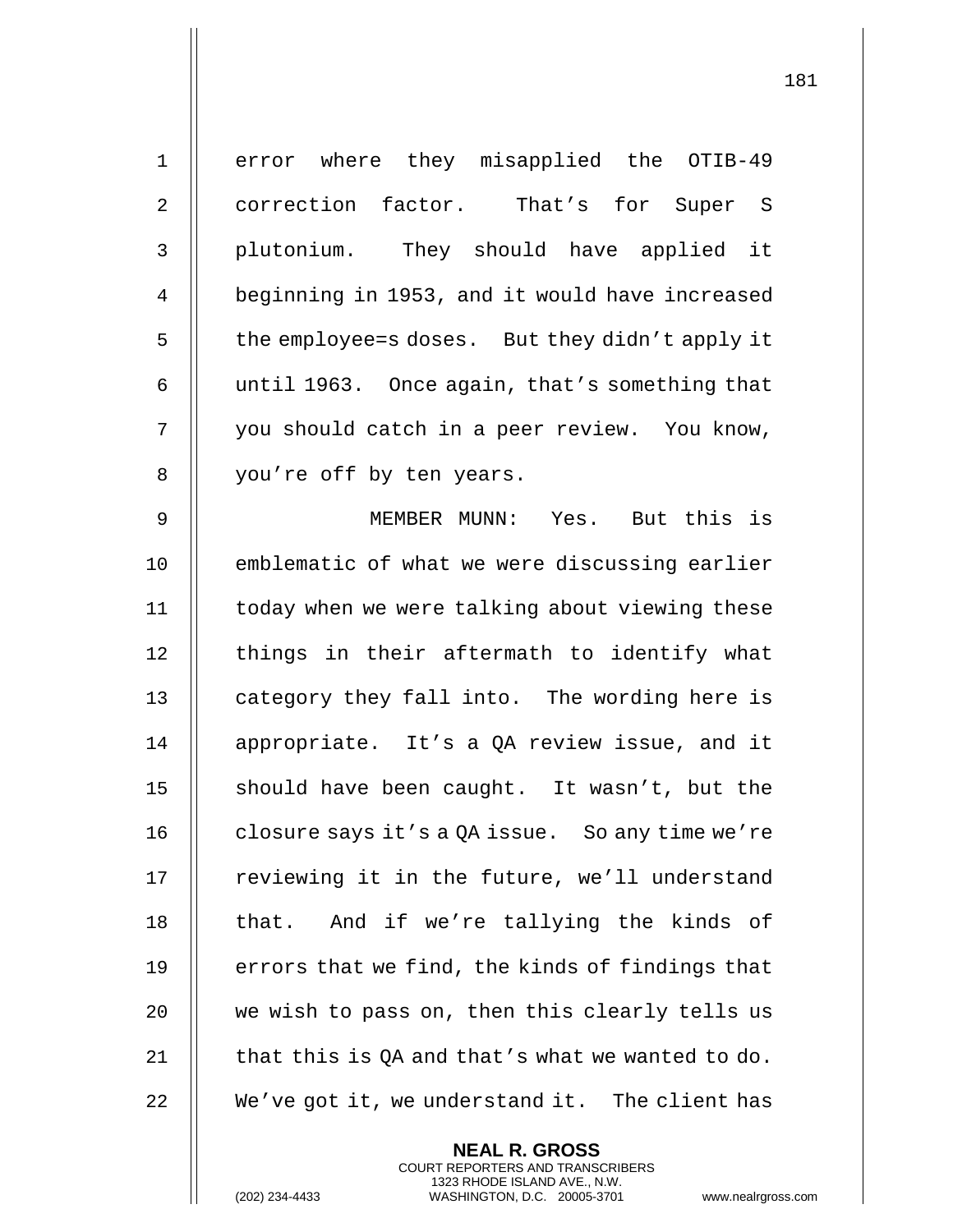error where they misapplied the OTIB-49 correction factor. That's for Super S plutonium. They should have applied it beginning in 1953, and it would have increased the employee=s doses. But they didn't apply it until 1963. Once again, that's something that you should catch in a peer review. You know, you're off by ten years.

MEMBER MUNN: Yes. But this is emblematic of what we were discussing earlier today when we were talking about viewing these things in their aftermath to identify what category they fall into. The wording here is appropriate. It's a QA review issue, and it should have been caught. It wasn't, but the closure says it's a QA issue. So any time we're reviewing it in the future, we'll understand that. And if we're tallying the kinds of errors that we find, the kinds of findings that we wish to pass on, then this clearly tells us that this is QA and that's what we wanted to do. We've got it, we understand it. The client has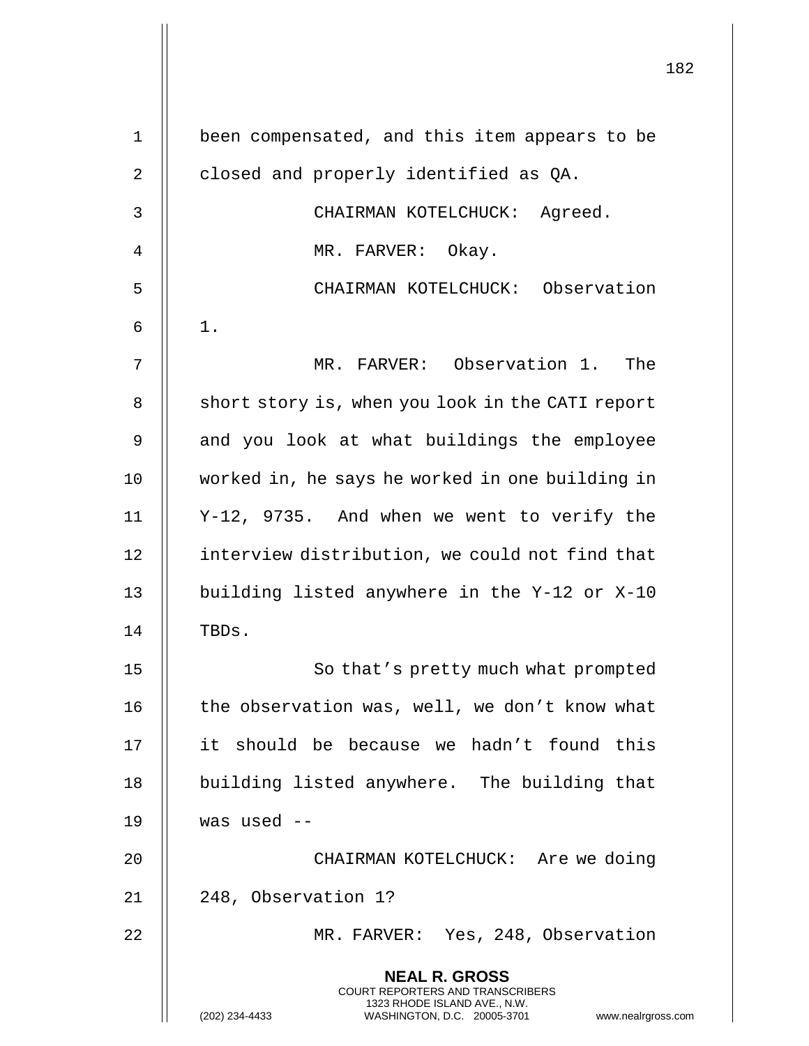been compensated, and this item appears to be closed and properly identified as QA.

CHAIRMAN KOTELCHUCK: Agreed.

MR. FARVER: Okay.

CHAIRMAN KOTELCHUCK: Observation 1.

MR. FARVER: Observation 1. The short story is, when you look in the CATI report and you look at what buildings the employee worked in, he says he worked in one building in Y-12, 9735. And when we went to verify the interview distribution, we could not find that building listed anywhere in the Y-12 or X-10 TBDs.

So that's pretty much what prompted the observation was, well, we don't know what it should be because we hadn't found this building listed anywhere. The building that was used --

CHAIRMAN KOTELCHUCK: Are we doing 248, Observation 1?

MR. FARVER: Yes, 248, Observation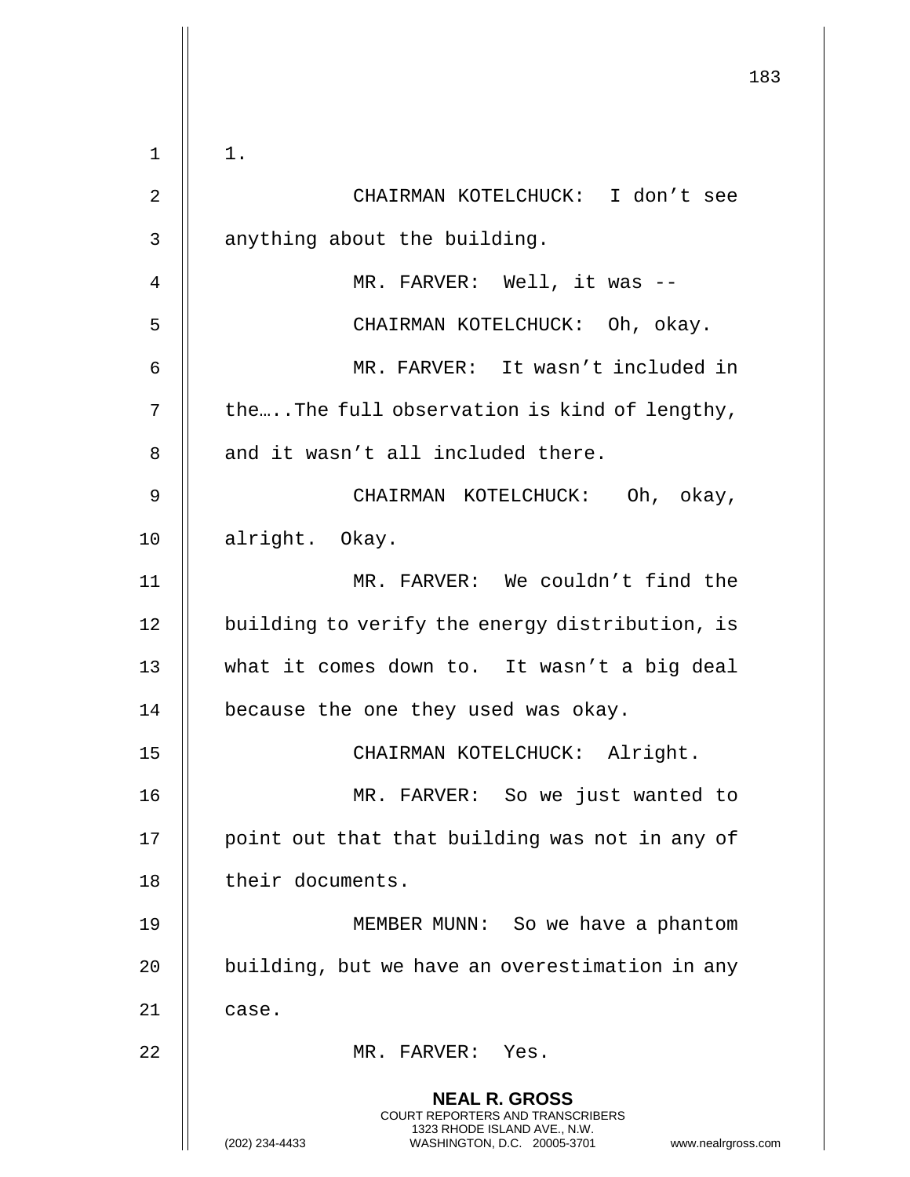1.

CHAIRMAN KOTELCHUCK: I don't see anything about the building.

MR. FARVER: Well, it was --

CHAIRMAN KOTELCHUCK: Oh, okay.

MR. FARVER: It wasn't included in the…..The full observation is kind of lengthy, and it wasn't all included there.

CHAIRMAN KOTELCHUCK: Oh, okay, alright. Okay.

MR. FARVER: We couldn't find the building to verify the energy distribution, is what it comes down to. It wasn't a big deal because the one they used was okay.

CHAIRMAN KOTELCHUCK: Alright.

MR. FARVER: So we just wanted to point out that that building was not in any of their documents.

MEMBER MUNN: So we have a phantom building, but we have an overestimation in any case.

MR. FARVER: Yes.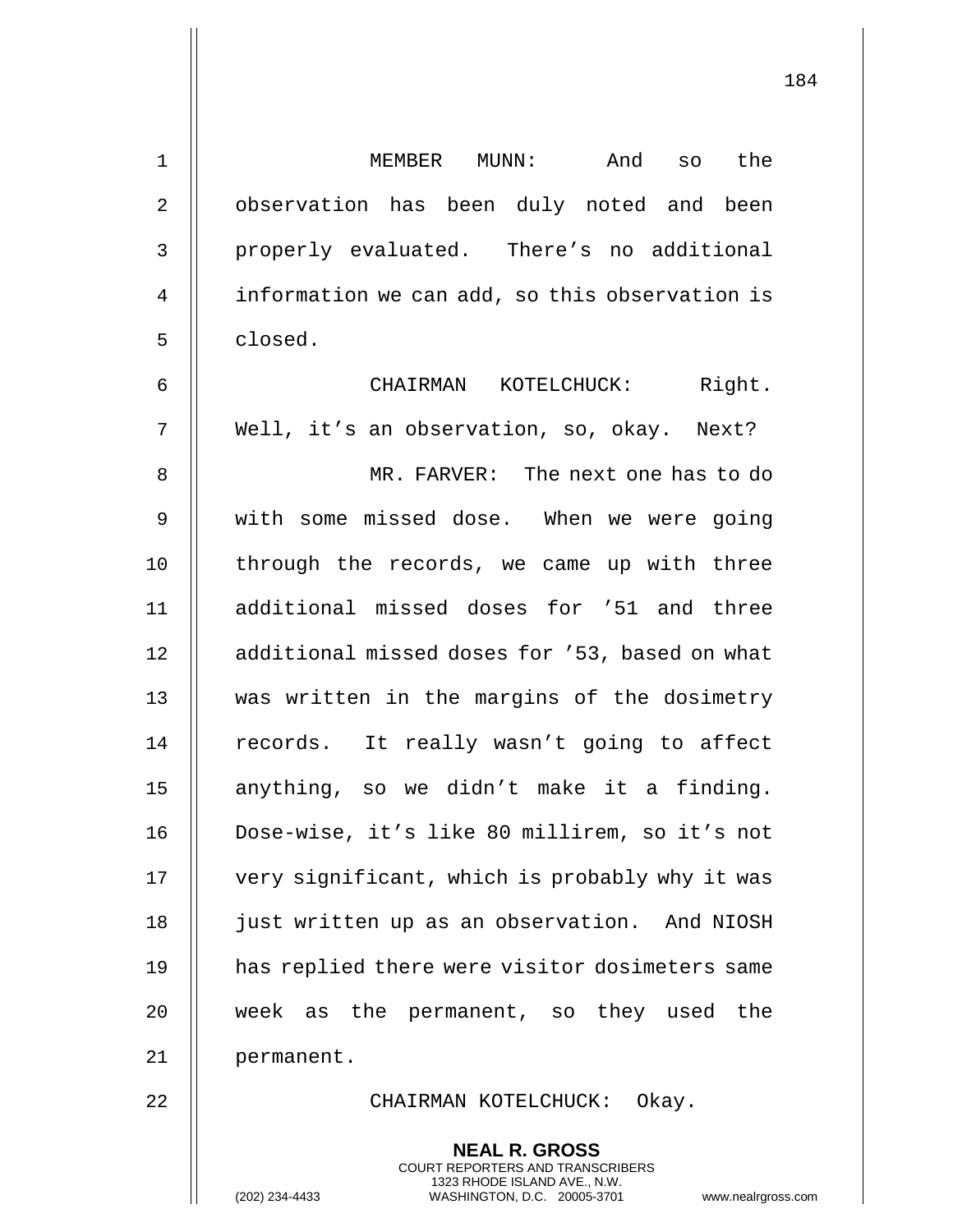MEMBER MUNN: And so the observation has been duly noted and been properly evaluated. There's no additional information we can add, so this observation is closed.

CHAIRMAN KOTELCHUCK: Right. Well, it's an observation, so, okay. Next?

MR. FARVER: The next one has to do with some missed dose. When we were going through the records, we came up with three additional missed doses for '51 and three additional missed doses for '53, based on what was written in the margins of the dosimetry records. It really wasn't going to affect anything, so we didn't make it a finding. Dose-wise, it's like 80 millirem, so it's not very significant, which is probably why it was just written up as an observation. And NIOSH has replied there were visitor dosimeters same week as the permanent, so they used the permanent.

CHAIRMAN KOTELCHUCK: Okay.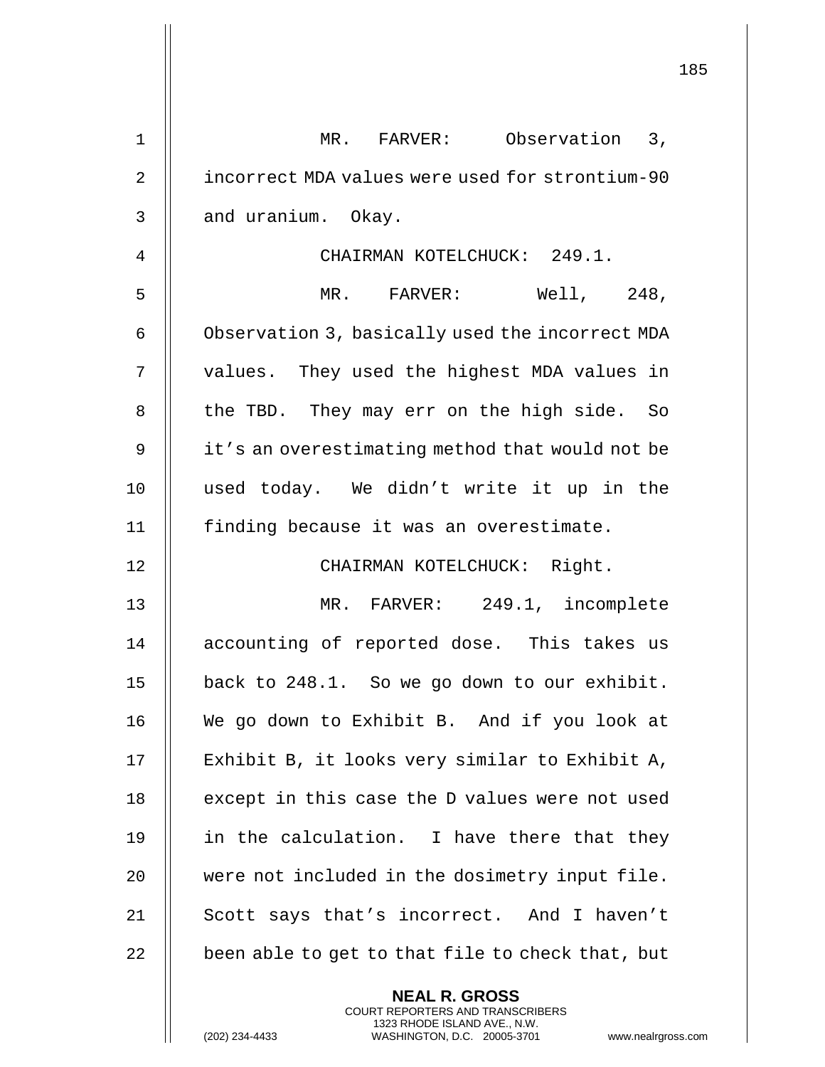MR. FARVER: Observation 3, incorrect MDA values were used for strontium-90 and uranium. Okay.

CHAIRMAN KOTELCHUCK: 249.1.

MR. FARVER: Well, 248, Observation 3, basically used the incorrect MDA values. They used the highest MDA values in the TBD. They may err on the high side. So it's an overestimating method that would not be used today. We didn't write it up in the finding because it was an overestimate.

CHAIRMAN KOTELCHUCK: Right.

MR. FARVER: 249.1, incomplete accounting of reported dose. This takes us back to 248.1. So we go down to our exhibit. We go down to Exhibit B. And if you look at Exhibit B, it looks very similar to Exhibit A, except in this case the D values were not used in the calculation. I have there that they were not included in the dosimetry input file. Scott says that's incorrect. And I haven't been able to get to that file to check that, but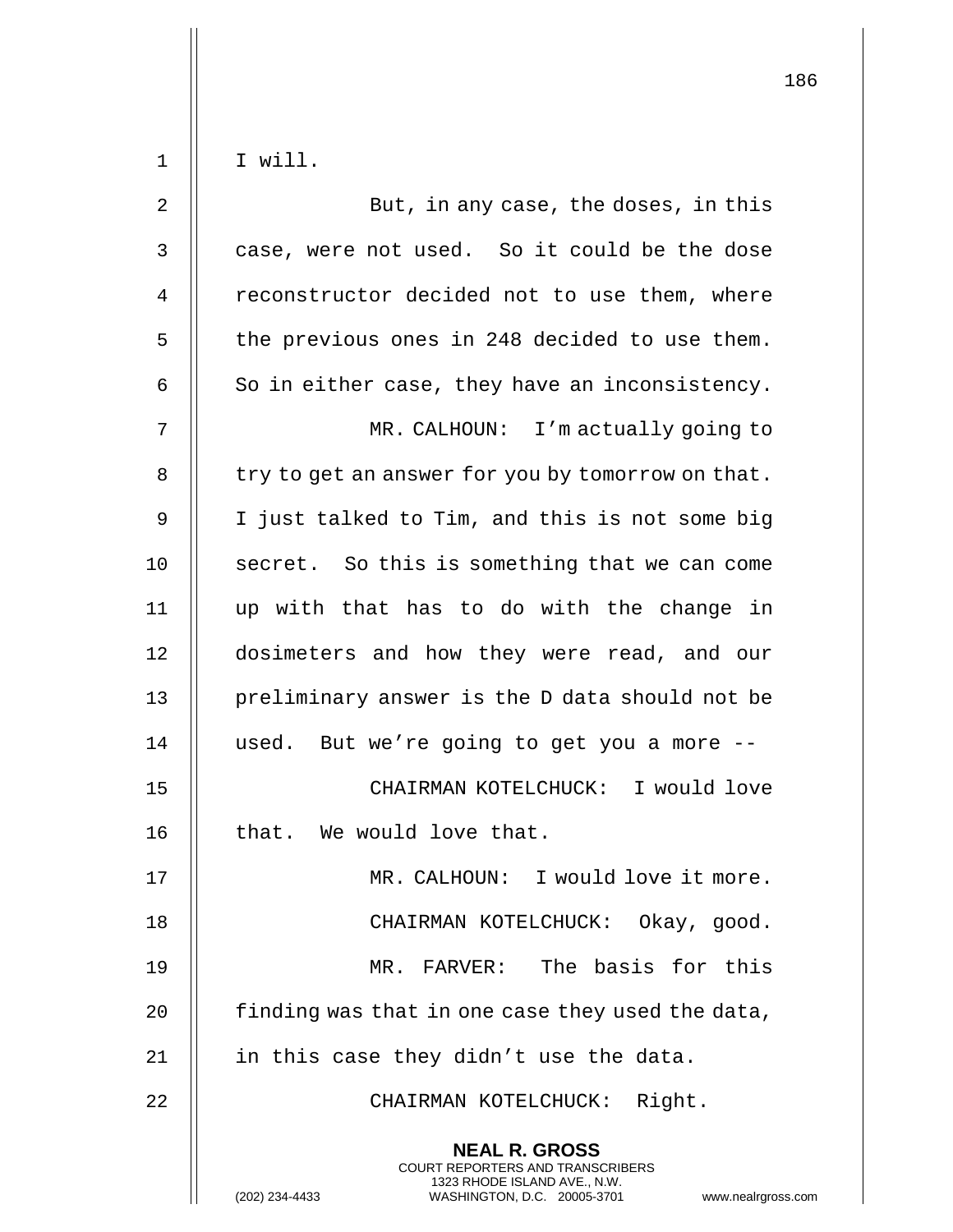I will.

But, in any case, the doses, in this case, were not used. So it could be the dose reconstructor decided not to use them, where the previous ones in 248 decided to use them. So in either case, they have an inconsistency.

MR. CALHOUN: I'm actually going to try to get an answer for you by tomorrow on that. I just talked to Tim, and this is not some big secret. So this is something that we can come up with that has to do with the change in dosimeters and how they were read, and our preliminary answer is the D data should not be used. But we're going to get you a more --

CHAIRMAN KOTELCHUCK: I would love that. We would love that.

MR. CALHOUN: I would love it more.

CHAIRMAN KOTELCHUCK: Okay, good.

MR. FARVER: The basis for this finding was that in one case they used the data, in this case they didn't use the data.

CHAIRMAN KOTELCHUCK: Right.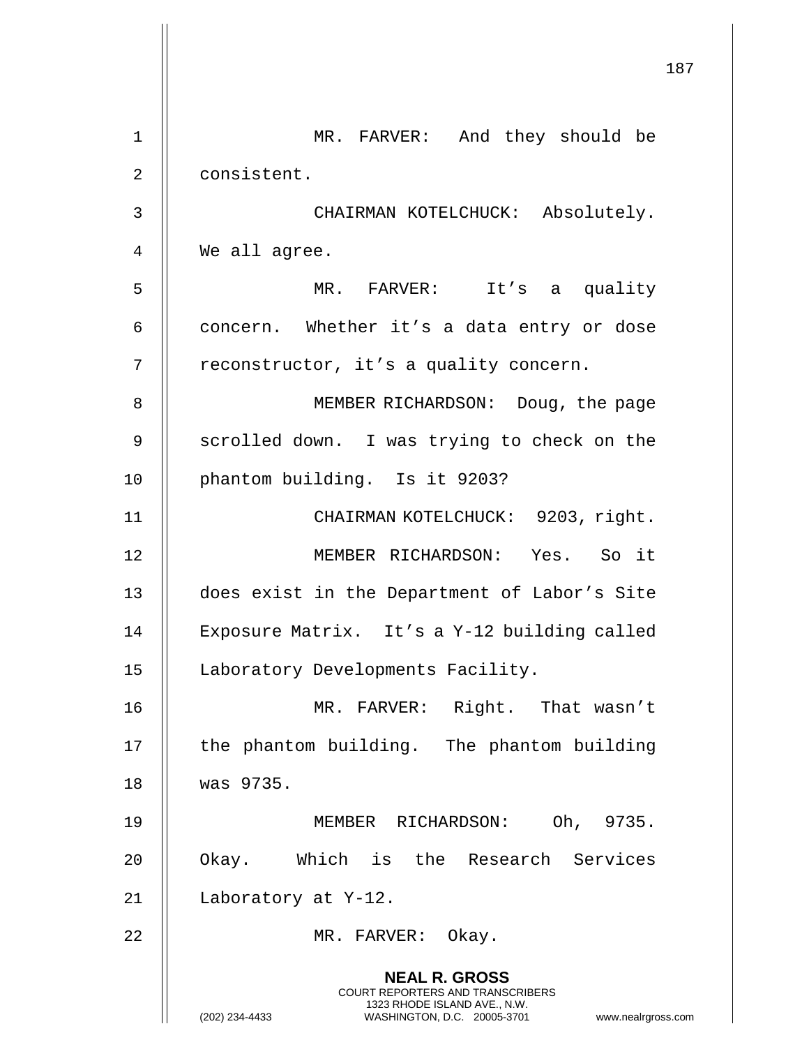MR. FARVER: And they should be consistent.

CHAIRMAN KOTELCHUCK: Absolutely. We all agree.

MR. FARVER: It's a quality concern. Whether it's a data entry or dose reconstructor, it's a quality concern.

MEMBER RICHARDSON: Doug, the page scrolled down. I was trying to check on the phantom building. Is it 9203?

CHAIRMAN KOTELCHUCK: 9203, right.

MEMBER RICHARDSON: Yes. So it does exist in the Department of Labor's Site Exposure Matrix. It's a Y-12 building called Laboratory Developments Facility.

MR. FARVER: Right. That wasn't the phantom building. The phantom building was 9735.

MEMBER RICHARDSON: Oh, 9735. Okay. Which is the Research Services Laboratory at Y-12.

MR. FARVER: Okay.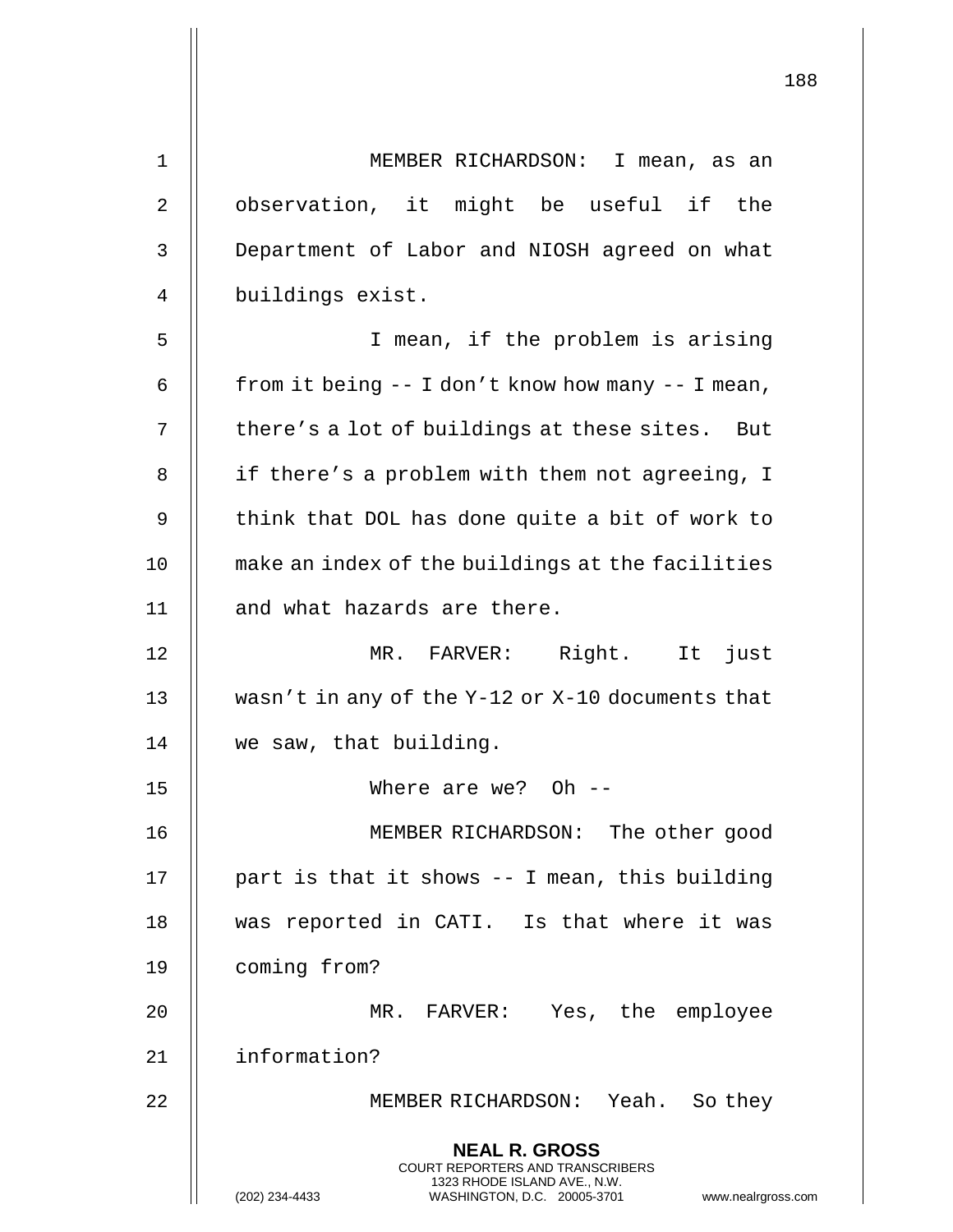MEMBER RICHARDSON: I mean, as an observation, it might be useful if the Department of Labor and NIOSH agreed on what buildings exist.

I mean, if the problem is arising from it being -- I don't know how many -- I mean, there's a lot of buildings at these sites. But if there's a problem with them not agreeing, I think that DOL has done quite a bit of work to make an index of the buildings at the facilities and what hazards are there.

MR. FARVER: Right. It just wasn't in any of the Y-12 or X-10 documents that we saw, that building.

Where are we? Oh --

MEMBER RICHARDSON: The other good part is that it shows -- I mean, this building was reported in CATI. Is that where it was coming from?

MR. FARVER: Yes, the employee information?

MEMBER RICHARDSON: Yeah. So they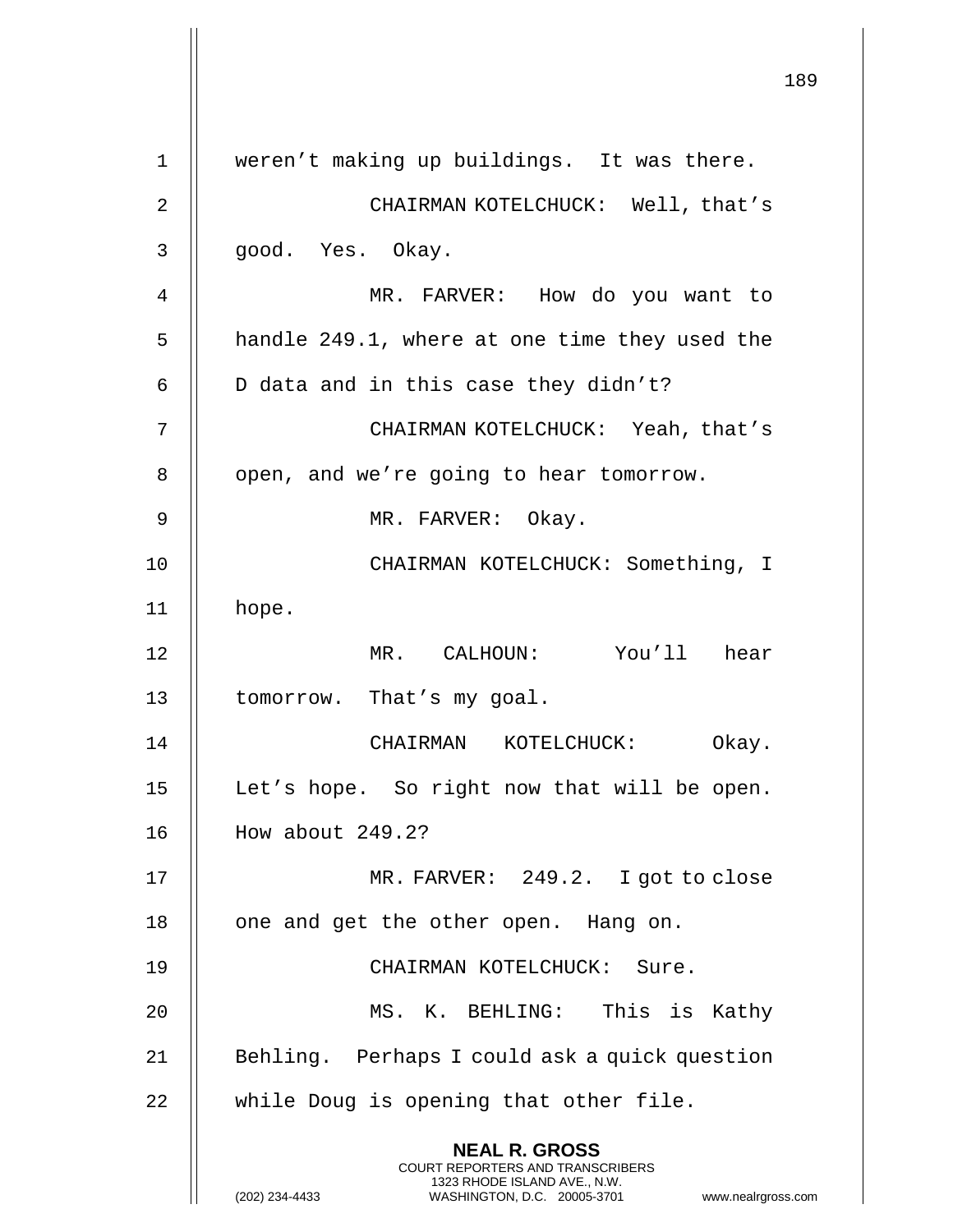weren't making up buildings. It was there.

CHAIRMAN KOTELCHUCK: Well, that's good. Yes. Okay.

MR. FARVER: How do you want to handle 249.1, where at one time they used the D data and in this case they didn't?

CHAIRMAN KOTELCHUCK: Yeah, that's open, and we're going to hear tomorrow.

MR. FARVER: Okay.

CHAIRMAN KOTELCHUCK: Something, I hope.

MR. CALHOUN: You'll hear tomorrow. That's my goal.

CHAIRMAN KOTELCHUCK: Okay. Let's hope. So right now that will be open. How about 249.2?

MR. FARVER: 249.2. I got to close one and get the other open. Hang on.

CHAIRMAN KOTELCHUCK: Sure.

MS. K. BEHLING: This is Kathy Behling. Perhaps I could ask a quick question while Doug is opening that other file.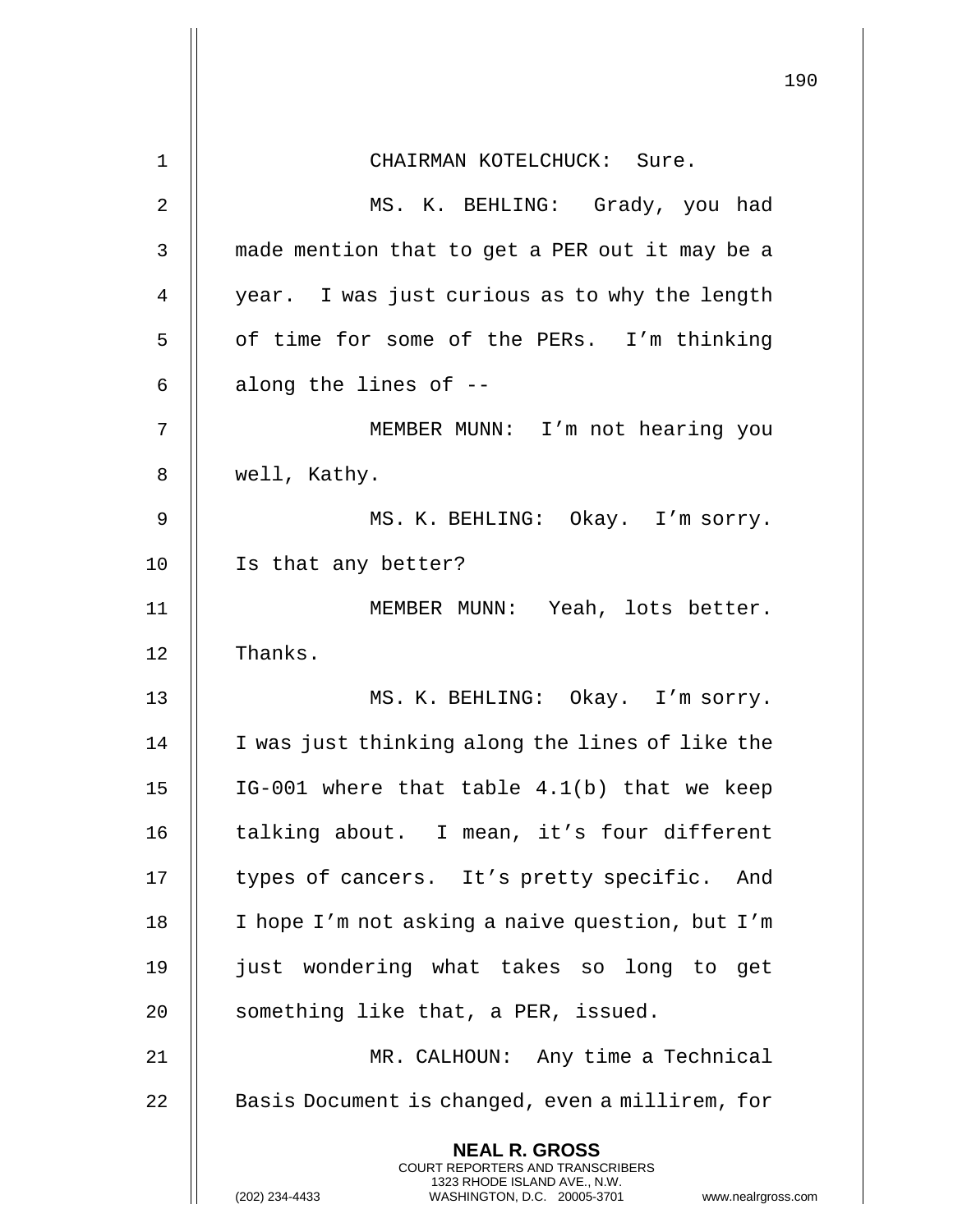CHAIRMAN KOTELCHUCK: Sure.

MS. K. BEHLING: Grady, you had made mention that to get a PER out it may be a year. I was just curious as to why the length of time for some of the PERs. I'm thinking along the lines of --

MEMBER MUNN: I'm not hearing you well, Kathy.

MS. K. BEHLING: Okay. I'm sorry. Is that any better?

MEMBER MUNN: Yeah, lots better. Thanks.

MS. K. BEHLING: Okay. I'm sorry. I was just thinking along the lines of like the IG-001 where that table 4.1(b) that we keep talking about. I mean, it's four different types of cancers. It's pretty specific. And I hope I'm not asking a naive question, but I'm just wondering what takes so long to get something like that, a PER, issued.

MR. CALHOUN: Any time a Technical Basis Document is changed, even a millirem, for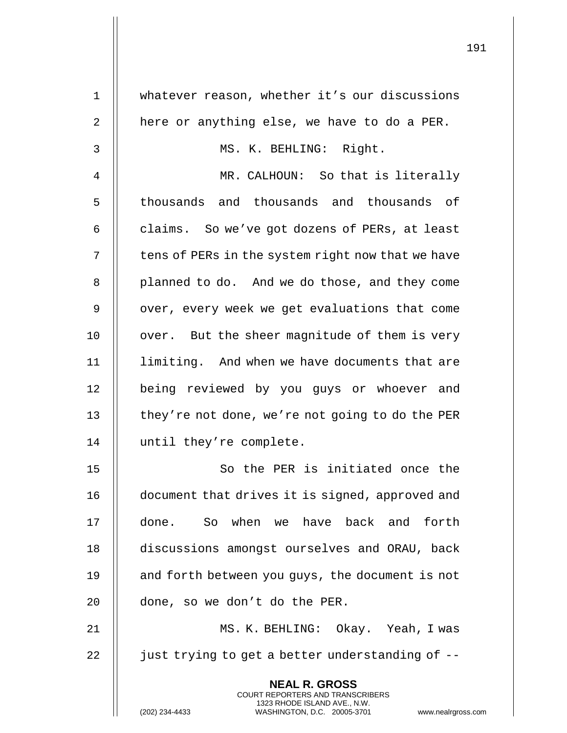whatever reason, whether it's our discussions here or anything else, we have to do a PER.

MS. K. BEHLING: Right.

MR. CALHOUN: So that is literally thousands and thousands and thousands of claims. So we've got dozens of PERs, at least tens of PERs in the system right now that we have planned to do. And we do those, and they come over, every week we get evaluations that come over. But the sheer magnitude of them is very limiting. And when we have documents that are being reviewed by you guys or whoever and they're not done, we're not going to do the PER until they're complete.

So the PER is initiated once the document that drives it is signed, approved and done. So when we have back and forth discussions amongst ourselves and ORAU, back and forth between you guys, the document is not done, so we don't do the PER.

MS. K. BEHLING: Okay. Yeah, I was just trying to get a better understanding of --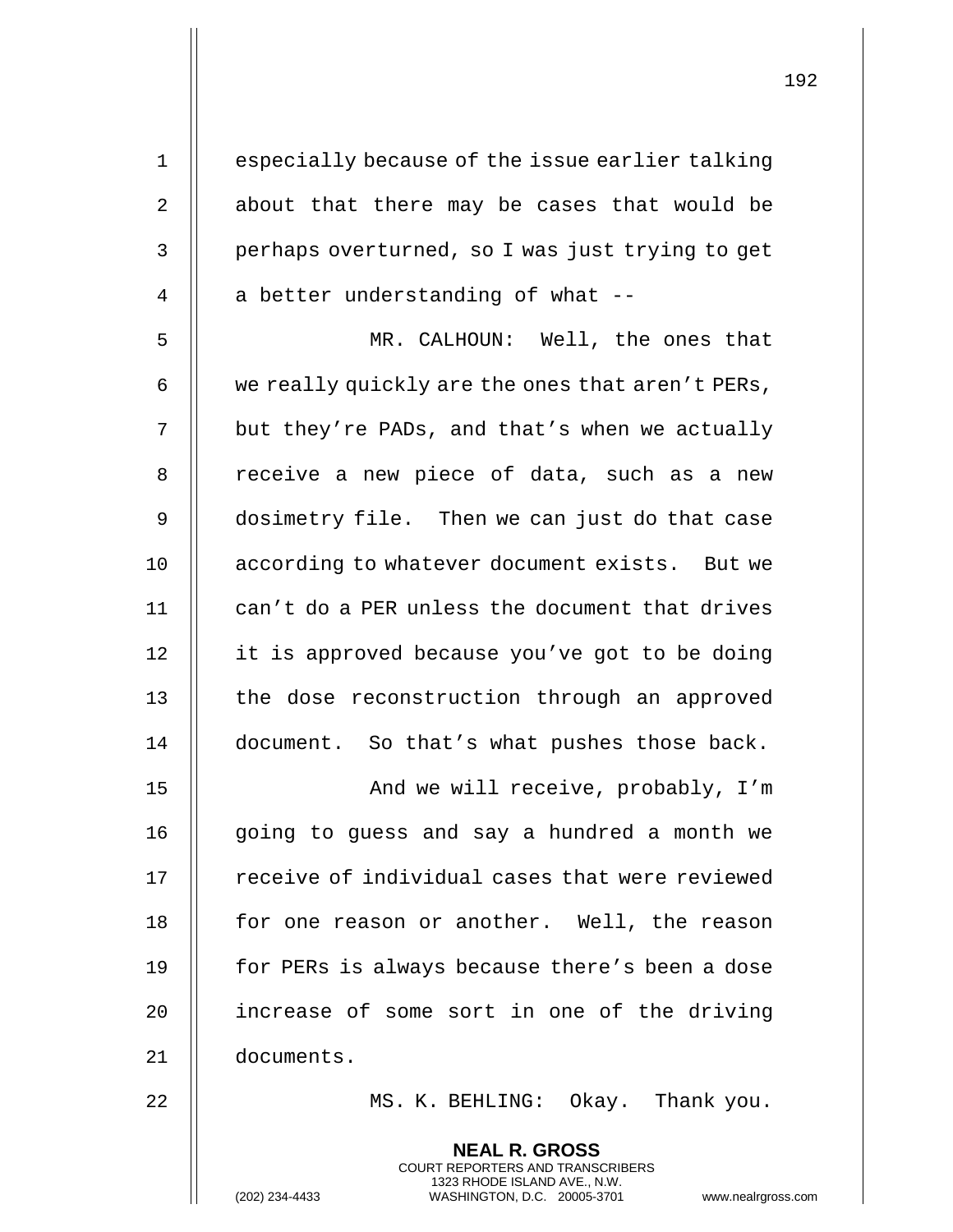especially because of the issue earlier talking about that there may be cases that would be perhaps overturned, so I was just trying to get a better understanding of what --

MR. CALHOUN: Well, the ones that we really quickly are the ones that aren't PERs, but they're PADs, and that's when we actually receive a new piece of data, such as a new dosimetry file. Then we can just do that case according to whatever document exists. But we can't do a PER unless the document that drives it is approved because you've got to be doing the dose reconstruction through an approved document. So that's what pushes those back.

And we will receive, probably, I'm going to guess and say a hundred a month we receive of individual cases that were reviewed for one reason or another. Well, the reason for PERs is always because there's been a dose increase of some sort in one of the driving documents.

MS. K. BEHLING: Okay. Thank you.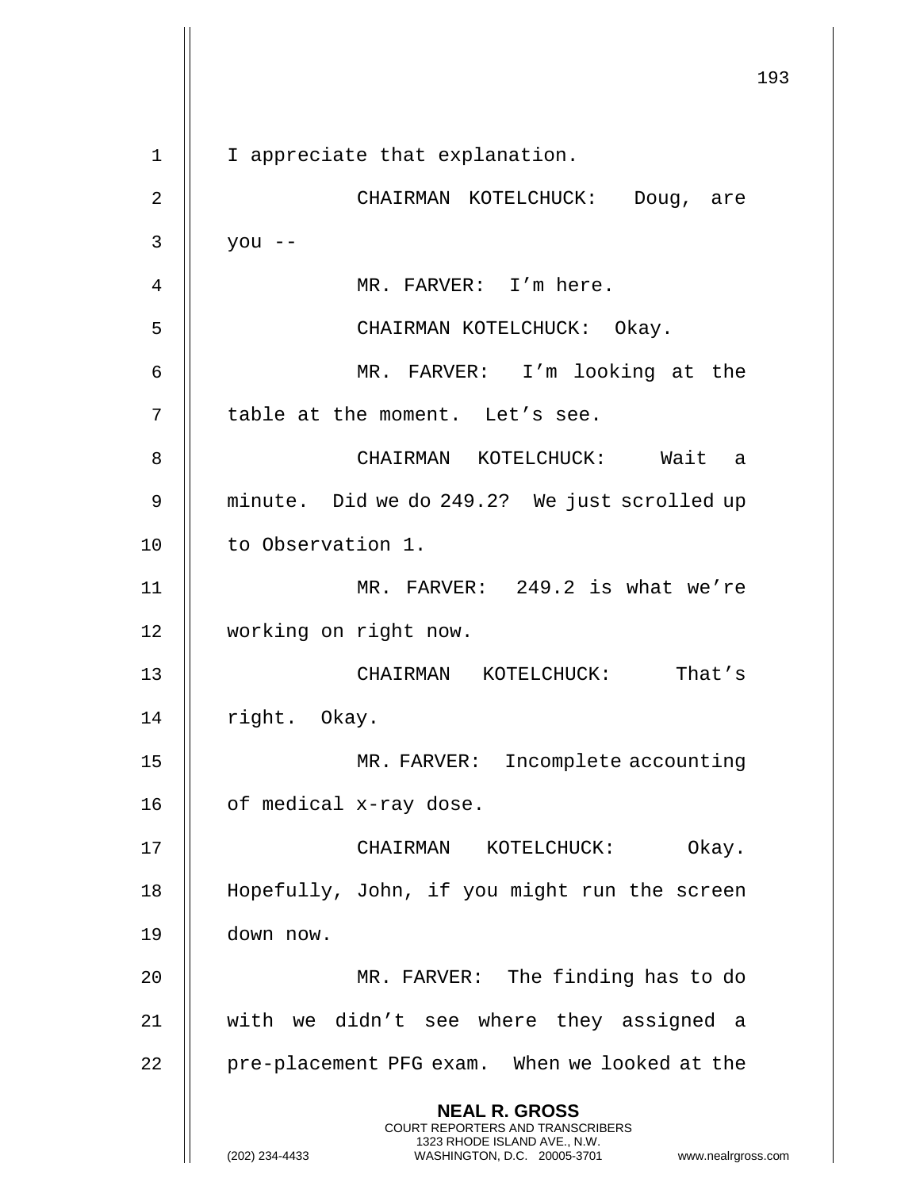I appreciate that explanation.

CHAIRMAN KOTELCHUCK: Doug, are you --

MR. FARVER: I'm here.

CHAIRMAN KOTELCHUCK: Okay.

MR. FARVER: I'm looking at the table at the moment. Let's see.

CHAIRMAN KOTELCHUCK: Wait a minute. Did we do 249.2? We just scrolled up to Observation 1.

MR. FARVER: 249.2 is what we're working on right now.

CHAIRMAN KOTELCHUCK: That's right. Okay.

MR. FARVER: Incomplete accounting of medical x-ray dose.

CHAIRMAN KOTELCHUCK: Okay. Hopefully, John, if you might run the screen down now.

MR. FARVER: The finding has to do with we didn't see where they assigned a pre-placement PFG exam. When we looked at the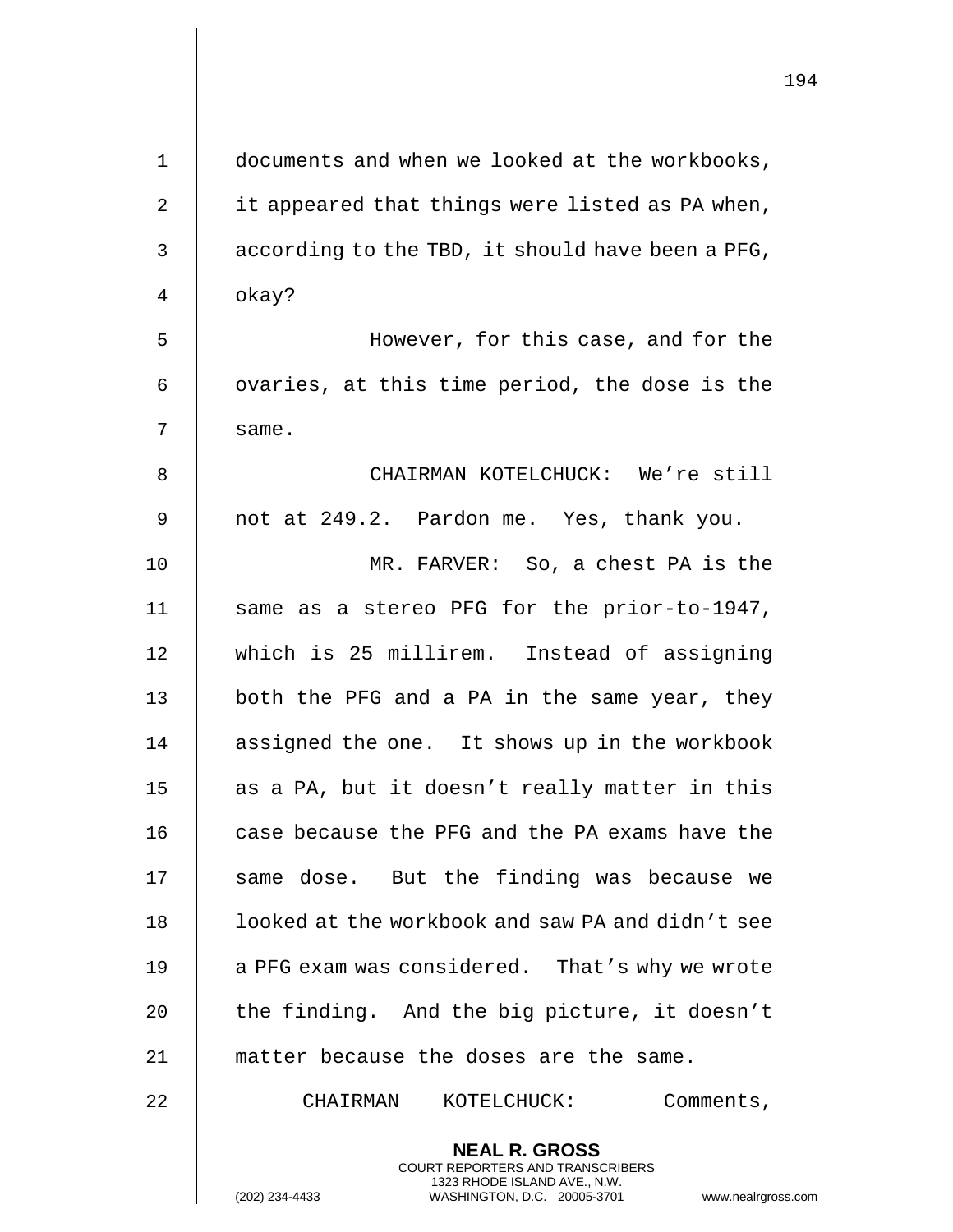documents and when we looked at the workbooks, it appeared that things were listed as PA when, according to the TBD, it should have been a PFG, okay?

However, for this case, and for the ovaries, at this time period, the dose is the same.

CHAIRMAN KOTELCHUCK: We're still not at 249.2. Pardon me. Yes, thank you.

MR. FARVER: So, a chest PA is the same as a stereo PFG for the prior-to-1947, which is 25 millirem. Instead of assigning both the PFG and a PA in the same year, they assigned the one. It shows up in the workbook as a PA, but it doesn't really matter in this case because the PFG and the PA exams have the same dose. But the finding was because we looked at the workbook and saw PA and didn't see a PFG exam was considered. That's why we wrote the finding. And the big picture, it doesn't matter because the doses are the same.

CHAIRMAN KOTELCHUCK: Comments,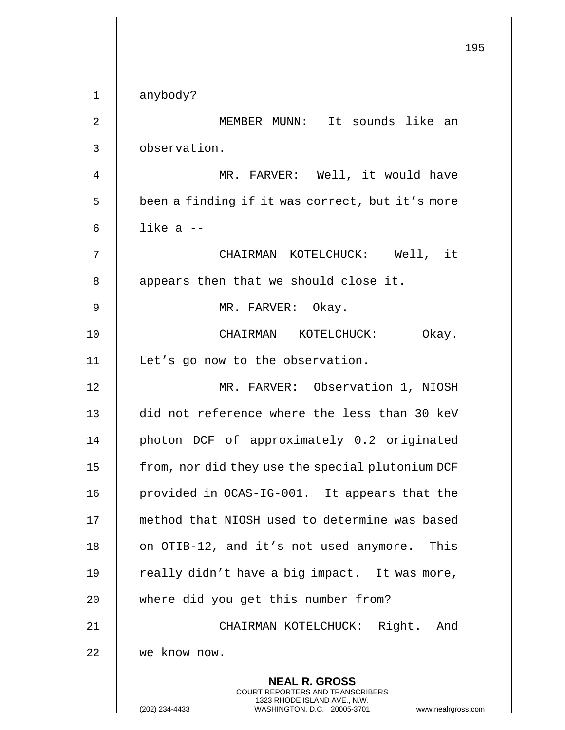anybody?

MEMBER MUNN: It sounds like an observation.

MR. FARVER: Well, it would have been a finding if it was correct, but it's more like a --

CHAIRMAN KOTELCHUCK: Well, it appears then that we should close it.

MR. FARVER: Okay.

CHAIRMAN KOTELCHUCK: Okay. Let's go now to the observation.

MR. FARVER: Observation 1, NIOSH did not reference where the less than 30 keV photon DCF of approximately 0.2 originated from, nor did they use the special plutonium DCF provided in OCAS-IG-001. It appears that the method that NIOSH used to determine was based on OTIB-12, and it's not used anymore. This really didn't have a big impact. It was more, where did you get this number from?

CHAIRMAN KOTELCHUCK: Right. And we know now.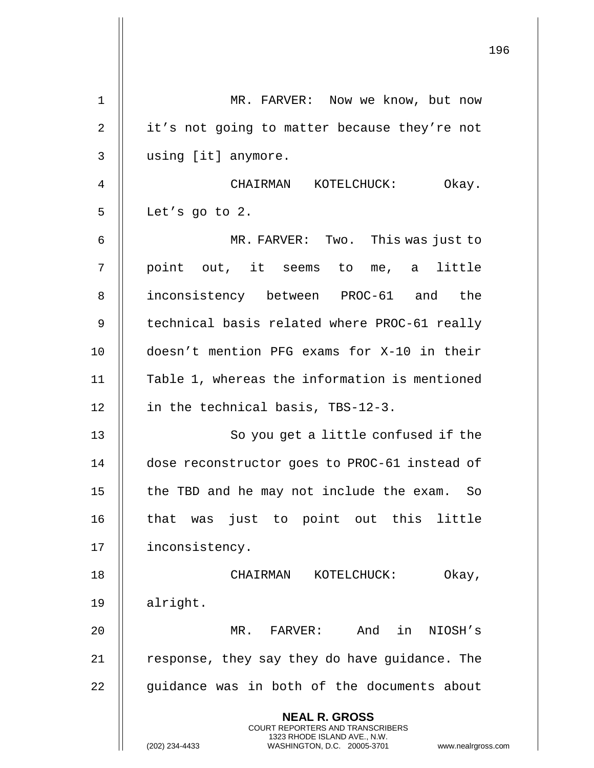MR. FARVER: Now we know, but now it's not going to matter because they're not using [it] anymore.

CHAIRMAN KOTELCHUCK: Okay. Let's go to 2.

MR. FARVER: Two. This was just to point out, it seems to me, a little inconsistency between PROC-61 and the technical basis related where PROC-61 really doesn't mention PFG exams for X-10 in their Table 1, whereas the information is mentioned in the technical basis, TBS-12-3.

So you get a little confused if the dose reconstructor goes to PROC-61 instead of the TBD and he may not include the exam. So that was just to point out this little inconsistency.

CHAIRMAN KOTELCHUCK: Okay, alright.

MR. FARVER: And in NIOSH's response, they say they do have guidance. The guidance was in both of the documents about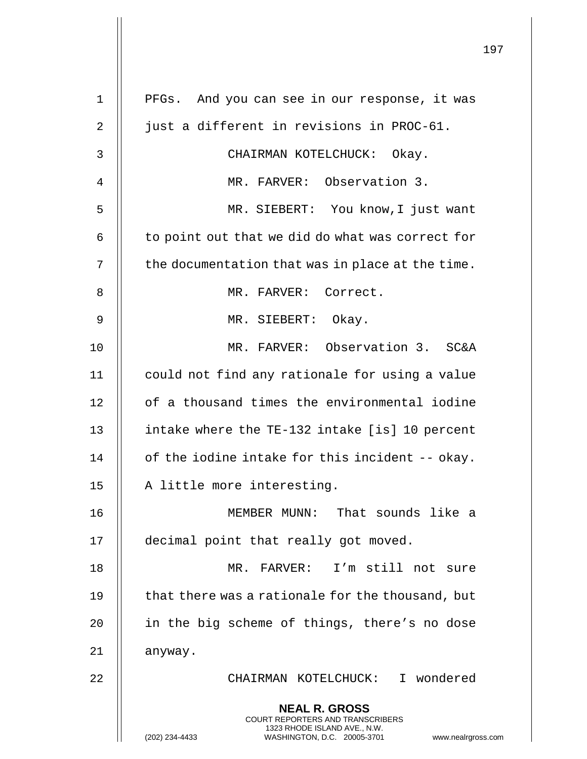PFGs. And you can see in our response, it was just a different in revisions in PROC-61.

CHAIRMAN KOTELCHUCK: Okay.

MR. FARVER: Observation 3.

MR. SIEBERT: You know,I just want to point out that we did do what was correct for the documentation that was in place at the time.

MR. FARVER: Correct.

MR. SIEBERT: Okay.

MR. FARVER: Observation 3. SC&A could not find any rationale for using a value of a thousand times the environmental iodine intake where the TE-132 intake [is] 10 percent of the iodine intake for this incident -- okay. A little more interesting.

MEMBER MUNN: That sounds like a decimal point that really got moved.

MR. FARVER: I'm still not sure that there was a rationale for the thousand, but in the big scheme of things, there's no dose anyway.

CHAIRMAN KOTELCHUCK: I wondered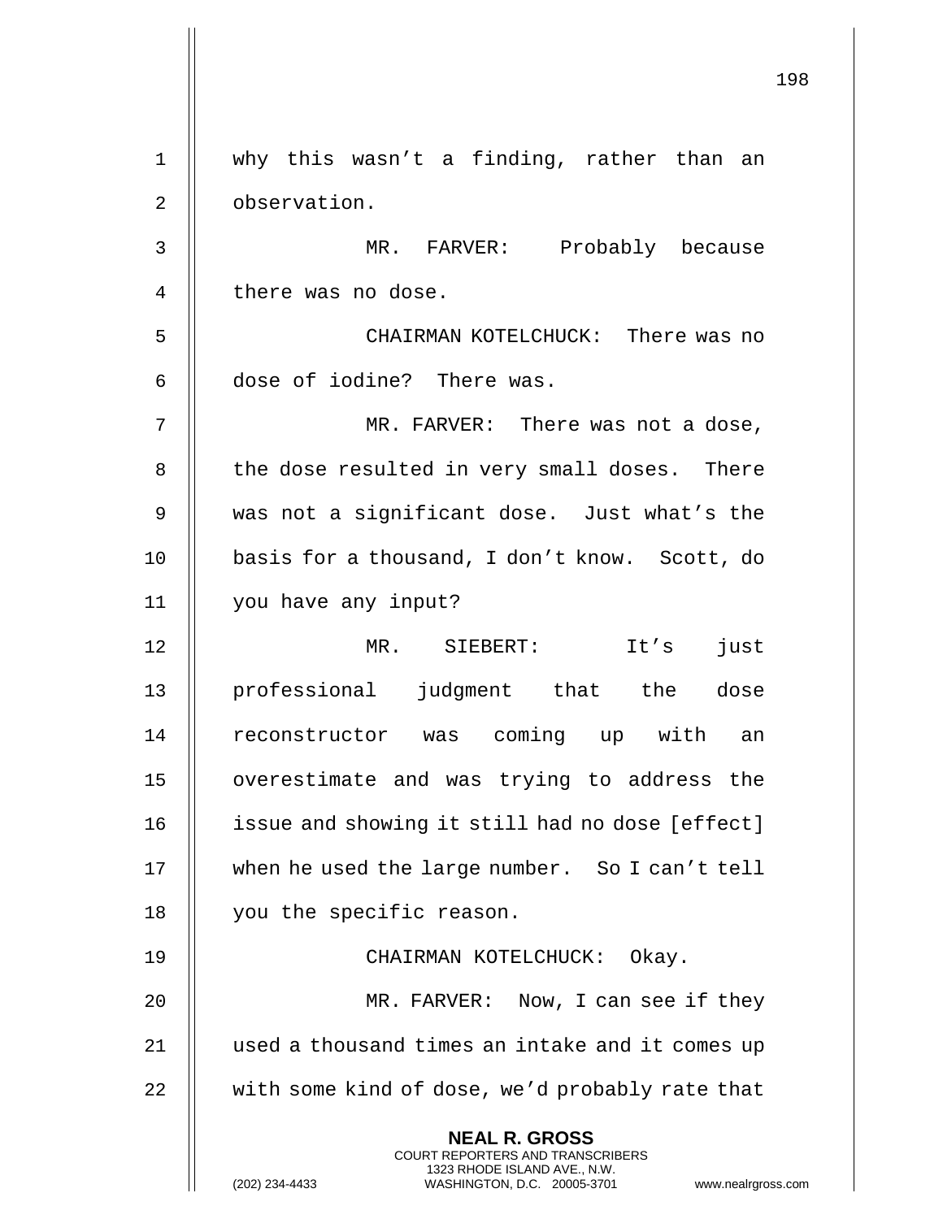why this wasn't a finding, rather than an observation.

MR. FARVER: Probably because there was no dose.

CHAIRMAN KOTELCHUCK: There was no dose of iodine? There was.

MR. FARVER: There was not a dose, the dose resulted in very small doses. There was not a significant dose. Just what's the basis for a thousand, I don't know. Scott, do you have any input?

MR. SIEBERT: It's just professional judgment that the dose reconstructor was coming up with an overestimate and was trying to address the issue and showing it still had no dose [effect] when he used the large number. So I can't tell you the specific reason.

CHAIRMAN KOTELCHUCK: Okay.

MR. FARVER: Now, I can see if they used a thousand times an intake and it comes up with some kind of dose, we'd probably rate that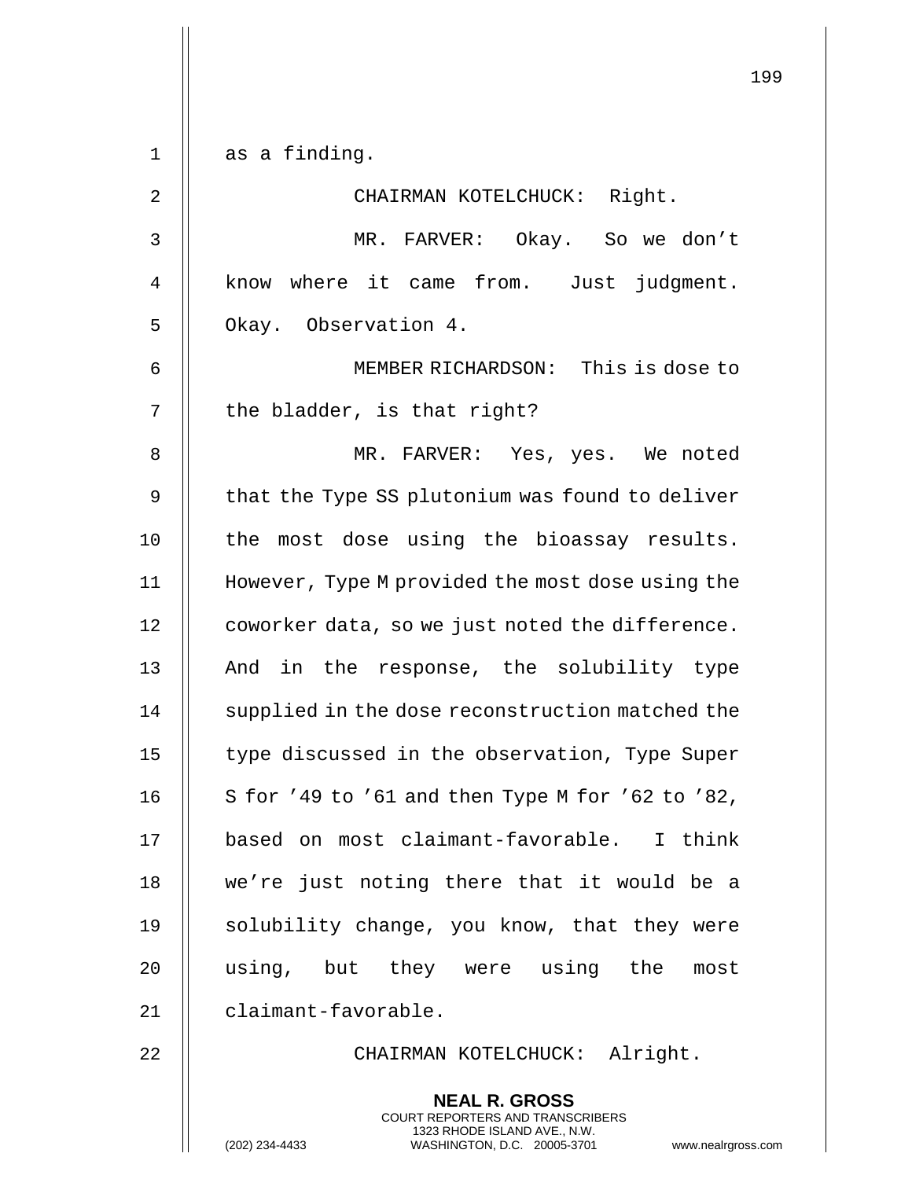as a finding.

CHAIRMAN KOTELCHUCK: Right.

MR. FARVER: Okay. So we don't know where it came from. Just judgment. Okay. Observation 4.

MEMBER RICHARDSON: This is dose to the bladder, is that right?

MR. FARVER: Yes, yes. We noted that the Type SS plutonium was found to deliver the most dose using the bioassay results. However, Type M provided the most dose using the coworker data, so we just noted the difference. And in the response, the solubility type supplied in the dose reconstruction matched the type discussed in the observation, Type Super S for '49 to '61 and then Type M for '62 to '82, based on most claimant-favorable. I think we're just noting there that it would be a solubility change, you know, that they were using, but they were using the most claimant-favorable.

CHAIRMAN KOTELCHUCK: Alright.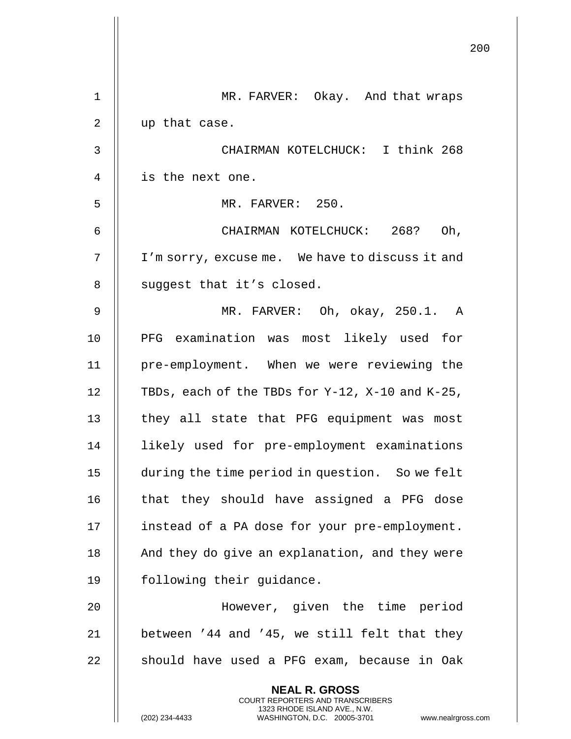MR. FARVER: Okay. And that wraps up that case.

CHAIRMAN KOTELCHUCK: I think 268 is the next one.

MR. FARVER: 250.

CHAIRMAN KOTELCHUCK: 268? Oh, I'm sorry, excuse me. We have to discuss it and suggest that it's closed.

MR. FARVER: Oh, okay, 250.1. A PFG examination was most likely used for pre-employment. When we were reviewing the TBDs, each of the TBDs for Y-12, X-10 and K-25, they all state that PFG equipment was most likely used for pre-employment examinations during the time period in question. So we felt that they should have assigned a PFG dose instead of a PA dose for your pre-employment. And they do give an explanation, and they were following their guidance.

However, given the time period between '44 and '45, we still felt that they should have used a PFG exam, because in Oak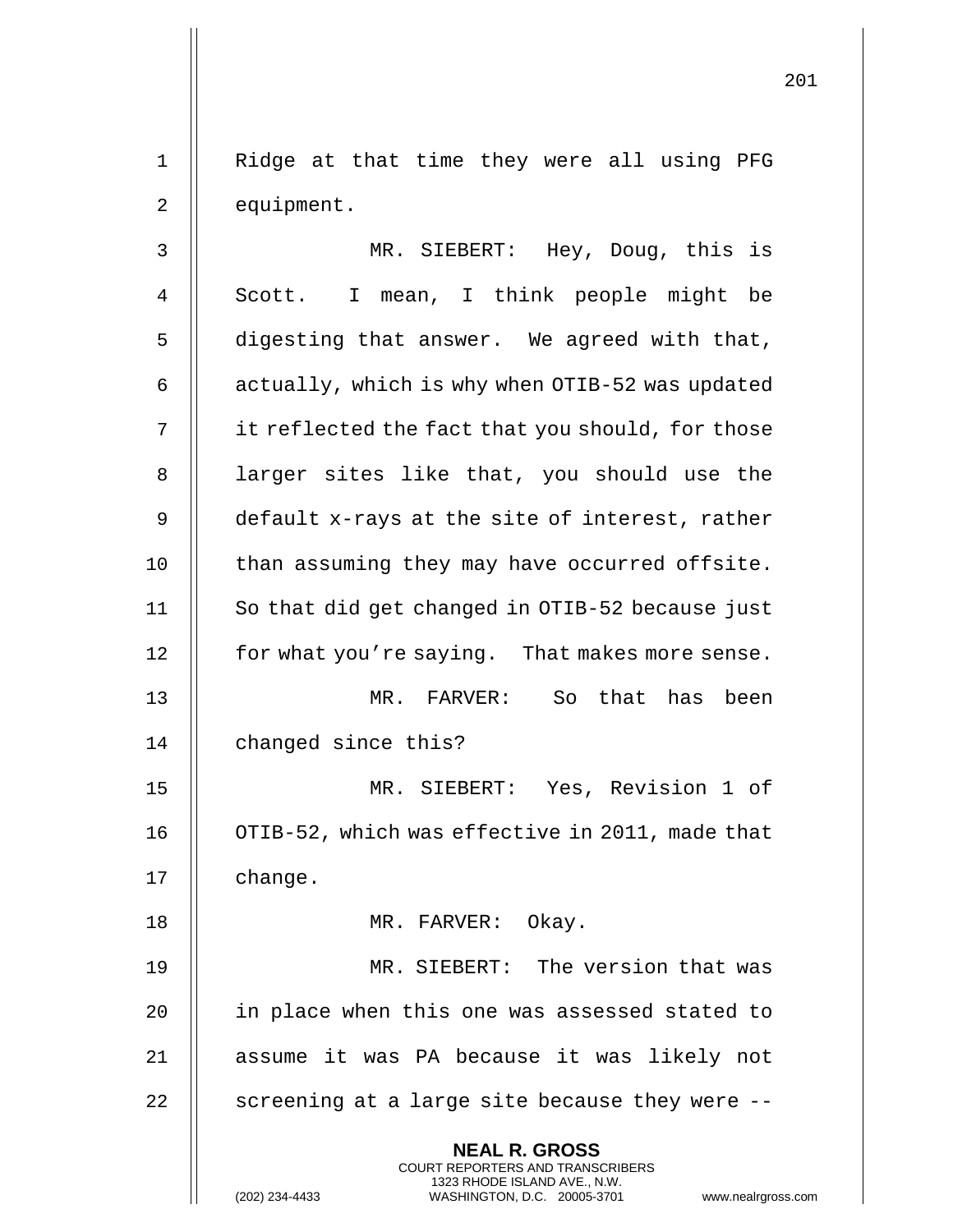Ridge at that time they were all using PFG equipment.

MR. SIEBERT: Hey, Doug, this is Scott. I mean, I think people might be digesting that answer. We agreed with that, actually, which is why when OTIB-52 was updated it reflected the fact that you should, for those larger sites like that, you should use the default x-rays at the site of interest, rather than assuming they may have occurred offsite. So that did get changed in OTIB-52 because just for what you're saying. That makes more sense.

MR. FARVER: So that has been changed since this?

MR. SIEBERT: Yes, Revision 1 of OTIB-52, which was effective in 2011, made that change.

MR. FARVER: Okay.

MR. SIEBERT: The version that was in place when this one was assessed stated to assume it was PA because it was likely not screening at a large site because they were --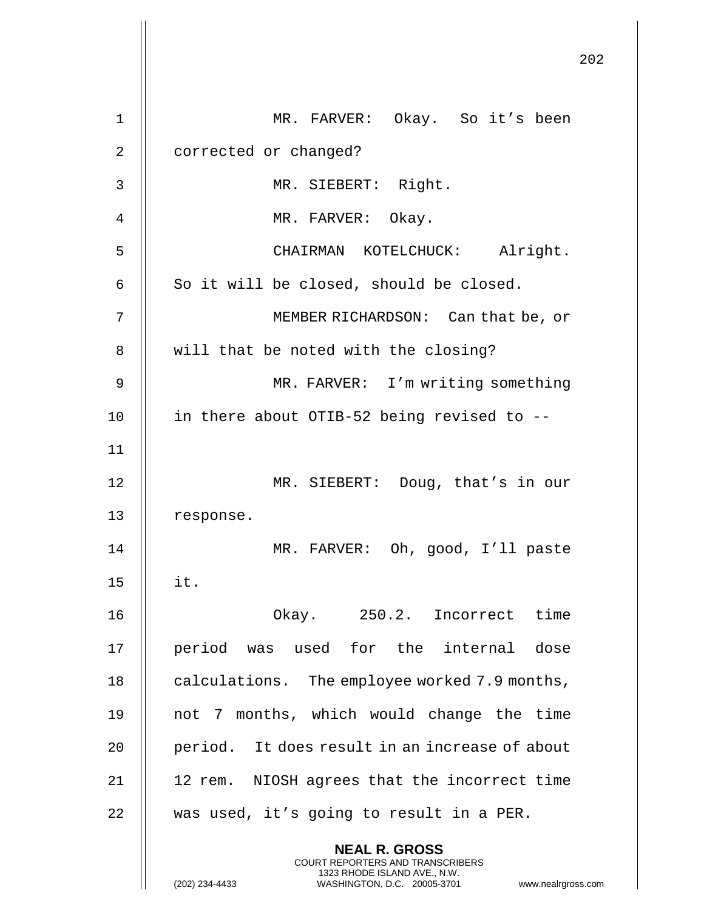MR. FARVER: Okay. So it's been corrected or changed?

MR. SIEBERT: Right.

MR. FARVER: Okay.

CHAIRMAN KOTELCHUCK: Alright. So it will be closed, should be closed.

MEMBER RICHARDSON: Can that be, or will that be noted with the closing?

MR. FARVER: I'm writing something in there about OTIB-52 being revised to --

MR. SIEBERT: Doug, that's in our response.

MR. FARVER: Oh, good, I'll paste it.

Okay. 250.2. Incorrect time period was used for the internal dose calculations. The employee worked 7.9 months, not 7 months, which would change the time period. It does result in an increase of about 12 rem. NIOSH agrees that the incorrect time was used, it's going to result in a PER.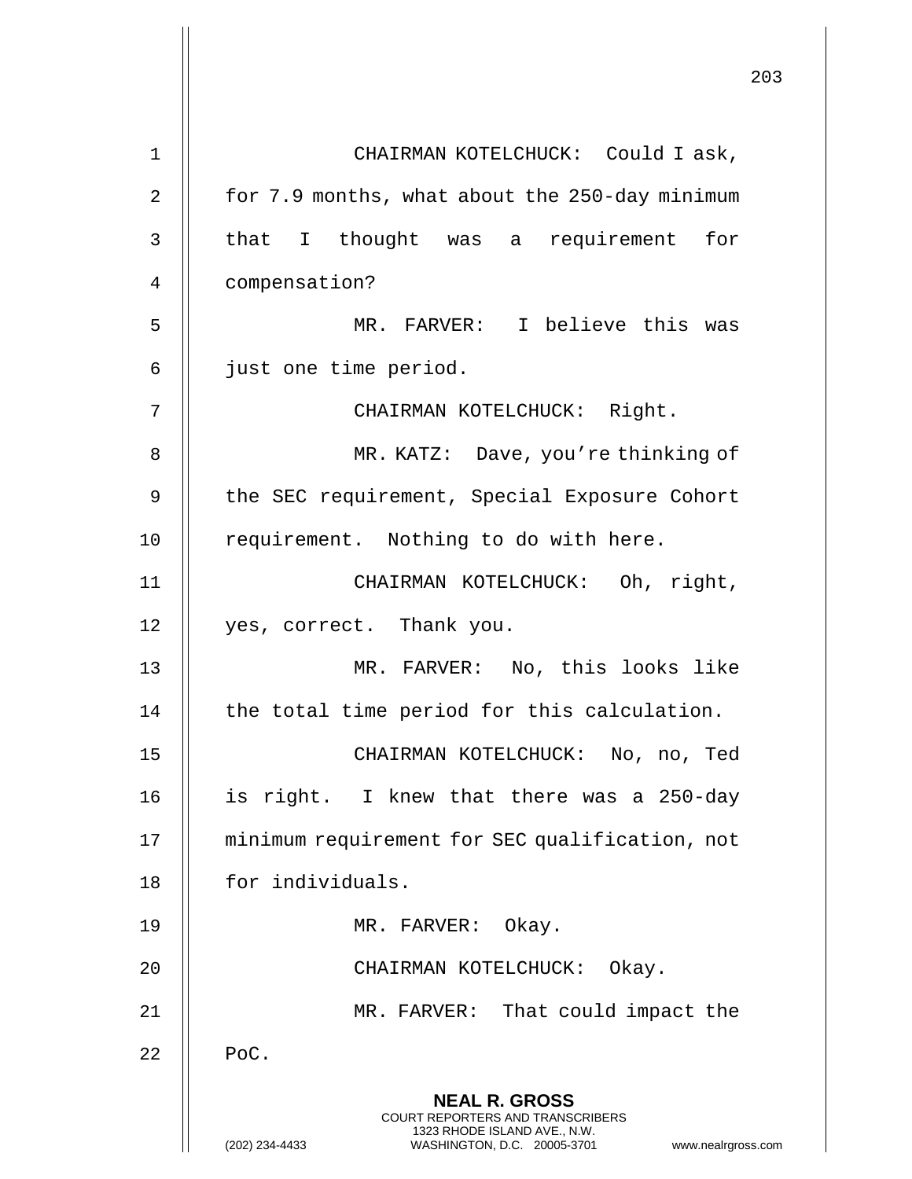CHAIRMAN KOTELCHUCK: Could I ask, for 7.9 months, what about the 250-day minimum that I thought was a requirement for compensation?

MR. FARVER: I believe this was just one time period.

CHAIRMAN KOTELCHUCK: Right.

MR. KATZ: Dave, you're thinking of the SEC requirement, Special Exposure Cohort requirement. Nothing to do with here.

CHAIRMAN KOTELCHUCK: Oh, right, yes, correct. Thank you.

MR. FARVER: No, this looks like the total time period for this calculation.

CHAIRMAN KOTELCHUCK: No, no, Ted is right. I knew that there was a 250-day minimum requirement for SEC qualification, not for individuals.

MR. FARVER: Okay.

CHAIRMAN KOTELCHUCK: Okay.

MR. FARVER: That could impact the PoC.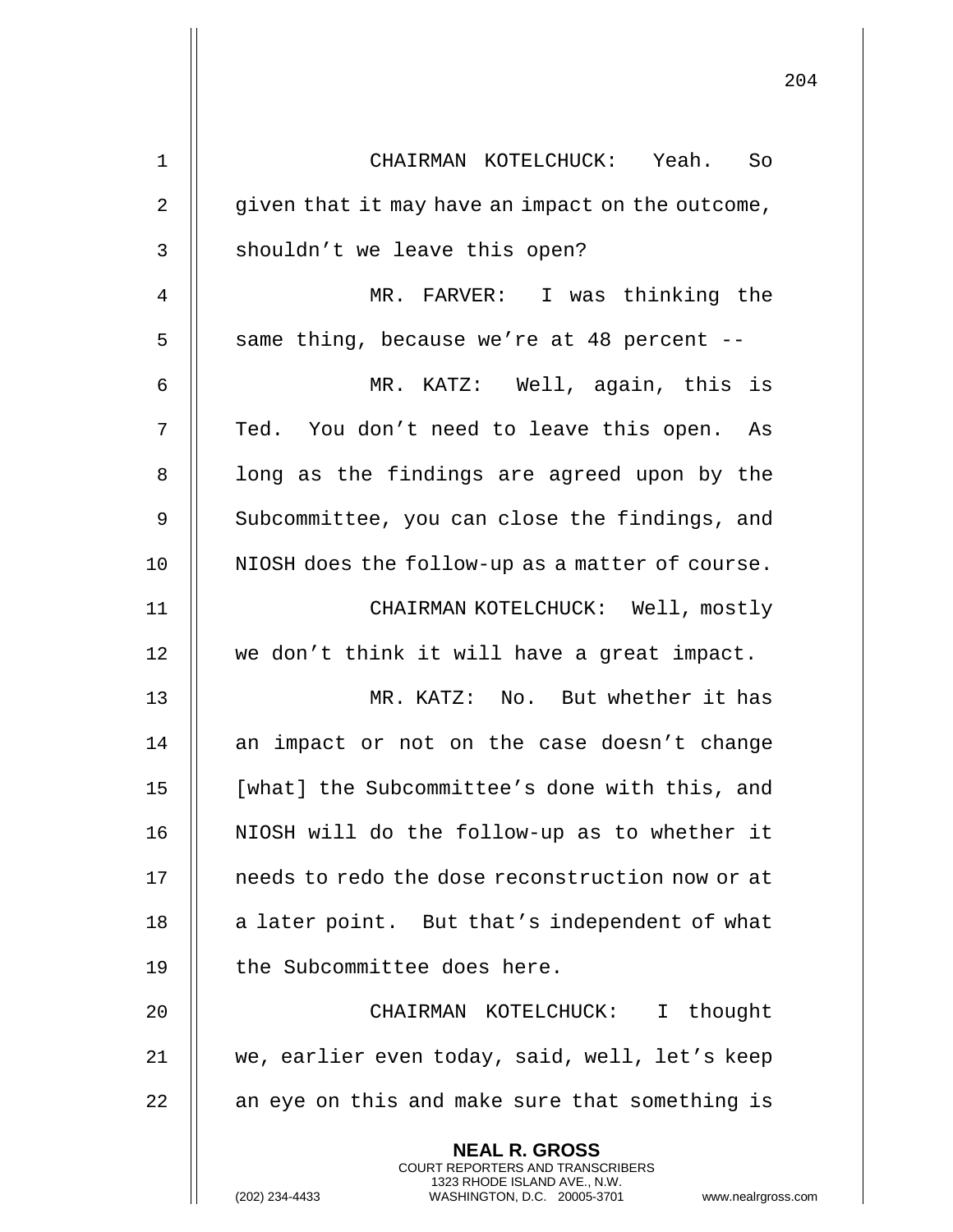CHAIRMAN KOTELCHUCK: Yeah. So given that it may have an impact on the outcome, shouldn't we leave this open?

MR. FARVER: I was thinking the same thing, because we're at 48 percent --

MR. KATZ: Well, again, this is Ted. You don't need to leave this open. As long as the findings are agreed upon by the Subcommittee, you can close the findings, and NIOSH does the follow-up as a matter of course.

CHAIRMAN KOTELCHUCK: Well, mostly we don't think it will have a great impact.

MR. KATZ: No. But whether it has an impact or not on the case doesn't change [what] the Subcommittee's done with this, and NIOSH will do the follow-up as to whether it needs to redo the dose reconstruction now or at a later point. But that's independent of what the Subcommittee does here.

CHAIRMAN KOTELCHUCK: I thought we, earlier even today, said, well, let's keep an eye on this and make sure that something is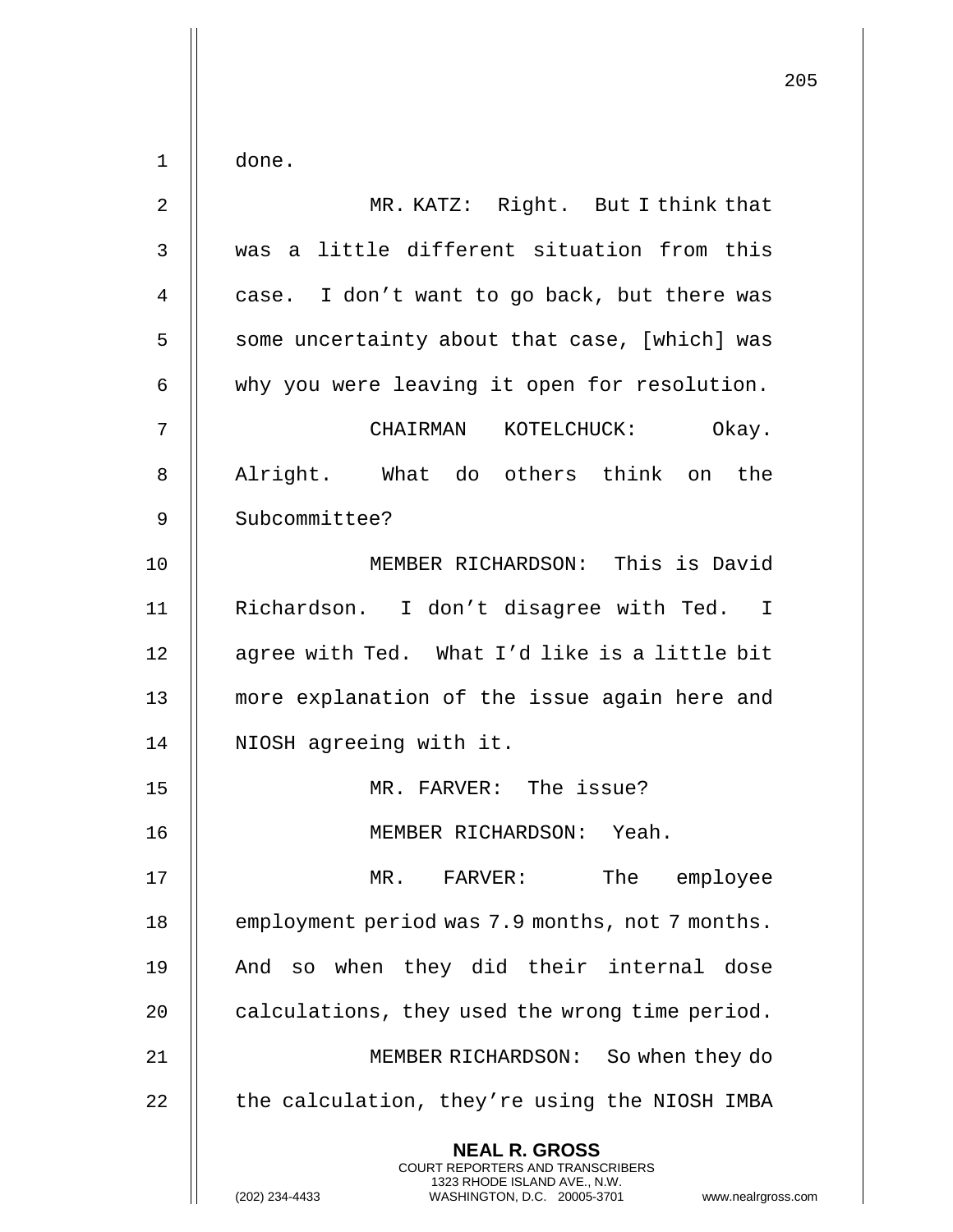done.

MR. KATZ: Right. But I think that was a little different situation from this case. I don't want to go back, but there was some uncertainty about that case, [which] was why you were leaving it open for resolution.

CHAIRMAN KOTELCHUCK: Okay. Alright. What do others think on the Subcommittee?

MEMBER RICHARDSON: This is David Richardson. I don't disagree with Ted. I agree with Ted. What I'd like is a little bit more explanation of the issue again here and NIOSH agreeing with it.

MR. FARVER: The issue?

MEMBER RICHARDSON: Yeah.

MR. FARVER: The employee employment period was 7.9 months, not 7 months. And so when they did their internal dose calculations, they used the wrong time period.

MEMBER RICHARDSON: So when they do the calculation, they're using the NIOSH IMBA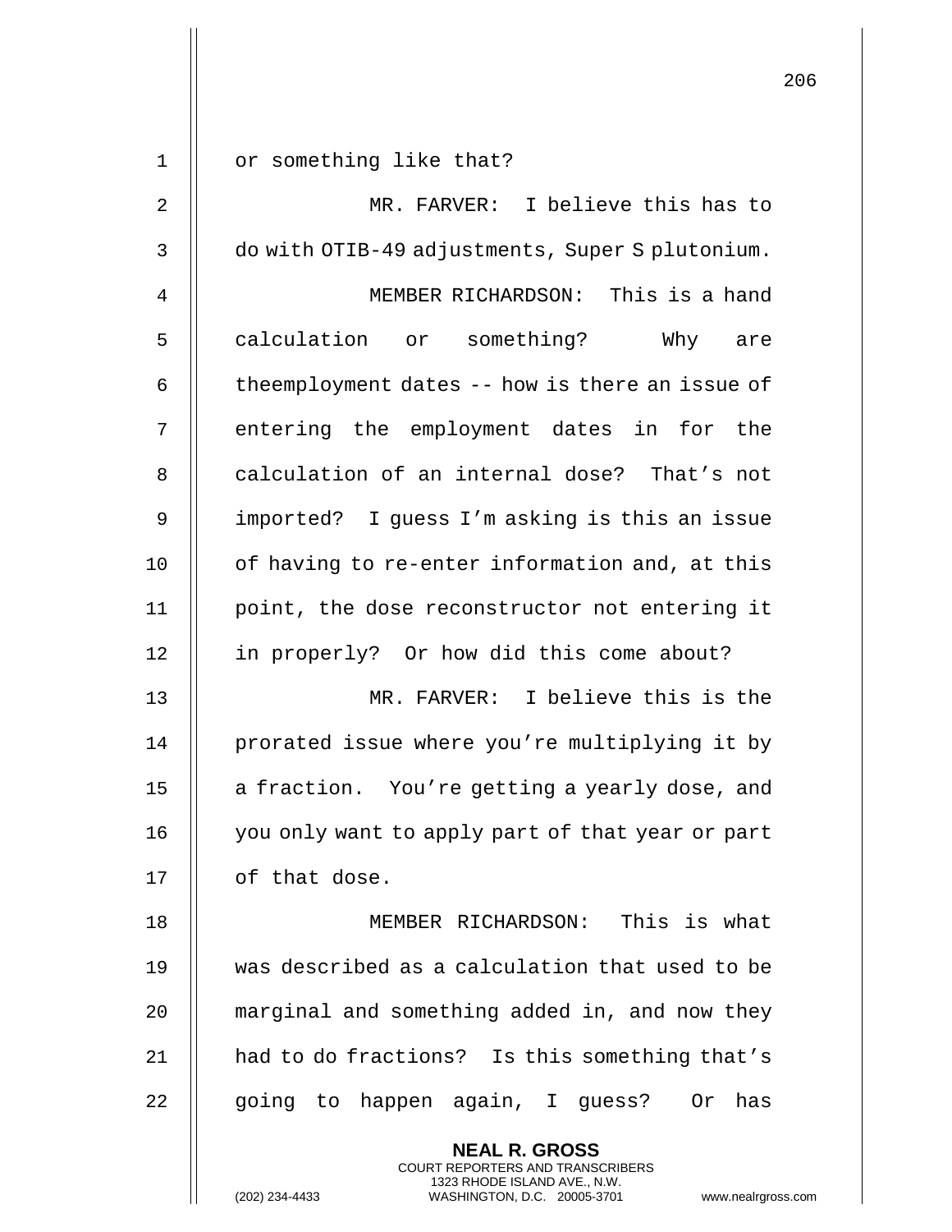or something like that?

MR. FARVER: I believe this has to do with OTIB-49 adjustments, Super S plutonium.

MEMBER RICHARDSON: This is a hand calculation or something? Why are theemployment dates -- how is there an issue of entering the employment dates in for the calculation of an internal dose? That's not imported? I guess I'm asking is this an issue of having to re-enter information and, at this point, the dose reconstructor not entering it in properly? Or how did this come about?

MR. FARVER: I believe this is the prorated issue where you're multiplying it by a fraction. You're getting a yearly dose, and you only want to apply part of that year or part of that dose.

MEMBER RICHARDSON: This is what was described as a calculation that used to be marginal and something added in, and now they had to do fractions? Is this something that's going to happen again, I guess? Or has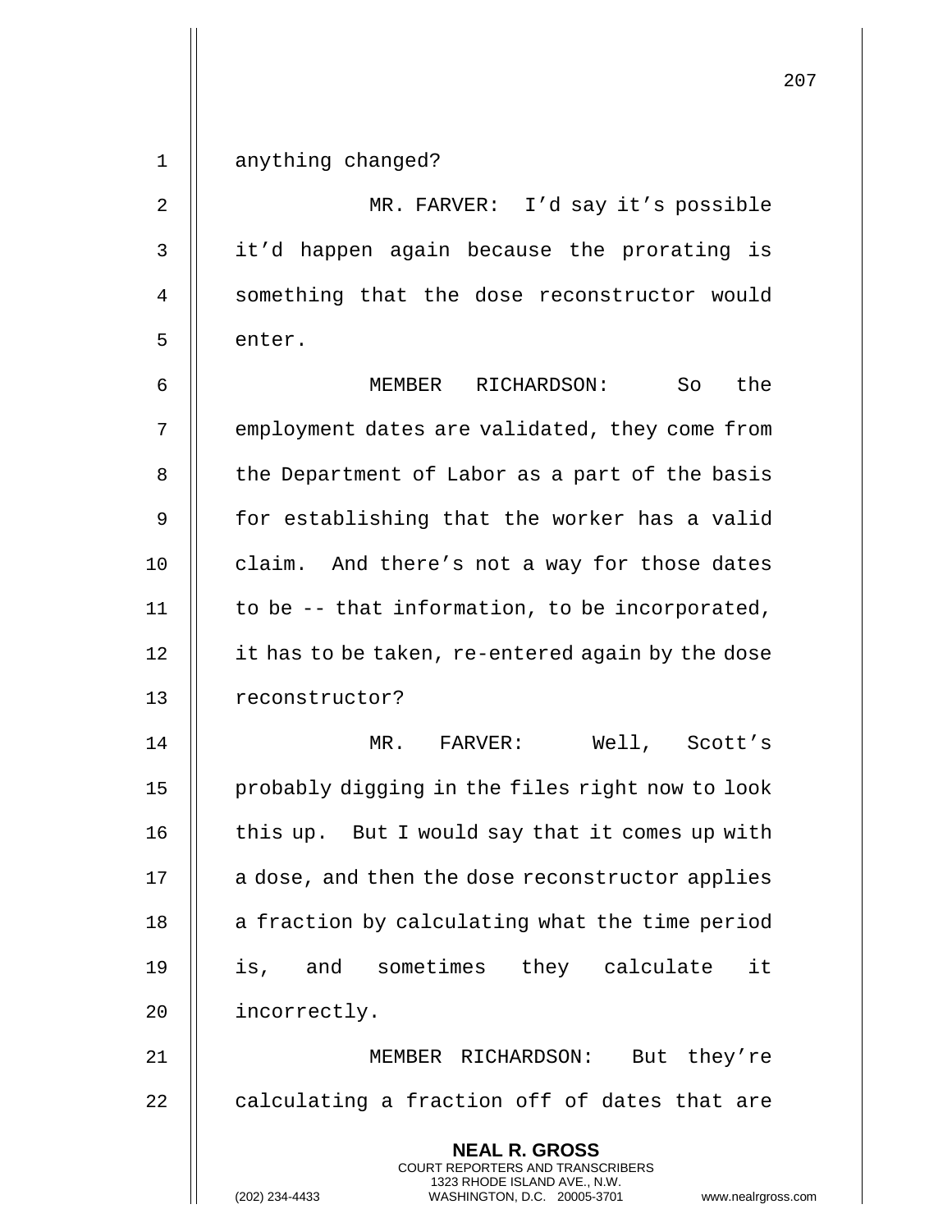anything changed?

MR. FARVER: I'd say it's possible it'd happen again because the prorating is something that the dose reconstructor would enter.

MEMBER RICHARDSON: So the employment dates are validated, they come from the Department of Labor as a part of the basis for establishing that the worker has a valid claim. And there's not a way for those dates to be -- that information, to be incorporated, it has to be taken, re-entered again by the dose reconstructor?

MR. FARVER: Well, Scott's probably digging in the files right now to look this up. But I would say that it comes up with a dose, and then the dose reconstructor applies a fraction by calculating what the time period is, and sometimes they calculate it incorrectly.

MEMBER RICHARDSON: But they're calculating a fraction off of dates that are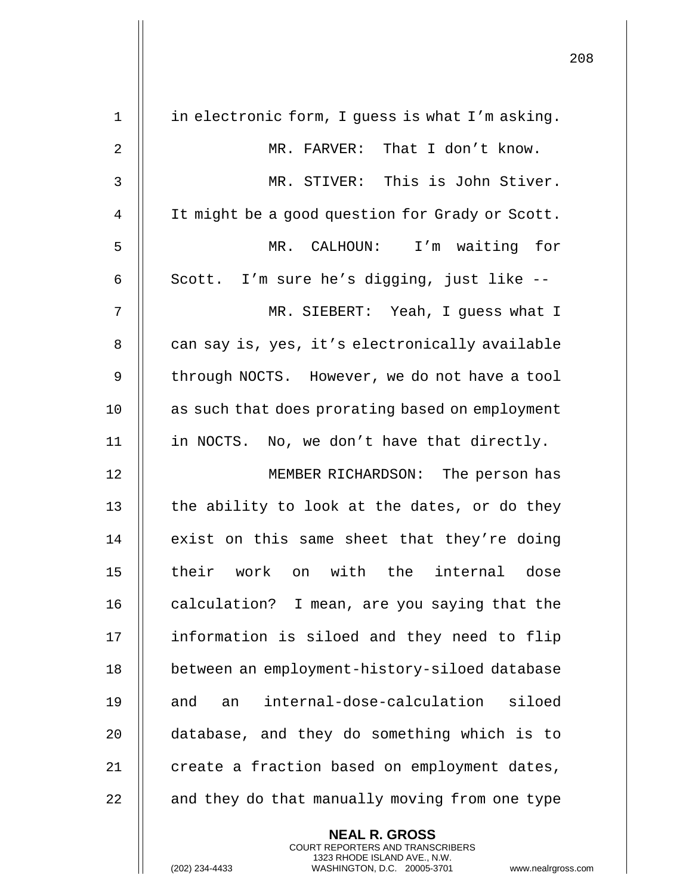in electronic form, I guess is what I'm asking.

MR. FARVER: That I don't know.

MR. STIVER: This is John Stiver. It might be a good question for Grady or Scott.

MR. CALHOUN: I'm waiting for Scott. I'm sure he's digging, just like --

MR. SIEBERT: Yeah, I guess what I can say is, yes, it's electronically available through NOCTS. However, we do not have a tool as such that does prorating based on employment in NOCTS. No, we don't have that directly.

MEMBER RICHARDSON: The person has the ability to look at the dates, or do they exist on this same sheet that they're doing their work on with the internal dose calculation? I mean, are you saying that the information is siloed and they need to flip between an employment-history-siloed database and an internal-dose-calculation siloed database, and they do something which is to create a fraction based on employment dates, and they do that manually moving from one type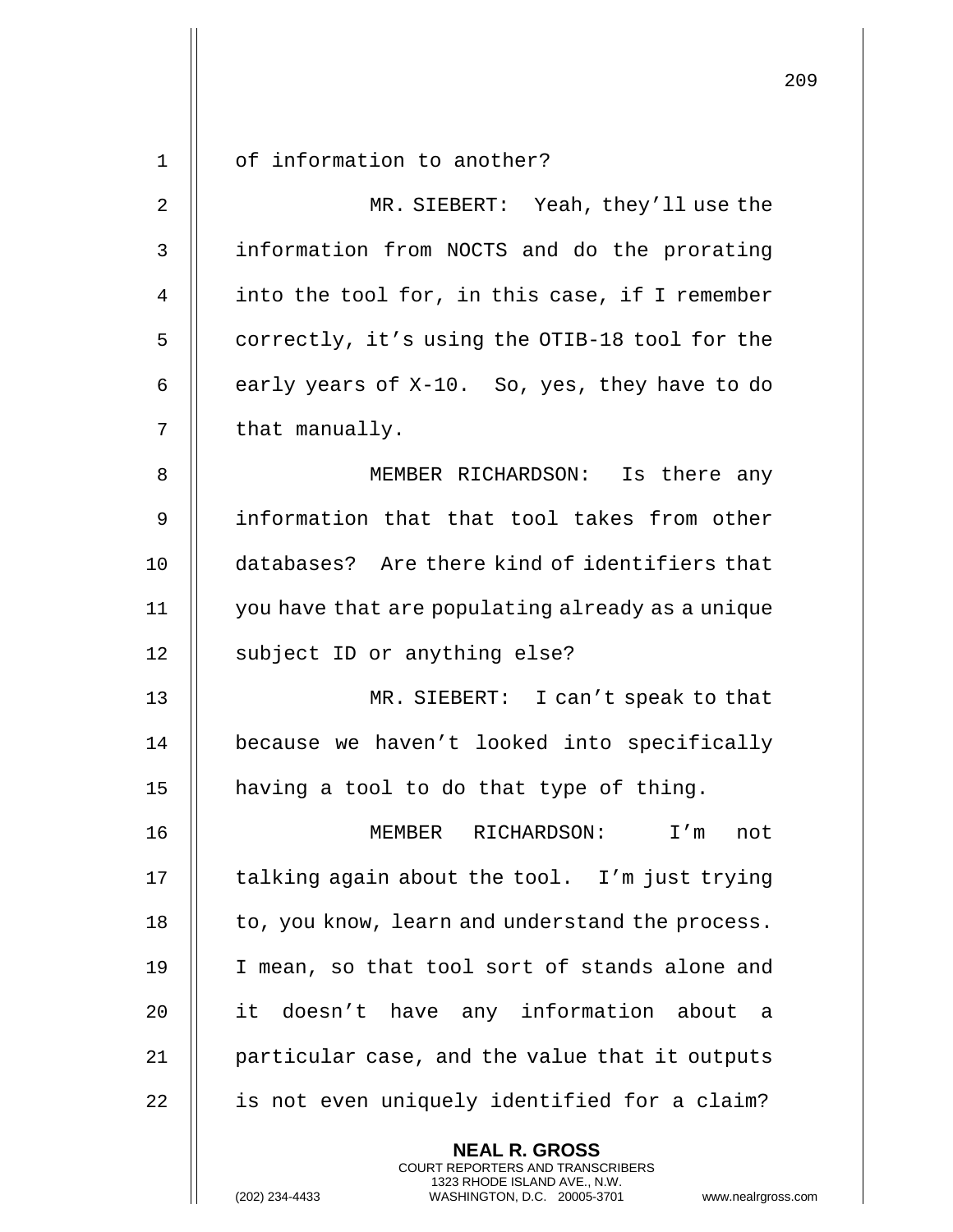of information to another?

MR. SIEBERT: Yeah, they'll use the information from NOCTS and do the prorating into the tool for, in this case, if I remember correctly, it's using the OTIB-18 tool for the early years of X-10. So, yes, they have to do that manually.

MEMBER RICHARDSON: Is there any information that that tool takes from other databases? Are there kind of identifiers that you have that are populating already as a unique subject ID or anything else?

MR. SIEBERT: I can't speak to that because we haven't looked into specifically having a tool to do that type of thing.

MEMBER RICHARDSON: I'm not talking again about the tool. I'm just trying to, you know, learn and understand the process. I mean, so that tool sort of stands alone and it doesn't have any information about a particular case, and the value that it outputs is not even uniquely identified for a claim?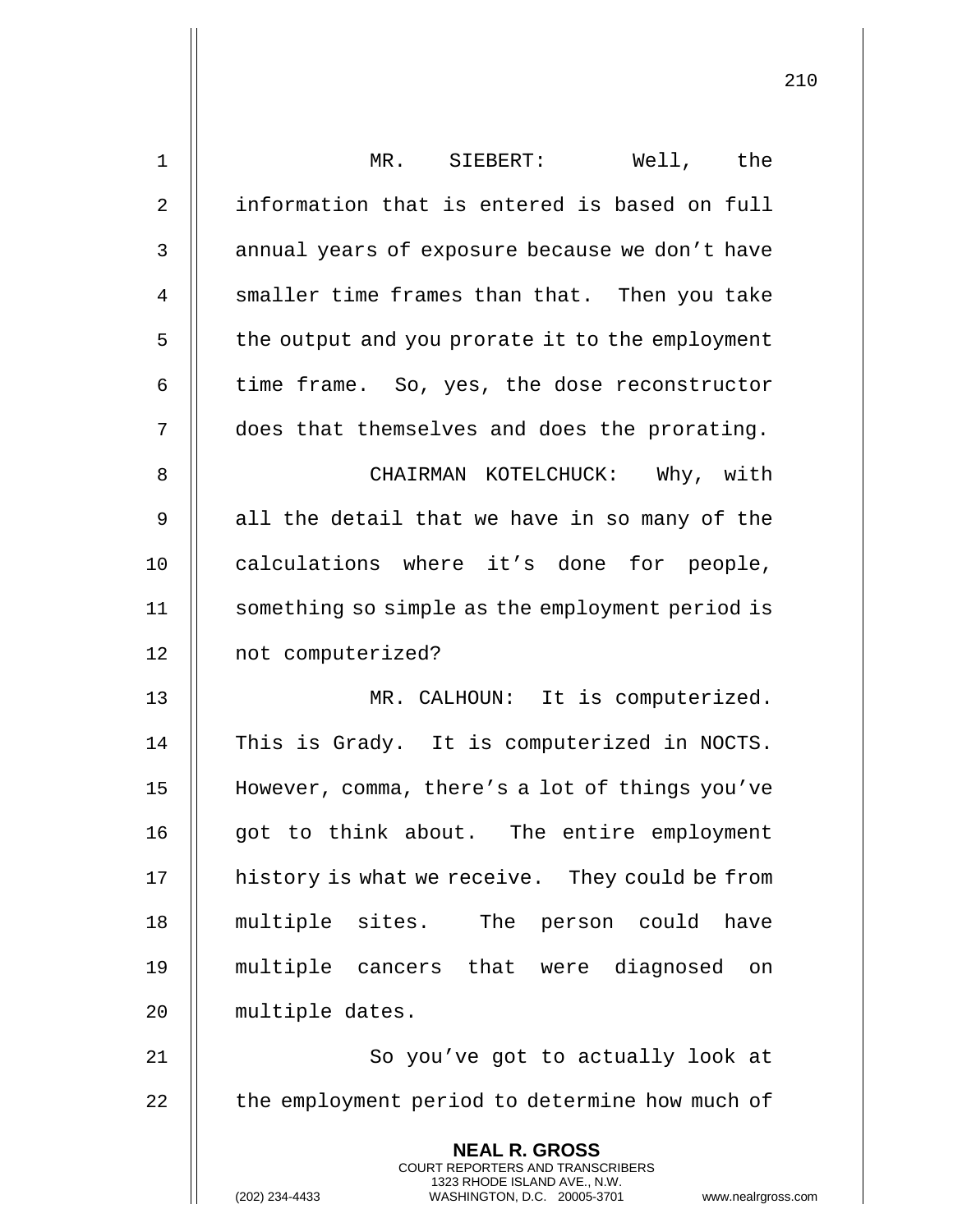MR. SIEBERT: Well, the information that is entered is based on full annual years of exposure because we don't have smaller time frames than that. Then you take the output and you prorate it to the employment time frame. So, yes, the dose reconstructor does that themselves and does the prorating.

CHAIRMAN KOTELCHUCK: Why, with all the detail that we have in so many of the calculations where it's done for people, something so simple as the employment period is not computerized?

MR. CALHOUN: It is computerized. This is Grady. It is computerized in NOCTS. However, comma, there's a lot of things you've got to think about. The entire employment history is what we receive. They could be from multiple sites. The person could have multiple cancers that were diagnosed on multiple dates.

So you've got to actually look at the employment period to determine how much of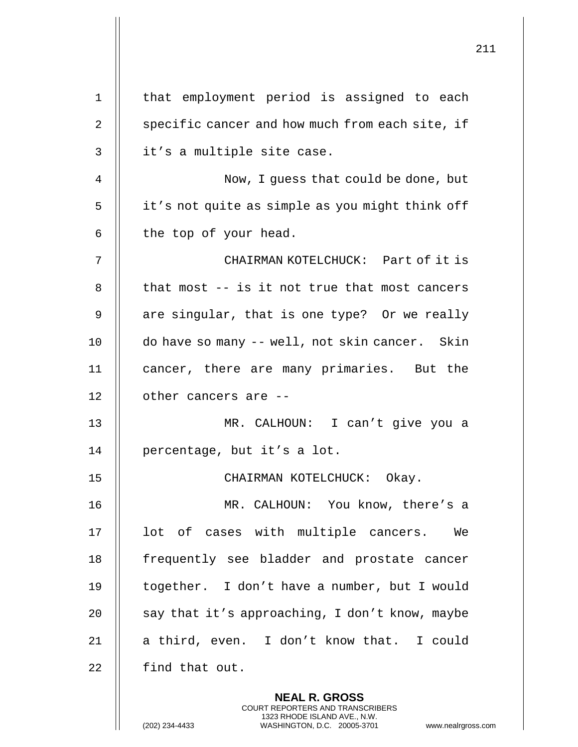that employment period is assigned to each specific cancer and how much from each site, if it's a multiple site case.

Now, I guess that could be done, but it's not quite as simple as you might think off the top of your head.

CHAIRMAN KOTELCHUCK: Part of it is that most -- is it not true that most cancers are singular, that is one type? Or we really do have so many -- well, not skin cancer. Skin cancer, there are many primaries. But the other cancers are --

MR. CALHOUN: I can't give you a percentage, but it's a lot.

CHAIRMAN KOTELCHUCK: Okay.

MR. CALHOUN: You know, there's a lot of cases with multiple cancers. We frequently see bladder and prostate cancer together. I don't have a number, but I would say that it's approaching, I don't know, maybe a third, even. I don't know that. I could find that out.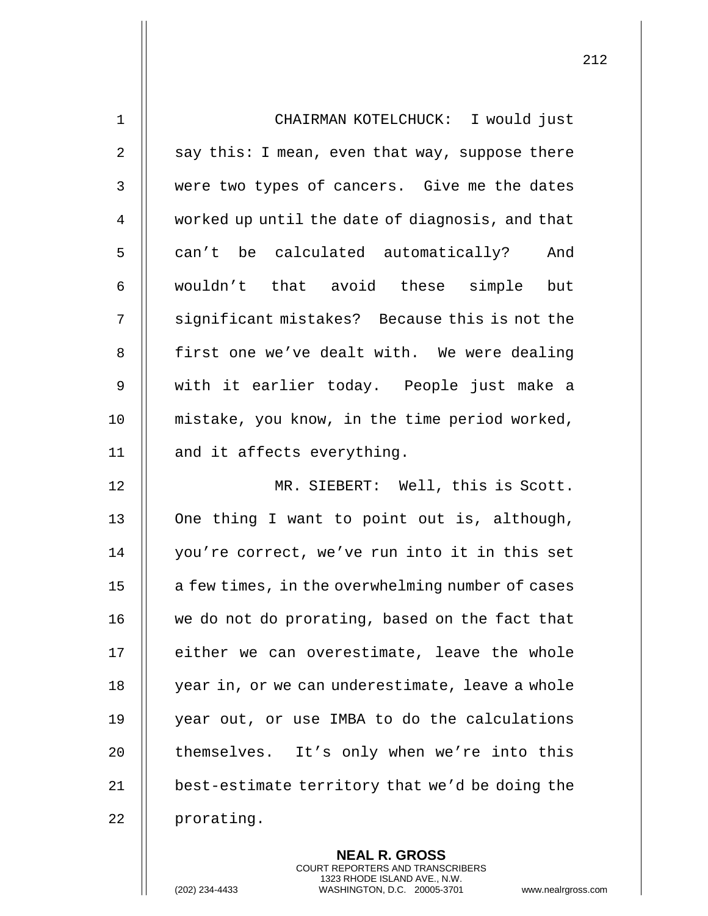CHAIRMAN KOTELCHUCK: I would just say this: I mean, even that way, suppose there were two types of cancers. Give me the dates worked up until the date of diagnosis, and that can't be calculated automatically? And wouldn't that avoid these simple but significant mistakes? Because this is not the first one we've dealt with. We were dealing with it earlier today. People just make a mistake, you know, in the time period worked, and it affects everything.

MR. SIEBERT: Well, this is Scott. One thing I want to point out is, although, you're correct, we've run into it in this set a few times, in the overwhelming number of cases we do not do prorating, based on the fact that either we can overestimate, leave the whole year in, or we can underestimate, leave a whole year out, or use IMBA to do the calculations themselves. It's only when we're into this best-estimate territory that we'd be doing the prorating.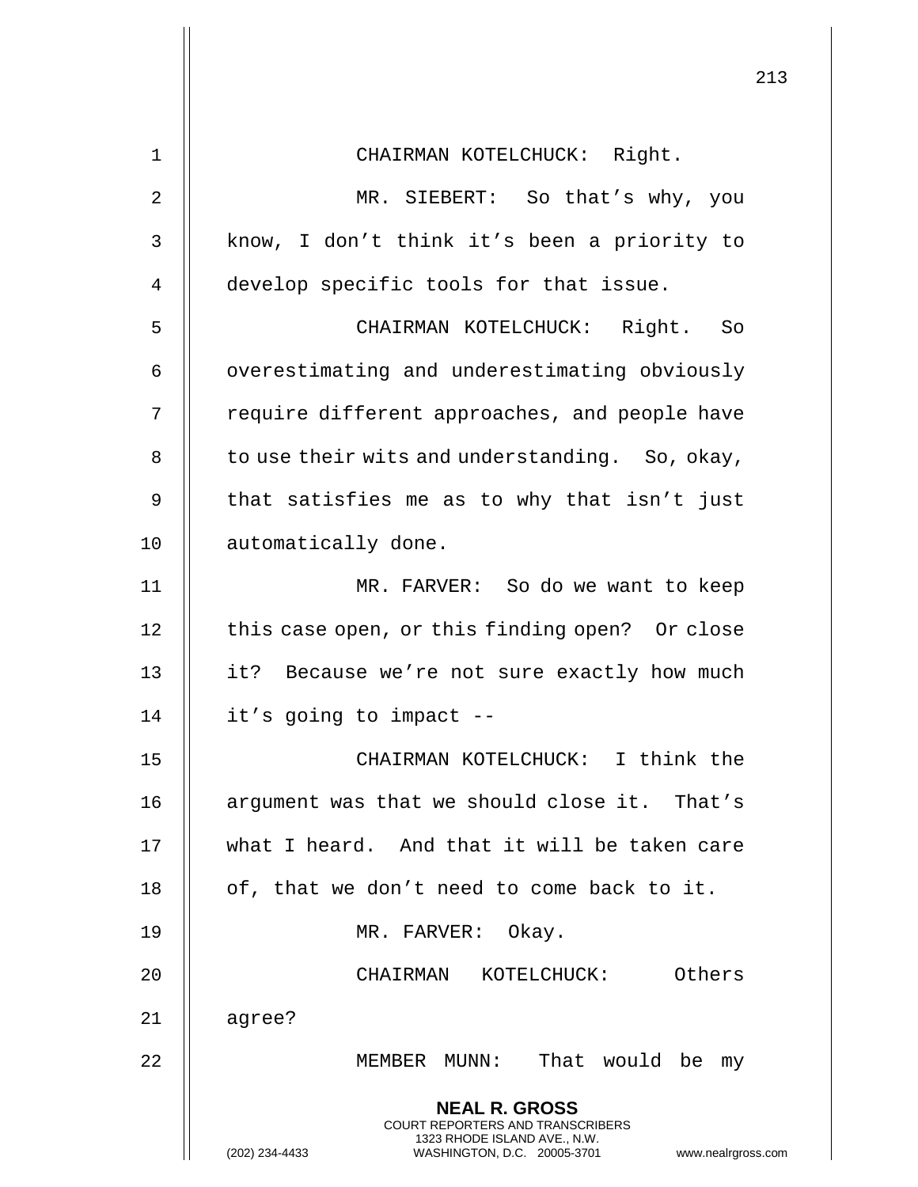CHAIRMAN KOTELCHUCK: Right.

MR. SIEBERT: So that's why, you know, I don't think it's been a priority to develop specific tools for that issue.

CHAIRMAN KOTELCHUCK: Right. So overestimating and underestimating obviously require different approaches, and people have to use their wits and understanding. So, okay, that satisfies me as to why that isn't just automatically done.

MR. FARVER: So do we want to keep this case open, or this finding open? Or close it? Because we're not sure exactly how much it's going to impact --

CHAIRMAN KOTELCHUCK: I think the argument was that we should close it. That's what I heard. And that it will be taken care of, that we don't need to come back to it.

MR. FARVER: Okay.

CHAIRMAN KOTELCHUCK: Others agree?

MEMBER MUNN: That would be my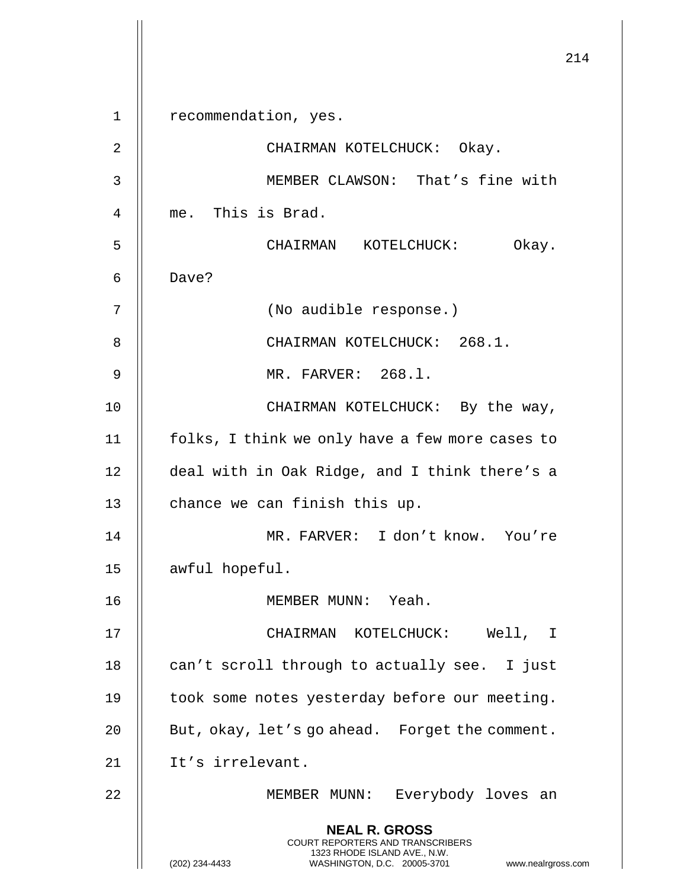recommendation, yes.

CHAIRMAN KOTELCHUCK: Okay.

MEMBER CLAWSON: That's fine with me. This is Brad.

CHAIRMAN KOTELCHUCK: Okay. Dave?

(No audible response.)

CHAIRMAN KOTELCHUCK: 268.1.

MR. FARVER: 268.l.

CHAIRMAN KOTELCHUCK: By the way, folks, I think we only have a few more cases to deal with in Oak Ridge, and I think there's a chance we can finish this up.

MR. FARVER: I don't know. You're awful hopeful.

MEMBER MUNN: Yeah.

CHAIRMAN KOTELCHUCK: Well, I can't scroll through to actually see. I just took some notes yesterday before our meeting. But, okay, let's go ahead. Forget the comment. It's irrelevant.

MEMBER MUNN: Everybody loves an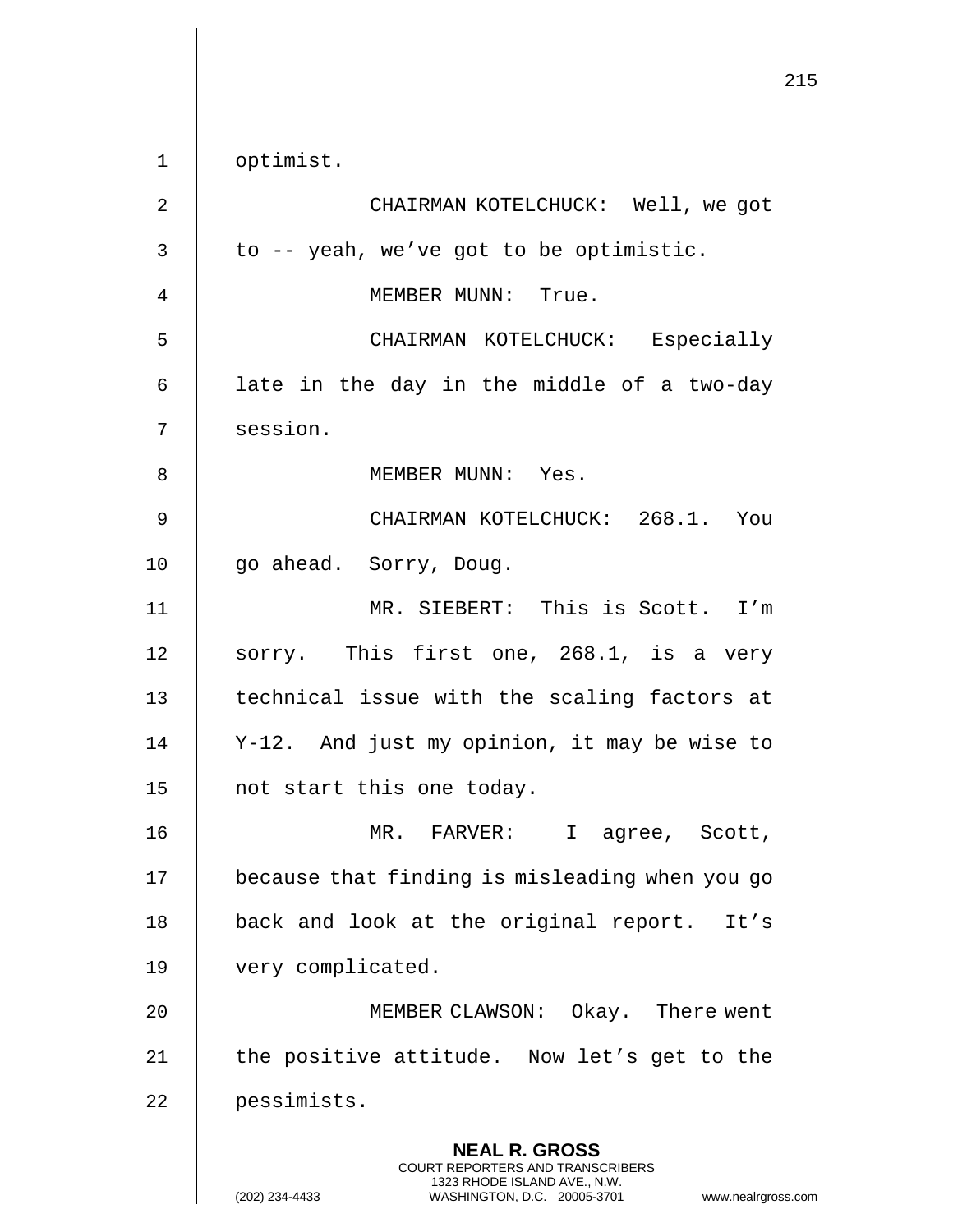optimist.

CHAIRMAN KOTELCHUCK: Well, we got to -- yeah, we've got to be optimistic.

MEMBER MUNN: True.

CHAIRMAN KOTELCHUCK: Especially late in the day in the middle of a two-day session.

MEMBER MUNN: Yes.

CHAIRMAN KOTELCHUCK: 268.1. You go ahead. Sorry, Doug.

MR. SIEBERT: This is Scott. I'm sorry. This first one, 268.1, is a very technical issue with the scaling factors at Y-12. And just my opinion, it may be wise to not start this one today.

MR. FARVER: I agree, Scott, because that finding is misleading when you go back and look at the original report. It's very complicated.

MEMBER CLAWSON: Okay. There went the positive attitude. Now let's get to the pessimists.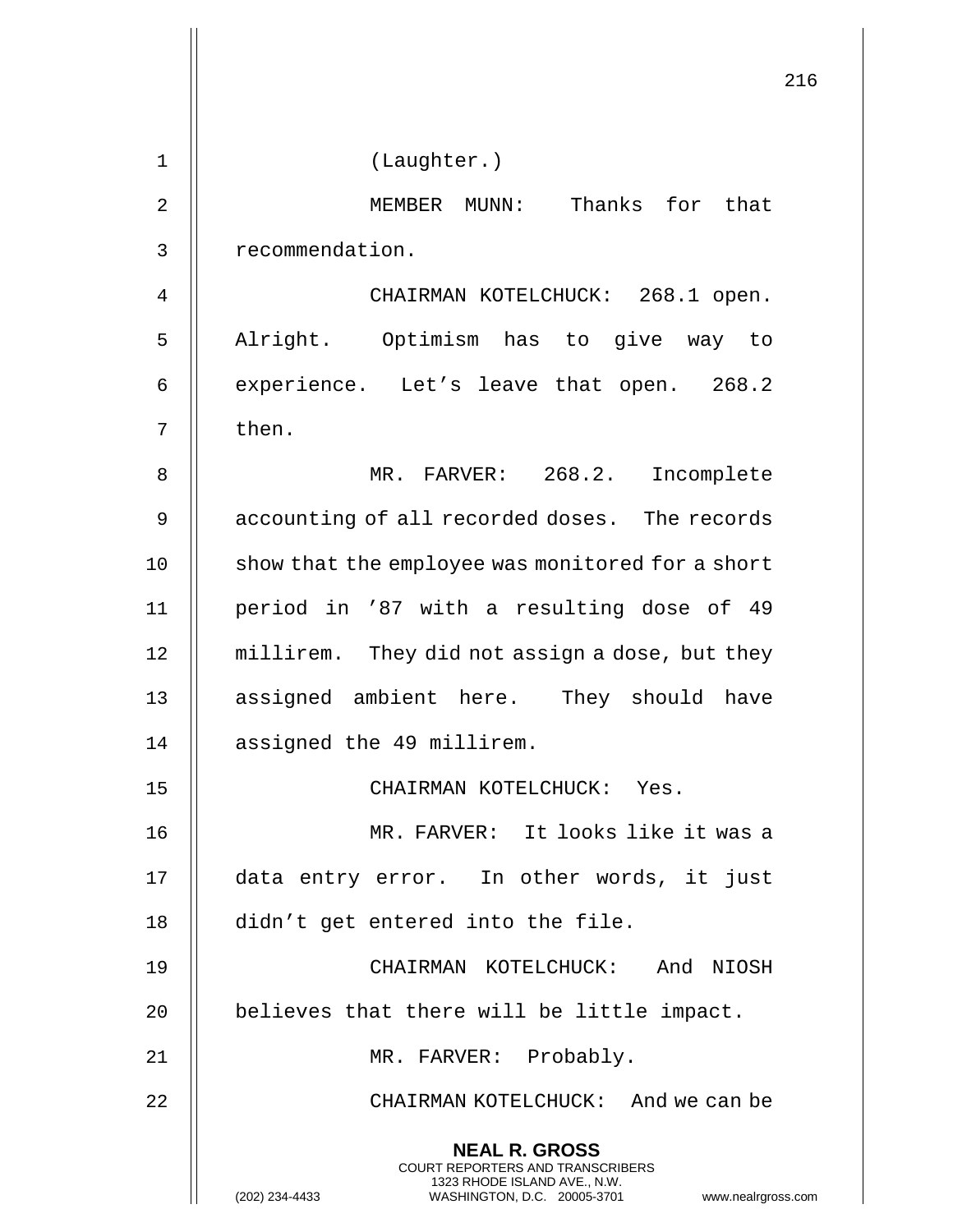(Laughter.)

MEMBER MUNN: Thanks for that recommendation.

CHAIRMAN KOTELCHUCK: 268.1 open. Alright. Optimism has to give way to experience. Let’s leave that open. 268.2 then.

MR. FARVER: 268.2. Incomplete accounting of all recorded doses. The records show that the employee was monitored for a short period in ’87 with a resulting dose of 49 millirem. They did not assign a dose, but they assigned ambient here. They should have assigned the 49 millirem.

CHAIRMAN KOTELCHUCK: Yes.

MR. FARVER: It looks like it was a data entry error. In other words, it just didn’t get entered into the file.

CHAIRMAN KOTELCHUCK: And NIOSH believes that there will be little impact.

MR. FARVER: Probably.

CHAIRMAN KOTELCHUCK: And we can be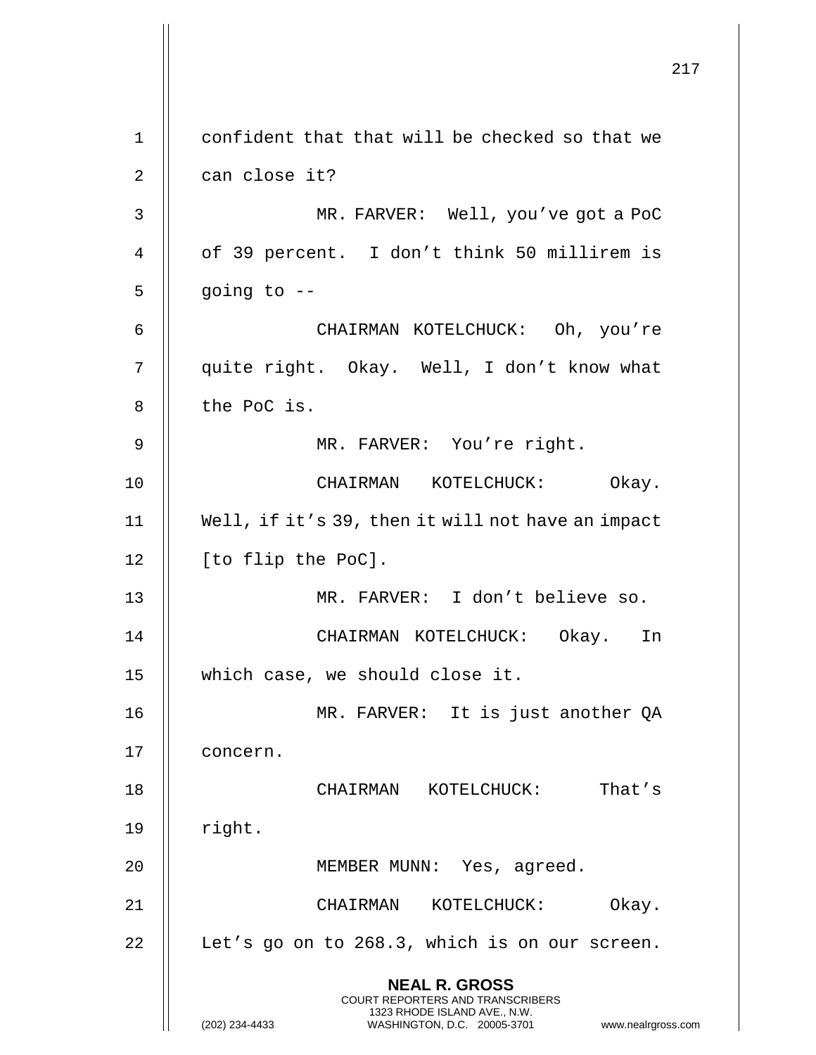confident that that will be checked so that we can close it?

MR. FARVER: Well, you've got a PoC of 39 percent. I don't think 50 millirem is going to --

CHAIRMAN KOTELCHUCK: Oh, you're quite right. Okay. Well, I don't know what the PoC is.

MR. FARVER: You're right.

CHAIRMAN KOTELCHUCK: Okay. Well, if it's 39, then it will not have an impact [to flip the PoC].

MR. FARVER: I don't believe so.

CHAIRMAN KOTELCHUCK: Okay. In which case, we should close it.

MR. FARVER: It is just another QA concern.

CHAIRMAN KOTELCHUCK: That's right.

MEMBER MUNN: Yes, agreed.

CHAIRMAN KOTELCHUCK: Okay. Let's go on to 268.3, which is on our screen.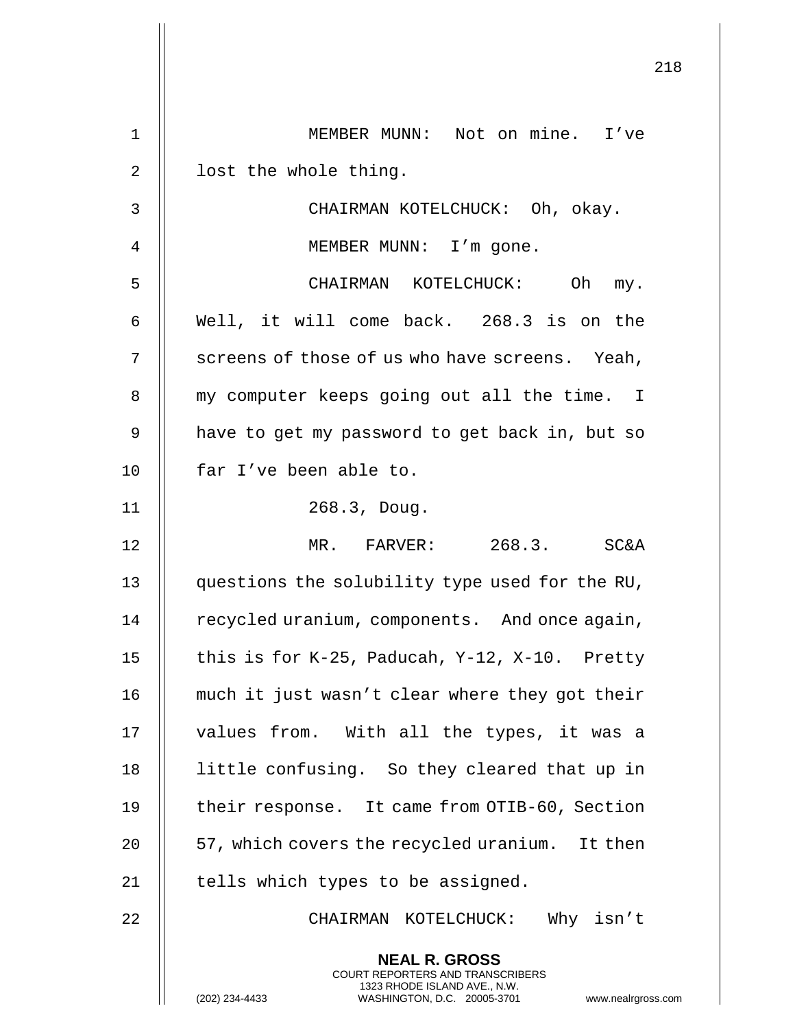MEMBER MUNN: Not on mine. I've lost the whole thing.

CHAIRMAN KOTELCHUCK: Oh, okay.

MEMBER MUNN: I'm gone.

CHAIRMAN KOTELCHUCK: Oh my. Well, it will come back. 268.3 is on the screens of those of us who have screens. Yeah, my computer keeps going out all the time. I have to get my password to get back in, but so far I've been able to.

268.3, Doug.

MR. FARVER: 268.3. SC&A questions the solubility type used for the RU, recycled uranium, components. And once again, this is for K-25, Paducah, Y-12, X-10. Pretty much it just wasn't clear where they got their values from. With all the types, it was a little confusing. So they cleared that up in their response. It came from OTIB-60, Section 57, which covers the recycled uranium. It then tells which types to be assigned.

CHAIRMAN KOTELCHUCK: Why isn't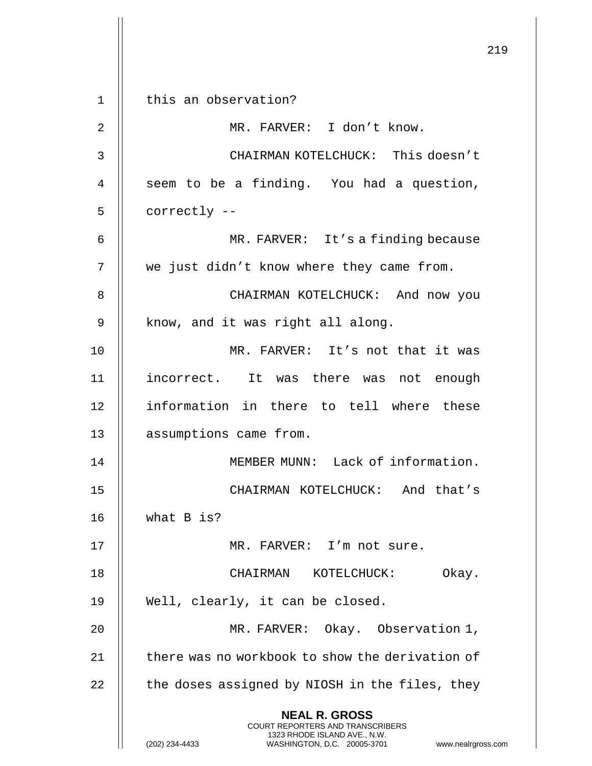this an observation?

MR. FARVER: I don't know.

CHAIRMAN KOTELCHUCK: This doesn't seem to be a finding. You had a question, correctly --

MR. FARVER: It's a finding because we just didn't know where they came from.

CHAIRMAN KOTELCHUCK: And now you know, and it was right all along.

MR. FARVER: It's not that it was incorrect. It was there was not enough information in there to tell where these assumptions came from.

MEMBER MUNN: Lack of information.

CHAIRMAN KOTELCHUCK: And that's what B is?

MR. FARVER: I'm not sure.

CHAIRMAN KOTELCHUCK: Okay. Well, clearly, it can be closed.

MR. FARVER: Okay. Observation 1, there was no workbook to show the derivation of the doses assigned by NIOSH in the files, they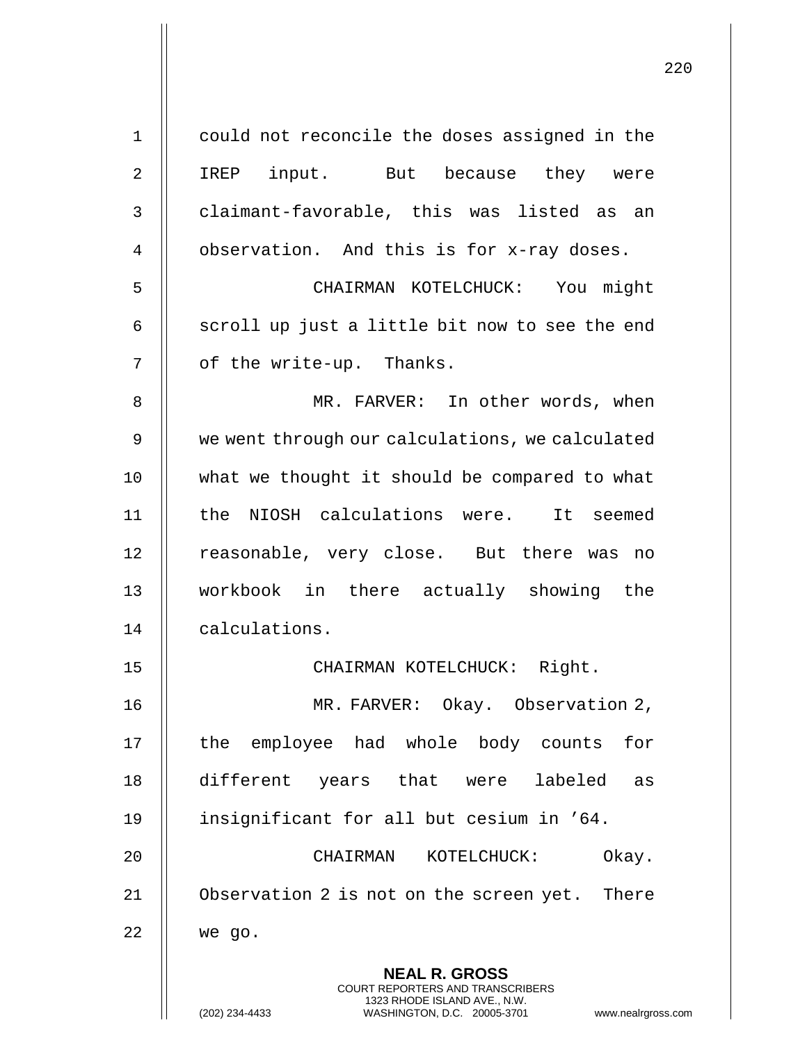could not reconcile the doses assigned in the IREP input. But because they were claimant-favorable, this was listed as an observation. And this is for x-ray doses.

CHAIRMAN KOTELCHUCK: You might scroll up just a little bit now to see the end of the write-up. Thanks.

MR. FARVER: In other words, when we went through our calculations, we calculated what we thought it should be compared to what the NIOSH calculations were. It seemed reasonable, very close. But there was no workbook in there actually showing the calculations.

CHAIRMAN KOTELCHUCK: Right.

MR. FARVER: Okay. Observation 2, the employee had whole body counts for different years that were labeled as insignificant for all but cesium in '64.

CHAIRMAN KOTELCHUCK: Okay. Observation 2 is not on the screen yet. There we go.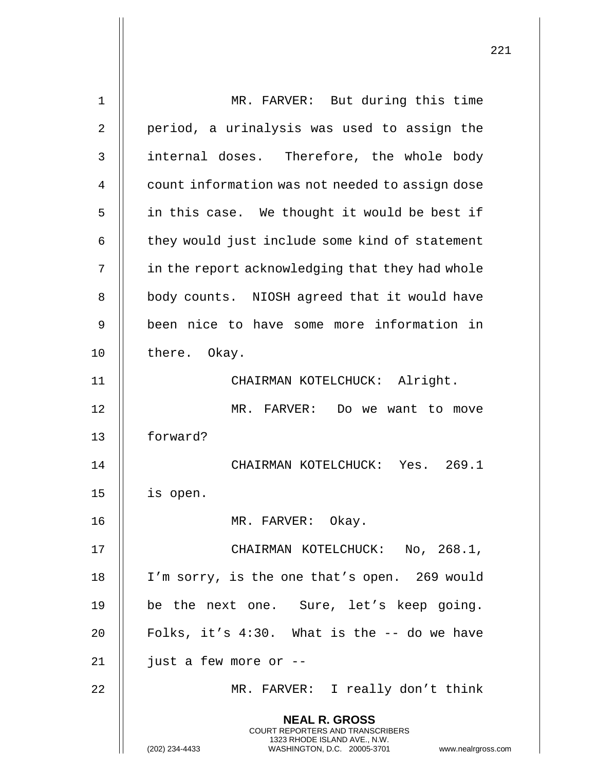MR. FARVER: But during this time period, a urinalysis was used to assign the internal doses. Therefore, the whole body count information was not needed to assign dose in this case. We thought it would be best if they would just include some kind of statement in the report acknowledging that they had whole body counts. NIOSH agreed that it would have been nice to have some more information in there. Okay.

CHAIRMAN KOTELCHUCK: Alright.

MR. FARVER: Do we want to move forward?

CHAIRMAN KOTELCHUCK: Yes. 269.1 is open.

MR. FARVER: Okay.

CHAIRMAN KOTELCHUCK: No, 268.1, I'm sorry, is the one that's open. 269 would be the next one. Sure, let's keep going. Folks, it's 4:30. What is the -- do we have just a few more or --

MR. FARVER: I really don't think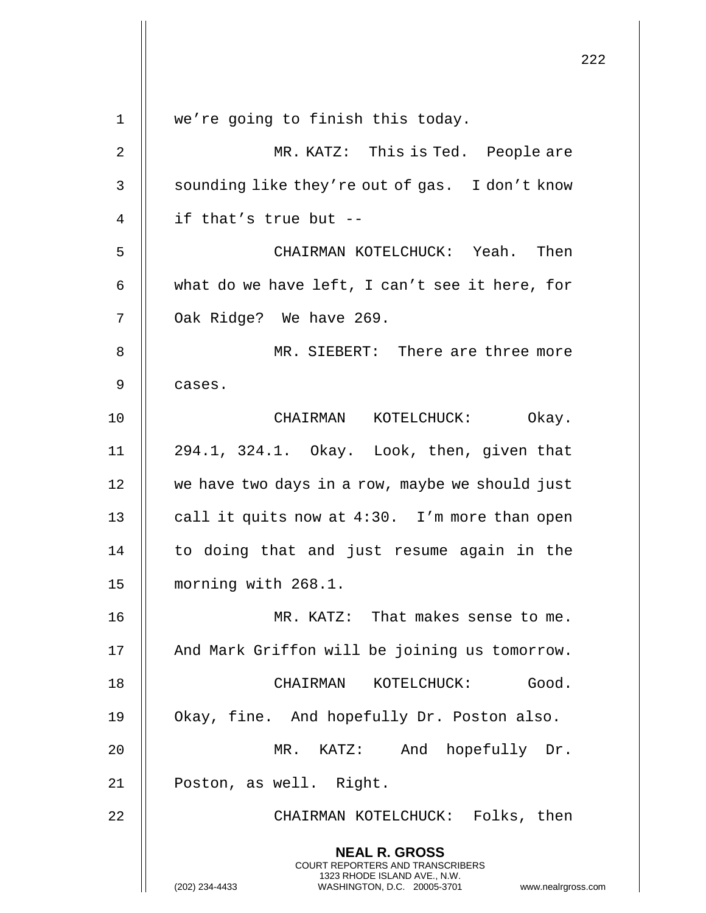we're going to finish this today.

MR. KATZ: This is Ted. People are sounding like they're out of gas. I don't know if that's true but --

CHAIRMAN KOTELCHUCK: Yeah. Then what do we have left, I can't see it here, for Oak Ridge? We have 269.

MR. SIEBERT: There are three more cases.

CHAIRMAN KOTELCHUCK: Okay. 294.1, 324.1. Okay. Look, then, given that we have two days in a row, maybe we should just call it quits now at 4:30. I'm more than open to doing that and just resume again in the morning with 268.1.

MR. KATZ: That makes sense to me. And Mark Griffon will be joining us tomorrow.

CHAIRMAN KOTELCHUCK: Good. Okay, fine. And hopefully Dr. Poston also.

MR. KATZ: And hopefully Dr. Poston, as well. Right.

CHAIRMAN KOTELCHUCK: Folks, then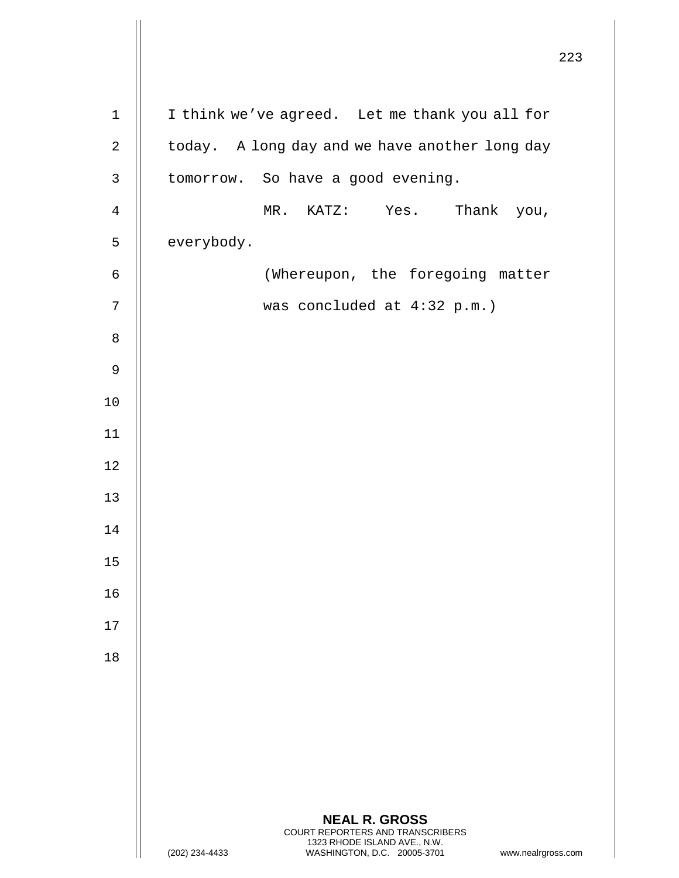I think we've agreed. Let me thank you all for today. A long day and we have another long day tomorrow. So have a good evening.

MR. KATZ: Yes. Thank you, everybody.

(Whereupon, the foregoing matter was concluded at 4:32 p.m.)